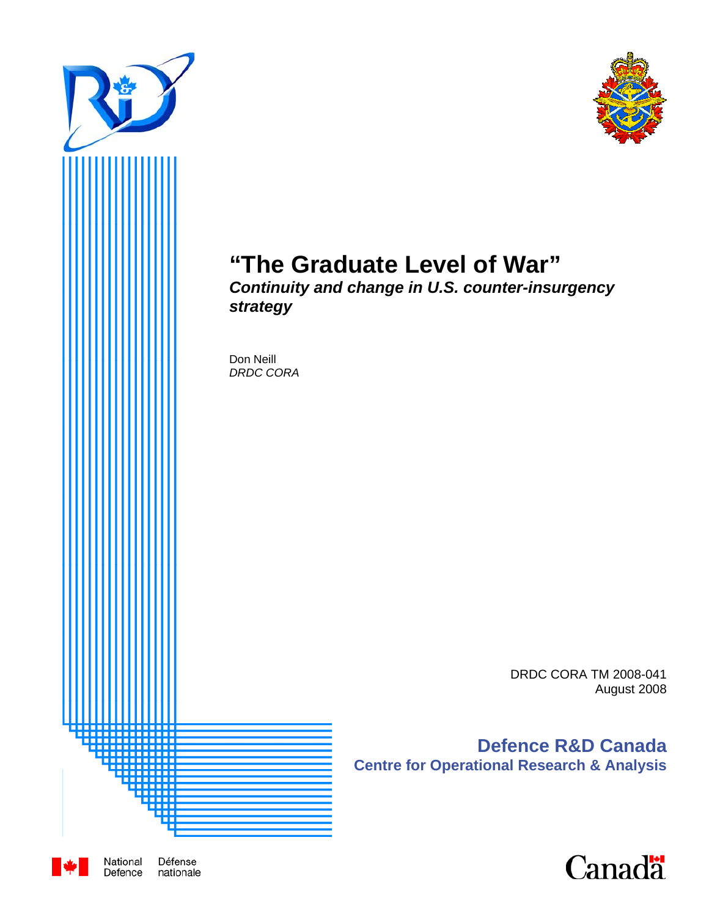# “The Graduate Level of War”

***Continuity and change in U.S. counter-insurgency strategy***

Don Neill
*DRDC CORA*

DRDC CORA TM 2008-041
August 2008

**Defence R&D Canada**
**Centre for Operational Research & Analysis**

National Defence    Défense nationale

Canada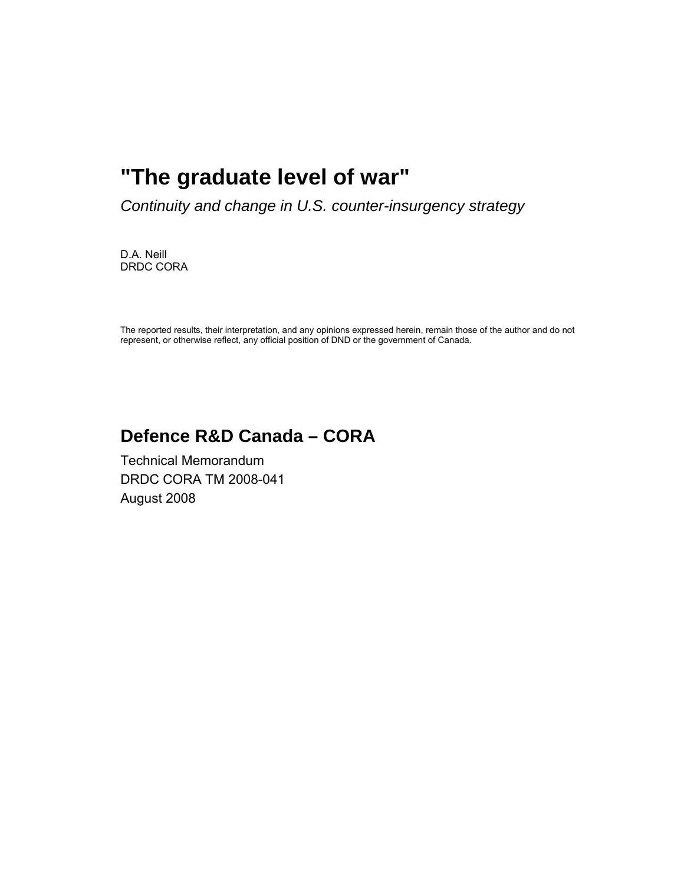# "The graduate level of war"

*Continuity and change in U.S. counter-insurgency strategy*

D.A. Neill
DRDC CORA

The reported results, their interpretation, and any opinions expressed herein, remain those of the author and do not represent, or otherwise reflect, any official position of DND or the government of Canada.

## Defence R&D Canada – CORA

Technical Memorandum
DRDC CORA TM 2008-041
August 2008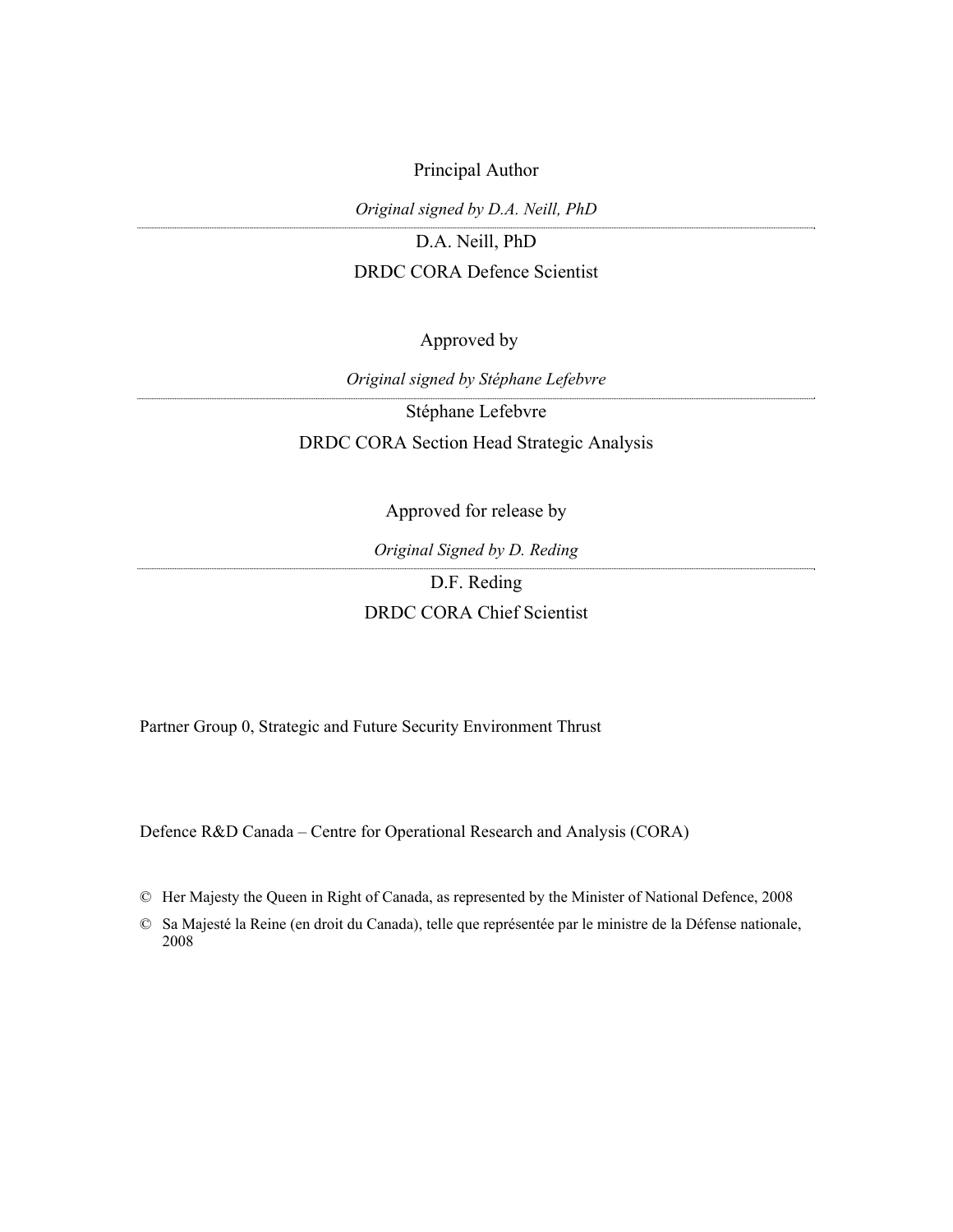Principal Author

*Original signed by D.A. Neill, PhD*

D.A. Neill, PhD

DRDC CORA Defence Scientist

Approved by

*Original signed by Stéphane Lefebvre*

Stéphane Lefebvre

DRDC CORA Section Head Strategic Analysis

Approved for release by

*Original Signed by D. Reding*

D.F. Reding

DRDC CORA Chief Scientist

Partner Group 0, Strategic and Future Security Environment Thrust

Defence R&D Canada – Centre for Operational Research and Analysis (CORA)

© Her Majesty the Queen in Right of Canada, as represented by the Minister of National Defence, 2008

© Sa Majesté la Reine (en droit du Canada), telle que représentée par le ministre de la Défense nationale, 2008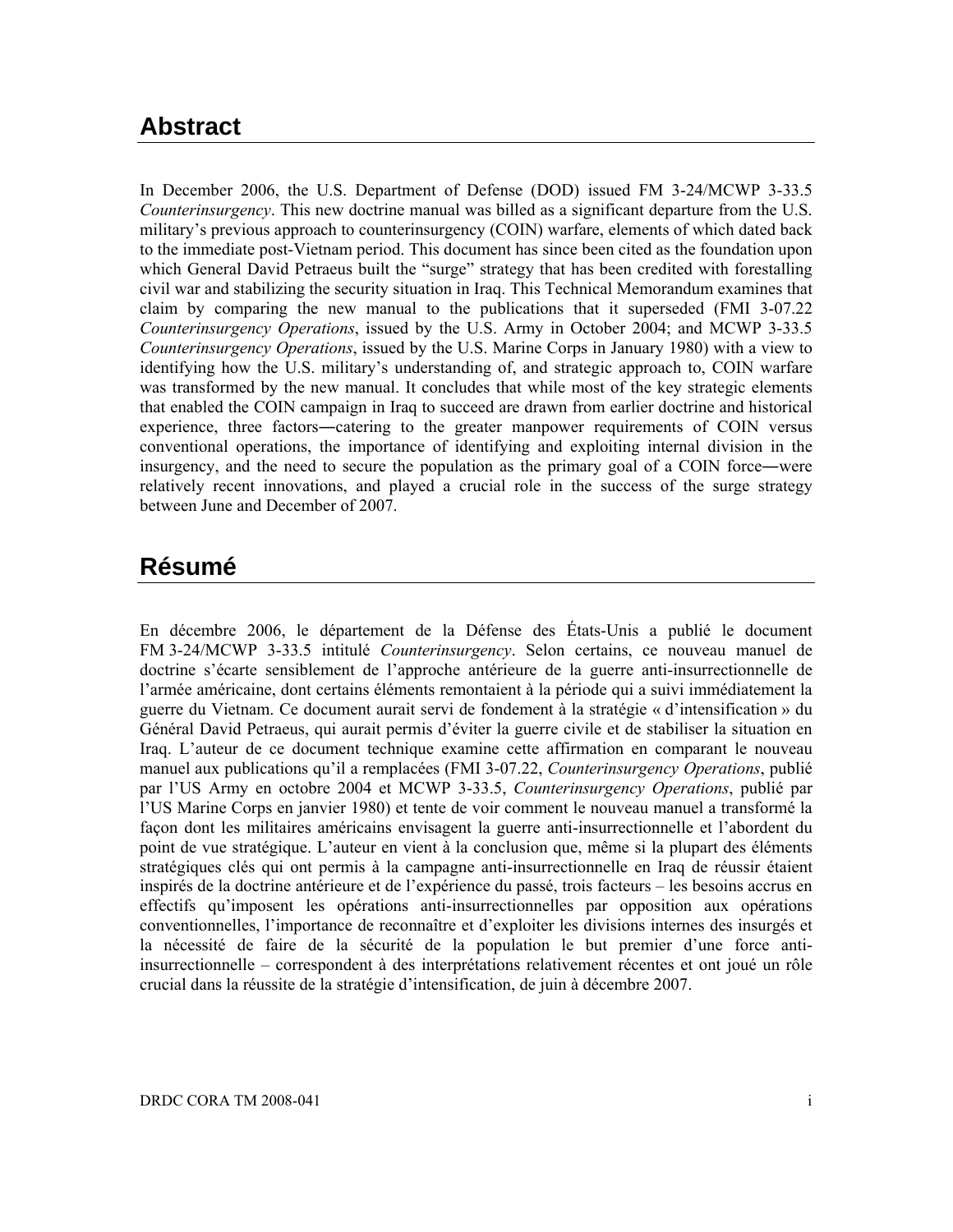## Abstract

In December 2006, the U.S. Department of Defense (DOD) issued FM 3-24/MCWP 3-33.5 *Counterinsurgency*. This new doctrine manual was billed as a significant departure from the U.S. military's previous approach to counterinsurgency (COIN) warfare, elements of which dated back to the immediate post-Vietnam period. This document has since been cited as the foundation upon which General David Petraeus built the "surge" strategy that has been credited with forestalling civil war and stabilizing the security situation in Iraq. This Technical Memorandum examines that claim by comparing the new manual to the publications that it superseded (FMI 3-07.22 *Counterinsurgency Operations*, issued by the U.S. Army in October 2004; and MCWP 3-33.5 *Counterinsurgency Operations*, issued by the U.S. Marine Corps in January 1980) with a view to identifying how the U.S. military's understanding of, and strategic approach to, COIN warfare was transformed by the new manual. It concludes that while most of the key strategic elements that enabled the COIN campaign in Iraq to succeed are drawn from earlier doctrine and historical experience, three factors―catering to the greater manpower requirements of COIN versus conventional operations, the importance of identifying and exploiting internal division in the insurgency, and the need to secure the population as the primary goal of a COIN force―were relatively recent innovations, and played a crucial role in the success of the surge strategy between June and December of 2007.

## Résumé

En décembre 2006, le département de la Défense des États-Unis a publié le document FM 3-24/MCWP 3-33.5 intitulé *Counterinsurgency*. Selon certains, ce nouveau manuel de doctrine s'écarte sensiblement de l'approche antérieure de la guerre anti-insurrectionnelle de l'armée américaine, dont certains éléments remontaient à la période qui a suivi immédiatement la guerre du Vietnam. Ce document aurait servi de fondement à la stratégie « d'intensification » du Général David Petraeus, qui aurait permis d'éviter la guerre civile et de stabiliser la situation en Iraq. L'auteur de ce document technique examine cette affirmation en comparant le nouveau manuel aux publications qu'il a remplacées (FMI 3-07.22, *Counterinsurgency Operations*, publié par l'US Army en octobre 2004 et MCWP 3-33.5, *Counterinsurgency Operations*, publié par l'US Marine Corps en janvier 1980) et tente de voir comment le nouveau manuel a transformé la façon dont les militaires américains envisagent la guerre anti-insurrectionnelle et l'abordent du point de vue stratégique. L'auteur en vient à la conclusion que, même si la plupart des éléments stratégiques clés qui ont permis à la campagne anti-insurrectionnelle en Iraq de réussir étaient inspirés de la doctrine antérieure et de l'expérience du passé, trois facteurs – les besoins accrus en effectifs qu'imposent les opérations anti-insurrectionnelles par opposition aux opérations conventionnelles, l'importance de reconnaître et d'exploiter les divisions internes des insurgés et la nécessité de faire de la sécurité de la population le but premier d'une force anti-insurrectionnelle – correspondent à des interprétations relativement récentes et ont joué un rôle crucial dans la réussite de la stratégie d'intensification, de juin à décembre 2007.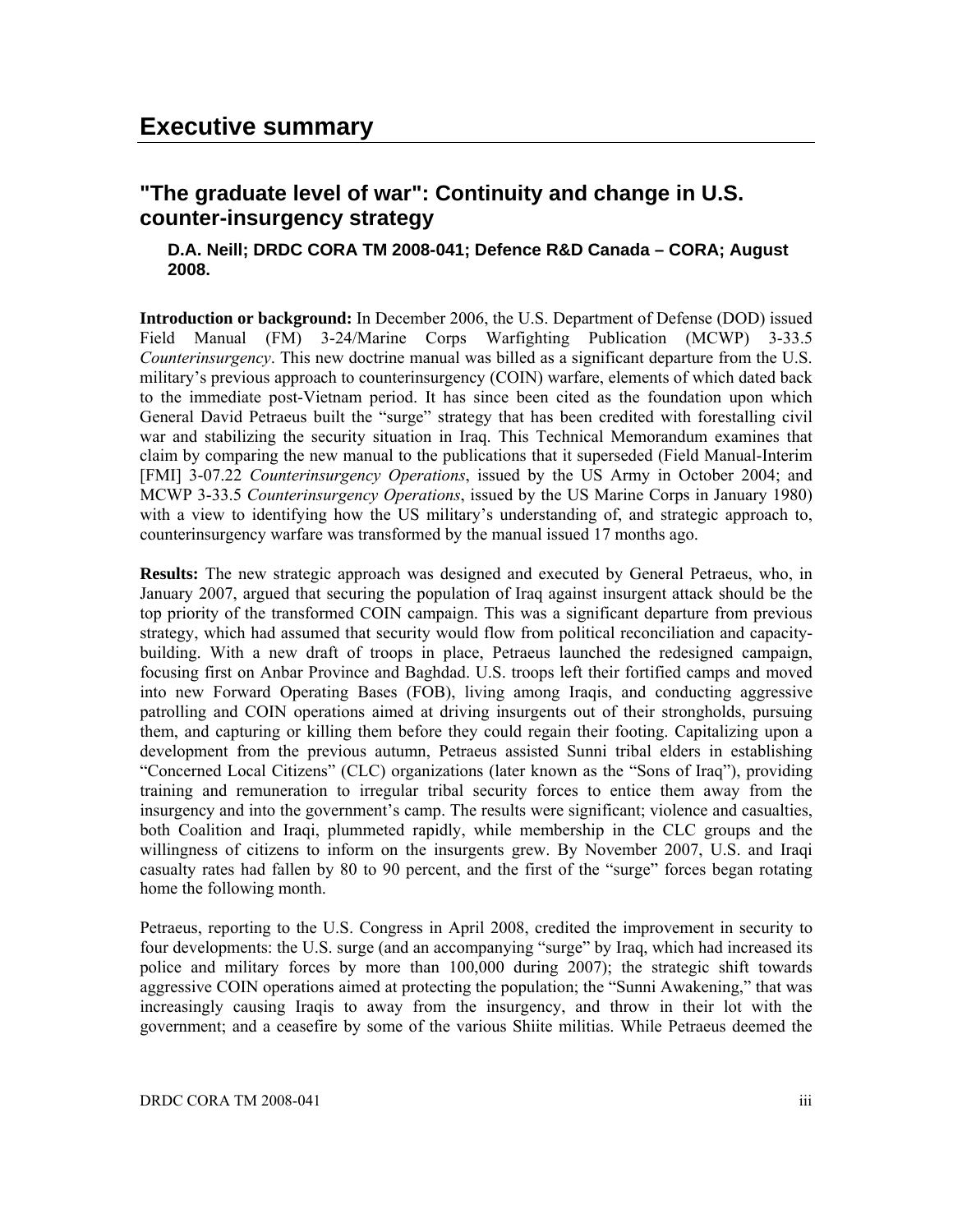# Executive summary

## "The graduate level of war": Continuity and change in U.S. counter-insurgency strategy

**D.A. Neill; DRDC CORA TM 2008-041; Defence R&D Canada – CORA; August 2008.**

**Introduction or background:** In December 2006, the U.S. Department of Defense (DOD) issued Field Manual (FM) 3-24/Marine Corps Warfighting Publication (MCWP) 3-33.5 *Counterinsurgency*. This new doctrine manual was billed as a significant departure from the U.S. military's previous approach to counterinsurgency (COIN) warfare, elements of which dated back to the immediate post-Vietnam period. It has since been cited as the foundation upon which General David Petraeus built the "surge" strategy that has been credited with forestalling civil war and stabilizing the security situation in Iraq. This Technical Memorandum examines that claim by comparing the new manual to the publications that it superseded (Field Manual-Interim [FMI] 3-07.22 *Counterinsurgency Operations*, issued by the US Army in October 2004; and MCWP 3-33.5 *Counterinsurgency Operations*, issued by the US Marine Corps in January 1980) with a view to identifying how the US military's understanding of, and strategic approach to, counterinsurgency warfare was transformed by the manual issued 17 months ago.

**Results:** The new strategic approach was designed and executed by General Petraeus, who, in January 2007, argued that securing the population of Iraq against insurgent attack should be the top priority of the transformed COIN campaign. This was a significant departure from previous strategy, which had assumed that security would flow from political reconciliation and capacity-building. With a new draft of troops in place, Petraeus launched the redesigned campaign, focusing first on Anbar Province and Baghdad. U.S. troops left their fortified camps and moved into new Forward Operating Bases (FOB), living among Iraqis, and conducting aggressive patrolling and COIN operations aimed at driving insurgents out of their strongholds, pursuing them, and capturing or killing them before they could regain their footing. Capitalizing upon a development from the previous autumn, Petraeus assisted Sunni tribal elders in establishing "Concerned Local Citizens" (CLC) organizations (later known as the "Sons of Iraq"), providing training and remuneration to irregular tribal security forces to entice them away from the insurgency and into the government's camp. The results were significant; violence and casualties, both Coalition and Iraqi, plummeted rapidly, while membership in the CLC groups and the willingness of citizens to inform on the insurgents grew. By November 2007, U.S. and Iraqi casualty rates had fallen by 80 to 90 percent, and the first of the "surge" forces began rotating home the following month.

Petraeus, reporting to the U.S. Congress in April 2008, credited the improvement in security to four developments: the U.S. surge (and an accompanying "surge" by Iraq, which had increased its police and military forces by more than 100,000 during 2007); the strategic shift towards aggressive COIN operations aimed at protecting the population; the "Sunni Awakening," that was increasingly causing Iraqis to away from the insurgency, and throw in their lot with the government; and a ceasefire by some of the various Shiite militias. While Petraeus deemed the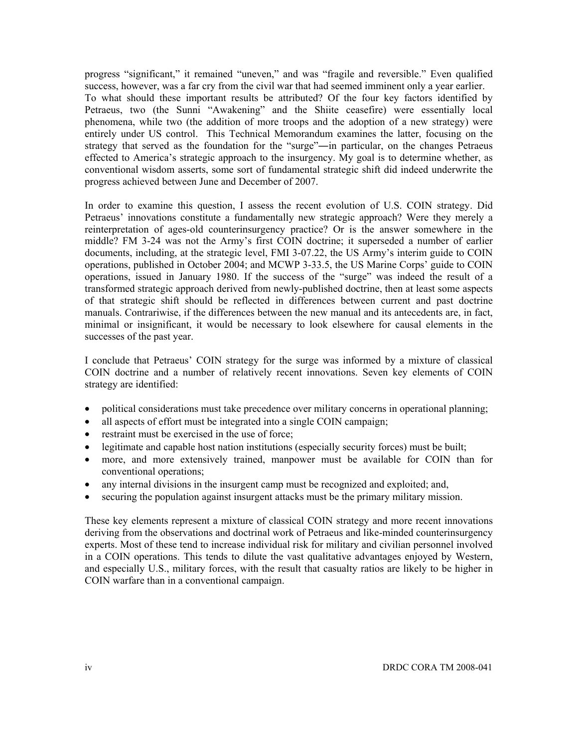progress "significant," it remained "uneven," and was "fragile and reversible." Even qualified success, however, was a far cry from the civil war that had seemed imminent only a year earlier. To what should these important results be attributed? Of the four key factors identified by Petraeus, two (the Sunni "Awakening" and the Shiite ceasefire) were essentially local phenomena, while two (the addition of more troops and the adoption of a new strategy) were entirely under US control. This Technical Memorandum examines the latter, focusing on the strategy that served as the foundation for the "surge"―in particular, on the changes Petraeus effected to America's strategic approach to the insurgency. My goal is to determine whether, as conventional wisdom asserts, some sort of fundamental strategic shift did indeed underwrite the progress achieved between June and December of 2007.

In order to examine this question, I assess the recent evolution of U.S. COIN strategy. Did Petraeus' innovations constitute a fundamentally new strategic approach? Were they merely a reinterpretation of ages-old counterinsurgency practice? Or is the answer somewhere in the middle? FM 3-24 was not the Army's first COIN doctrine; it superseded a number of earlier documents, including, at the strategic level, FMI 3-07.22, the US Army's interim guide to COIN operations, published in October 2004; and MCWP 3-33.5, the US Marine Corps' guide to COIN operations, issued in January 1980. If the success of the "surge" was indeed the result of a transformed strategic approach derived from newly-published doctrine, then at least some aspects of that strategic shift should be reflected in differences between current and past doctrine manuals. Contrariwise, if the differences between the new manual and its antecedents are, in fact, minimal or insignificant, it would be necessary to look elsewhere for causal elements in the successes of the past year.

I conclude that Petraeus' COIN strategy for the surge was informed by a mixture of classical COIN doctrine and a number of relatively recent innovations. Seven key elements of COIN strategy are identified:

- political considerations must take precedence over military concerns in operational planning;
- all aspects of effort must be integrated into a single COIN campaign;
- restraint must be exercised in the use of force;
- legitimate and capable host nation institutions (especially security forces) must be built;
- more, and more extensively trained, manpower must be available for COIN than for conventional operations;
- any internal divisions in the insurgent camp must be recognized and exploited; and,
- securing the population against insurgent attacks must be the primary military mission.

These key elements represent a mixture of classical COIN strategy and more recent innovations deriving from the observations and doctrinal work of Petraeus and like-minded counterinsurgency experts. Most of these tend to increase individual risk for military and civilian personnel involved in a COIN operations. This tends to dilute the vast qualitative advantages enjoyed by Western, and especially U.S., military forces, with the result that casualty ratios are likely to be higher in COIN warfare than in a conventional campaign.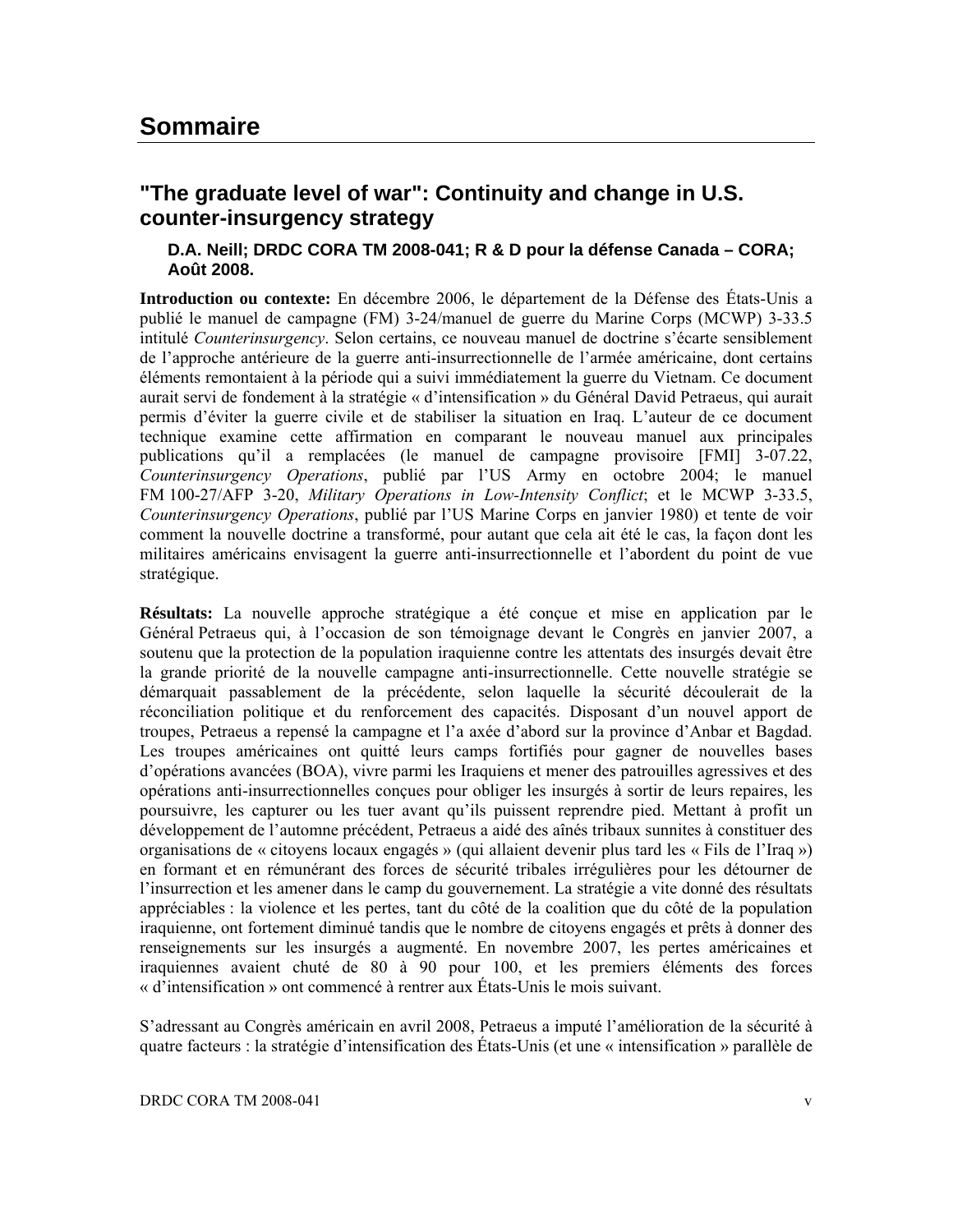# Sommaire

## "The graduate level of war": Continuity and change in U.S. counter-insurgency strategy

**D.A. Neill; DRDC CORA TM 2008-041; R & D pour la défense Canada – CORA; Août 2008.**

**Introduction ou contexte:** En décembre 2006, le département de la Défense des États-Unis a publié le manuel de campagne (FM) 3-24/manuel de guerre du Marine Corps (MCWP) 3-33.5 intitulé *Counterinsurgency*. Selon certains, ce nouveau manuel de doctrine s'écarte sensiblement de l'approche antérieure de la guerre anti-insurrectionnelle de l'armée américaine, dont certains éléments remontaient à la période qui a suivi immédiatement la guerre du Vietnam. Ce document aurait servi de fondement à la stratégie « d'intensification » du Général David Petraeus, qui aurait permis d'éviter la guerre civile et de stabiliser la situation en Iraq. L'auteur de ce document technique examine cette affirmation en comparant le nouveau manuel aux principales publications qu'il a remplacées (le manuel de campagne provisoire [FMI] 3-07.22, *Counterinsurgency Operations*, publié par l'US Army en octobre 2004; le manuel FM 100-27/AFP 3-20, *Military Operations in Low-Intensity Conflict*; et le MCWP 3-33.5, *Counterinsurgency Operations*, publié par l'US Marine Corps en janvier 1980) et tente de voir comment la nouvelle doctrine a transformé, pour autant que cela ait été le cas, la façon dont les militaires américains envisagent la guerre anti-insurrectionnelle et l'abordent du point de vue stratégique.

**Résultats:** La nouvelle approche stratégique a été conçue et mise en application par le Général Petraeus qui, à l'occasion de son témoignage devant le Congrès en janvier 2007, a soutenu que la protection de la population iraquienne contre les attentats des insurgés devait être la grande priorité de la nouvelle campagne anti-insurrectionnelle. Cette nouvelle stratégie se démarquait passablement de la précédente, selon laquelle la sécurité découlerait de la réconciliation politique et du renforcement des capacités. Disposant d'un nouvel apport de troupes, Petraeus a repensé la campagne et l'a axée d'abord sur la province d'Anbar et Bagdad. Les troupes américaines ont quitté leurs camps fortifiés pour gagner de nouvelles bases d'opérations avancées (BOA), vivre parmi les Iraquiens et mener des patrouilles agressives et des opérations anti-insurrectionnelles conçues pour obliger les insurgés à sortir de leurs repaires, les poursuivre, les capturer ou les tuer avant qu'ils puissent reprendre pied. Mettant à profit un développement de l'automne précédent, Petraeus a aidé des aînés tribaux sunnites à constituer des organisations de « citoyens locaux engagés » (qui allaient devenir plus tard les « Fils de l'Iraq ») en formant et en rémunérant des forces de sécurité tribales irrégulières pour les détourner de l'insurrection et les amener dans le camp du gouvernement. La stratégie a vite donné des résultats appréciables : la violence et les pertes, tant du côté de la coalition que du côté de la population iraquienne, ont fortement diminué tandis que le nombre de citoyens engagés et prêts à donner des renseignements sur les insurgés a augmenté. En novembre 2007, les pertes américaines et iraquiennes avaient chuté de 80 à 90 pour 100, et les premiers éléments des forces « d'intensification » ont commencé à rentrer aux États-Unis le mois suivant.

S'adressant au Congrès américain en avril 2008, Petraeus a imputé l'amélioration de la sécurité à quatre facteurs : la stratégie d'intensification des États-Unis (et une « intensification » parallèle de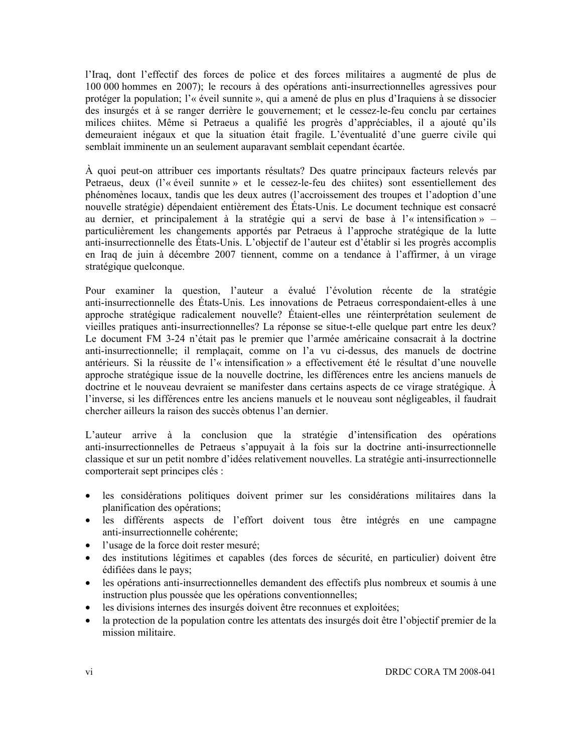l'Iraq, dont l'effectif des forces de police et des forces militaires a augmenté de plus de 100 000 hommes en 2007); le recours à des opérations anti-insurrectionnelles agressives pour protéger la population; l'« éveil sunnite », qui a amené de plus en plus d'Iraquiens à se dissocier des insurgés et à se ranger derrière le gouvernement; et le cessez-le-feu conclu par certaines milices chiites. Même si Petraeus a qualifié les progrès d'appréciables, il a ajouté qu'ils demeuraient inégaux et que la situation était fragile. L'éventualité d'une guerre civile qui semblait imminente un an seulement auparavant semblait cependant écartée.

À quoi peut-on attribuer ces importants résultats? Des quatre principaux facteurs relevés par Petraeus, deux (l'« éveil sunnite » et le cessez-le-feu des chiites) sont essentiellement des phénomènes locaux, tandis que les deux autres (l'accroissement des troupes et l'adoption d'une nouvelle stratégie) dépendaient entièrement des États-Unis. Le document technique est consacré au dernier, et principalement à la stratégie qui a servi de base à l'« intensification » – particulièrement les changements apportés par Petraeus à l'approche stratégique de la lutte anti-insurrectionnelle des États-Unis. L'objectif de l'auteur est d'établir si les progrès accomplis en Iraq de juin à décembre 2007 tiennent, comme on a tendance à l'affirmer, à un virage stratégique quelconque.

Pour examiner la question, l'auteur a évalué l'évolution récente de la stratégie anti-insurrectionnelle des États-Unis. Les innovations de Petraeus correspondaient-elles à une approche stratégique radicalement nouvelle? Étaient-elles une réinterprétation seulement de vieilles pratiques anti-insurrectionnelles? La réponse se situe-t-elle quelque part entre les deux? Le document FM 3-24 n'était pas le premier que l'armée américaine consacrait à la doctrine anti-insurrectionnelle; il remplaçait, comme on l'a vu ci-dessus, des manuels de doctrine antérieurs. Si la réussite de l'« intensification » a effectivement été le résultat d'une nouvelle approche stratégique issue de la nouvelle doctrine, les différences entre les anciens manuels de doctrine et le nouveau devraient se manifester dans certains aspects de ce virage stratégique. À l'inverse, si les différences entre les anciens manuels et le nouveau sont négligeables, il faudrait chercher ailleurs la raison des succès obtenus l'an dernier.

L'auteur arrive à la conclusion que la stratégie d'intensification des opérations anti-insurrectionnelles de Petraeus s'appuyait à la fois sur la doctrine anti-insurrectionnelle classique et sur un petit nombre d'idées relativement nouvelles. La stratégie anti-insurrectionnelle comporterait sept principes clés :

- les considérations politiques doivent primer sur les considérations militaires dans la planification des opérations;
- les différents aspects de l'effort doivent tous être intégrés en une campagne anti-insurrectionnelle cohérente;
- l'usage de la force doit rester mesuré;
- des institutions légitimes et capables (des forces de sécurité, en particulier) doivent être édifiées dans le pays;
- les opérations anti-insurrectionnelles demandent des effectifs plus nombreux et soumis à une instruction plus poussée que les opérations conventionnelles;
- les divisions internes des insurgés doivent être reconnues et exploitées;
- la protection de la population contre les attentats des insurgés doit être l'objectif premier de la mission militaire.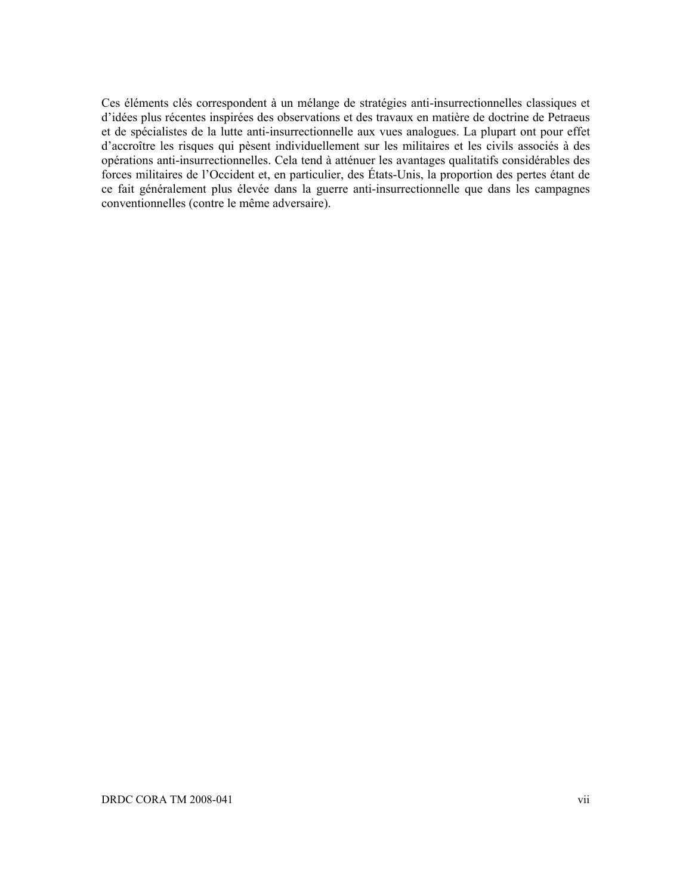Ces éléments clés correspondent à un mélange de stratégies anti-insurrectionnelles classiques et d'idées plus récentes inspirées des observations et des travaux en matière de doctrine de Petraeus et de spécialistes de la lutte anti-insurrectionnelle aux vues analogues. La plupart ont pour effet d'accroître les risques qui pèsent individuellement sur les militaires et les civils associés à des opérations anti-insurrectionnelles. Cela tend à atténuer les avantages qualitatifs considérables des forces militaires de l'Occident et, en particulier, des États-Unis, la proportion des pertes étant de ce fait généralement plus élevée dans la guerre anti-insurrectionnelle que dans les campagnes conventionnelles (contre le même adversaire).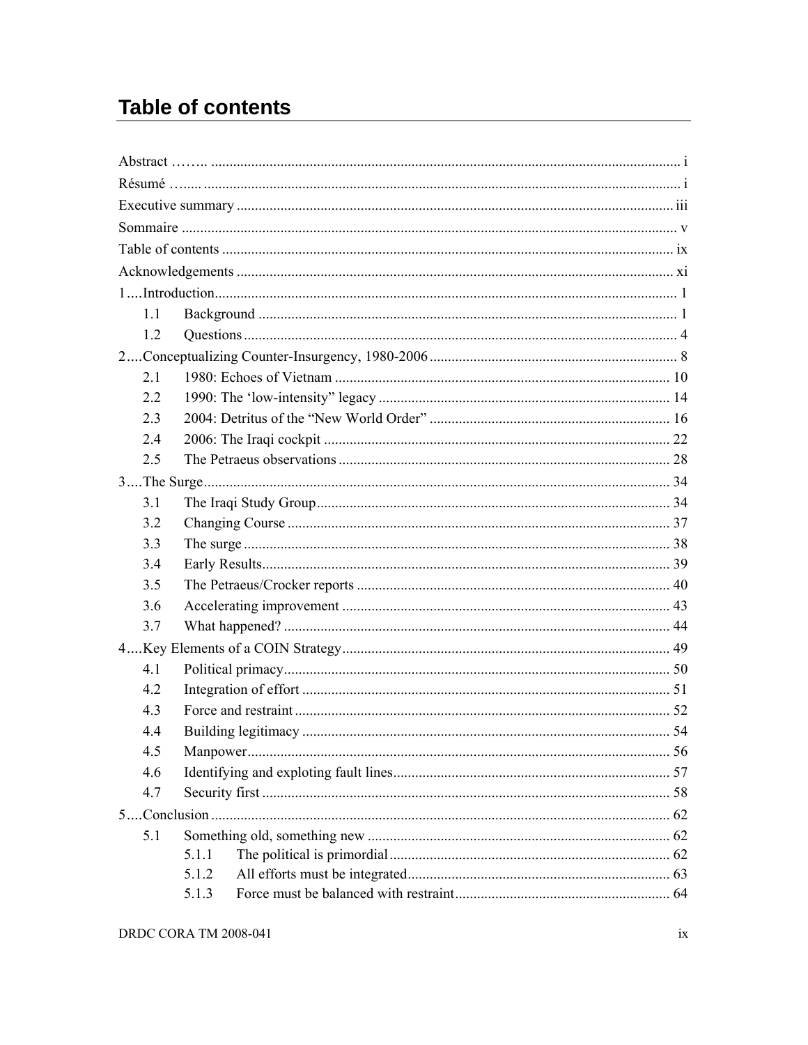# Table of contents

Abstract …….. ........................................................................................................................ i

Résumé …..... ......................................................................................................................... i

Executive summary ................................................................................................................. iii

Sommaire ................................................................................................................................ v

Table of contents ..................................................................................................................... ix

Acknowledgements ................................................................................................................. xi

1....Introduction........................................................................................................................ 1

- 1.1 Background ................................................................................................................. 1
- 1.2 Questions ..................................................................................................................... 4

2....Conceptualizing Counter-Insurgency, 1980-2006 ................................................................. 8

- 2.1 1980: Echoes of Vietnam ........................................................................................... 10
- 2.2 1990: The 'low-intensity" legacy ............................................................................... 14
- 2.3 2004: Detritus of the "New World Order" ................................................................. 16
- 2.4 2006: The Iraqi cockpit ............................................................................................. 22
- 2.5 The Petraeus observations .......................................................................................... 28

3....The Surge.......................................................................................................................... 34

- 3.1 The Iraqi Study Group................................................................................................ 34
- 3.2 Changing Course ........................................................................................................ 37
- 3.3 The surge .................................................................................................................... 38
- 3.4 Early Results............................................................................................................... 39
- 3.5 The Petraeus/Crocker reports ..................................................................................... 40
- 3.6 Accelerating improvement ......................................................................................... 43
- 3.7 What happened? ......................................................................................................... 44

4....Key Elements of a COIN Strategy..................................................................................... 49

- 4.1 Political primacy......................................................................................................... 50
- 4.2 Integration of effort .................................................................................................... 51
- 4.3 Force and restraint ...................................................................................................... 52
- 4.4 Building legitimacy .................................................................................................... 54
- 4.5 Manpower................................................................................................................... 56
- 4.6 Identifying and exploting fault lines........................................................................... 57
- 4.7 Security first ............................................................................................................... 58

5....Conclusion ........................................................................................................................ 62

- 5.1 Something old, something new .................................................................................. 62
  - 5.1.1 The political is primordial ............................................................................ 62
  - 5.1.2 All efforts must be integrated....................................................................... 63
  - 5.1.3 Force must be balanced with restraint.......................................................... 64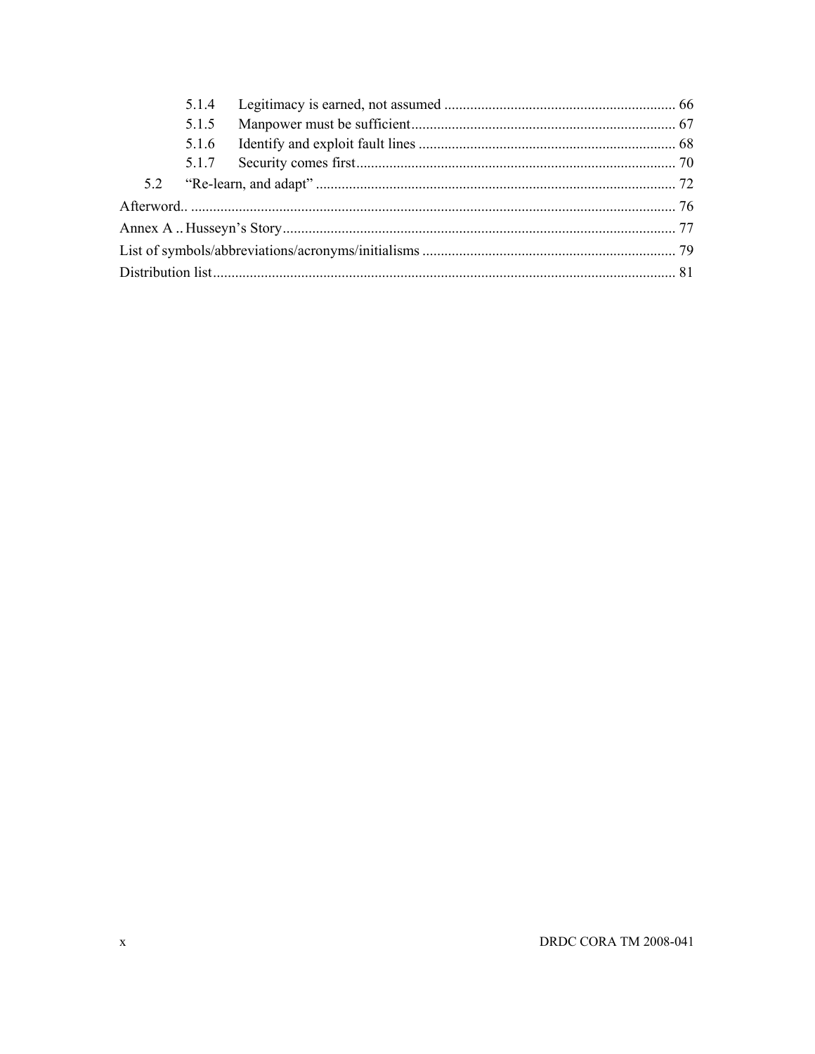5.1.4 Legitimacy is earned, not assumed ............................................................... 66
5.1.5 Manpower must be sufficient....................................................................... 67
5.1.6 Identify and exploit fault lines ..................................................................... 68
5.1.7 Security comes first...................................................................................... 70
5.2 "Re-learn, and adapt" ................................................................................................. 72
Afterword.. ................................................................................................................................... 76
Annex A .. Husseyn's Story.......................................................................................................... 77
List of symbols/abbreviations/acronyms/initialisms .................................................................... 79
Distribution list............................................................................................................................. 81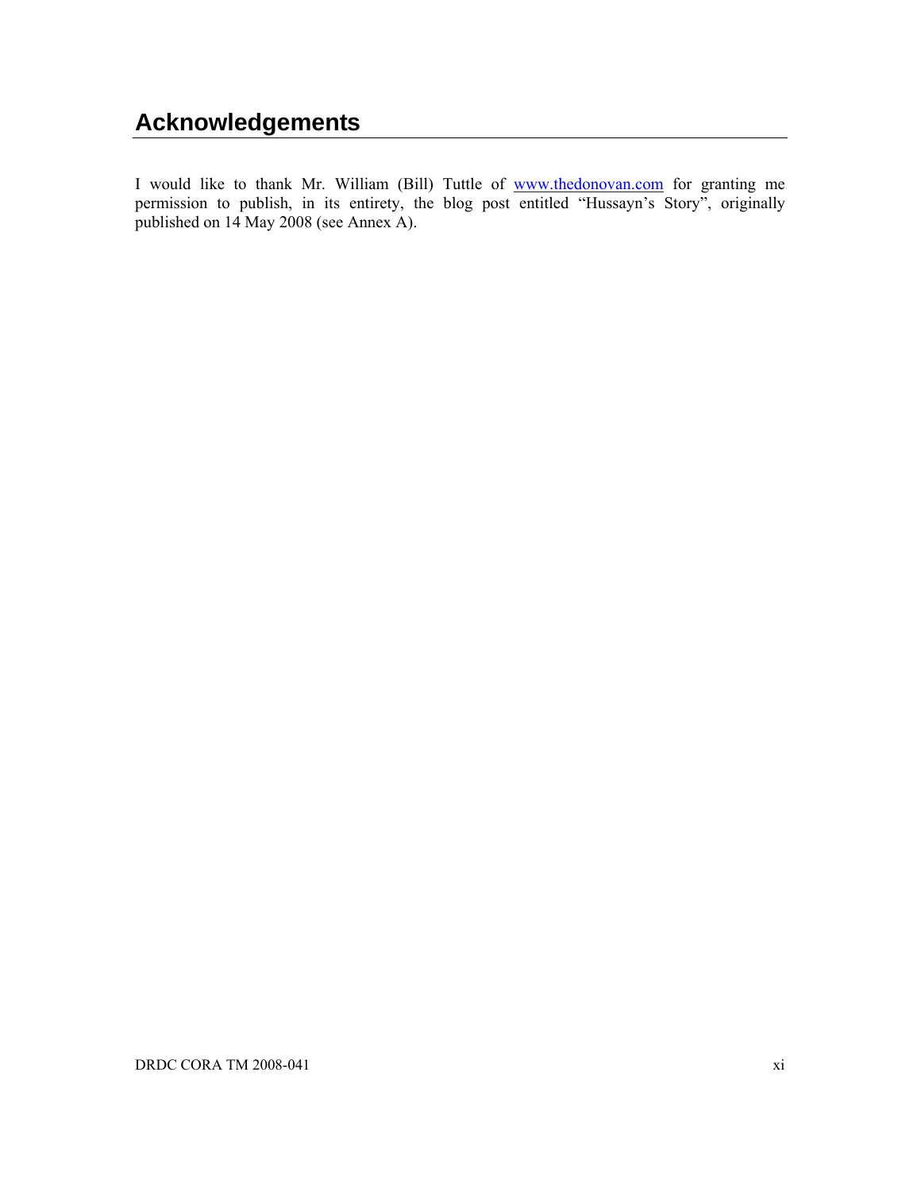# Acknowledgements

I would like to thank Mr. William (Bill) Tuttle of www.thedonovan.com for granting me permission to publish, in its entirety, the blog post entitled "Hussayn's Story", originally published on 14 May 2008 (see Annex A).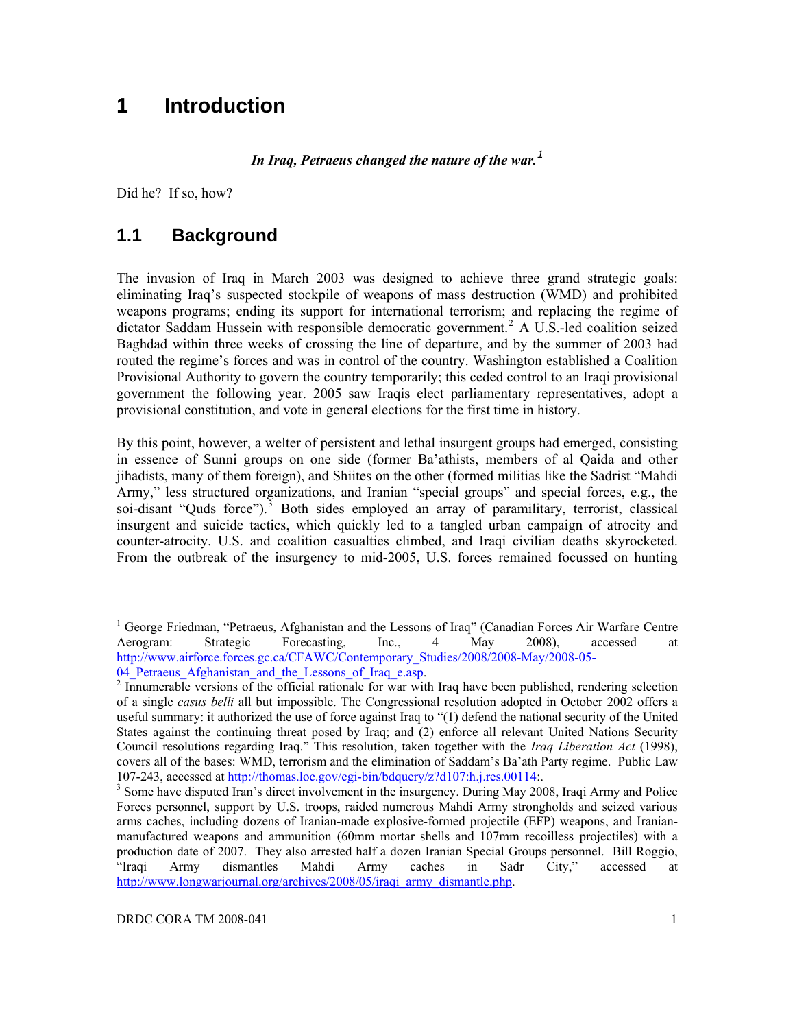# 1 Introduction

***In Iraq, Petraeus changed the nature of the war.[1]***

Did he? If so, how?

## 1.1 Background

The invasion of Iraq in March 2003 was designed to achieve three grand strategic goals: eliminating Iraq's suspected stockpile of weapons of mass destruction (WMD) and prohibited weapons programs; ending its support for international terrorism; and replacing the regime of dictator Saddam Hussein with responsible democratic government.[2] A U.S.-led coalition seized Baghdad within three weeks of crossing the line of departure, and by the summer of 2003 had routed the regime's forces and was in control of the country. Washington established a Coalition Provisional Authority to govern the country temporarily; this ceded control to an Iraqi provisional government the following year. 2005 saw Iraqis elect parliamentary representatives, adopt a provisional constitution, and vote in general elections for the first time in history.

By this point, however, a welter of persistent and lethal insurgent groups had emerged, consisting in essence of Sunni groups on one side (former Ba'athists, members of al Qaida and other jihadists, many of them foreign), and Shiites on the other (formed militias like the Sadrist "Mahdi Army," less structured organizations, and Iranian "special groups" and special forces, e.g., the soi-disant "Quds force").[3] Both sides employed an array of paramilitary, terrorist, classical insurgent and suicide tactics, which quickly led to a tangled urban campaign of atrocity and counter-atrocity. U.S. and coalition casualties climbed, and Iraqi civilian deaths skyrocketed. From the outbreak of the insurgency to mid-2005, U.S. forces remained focussed on hunting

---

[1] George Friedman, "Petraeus, Afghanistan and the Lessons of Iraq" (Canadian Forces Air Warfare Centre Aerogram: Strategic Forecasting, Inc., 4 May 2008), accessed at http://www.airforce.forces.gc.ca/CFAWC/Contemporary_Studies/2008/2008-May/2008-05-04_Petraeus_Afghanistan_and_the_Lessons_of_Iraq_e.asp.

[2] Innumerable versions of the official rationale for war with Iraq have been published, rendering selection of a single *casus belli* all but impossible. The Congressional resolution adopted in October 2002 offers a useful summary: it authorized the use of force against Iraq to "(1) defend the national security of the United States against the continuing threat posed by Iraq; and (2) enforce all relevant United Nations Security Council resolutions regarding Iraq." This resolution, taken together with the *Iraq Liberation Act* (1998), covers all of the bases: WMD, terrorism and the elimination of Saddam's Ba'ath Party regime. Public Law 107-243, accessed at http://thomas.loc.gov/cgi-bin/bdquery/z?d107:h.j.res.00114:.

[3] Some have disputed Iran's direct involvement in the insurgency. During May 2008, Iraqi Army and Police Forces personnel, support by U.S. troops, raided numerous Mahdi Army strongholds and seized various arms caches, including dozens of Iranian-made explosive-formed projectile (EFP) weapons, and Iranian-manufactured weapons and ammunition (60mm mortar shells and 107mm recoilless projectiles) with a production date of 2007. They also arrested half a dozen Iranian Special Groups personnel. Bill Roggio, "Iraqi Army dismantles Mahdi Army caches in Sadr City," accessed at http://www.longwarjournal.org/archives/2008/05/iraqi_army_dismantle.php.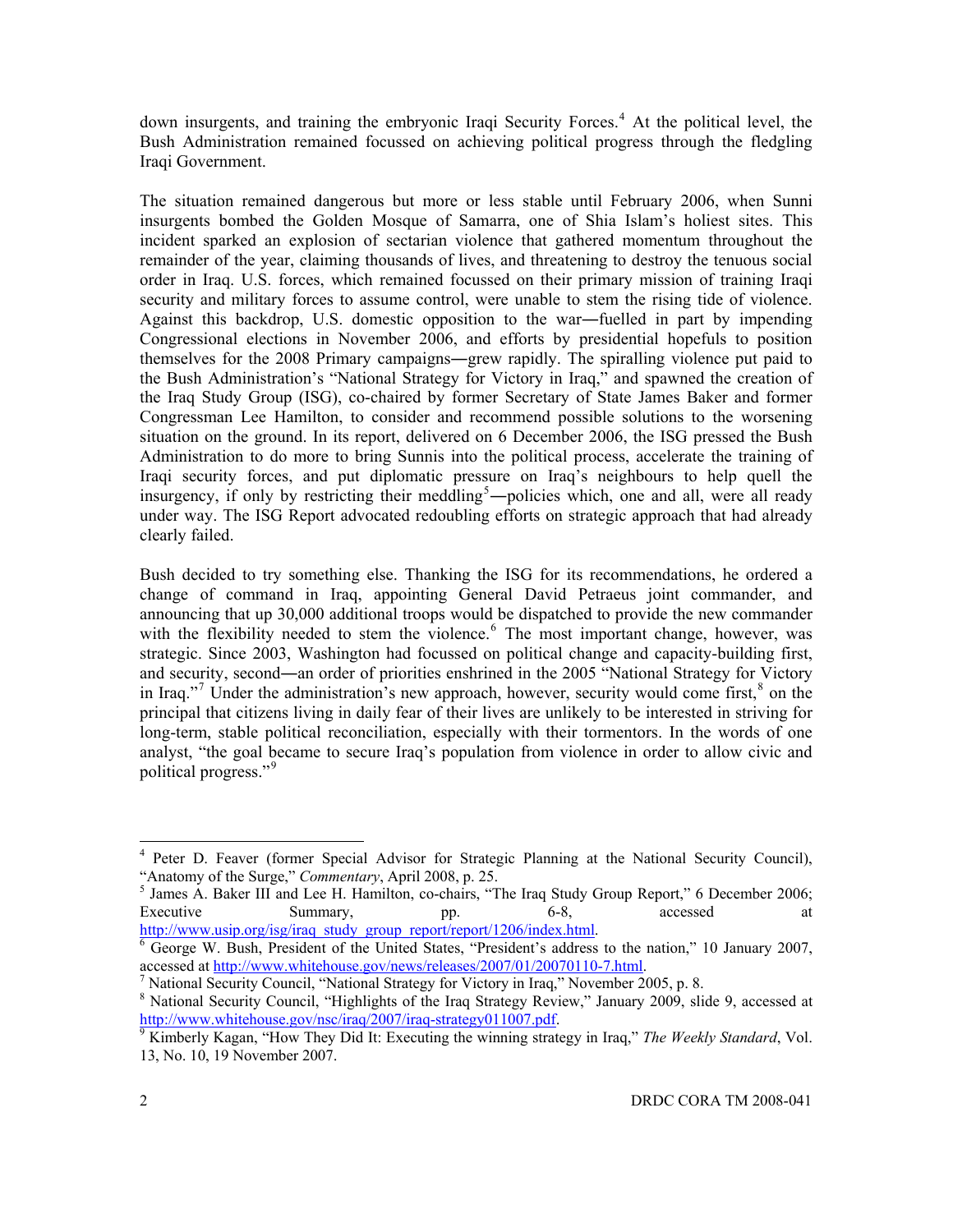down insurgents, and training the embryonic Iraqi Security Forces.[4] At the political level, the Bush Administration remained focussed on achieving political progress through the fledgling Iraqi Government.

The situation remained dangerous but more or less stable until February 2006, when Sunni insurgents bombed the Golden Mosque of Samarra, one of Shia Islam's holiest sites. This incident sparked an explosion of sectarian violence that gathered momentum throughout the remainder of the year, claiming thousands of lives, and threatening to destroy the tenuous social order in Iraq. U.S. forces, which remained focussed on their primary mission of training Iraqi security and military forces to assume control, were unable to stem the rising tide of violence. Against this backdrop, U.S. domestic opposition to the war―fuelled in part by impending Congressional elections in November 2006, and efforts by presidential hopefuls to position themselves for the 2008 Primary campaigns―grew rapidly. The spiralling violence put paid to the Bush Administration's "National Strategy for Victory in Iraq," and spawned the creation of the Iraq Study Group (ISG), co-chaired by former Secretary of State James Baker and former Congressman Lee Hamilton, to consider and recommend possible solutions to the worsening situation on the ground. In its report, delivered on 6 December 2006, the ISG pressed the Bush Administration to do more to bring Sunnis into the political process, accelerate the training of Iraqi security forces, and put diplomatic pressure on Iraq's neighbours to help quell the insurgency, if only by restricting their meddling[5]―policies which, one and all, were all ready under way. The ISG Report advocated redoubling efforts on strategic approach that had already clearly failed.

Bush decided to try something else. Thanking the ISG for its recommendations, he ordered a change of command in Iraq, appointing General David Petraeus joint commander, and announcing that up 30,000 additional troops would be dispatched to provide the new commander with the flexibility needed to stem the violence.[6] The most important change, however, was strategic. Since 2003, Washington had focussed on political change and capacity-building first, and security, second―an order of priorities enshrined in the 2005 "National Strategy for Victory in Iraq."[7] Under the administration's new approach, however, security would come first,[8] on the principal that citizens living in daily fear of their lives are unlikely to be interested in striving for long-term, stable political reconciliation, especially with their tormentors. In the words of one analyst, "the goal became to secure Iraq's population from violence in order to allow civic and political progress."[9]

---

[4] Peter D. Feaver (former Special Advisor for Strategic Planning at the National Security Council), "Anatomy of the Surge," *Commentary*, April 2008, p. 25.

[5] James A. Baker III and Lee H. Hamilton, co-chairs, "The Iraq Study Group Report," 6 December 2006; Executive Summary, pp. 6-8, accessed at http://www.usip.org/isg/iraq_study_group_report/report/1206/index.html.

[6] George W. Bush, President of the United States, "President's address to the nation," 10 January 2007, accessed at http://www.whitehouse.gov/news/releases/2007/01/20070110-7.html.

[7] National Security Council, "National Strategy for Victory in Iraq," November 2005, p. 8.

[8] National Security Council, "Highlights of the Iraq Strategy Review," January 2009, slide 9, accessed at http://www.whitehouse.gov/nsc/iraq/2007/iraq-strategy011007.pdf.

[9] Kimberly Kagan, "How They Did It: Executing the winning strategy in Iraq," *The Weekly Standard*, Vol. 13, No. 10, 19 November 2007.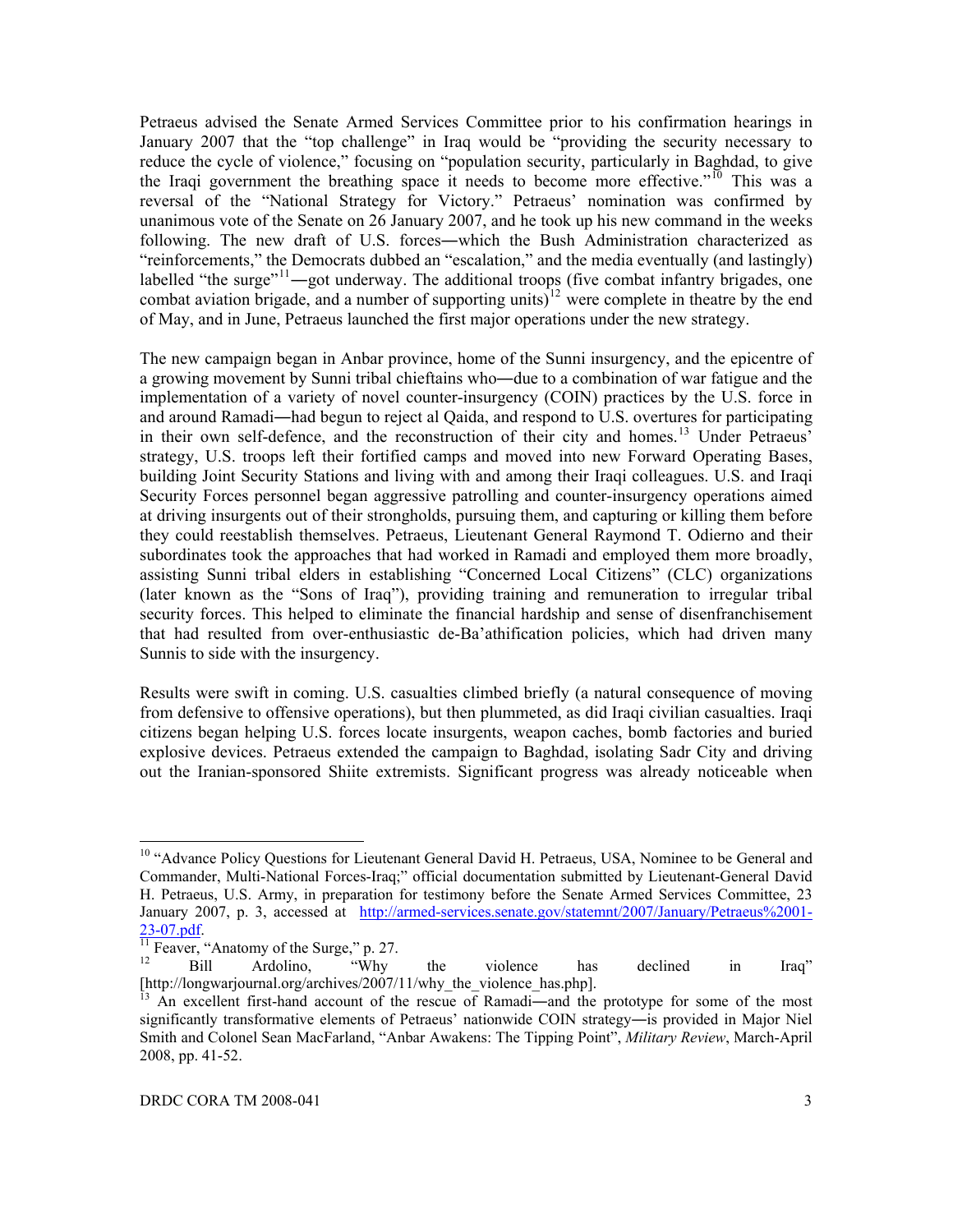Petraeus advised the Senate Armed Services Committee prior to his confirmation hearings in January 2007 that the "top challenge" in Iraq would be "providing the security necessary to reduce the cycle of violence," focusing on "population security, particularly in Baghdad, to give the Iraqi government the breathing space it needs to become more effective."[10] This was a reversal of the "National Strategy for Victory." Petraeus' nomination was confirmed by unanimous vote of the Senate on 26 January 2007, and he took up his new command in the weeks following. The new draft of U.S. forces―which the Bush Administration characterized as "reinforcements," the Democrats dubbed an "escalation," and the media eventually (and lastingly) labelled "the surge"[11]―got underway. The additional troops (five combat infantry brigades, one combat aviation brigade, and a number of supporting units)[12] were complete in theatre by the end of May, and in June, Petraeus launched the first major operations under the new strategy.

The new campaign began in Anbar province, home of the Sunni insurgency, and the epicentre of a growing movement by Sunni tribal chieftains who―due to a combination of war fatigue and the implementation of a variety of novel counter-insurgency (COIN) practices by the U.S. force in and around Ramadi―had begun to reject al Qaida, and respond to U.S. overtures for participating in their own self-defence, and the reconstruction of their city and homes.[13] Under Petraeus' strategy, U.S. troops left their fortified camps and moved into new Forward Operating Bases, building Joint Security Stations and living with and among their Iraqi colleagues. U.S. and Iraqi Security Forces personnel began aggressive patrolling and counter-insurgency operations aimed at driving insurgents out of their strongholds, pursuing them, and capturing or killing them before they could reestablish themselves. Petraeus, Lieutenant General Raymond T. Odierno and their subordinates took the approaches that had worked in Ramadi and employed them more broadly, assisting Sunni tribal elders in establishing "Concerned Local Citizens" (CLC) organizations (later known as the "Sons of Iraq"), providing training and remuneration to irregular tribal security forces. This helped to eliminate the financial hardship and sense of disenfranchisement that had resulted from over-enthusiastic de-Ba'athification policies, which had driven many Sunnis to side with the insurgency.

Results were swift in coming. U.S. casualties climbed briefly (a natural consequence of moving from defensive to offensive operations), but then plummeted, as did Iraqi civilian casualties. Iraqi citizens began helping U.S. forces locate insurgents, weapon caches, bomb factories and buried explosive devices. Petraeus extended the campaign to Baghdad, isolating Sadr City and driving out the Iranian-sponsored Shiite extremists. Significant progress was already noticeable when

---

[10] "Advance Policy Questions for Lieutenant General David H. Petraeus, USA, Nominee to be General and Commander, Multi-National Forces-Iraq;" official documentation submitted by Lieutenant-General David H. Petraeus, U.S. Army, in preparation for testimony before the Senate Armed Services Committee, 23 January 2007, p. 3, accessed at http://armed-services.senate.gov/statemnt/2007/January/Petraeus%2001-23-07.pdf.

[11] Feaver, "Anatomy of the Surge," p. 27.

[12] Bill Ardolino, "Why the violence has declined in Iraq" [http://longwarjournal.org/archives/2007/11/why_the_violence_has.php].

[13] An excellent first-hand account of the rescue of Ramadi―and the prototype for some of the most significantly transformative elements of Petraeus' nationwide COIN strategy―is provided in Major Niel Smith and Colonel Sean MacFarland, "Anbar Awakens: The Tipping Point", *Military Review*, March-April 2008, pp. 41-52.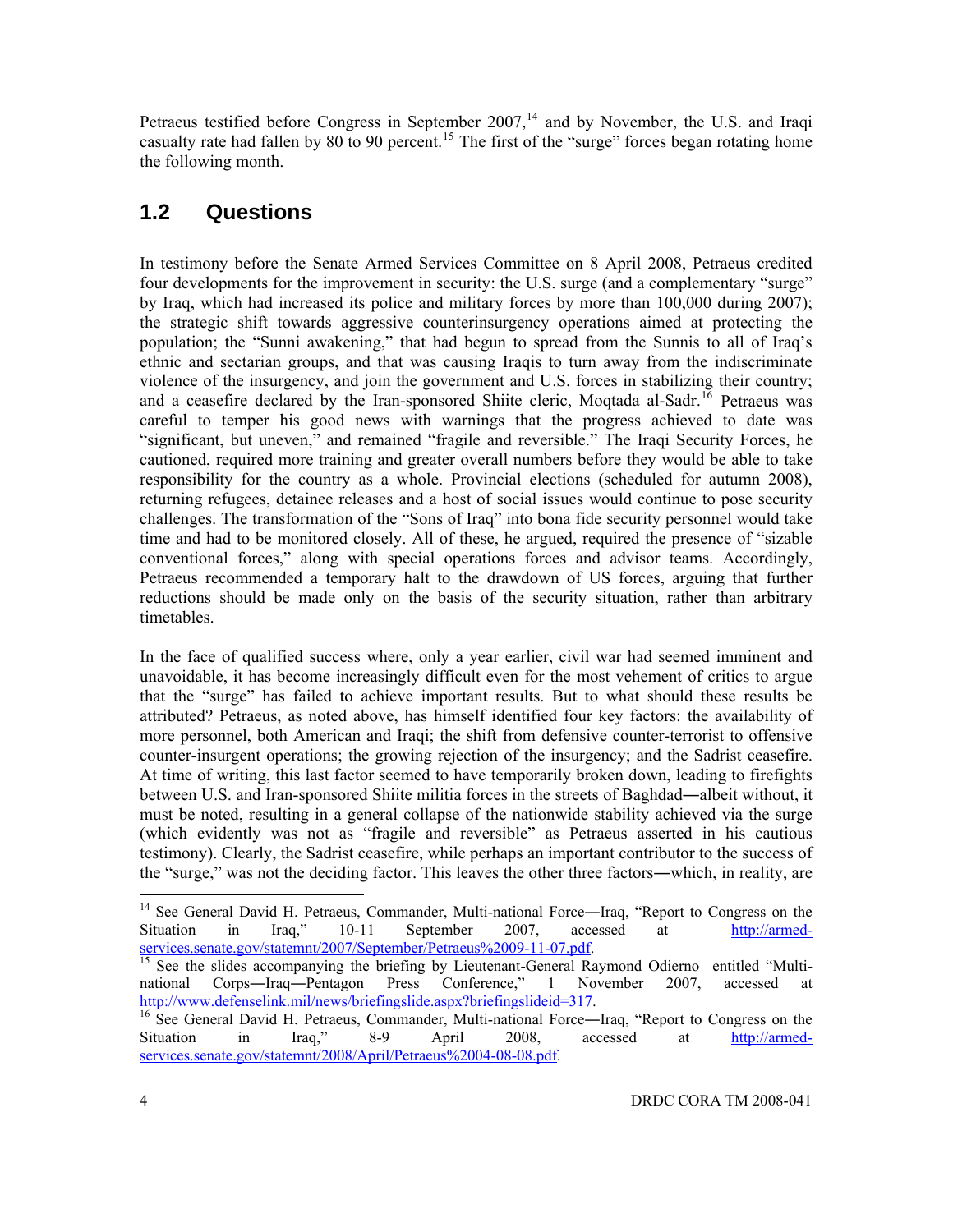Petraeus testified before Congress in September 2007,[14] and by November, the U.S. and Iraqi casualty rate had fallen by 80 to 90 percent.[15] The first of the "surge" forces began rotating home the following month.

## 1.2 Questions

In testimony before the Senate Armed Services Committee on 8 April 2008, Petraeus credited four developments for the improvement in security: the U.S. surge (and a complementary "surge" by Iraq, which had increased its police and military forces by more than 100,000 during 2007); the strategic shift towards aggressive counterinsurgency operations aimed at protecting the population; the "Sunni awakening," that had begun to spread from the Sunnis to all of Iraq's ethnic and sectarian groups, and that was causing Iraqis to turn away from the indiscriminate violence of the insurgency, and join the government and U.S. forces in stabilizing their country; and a ceasefire declared by the Iran-sponsored Shiite cleric, Moqtada al-Sadr.[16] Petraeus was careful to temper his good news with warnings that the progress achieved to date was "significant, but uneven," and remained "fragile and reversible." The Iraqi Security Forces, he cautioned, required more training and greater overall numbers before they would be able to take responsibility for the country as a whole. Provincial elections (scheduled for autumn 2008), returning refugees, detainee releases and a host of social issues would continue to pose security challenges. The transformation of the "Sons of Iraq" into bona fide security personnel would take time and had to be monitored closely. All of these, he argued, required the presence of "sizable conventional forces," along with special operations forces and advisor teams. Accordingly, Petraeus recommended a temporary halt to the drawdown of US forces, arguing that further reductions should be made only on the basis of the security situation, rather than arbitrary timetables.

In the face of qualified success where, only a year earlier, civil war had seemed imminent and unavoidable, it has become increasingly difficult even for the most vehement of critics to argue that the "surge" has failed to achieve important results. But to what should these results be attributed? Petraeus, as noted above, has himself identified four key factors: the availability of more personnel, both American and Iraqi; the shift from defensive counter-terrorist to offensive counter-insurgent operations; the growing rejection of the insurgency; and the Sadrist ceasefire. At time of writing, this last factor seemed to have temporarily broken down, leading to firefights between U.S. and Iran-sponsored Shiite militia forces in the streets of Baghdad―albeit without, it must be noted, resulting in a general collapse of the nationwide stability achieved via the surge (which evidently was not as "fragile and reversible" as Petraeus asserted in his cautious testimony). Clearly, the Sadrist ceasefire, while perhaps an important contributor to the success of the "surge," was not the deciding factor. This leaves the other three factors―which, in reality, are

---

[14] See General David H. Petraeus, Commander, Multi-national Force―Iraq, "Report to Congress on the Situation in Iraq," 10-11 September 2007, accessed at http://armed-services.senate.gov/statemnt/2007/September/Petraeus%2009-11-07.pdf.

[15] See the slides accompanying the briefing by Lieutenant-General Raymond Odierno entitled "Multi-national Corps―Iraq―Pentagon Press Conference," 1 November 2007, accessed at http://www.defenselink.mil/news/briefingslide.aspx?briefingslideid=317.

[16] See General David H. Petraeus, Commander, Multi-national Force―Iraq, "Report to Congress on the Situation in Iraq," 8-9 April 2008, accessed at http://armed-services.senate.gov/statemnt/2008/April/Petraeus%2004-08-08.pdf.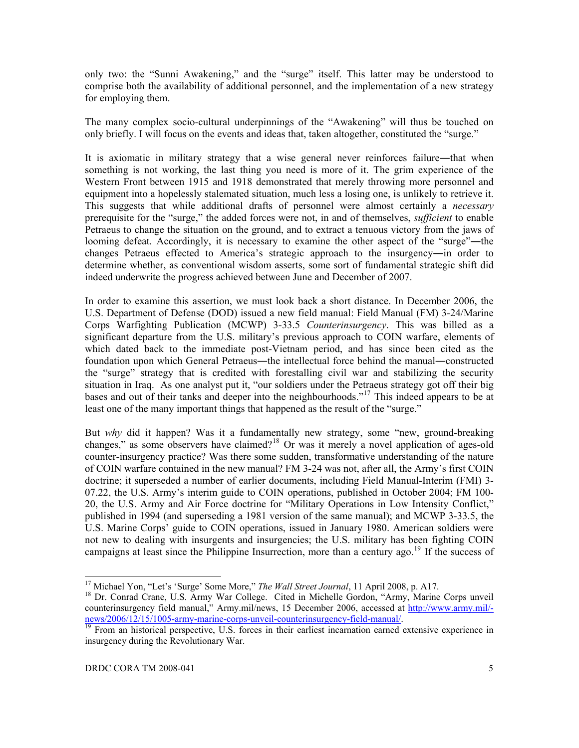only two: the "Sunni Awakening," and the "surge" itself. This latter may be understood to comprise both the availability of additional personnel, and the implementation of a new strategy for employing them.

The many complex socio-cultural underpinnings of the "Awakening" will thus be touched on only briefly. I will focus on the events and ideas that, taken altogether, constituted the "surge."

It is axiomatic in military strategy that a wise general never reinforces failure―that when something is not working, the last thing you need is more of it. The grim experience of the Western Front between 1915 and 1918 demonstrated that merely throwing more personnel and equipment into a hopelessly stalemated situation, much less a losing one, is unlikely to retrieve it. This suggests that while additional drafts of personnel were almost certainly a *necessary* prerequisite for the "surge," the added forces were not, in and of themselves, *sufficient* to enable Petraeus to change the situation on the ground, and to extract a tenuous victory from the jaws of looming defeat. Accordingly, it is necessary to examine the other aspect of the "surge"―the changes Petraeus effected to America's strategic approach to the insurgency―in order to determine whether, as conventional wisdom asserts, some sort of fundamental strategic shift did indeed underwrite the progress achieved between June and December of 2007.

In order to examine this assertion, we must look back a short distance. In December 2006, the U.S. Department of Defense (DOD) issued a new field manual: Field Manual (FM) 3-24/Marine Corps Warfighting Publication (MCWP) 3-33.5 *Counterinsurgency*. This was billed as a significant departure from the U.S. military's previous approach to COIN warfare, elements of which dated back to the immediate post-Vietnam period, and has since been cited as the foundation upon which General Petraeus―the intellectual force behind the manual―constructed the "surge" strategy that is credited with forestalling civil war and stabilizing the security situation in Iraq. As one analyst put it, "our soldiers under the Petraeus strategy got off their big bases and out of their tanks and deeper into the neighbourhoods."[17] This indeed appears to be at least one of the many important things that happened as the result of the "surge."

But *why* did it happen? Was it a fundamentally new strategy, some "new, ground-breaking changes," as some observers have claimed?[18] Or was it merely a novel application of ages-old counter-insurgency practice? Was there some sudden, transformative understanding of the nature of COIN warfare contained in the new manual? FM 3-24 was not, after all, the Army's first COIN doctrine; it superseded a number of earlier documents, including Field Manual-Interim (FMI) 3-07.22, the U.S. Army's interim guide to COIN operations, published in October 2004; FM 100-20, the U.S. Army and Air Force doctrine for "Military Operations in Low Intensity Conflict," published in 1994 (and superseding a 1981 version of the same manual); and MCWP 3-33.5, the U.S. Marine Corps' guide to COIN operations, issued in January 1980. American soldiers were not new to dealing with insurgents and insurgencies; the U.S. military has been fighting COIN campaigns at least since the Philippine Insurrection, more than a century ago.[19] If the success of

---

[17] Michael Yon, "Let's 'Surge' Some More," *The Wall Street Journal*, 11 April 2008, p. A17.

[18] Dr. Conrad Crane, U.S. Army War College. Cited in Michelle Gordon, "Army, Marine Corps unveil counterinsurgency field manual," Army.mil/news, 15 December 2006, accessed at http://www.army.mil/-news/2006/12/15/1005-army-marine-corps-unveil-counterinsurgency-field-manual/.

[19] From an historical perspective, U.S. forces in their earliest incarnation earned extensive experience in insurgency during the Revolutionary War.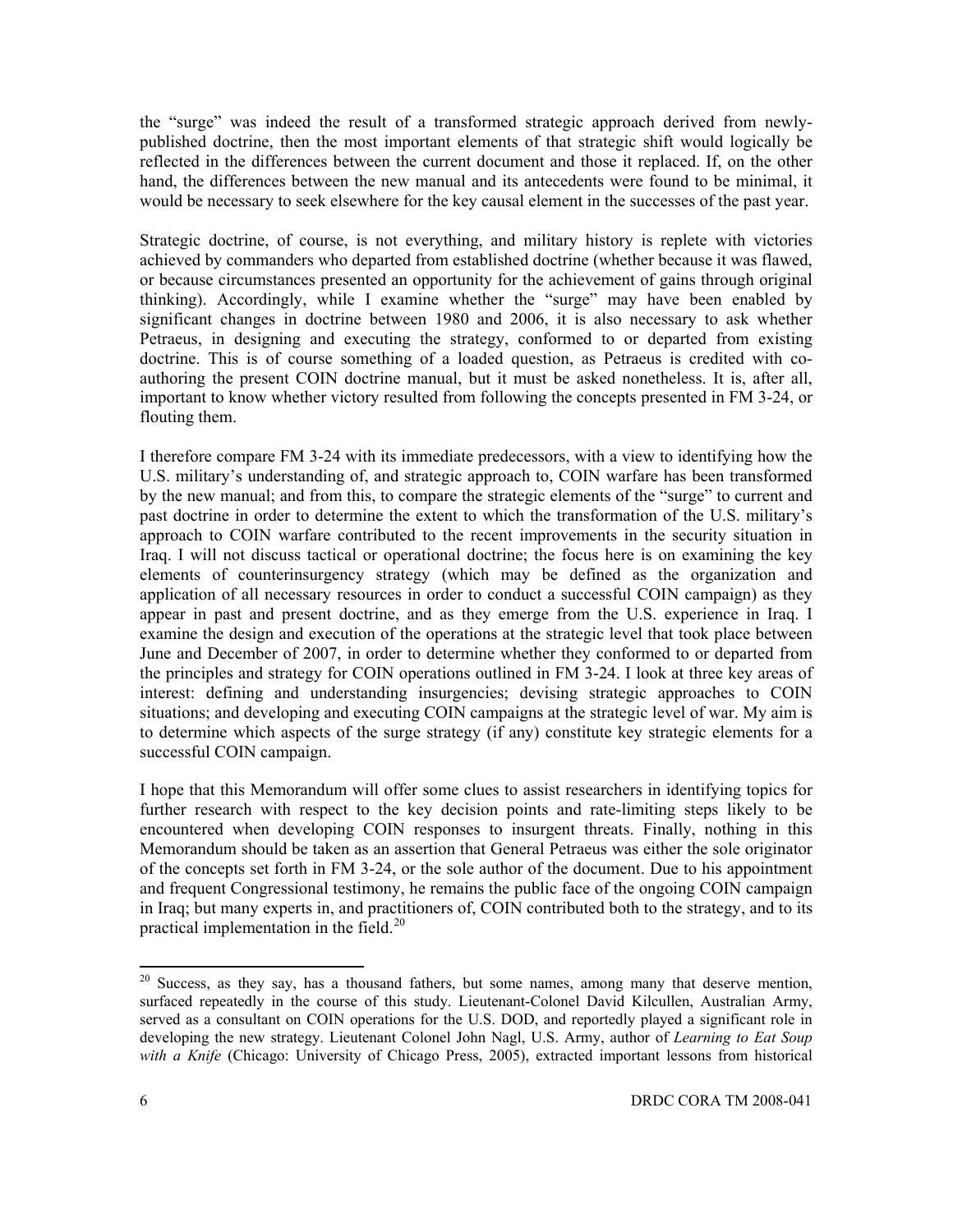the "surge" was indeed the result of a transformed strategic approach derived from newly-published doctrine, then the most important elements of that strategic shift would logically be reflected in the differences between the current document and those it replaced. If, on the other hand, the differences between the new manual and its antecedents were found to be minimal, it would be necessary to seek elsewhere for the key causal element in the successes of the past year.

Strategic doctrine, of course, is not everything, and military history is replete with victories achieved by commanders who departed from established doctrine (whether because it was flawed, or because circumstances presented an opportunity for the achievement of gains through original thinking). Accordingly, while I examine whether the "surge" may have been enabled by significant changes in doctrine between 1980 and 2006, it is also necessary to ask whether Petraeus, in designing and executing the strategy, conformed to or departed from existing doctrine. This is of course something of a loaded question, as Petraeus is credited with co-authoring the present COIN doctrine manual, but it must be asked nonetheless. It is, after all, important to know whether victory resulted from following the concepts presented in FM 3-24, or flouting them.

I therefore compare FM 3-24 with its immediate predecessors, with a view to identifying how the U.S. military's understanding of, and strategic approach to, COIN warfare has been transformed by the new manual; and from this, to compare the strategic elements of the "surge" to current and past doctrine in order to determine the extent to which the transformation of the U.S. military's approach to COIN warfare contributed to the recent improvements in the security situation in Iraq. I will not discuss tactical or operational doctrine; the focus here is on examining the key elements of counterinsurgency strategy (which may be defined as the organization and application of all necessary resources in order to conduct a successful COIN campaign) as they appear in past and present doctrine, and as they emerge from the U.S. experience in Iraq. I examine the design and execution of the operations at the strategic level that took place between June and December of 2007, in order to determine whether they conformed to or departed from the principles and strategy for COIN operations outlined in FM 3-24. I look at three key areas of interest: defining and understanding insurgencies; devising strategic approaches to COIN situations; and developing and executing COIN campaigns at the strategic level of war. My aim is to determine which aspects of the surge strategy (if any) constitute key strategic elements for a successful COIN campaign.

I hope that this Memorandum will offer some clues to assist researchers in identifying topics for further research with respect to the key decision points and rate-limiting steps likely to be encountered when developing COIN responses to insurgent threats. Finally, nothing in this Memorandum should be taken as an assertion that General Petraeus was either the sole originator of the concepts set forth in FM 3-24, or the sole author of the document. Due to his appointment and frequent Congressional testimony, he remains the public face of the ongoing COIN campaign in Iraq; but many experts in, and practitioners of, COIN contributed both to the strategy, and to its practical implementation in the field.[20]

[20] Success, as they say, has a thousand fathers, but some names, among many that deserve mention, surfaced repeatedly in the course of this study. Lieutenant-Colonel David Kilcullen, Australian Army, served as a consultant on COIN operations for the U.S. DOD, and reportedly played a significant role in developing the new strategy. Lieutenant Colonel John Nagl, U.S. Army, author of *Learning to Eat Soup with a Knife* (Chicago: University of Chicago Press, 2005), extracted important lessons from historical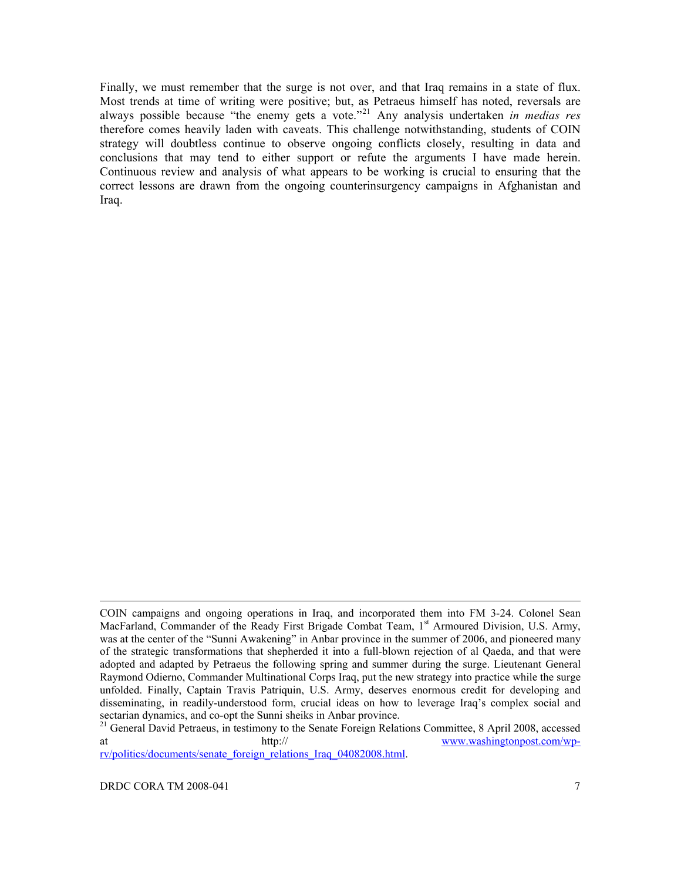Finally, we must remember that the surge is not over, and that Iraq remains in a state of flux. Most trends at time of writing were positive; but, as Petraeus himself has noted, reversals are always possible because "the enemy gets a vote."[21] Any analysis undertaken *in medias res* therefore comes heavily laden with caveats. This challenge notwithstanding, students of COIN strategy will doubtless continue to observe ongoing conflicts closely, resulting in data and conclusions that may tend to either support or refute the arguments I have made herein. Continuous review and analysis of what appears to be working is crucial to ensuring that the correct lessons are drawn from the ongoing counterinsurgency campaigns in Afghanistan and Iraq.

---

COIN campaigns and ongoing operations in Iraq, and incorporated them into FM 3-24. Colonel Sean MacFarland, Commander of the Ready First Brigade Combat Team, 1st Armoured Division, U.S. Army, was at the center of the "Sunni Awakening" in Anbar province in the summer of 2006, and pioneered many of the strategic transformations that shepherded it into a full-blown rejection of al Qaeda, and that were adopted and adapted by Petraeus the following spring and summer during the surge. Lieutenant General Raymond Odierno, Commander Multinational Corps Iraq, put the new strategy into practice while the surge unfolded. Finally, Captain Travis Patriquin, U.S. Army, deserves enormous credit for developing and disseminating, in readily-understood form, crucial ideas on how to leverage Iraq's complex social and sectarian dynamics, and co-opt the Sunni sheiks in Anbar province.

[21] General David Petraeus, in testimony to the Senate Foreign Relations Committee, 8 April 2008, accessed at http:// www.washingtonpost.com/wp-rv/politics/documents/senate_foreign_relations_Iraq_04082008.html.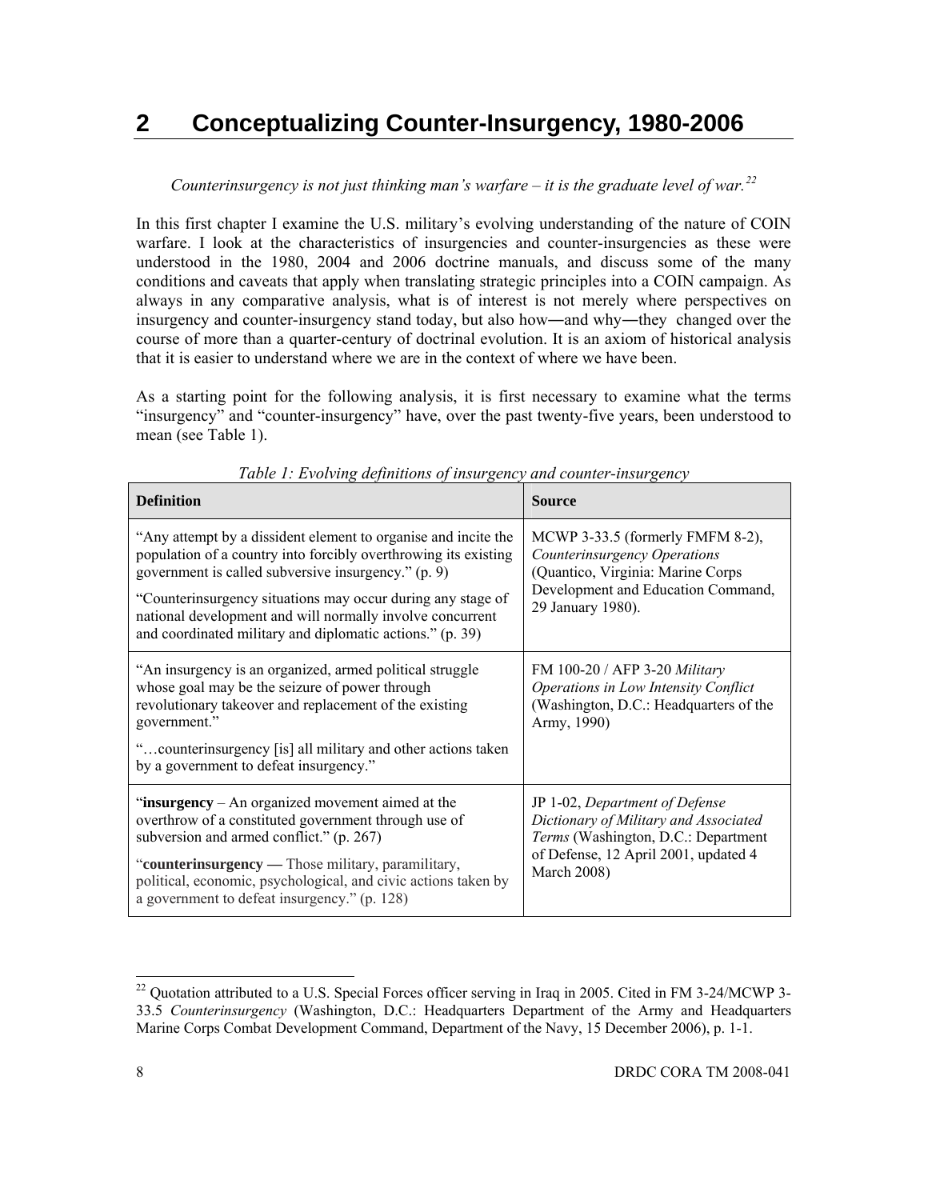# 2 Conceptualizing Counter-Insurgency, 1980-2006

*Counterinsurgency is not just thinking man's warfare – it is the graduate level of war.*[22]

In this first chapter I examine the U.S. military's evolving understanding of the nature of COIN warfare. I look at the characteristics of insurgencies and counter-insurgencies as these were understood in the 1980, 2004 and 2006 doctrine manuals, and discuss some of the many conditions and caveats that apply when translating strategic principles into a COIN campaign. As always in any comparative analysis, what is of interest is not merely where perspectives on insurgency and counter-insurgency stand today, but also how―and why―they changed over the course of more than a quarter-century of doctrinal evolution. It is an axiom of historical analysis that it is easier to understand where we are in the context of where we have been.

As a starting point for the following analysis, it is first necessary to examine what the terms "insurgency" and "counter-insurgency" have, over the past twenty-five years, been understood to mean (see Table 1).

*Table 1: Evolving definitions of insurgency and counter-insurgency*

| Definition | Source |
|---|---|
| "Any attempt by a dissident element to organise and incite the population of a country into forcibly overthrowing its existing government is called subversive insurgency." (p. 9)<br>"Counterinsurgency situations may occur during any stage of national development and will normally involve concurrent and coordinated military and diplomatic actions." (p. 39) | MCWP 3-33.5 (formerly FMFM 8-2), *Counterinsurgency Operations* (Quantico, Virginia: Marine Corps Development and Education Command, 29 January 1980). |
| "An insurgency is an organized, armed political struggle whose goal may be the seizure of power through revolutionary takeover and replacement of the existing government."<br>"…counterinsurgency [is] all military and other actions taken by a government to defeat insurgency." | FM 100-20 / AFP 3-20 *Military Operations in Low Intensity Conflict* (Washington, D.C.: Headquarters of the Army, 1990) |
| "**insurgency** – An organized movement aimed at the overthrow of a constituted government through use of subversion and armed conflict." (p. 267)<br>"**counterinsurgency —** Those military, paramilitary, political, economic, psychological, and civic actions taken by a government to defeat insurgency." (p. 128) | JP 1-02, *Department of Defense Dictionary of Military and Associated Terms* (Washington, D.C.: Department of Defense, 12 April 2001, updated 4 March 2008) |

[22] Quotation attributed to a U.S. Special Forces officer serving in Iraq in 2005. Cited in FM 3-24/MCWP 3-33.5 *Counterinsurgency* (Washington, D.C.: Headquarters Department of the Army and Headquarters Marine Corps Combat Development Command, Department of the Navy, 15 December 2006), p. 1-1.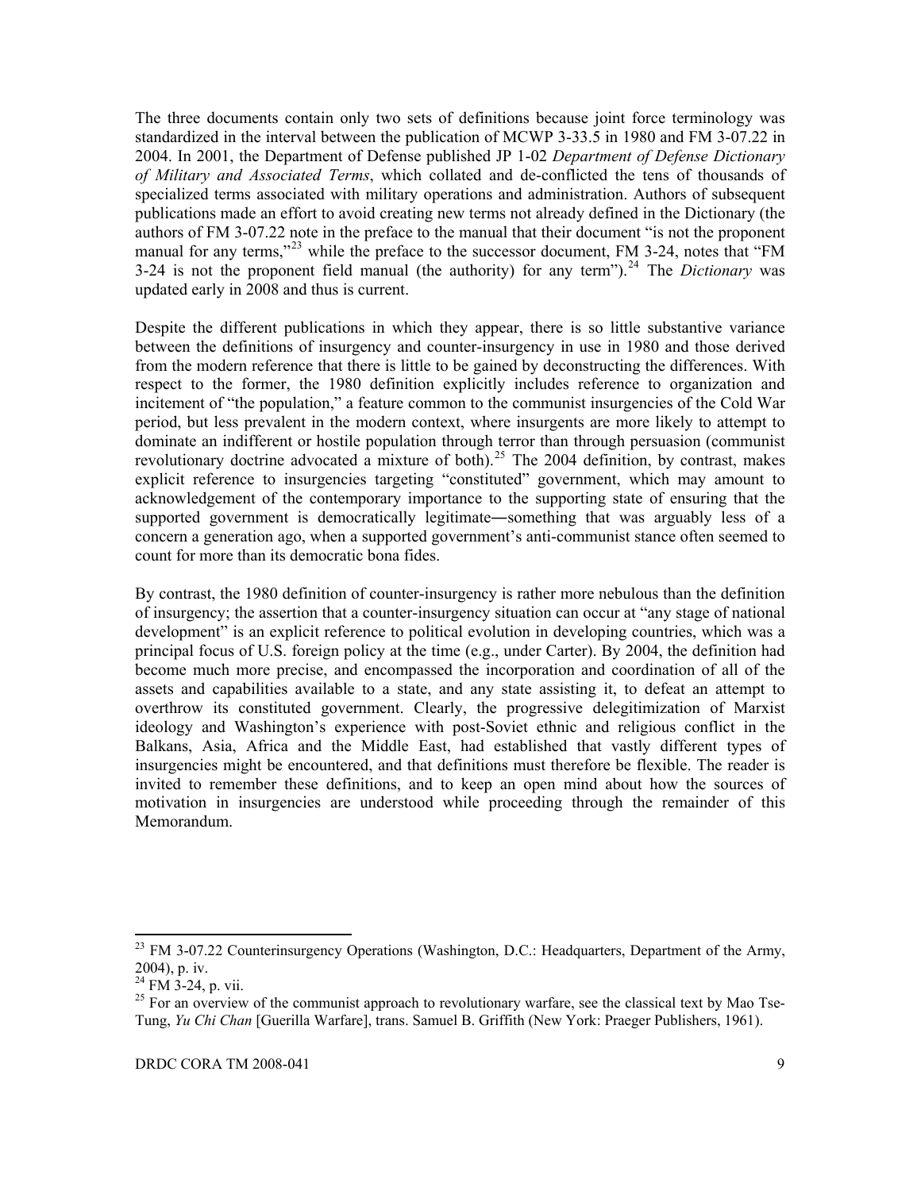The three documents contain only two sets of definitions because joint force terminology was standardized in the interval between the publication of MCWP 3-33.5 in 1980 and FM 3-07.22 in 2004. In 2001, the Department of Defense published JP 1-02 *Department of Defense Dictionary of Military and Associated Terms*, which collated and de-conflicted the tens of thousands of specialized terms associated with military operations and administration. Authors of subsequent publications made an effort to avoid creating new terms not already defined in the Dictionary (the authors of FM 3-07.22 note in the preface to the manual that their document "is not the proponent manual for any terms,"[23] while the preface to the successor document, FM 3-24, notes that "FM 3-24 is not the proponent field manual (the authority) for any term").[24] The *Dictionary* was updated early in 2008 and thus is current.

Despite the different publications in which they appear, there is so little substantive variance between the definitions of insurgency and counter-insurgency in use in 1980 and those derived from the modern reference that there is little to be gained by deconstructing the differences. With respect to the former, the 1980 definition explicitly includes reference to organization and incitement of "the population," a feature common to the communist insurgencies of the Cold War period, but less prevalent in the modern context, where insurgents are more likely to attempt to dominate an indifferent or hostile population through terror than through persuasion (communist revolutionary doctrine advocated a mixture of both).[25] The 2004 definition, by contrast, makes explicit reference to insurgencies targeting "constituted" government, which may amount to acknowledgement of the contemporary importance to the supporting state of ensuring that the supported government is democratically legitimate―something that was arguably less of a concern a generation ago, when a supported government's anti-communist stance often seemed to count for more than its democratic bona fides.

By contrast, the 1980 definition of counter-insurgency is rather more nebulous than the definition of insurgency; the assertion that a counter-insurgency situation can occur at "any stage of national development" is an explicit reference to political evolution in developing countries, which was a principal focus of U.S. foreign policy at the time (e.g., under Carter). By 2004, the definition had become much more precise, and encompassed the incorporation and coordination of all of the assets and capabilities available to a state, and any state assisting it, to defeat an attempt to overthrow its constituted government. Clearly, the progressive delegitimization of Marxist ideology and Washington's experience with post-Soviet ethnic and religious conflict in the Balkans, Asia, Africa and the Middle East, had established that vastly different types of insurgencies might be encountered, and that definitions must therefore be flexible. The reader is invited to remember these definitions, and to keep an open mind about how the sources of motivation in insurgencies are understood while proceeding through the remainder of this Memorandum.

---

[23] FM 3-07.22 Counterinsurgency Operations (Washington, D.C.: Headquarters, Department of the Army, 2004), p. iv.

[24] FM 3-24, p. vii.

[25] For an overview of the communist approach to revolutionary warfare, see the classical text by Mao Tse-Tung, *Yu Chi Chan* [Guerilla Warfare], trans. Samuel B. Griffith (New York: Praeger Publishers, 1961).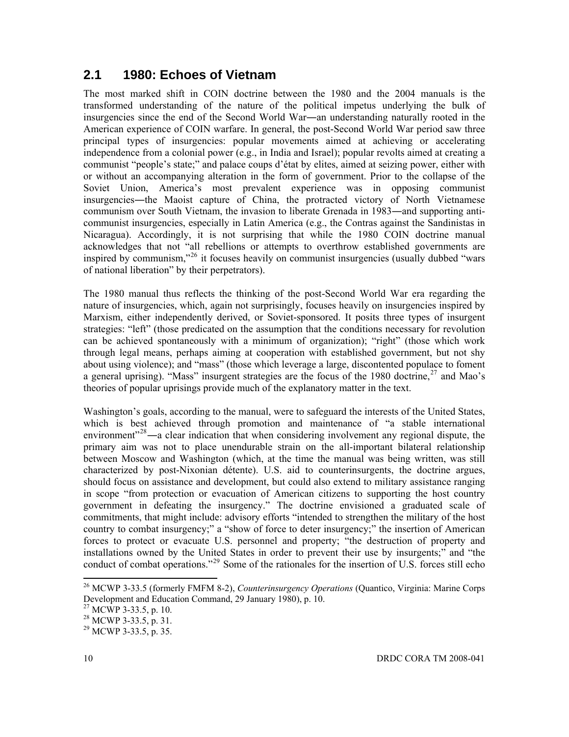## 2.1 1980: Echoes of Vietnam

The most marked shift in COIN doctrine between the 1980 and the 2004 manuals is the transformed understanding of the nature of the political impetus underlying the bulk of insurgencies since the end of the Second World War―an understanding naturally rooted in the American experience of COIN warfare. In general, the post-Second World War period saw three principal types of insurgencies: popular movements aimed at achieving or accelerating independence from a colonial power (e.g., in India and Israel); popular revolts aimed at creating a communist "people's state;" and palace coups d'état by elites, aimed at seizing power, either with or without an accompanying alteration in the form of government. Prior to the collapse of the Soviet Union, America's most prevalent experience was in opposing communist insurgencies―the Maoist capture of China, the protracted victory of North Vietnamese communism over South Vietnam, the invasion to liberate Grenada in 1983―and supporting anti-communist insurgencies, especially in Latin America (e.g., the Contras against the Sandinistas in Nicaragua). Accordingly, it is not surprising that while the 1980 COIN doctrine manual acknowledges that not "all rebellions or attempts to overthrow established governments are inspired by communism,"[26] it focuses heavily on communist insurgencies (usually dubbed "wars of national liberation" by their perpetrators).

The 1980 manual thus reflects the thinking of the post-Second World War era regarding the nature of insurgencies, which, again not surprisingly, focuses heavily on insurgencies inspired by Marxism, either independently derived, or Soviet-sponsored. It posits three types of insurgent strategies: "left" (those predicated on the assumption that the conditions necessary for revolution can be achieved spontaneously with a minimum of organization); "right" (those which work through legal means, perhaps aiming at cooperation with established government, but not shy about using violence); and "mass" (those which leverage a large, discontented populace to foment a general uprising). "Mass" insurgent strategies are the focus of the 1980 doctrine,[27] and Mao's theories of popular uprisings provide much of the explanatory matter in the text.

Washington's goals, according to the manual, were to safeguard the interests of the United States, which is best achieved through promotion and maintenance of "a stable international environment"[28]―a clear indication that when considering involvement any regional dispute, the primary aim was not to place unendurable strain on the all-important bilateral relationship between Moscow and Washington (which, at the time the manual was being written, was still characterized by post-Nixonian détente). U.S. aid to counterinsurgents, the doctrine argues, should focus on assistance and development, but could also extend to military assistance ranging in scope "from protection or evacuation of American citizens to supporting the host country government in defeating the insurgency." The doctrine envisioned a graduated scale of commitments, that might include: advisory efforts "intended to strengthen the military of the host country to combat insurgency;" a "show of force to deter insurgency;" the insertion of American forces to protect or evacuate U.S. personnel and property; "the destruction of property and installations owned by the United States in order to prevent their use by insurgents;" and "the conduct of combat operations."[29] Some of the rationales for the insertion of U.S. forces still echo

---

[26] MCWP 3-33.5 (formerly FMFM 8-2), *Counterinsurgency Operations* (Quantico, Virginia: Marine Corps Development and Education Command, 29 January 1980), p. 10.

[27] MCWP 3-33.5, p. 10.

[28] MCWP 3-33.5, p. 31.

[29] MCWP 3-33.5, p. 35.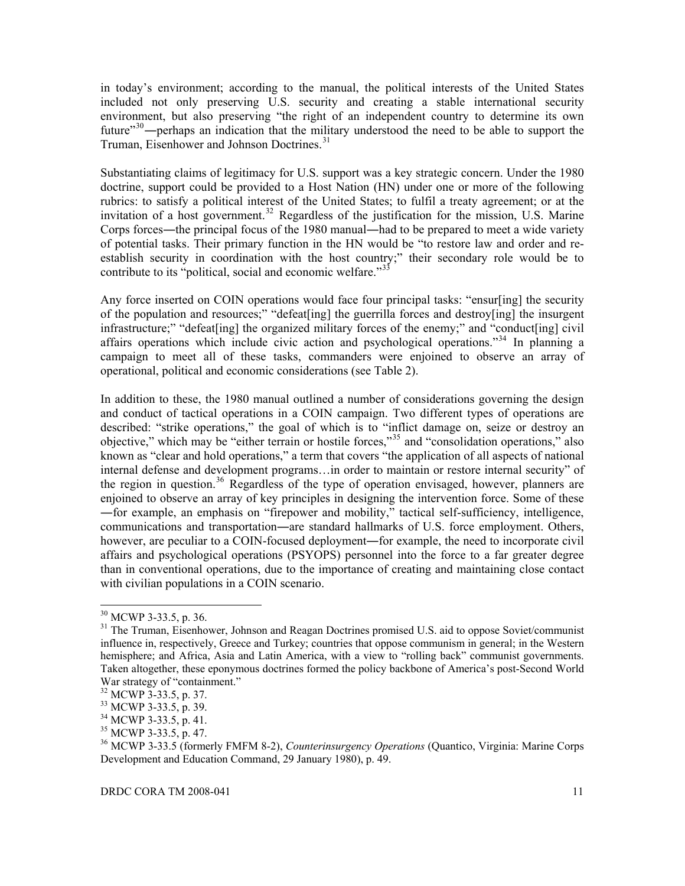in today's environment; according to the manual, the political interests of the United States included not only preserving U.S. security and creating a stable international security environment, but also preserving "the right of an independent country to determine its own future"[30]―perhaps an indication that the military understood the need to be able to support the Truman, Eisenhower and Johnson Doctrines.[31]

Substantiating claims of legitimacy for U.S. support was a key strategic concern. Under the 1980 doctrine, support could be provided to a Host Nation (HN) under one or more of the following rubrics: to satisfy a political interest of the United States; to fulfil a treaty agreement; or at the invitation of a host government.[32] Regardless of the justification for the mission, U.S. Marine Corps forces―the principal focus of the 1980 manual―had to be prepared to meet a wide variety of potential tasks. Their primary function in the HN would be "to restore law and order and re-establish security in coordination with the host country;" their secondary role would be to contribute to its "political, social and economic welfare."[33]

Any force inserted on COIN operations would face four principal tasks: "ensur[ing] the security of the population and resources;" "defeat[ing] the guerrilla forces and destroy[ing] the insurgent infrastructure;" "defeat[ing] the organized military forces of the enemy;" and "conduct[ing] civil affairs operations which include civic action and psychological operations."[34] In planning a campaign to meet all of these tasks, commanders were enjoined to observe an array of operational, political and economic considerations (see Table 2).

In addition to these, the 1980 manual outlined a number of considerations governing the design and conduct of tactical operations in a COIN campaign. Two different types of operations are described: "strike operations," the goal of which is to "inflict damage on, seize or destroy an objective," which may be "either terrain or hostile forces,"[35] and "consolidation operations," also known as "clear and hold operations," a term that covers "the application of all aspects of national internal defense and development programs…in order to maintain or restore internal security" of the region in question.[36] Regardless of the type of operation envisaged, however, planners are enjoined to observe an array of key principles in designing the intervention force. Some of these ―for example, an emphasis on "firepower and mobility," tactical self-sufficiency, intelligence, communications and transportation―are standard hallmarks of U.S. force employment. Others, however, are peculiar to a COIN-focused deployment―for example, the need to incorporate civil affairs and psychological operations (PSYOPS) personnel into the force to a far greater degree than in conventional operations, due to the importance of creating and maintaining close contact with civilian populations in a COIN scenario.

---

[30] MCWP 3-33.5, p. 36.

[31] The Truman, Eisenhower, Johnson and Reagan Doctrines promised U.S. aid to oppose Soviet/communist influence in, respectively, Greece and Turkey; countries that oppose communism in general; in the Western hemisphere; and Africa, Asia and Latin America, with a view to "rolling back" communist governments. Taken altogether, these eponymous doctrines formed the policy backbone of America's post-Second World War strategy of "containment."

[32] MCWP 3-33.5, p. 37.

[33] MCWP 3-33.5, p. 39.

[34] MCWP 3-33.5, p. 41.

[35] MCWP 3-33.5, p. 47.

[36] MCWP 3-33.5 (formerly FMFM 8-2), *Counterinsurgency Operations* (Quantico, Virginia: Marine Corps Development and Education Command, 29 January 1980), p. 49.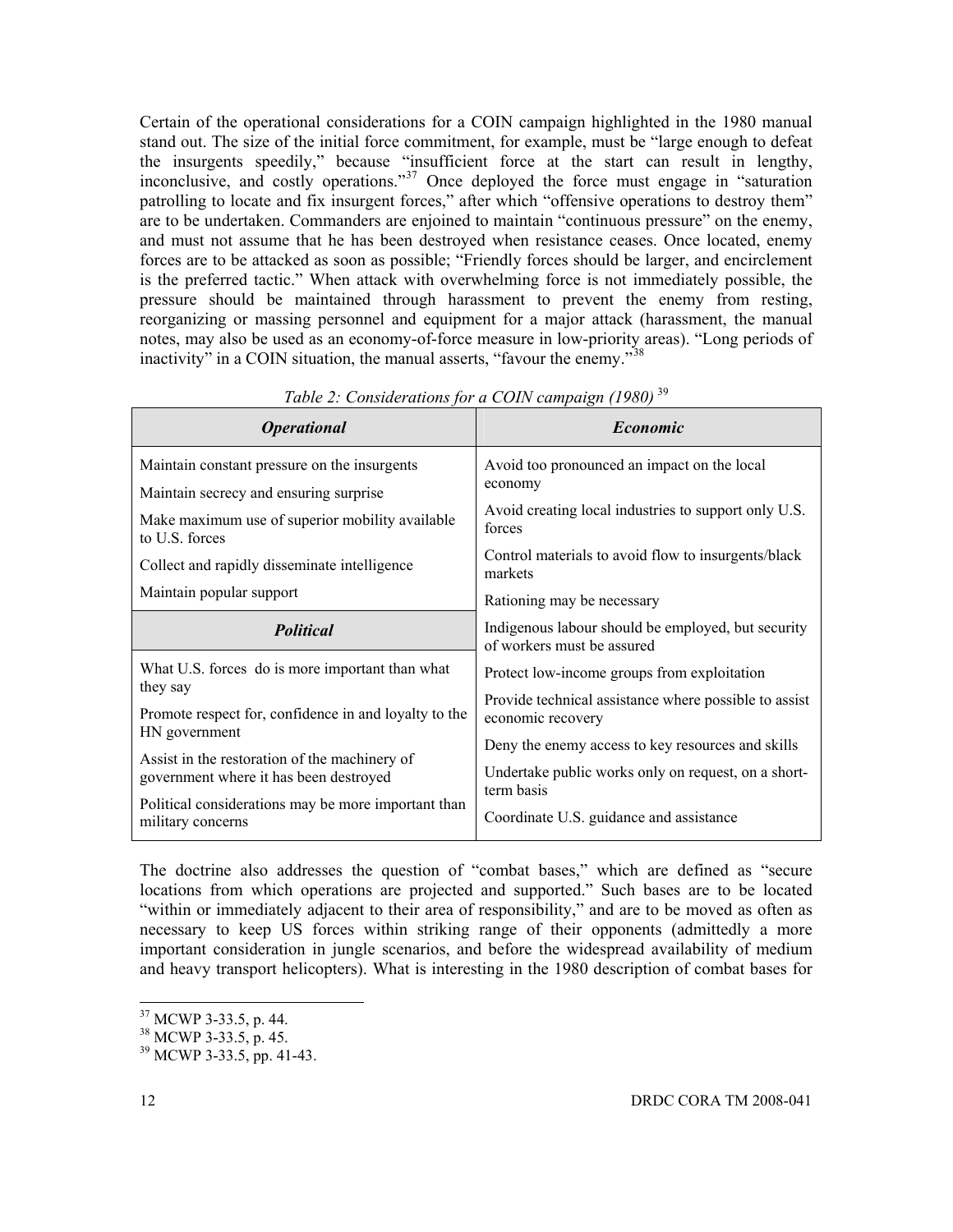Certain of the operational considerations for a COIN campaign highlighted in the 1980 manual stand out. The size of the initial force commitment, for example, must be "large enough to defeat the insurgents speedily," because "insufficient force at the start can result in lengthy, inconclusive, and costly operations."[37] Once deployed the force must engage in "saturation patrolling to locate and fix insurgent forces," after which "offensive operations to destroy them" are to be undertaken. Commanders are enjoined to maintain "continuous pressure" on the enemy, and must not assume that he has been destroyed when resistance ceases. Once located, enemy forces are to be attacked as soon as possible; "Friendly forces should be larger, and encirclement is the preferred tactic." When attack with overwhelming force is not immediately possible, the pressure should be maintained through harassment to prevent the enemy from resting, reorganizing or massing personnel and equipment for a major attack (harassment, the manual notes, may also be used as an economy-of-force measure in low-priority areas). "Long periods of inactivity" in a COIN situation, the manual asserts, "favour the enemy."[38]

*Table 2: Considerations for a COIN campaign (1980)* [39]

| ***Operational*** | ***Economic*** |
|---|---|
| Maintain constant pressure on the insurgents<br>Maintain secrecy and ensuring surprise<br>Make maximum use of superior mobility available to U.S. forces<br>Collect and rapidly disseminate intelligence<br>Maintain popular support | Avoid too pronounced an impact on the local economy<br>Avoid creating local industries to support only U.S. forces<br>Control materials to avoid flow to insurgents/black markets<br>Rationing may be necessary<br>Indigenous labour should be employed, but security of workers must be assured<br>Protect low-income groups from exploitation<br>Provide technical assistance where possible to assist economic recovery<br>Deny the enemy access to key resources and skills<br>Undertake public works only on request, on a short-term basis<br>Coordinate U.S. guidance and assistance |
| ***Political*** | |
| What U.S. forces do is more important than what they say<br>Promote respect for, confidence in and loyalty to the HN government<br>Assist in the restoration of the machinery of government where it has been destroyed<br>Political considerations may be more important than military concerns | |

The doctrine also addresses the question of "combat bases," which are defined as "secure locations from which operations are projected and supported." Such bases are to be located "within or immediately adjacent to their area of responsibility," and are to be moved as often as necessary to keep US forces within striking range of their opponents (admittedly a more important consideration in jungle scenarios, and before the widespread availability of medium and heavy transport helicopters). What is interesting in the 1980 description of combat bases for

[37] MCWP 3-33.5, p. 44.

[38] MCWP 3-33.5, p. 45.

[39] MCWP 3-33.5, pp. 41-43.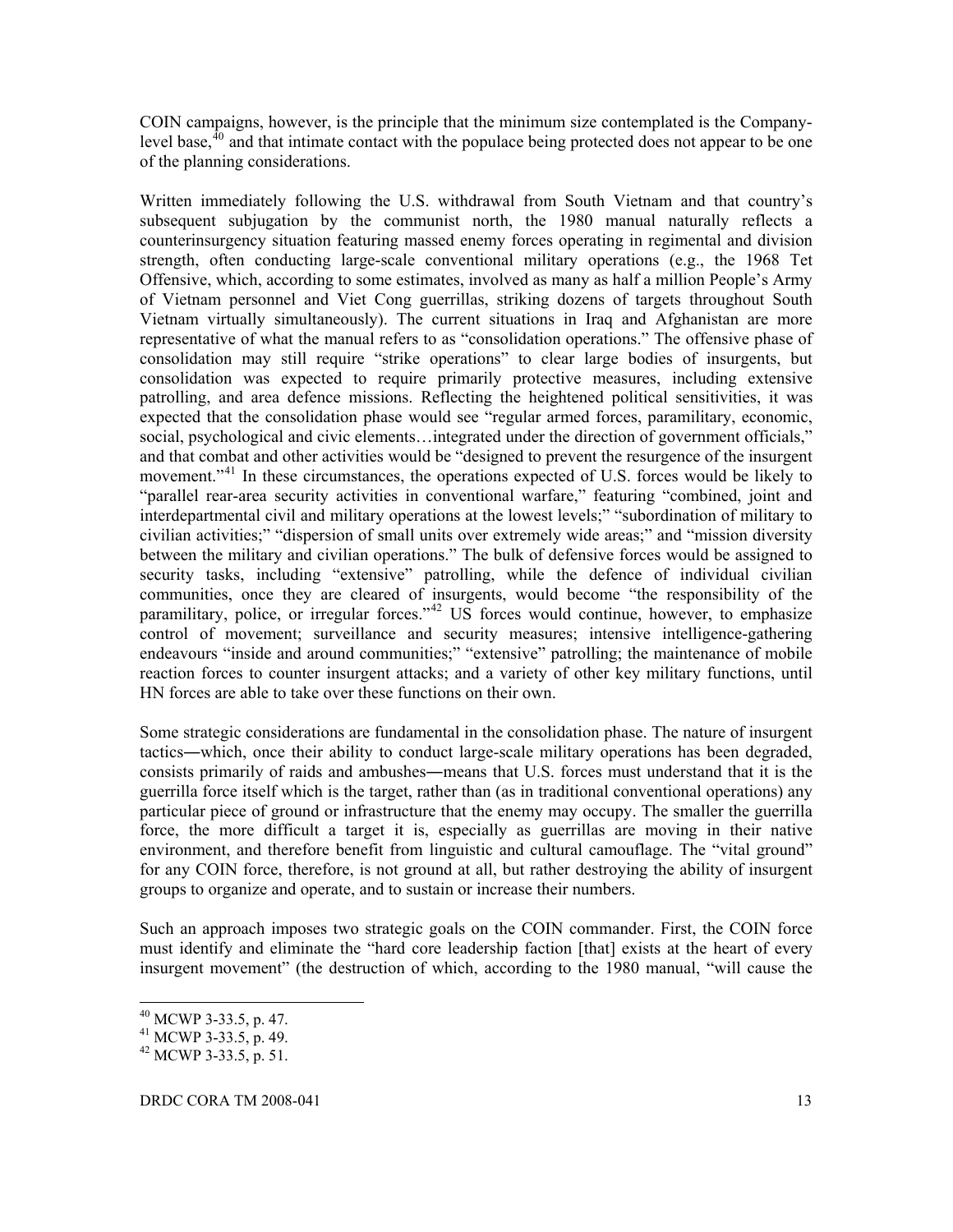COIN campaigns, however, is the principle that the minimum size contemplated is the Company-level base,[40] and that intimate contact with the populace being protected does not appear to be one of the planning considerations.

Written immediately following the U.S. withdrawal from South Vietnam and that country's subsequent subjugation by the communist north, the 1980 manual naturally reflects a counterinsurgency situation featuring massed enemy forces operating in regimental and division strength, often conducting large-scale conventional military operations (e.g., the 1968 Tet Offensive, which, according to some estimates, involved as many as half a million People's Army of Vietnam personnel and Viet Cong guerrillas, striking dozens of targets throughout South Vietnam virtually simultaneously). The current situations in Iraq and Afghanistan are more representative of what the manual refers to as "consolidation operations." The offensive phase of consolidation may still require "strike operations" to clear large bodies of insurgents, but consolidation was expected to require primarily protective measures, including extensive patrolling, and area defence missions. Reflecting the heightened political sensitivities, it was expected that the consolidation phase would see "regular armed forces, paramilitary, economic, social, psychological and civic elements…integrated under the direction of government officials," and that combat and other activities would be "designed to prevent the resurgence of the insurgent movement."[41] In these circumstances, the operations expected of U.S. forces would be likely to "parallel rear-area security activities in conventional warfare," featuring "combined, joint and interdepartmental civil and military operations at the lowest levels;" "subordination of military to civilian activities;" "dispersion of small units over extremely wide areas;" and "mission diversity between the military and civilian operations." The bulk of defensive forces would be assigned to security tasks, including "extensive" patrolling, while the defence of individual civilian communities, once they are cleared of insurgents, would become "the responsibility of the paramilitary, police, or irregular forces."[42] US forces would continue, however, to emphasize control of movement; surveillance and security measures; intensive intelligence-gathering endeavours "inside and around communities;" "extensive" patrolling; the maintenance of mobile reaction forces to counter insurgent attacks; and a variety of other key military functions, until HN forces are able to take over these functions on their own.

Some strategic considerations are fundamental in the consolidation phase. The nature of insurgent tactics―which, once their ability to conduct large-scale military operations has been degraded, consists primarily of raids and ambushes―means that U.S. forces must understand that it is the guerrilla force itself which is the target, rather than (as in traditional conventional operations) any particular piece of ground or infrastructure that the enemy may occupy. The smaller the guerrilla force, the more difficult a target it is, especially as guerrillas are moving in their native environment, and therefore benefit from linguistic and cultural camouflage. The "vital ground" for any COIN force, therefore, is not ground at all, but rather destroying the ability of insurgent groups to organize and operate, and to sustain or increase their numbers.

Such an approach imposes two strategic goals on the COIN commander. First, the COIN force must identify and eliminate the "hard core leadership faction [that] exists at the heart of every insurgent movement" (the destruction of which, according to the 1980 manual, "will cause the

[40] MCWP 3-33.5, p. 47.
[41] MCWP 3-33.5, p. 49.
[42] MCWP 3-33.5, p. 51.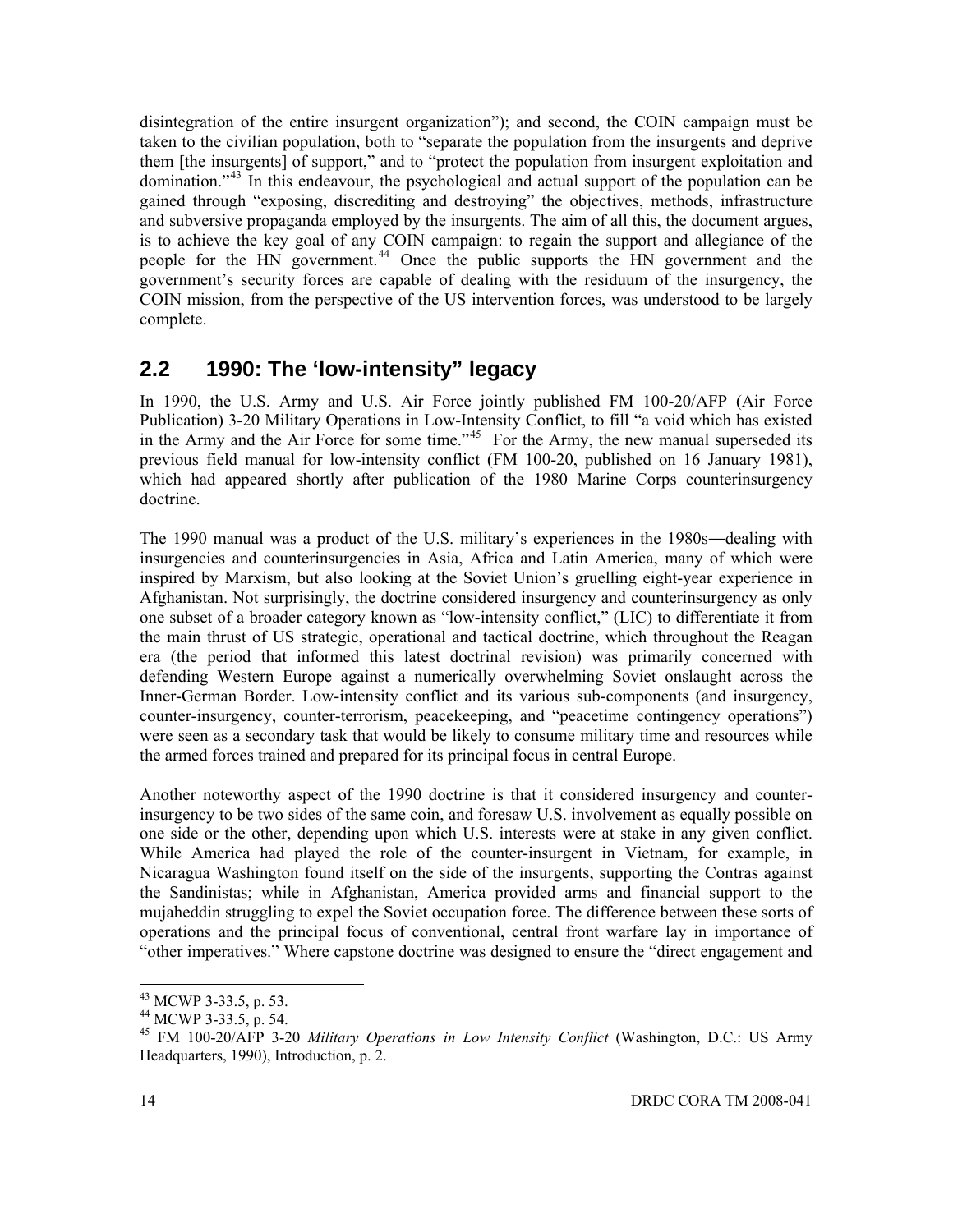disintegration of the entire insurgent organization"); and second, the COIN campaign must be taken to the civilian population, both to "separate the population from the insurgents and deprive them [the insurgents] of support," and to "protect the population from insurgent exploitation and domination."[43] In this endeavour, the psychological and actual support of the population can be gained through "exposing, discrediting and destroying" the objectives, methods, infrastructure and subversive propaganda employed by the insurgents. The aim of all this, the document argues, is to achieve the key goal of any COIN campaign: to regain the support and allegiance of the people for the HN government.[44] Once the public supports the HN government and the government's security forces are capable of dealing with the residuum of the insurgency, the COIN mission, from the perspective of the US intervention forces, was understood to be largely complete.

## 2.2 1990: The 'low-intensity" legacy

In 1990, the U.S. Army and U.S. Air Force jointly published FM 100-20/AFP (Air Force Publication) 3-20 Military Operations in Low-Intensity Conflict, to fill "a void which has existed in the Army and the Air Force for some time."[45] For the Army, the new manual superseded its previous field manual for low-intensity conflict (FM 100-20, published on 16 January 1981), which had appeared shortly after publication of the 1980 Marine Corps counterinsurgency doctrine.

The 1990 manual was a product of the U.S. military's experiences in the 1980s―dealing with insurgencies and counterinsurgencies in Asia, Africa and Latin America, many of which were inspired by Marxism, but also looking at the Soviet Union's gruelling eight-year experience in Afghanistan. Not surprisingly, the doctrine considered insurgency and counterinsurgency as only one subset of a broader category known as "low-intensity conflict," (LIC) to differentiate it from the main thrust of US strategic, operational and tactical doctrine, which throughout the Reagan era (the period that informed this latest doctrinal revision) was primarily concerned with defending Western Europe against a numerically overwhelming Soviet onslaught across the Inner-German Border. Low-intensity conflict and its various sub-components (and insurgency, counter-insurgency, counter-terrorism, peacekeeping, and "peacetime contingency operations") were seen as a secondary task that would be likely to consume military time and resources while the armed forces trained and prepared for its principal focus in central Europe.

Another noteworthy aspect of the 1990 doctrine is that it considered insurgency and counter-insurgency to be two sides of the same coin, and foresaw U.S. involvement as equally possible on one side or the other, depending upon which U.S. interests were at stake in any given conflict. While America had played the role of the counter-insurgent in Vietnam, for example, in Nicaragua Washington found itself on the side of the insurgents, supporting the Contras against the Sandinistas; while in Afghanistan, America provided arms and financial support to the mujaheddin struggling to expel the Soviet occupation force. The difference between these sorts of operations and the principal focus of conventional, central front warfare lay in importance of "other imperatives." Where capstone doctrine was designed to ensure the "direct engagement and

---

[43] MCWP 3-33.5, p. 53.

[44] MCWP 3-33.5, p. 54.

[45] FM 100-20/AFP 3-20 *Military Operations in Low Intensity Conflict* (Washington, D.C.: US Army Headquarters, 1990), Introduction, p. 2.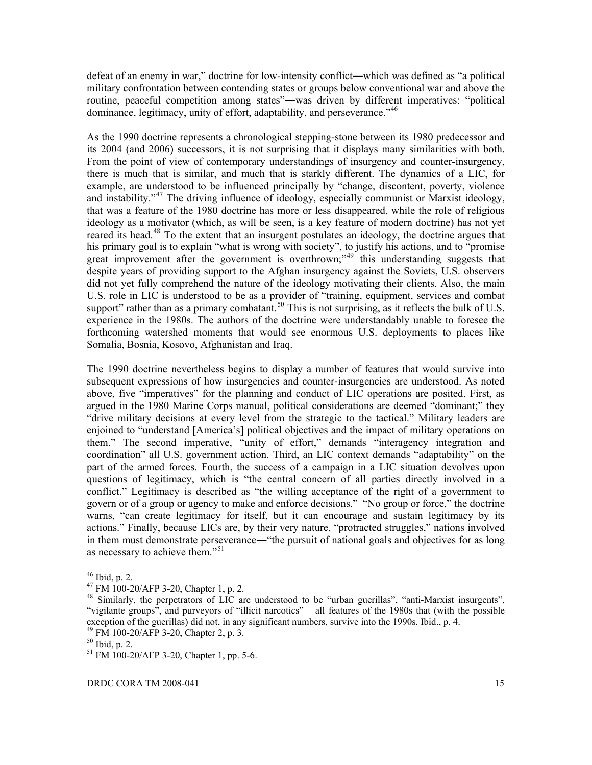defeat of an enemy in war," doctrine for low-intensity conflict―which was defined as "a political military confrontation between contending states or groups below conventional war and above the routine, peaceful competition among states"―was driven by different imperatives: "political dominance, legitimacy, unity of effort, adaptability, and perseverance."[46]

As the 1990 doctrine represents a chronological stepping-stone between its 1980 predecessor and its 2004 (and 2006) successors, it is not surprising that it displays many similarities with both. From the point of view of contemporary understandings of insurgency and counter-insurgency, there is much that is similar, and much that is starkly different. The dynamics of a LIC, for example, are understood to be influenced principally by "change, discontent, poverty, violence and instability."[47] The driving influence of ideology, especially communist or Marxist ideology, that was a feature of the 1980 doctrine has more or less disappeared, while the role of religious ideology as a motivator (which, as will be seen, is a key feature of modern doctrine) has not yet reared its head.[48] To the extent that an insurgent postulates an ideology, the doctrine argues that his primary goal is to explain "what is wrong with society", to justify his actions, and to "promise great improvement after the government is overthrown;"[49] this understanding suggests that despite years of providing support to the Afghan insurgency against the Soviets, U.S. observers did not yet fully comprehend the nature of the ideology motivating their clients. Also, the main U.S. role in LIC is understood to be as a provider of "training, equipment, services and combat support" rather than as a primary combatant.[50] This is not surprising, as it reflects the bulk of U.S. experience in the 1980s. The authors of the doctrine were understandably unable to foresee the forthcoming watershed moments that would see enormous U.S. deployments to places like Somalia, Bosnia, Kosovo, Afghanistan and Iraq.

The 1990 doctrine nevertheless begins to display a number of features that would survive into subsequent expressions of how insurgencies and counter-insurgencies are understood. As noted above, five "imperatives" for the planning and conduct of LIC operations are posited. First, as argued in the 1980 Marine Corps manual, political considerations are deemed "dominant;" they "drive military decisions at every level from the strategic to the tactical." Military leaders are enjoined to "understand [America's] political objectives and the impact of military operations on them." The second imperative, "unity of effort," demands "interagency integration and coordination" all U.S. government action. Third, an LIC context demands "adaptability" on the part of the armed forces. Fourth, the success of a campaign in a LIC situation devolves upon questions of legitimacy, which is "the central concern of all parties directly involved in a conflict." Legitimacy is described as "the willing acceptance of the right of a government to govern or of a group or agency to make and enforce decisions." "No group or force," the doctrine warns, "can create legitimacy for itself, but it can encourage and sustain legitimacy by its actions." Finally, because LICs are, by their very nature, "protracted struggles," nations involved in them must demonstrate perseverance―"the pursuit of national goals and objectives for as long as necessary to achieve them."[51]

---

[46] Ibid, p. 2.

[47] FM 100-20/AFP 3-20, Chapter 1, p. 2.

[48] Similarly, the perpetrators of LIC are understood to be "urban guerillas", "anti-Marxist insurgents", "vigilante groups", and purveyors of "illicit narcotics" – all features of the 1980s that (with the possible exception of the guerillas) did not, in any significant numbers, survive into the 1990s. Ibid., p. 4.

[49] FM 100-20/AFP 3-20, Chapter 2, p. 3.

[50] Ibid, p. 2.

[51] FM 100-20/AFP 3-20, Chapter 1, pp. 5-6.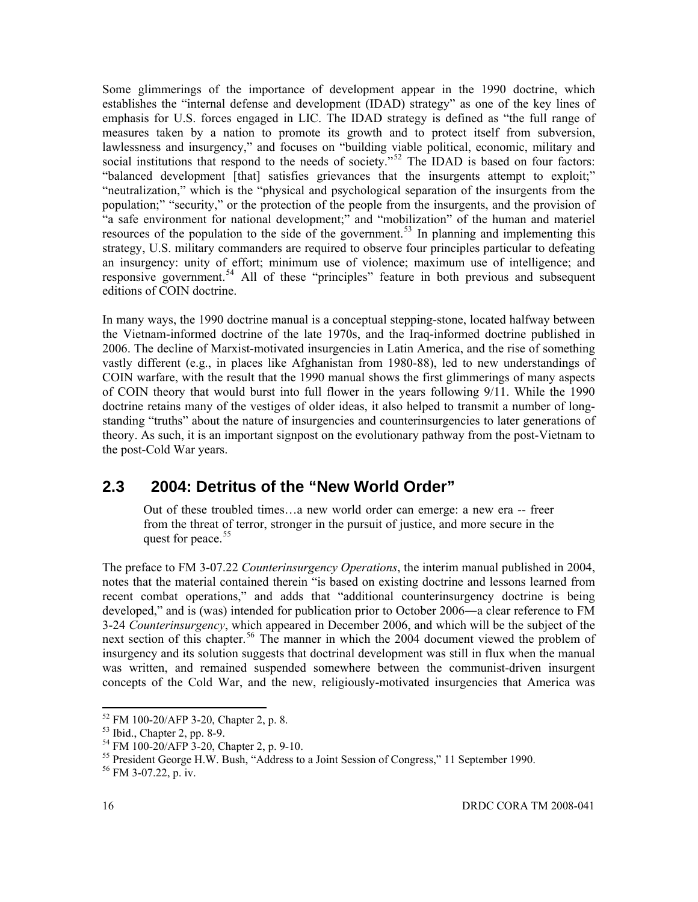Some glimmerings of the importance of development appear in the 1990 doctrine, which establishes the "internal defense and development (IDAD) strategy" as one of the key lines of emphasis for U.S. forces engaged in LIC. The IDAD strategy is defined as "the full range of measures taken by a nation to promote its growth and to protect itself from subversion, lawlessness and insurgency," and focuses on "building viable political, economic, military and social institutions that respond to the needs of society."[52] The IDAD is based on four factors: "balanced development [that] satisfies grievances that the insurgents attempt to exploit;" "neutralization," which is the "physical and psychological separation of the insurgents from the population;" "security," or the protection of the people from the insurgents, and the provision of "a safe environment for national development;" and "mobilization" of the human and materiel resources of the population to the side of the government.[53] In planning and implementing this strategy, U.S. military commanders are required to observe four principles particular to defeating an insurgency: unity of effort; minimum use of violence; maximum use of intelligence; and responsive government.[54] All of these "principles" feature in both previous and subsequent editions of COIN doctrine.

In many ways, the 1990 doctrine manual is a conceptual stepping-stone, located halfway between the Vietnam-informed doctrine of the late 1970s, and the Iraq-informed doctrine published in 2006. The decline of Marxist-motivated insurgencies in Latin America, and the rise of something vastly different (e.g., in places like Afghanistan from 1980-88), led to new understandings of COIN warfare, with the result that the 1990 manual shows the first glimmerings of many aspects of COIN theory that would burst into full flower in the years following 9/11. While the 1990 doctrine retains many of the vestiges of older ideas, it also helped to transmit a number of long-standing "truths" about the nature of insurgencies and counterinsurgencies to later generations of theory. As such, it is an important signpost on the evolutionary pathway from the post-Vietnam to the post-Cold War years.

## 2.3 2004: Detritus of the "New World Order"

> Out of these troubled times…a new world order can emerge: a new era -- freer from the threat of terror, stronger in the pursuit of justice, and more secure in the quest for peace.[55]

The preface to FM 3-07.22 *Counterinsurgency Operations*, the interim manual published in 2004, notes that the material contained therein "is based on existing doctrine and lessons learned from recent combat operations," and adds that "additional counterinsurgency doctrine is being developed," and is (was) intended for publication prior to October 2006―a clear reference to FM 3-24 *Counterinsurgency*, which appeared in December 2006, and which will be the subject of the next section of this chapter.[56] The manner in which the 2004 document viewed the problem of insurgency and its solution suggests that doctrinal development was still in flux when the manual was written, and remained suspended somewhere between the communist-driven insurgent concepts of the Cold War, and the new, religiously-motivated insurgencies that America was

---

[52] FM 100-20/AFP 3-20, Chapter 2, p. 8.

[53] Ibid., Chapter 2, pp. 8-9.

[54] FM 100-20/AFP 3-20, Chapter 2, p. 9-10.

[55] President George H.W. Bush, "Address to a Joint Session of Congress," 11 September 1990.

[56] FM 3-07.22, p. iv.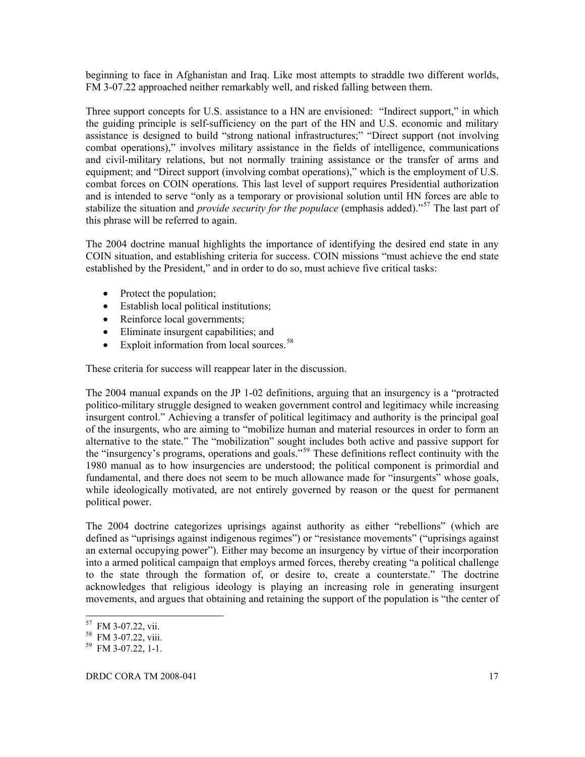beginning to face in Afghanistan and Iraq. Like most attempts to straddle two different worlds, FM 3-07.22 approached neither remarkably well, and risked falling between them.

Three support concepts for U.S. assistance to a HN are envisioned: "Indirect support," in which the guiding principle is self-sufficiency on the part of the HN and U.S. economic and military assistance is designed to build "strong national infrastructures;" "Direct support (not involving combat operations)," involves military assistance in the fields of intelligence, communications and civil-military relations, but not normally training assistance or the transfer of arms and equipment; and "Direct support (involving combat operations)," which is the employment of U.S. combat forces on COIN operations. This last level of support requires Presidential authorization and is intended to serve "only as a temporary or provisional solution until HN forces are able to stabilize the situation and *provide security for the populace* (emphasis added)."[57] The last part of this phrase will be referred to again.

The 2004 doctrine manual highlights the importance of identifying the desired end state in any COIN situation, and establishing criteria for success. COIN missions "must achieve the end state established by the President," and in order to do so, must achieve five critical tasks:

- Protect the population;
- Establish local political institutions;
- Reinforce local governments;
- Eliminate insurgent capabilities; and
- Exploit information from local sources.[58]

These criteria for success will reappear later in the discussion.

The 2004 manual expands on the JP 1-02 definitions, arguing that an insurgency is a "protracted politico-military struggle designed to weaken government control and legitimacy while increasing insurgent control." Achieving a transfer of political legitimacy and authority is the principal goal of the insurgents, who are aiming to "mobilize human and material resources in order to form an alternative to the state." The "mobilization" sought includes both active and passive support for the "insurgency's programs, operations and goals."[59] These definitions reflect continuity with the 1980 manual as to how insurgencies are understood; the political component is primordial and fundamental, and there does not seem to be much allowance made for "insurgents" whose goals, while ideologically motivated, are not entirely governed by reason or the quest for permanent political power.

The 2004 doctrine categorizes uprisings against authority as either "rebellions" (which are defined as "uprisings against indigenous regimes") or "resistance movements" ("uprisings against an external occupying power"). Either may become an insurgency by virtue of their incorporation into a armed political campaign that employs armed forces, thereby creating "a political challenge to the state through the formation of, or desire to, create a counterstate." The doctrine acknowledges that religious ideology is playing an increasing role in generating insurgent movements, and argues that obtaining and retaining the support of the population is "the center of

---

[57] FM 3-07.22, vii.

[58] FM 3-07.22, viii.

[59] FM 3-07.22, 1-1.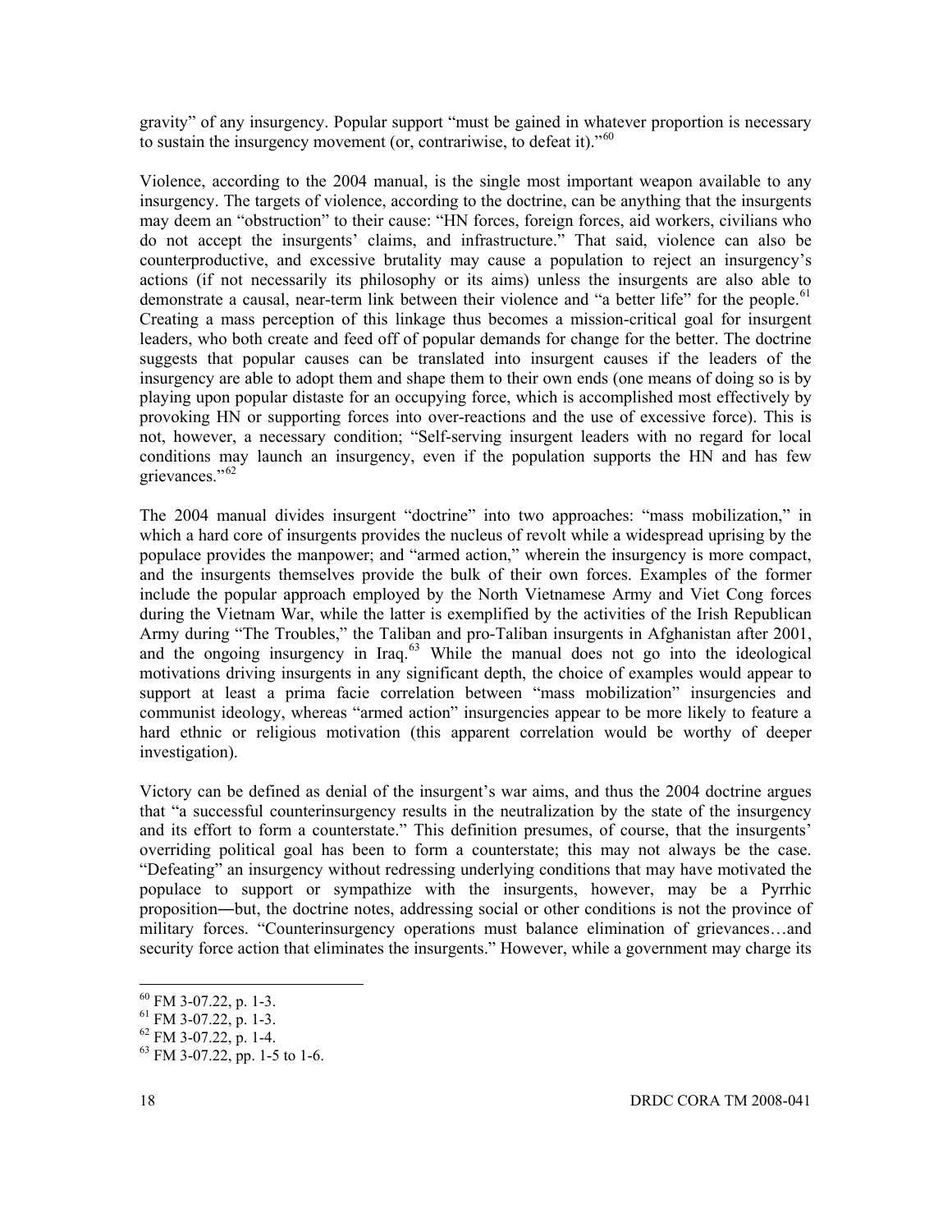gravity" of any insurgency. Popular support "must be gained in whatever proportion is necessary to sustain the insurgency movement (or, contrariwise, to defeat it)."[60]

Violence, according to the 2004 manual, is the single most important weapon available to any insurgency. The targets of violence, according to the doctrine, can be anything that the insurgents may deem an "obstruction" to their cause: "HN forces, foreign forces, aid workers, civilians who do not accept the insurgents' claims, and infrastructure." That said, violence can also be counterproductive, and excessive brutality may cause a population to reject an insurgency's actions (if not necessarily its philosophy or its aims) unless the insurgents are also able to demonstrate a causal, near-term link between their violence and "a better life" for the people.[61] Creating a mass perception of this linkage thus becomes a mission-critical goal for insurgent leaders, who both create and feed off of popular demands for change for the better. The doctrine suggests that popular causes can be translated into insurgent causes if the leaders of the insurgency are able to adopt them and shape them to their own ends (one means of doing so is by playing upon popular distaste for an occupying force, which is accomplished most effectively by provoking HN or supporting forces into over-reactions and the use of excessive force). This is not, however, a necessary condition; "Self-serving insurgent leaders with no regard for local conditions may launch an insurgency, even if the population supports the HN and has few grievances."[62]

The 2004 manual divides insurgent "doctrine" into two approaches: "mass mobilization," in which a hard core of insurgents provides the nucleus of revolt while a widespread uprising by the populace provides the manpower; and "armed action," wherein the insurgency is more compact, and the insurgents themselves provide the bulk of their own forces. Examples of the former include the popular approach employed by the North Vietnamese Army and Viet Cong forces during the Vietnam War, while the latter is exemplified by the activities of the Irish Republican Army during "The Troubles," the Taliban and pro-Taliban insurgents in Afghanistan after 2001, and the ongoing insurgency in Iraq.[63] While the manual does not go into the ideological motivations driving insurgents in any significant depth, the choice of examples would appear to support at least a prima facie correlation between "mass mobilization" insurgencies and communist ideology, whereas "armed action" insurgencies appear to be more likely to feature a hard ethnic or religious motivation (this apparent correlation would be worthy of deeper investigation).

Victory can be defined as denial of the insurgent's war aims, and thus the 2004 doctrine argues that "a successful counterinsurgency results in the neutralization by the state of the insurgency and its effort to form a counterstate." This definition presumes, of course, that the insurgents' overriding political goal has been to form a counterstate; this may not always be the case. "Defeating" an insurgency without redressing underlying conditions that may have motivated the populace to support or sympathize with the insurgents, however, may be a Pyrrhic proposition―but, the doctrine notes, addressing social or other conditions is not the province of military forces. "Counterinsurgency operations must balance elimination of grievances…and security force action that eliminates the insurgents." However, while a government may charge its

[60] FM 3-07.22, p. 1-3.

[61] FM 3-07.22, p. 1-3.

[62] FM 3-07.22, p. 1-4.

[63] FM 3-07.22, pp. 1-5 to 1-6.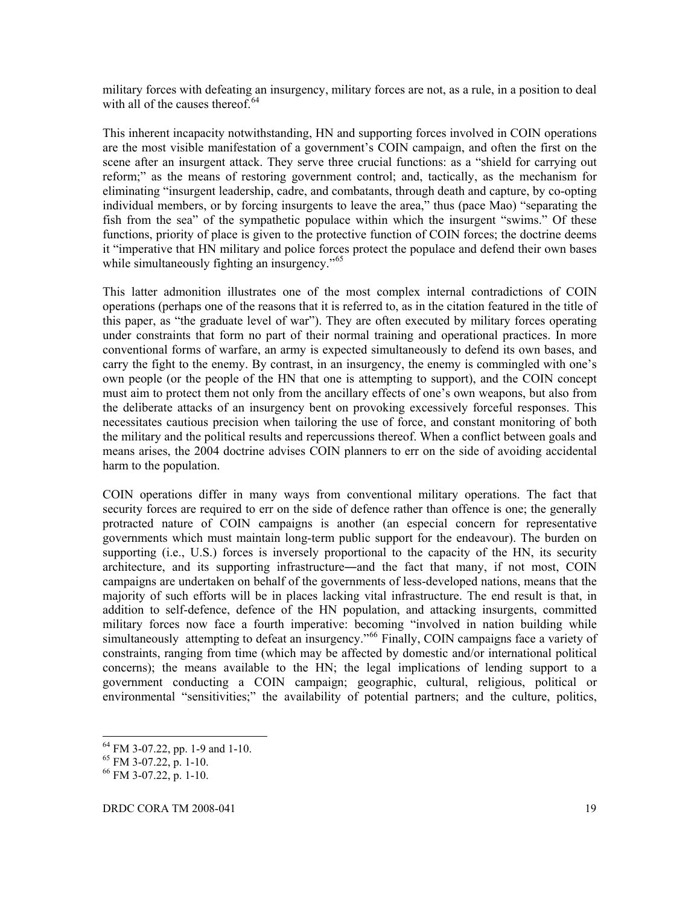military forces with defeating an insurgency, military forces are not, as a rule, in a position to deal with all of the causes thereof.[64]

This inherent incapacity notwithstanding, HN and supporting forces involved in COIN operations are the most visible manifestation of a government's COIN campaign, and often the first on the scene after an insurgent attack. They serve three crucial functions: as a "shield for carrying out reform;" as the means of restoring government control; and, tactically, as the mechanism for eliminating "insurgent leadership, cadre, and combatants, through death and capture, by co-opting individual members, or by forcing insurgents to leave the area," thus (pace Mao) "separating the fish from the sea" of the sympathetic populace within which the insurgent "swims." Of these functions, priority of place is given to the protective function of COIN forces; the doctrine deems it "imperative that HN military and police forces protect the populace and defend their own bases while simultaneously fighting an insurgency."[65]

This latter admonition illustrates one of the most complex internal contradictions of COIN operations (perhaps one of the reasons that it is referred to, as in the citation featured in the title of this paper, as "the graduate level of war"). They are often executed by military forces operating under constraints that form no part of their normal training and operational practices. In more conventional forms of warfare, an army is expected simultaneously to defend its own bases, and carry the fight to the enemy. By contrast, in an insurgency, the enemy is commingled with one's own people (or the people of the HN that one is attempting to support), and the COIN concept must aim to protect them not only from the ancillary effects of one's own weapons, but also from the deliberate attacks of an insurgency bent on provoking excessively forceful responses. This necessitates cautious precision when tailoring the use of force, and constant monitoring of both the military and the political results and repercussions thereof. When a conflict between goals and means arises, the 2004 doctrine advises COIN planners to err on the side of avoiding accidental harm to the population.

COIN operations differ in many ways from conventional military operations. The fact that security forces are required to err on the side of defence rather than offence is one; the generally protracted nature of COIN campaigns is another (an especial concern for representative governments which must maintain long-term public support for the endeavour). The burden on supporting (i.e., U.S.) forces is inversely proportional to the capacity of the HN, its security architecture, and its supporting infrastructure―and the fact that many, if not most, COIN campaigns are undertaken on behalf of the governments of less-developed nations, means that the majority of such efforts will be in places lacking vital infrastructure. The end result is that, in addition to self-defence, defence of the HN population, and attacking insurgents, committed military forces now face a fourth imperative: becoming "involved in nation building while simultaneously attempting to defeat an insurgency."[66] Finally, COIN campaigns face a variety of constraints, ranging from time (which may be affected by domestic and/or international political concerns); the means available to the HN; the legal implications of lending support to a government conducting a COIN campaign; geographic, cultural, religious, political or environmental "sensitivities;" the availability of potential partners; and the culture, politics,

[64] FM 3-07.22, pp. 1-9 and 1-10.

[65] FM 3-07.22, p. 1-10.

[66] FM 3-07.22, p. 1-10.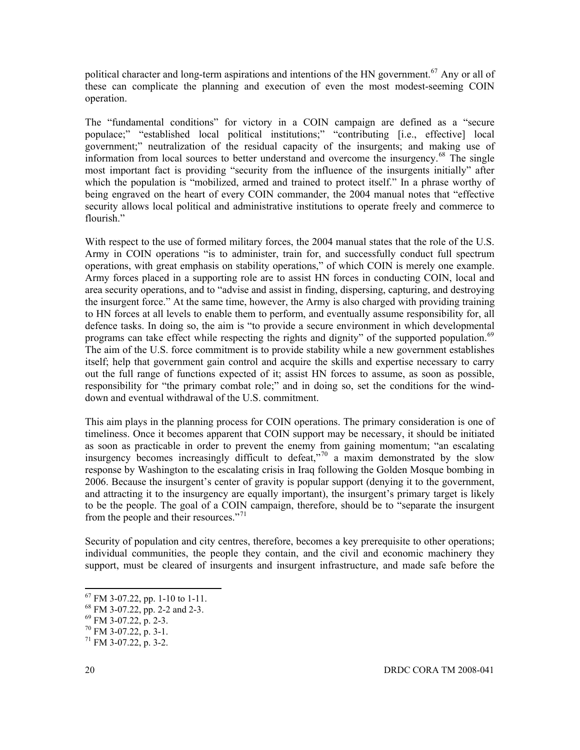political character and long-term aspirations and intentions of the HN government.[67] Any or all of these can complicate the planning and execution of even the most modest-seeming COIN operation.

The "fundamental conditions" for victory in a COIN campaign are defined as a "secure populace;" "established local political institutions;" "contributing [i.e., effective] local government;" neutralization of the residual capacity of the insurgents; and making use of information from local sources to better understand and overcome the insurgency.[68] The single most important fact is providing "security from the influence of the insurgents initially" after which the population is "mobilized, armed and trained to protect itself." In a phrase worthy of being engraved on the heart of every COIN commander, the 2004 manual notes that "effective security allows local political and administrative institutions to operate freely and commerce to flourish."

With respect to the use of formed military forces, the 2004 manual states that the role of the U.S. Army in COIN operations "is to administer, train for, and successfully conduct full spectrum operations, with great emphasis on stability operations," of which COIN is merely one example. Army forces placed in a supporting role are to assist HN forces in conducting COIN, local and area security operations, and to "advise and assist in finding, dispersing, capturing, and destroying the insurgent force." At the same time, however, the Army is also charged with providing training to HN forces at all levels to enable them to perform, and eventually assume responsibility for, all defence tasks. In doing so, the aim is "to provide a secure environment in which developmental programs can take effect while respecting the rights and dignity" of the supported population.[69] The aim of the U.S. force commitment is to provide stability while a new government establishes itself; help that government gain control and acquire the skills and expertise necessary to carry out the full range of functions expected of it; assist HN forces to assume, as soon as possible, responsibility for "the primary combat role;" and in doing so, set the conditions for the wind-down and eventual withdrawal of the U.S. commitment.

This aim plays in the planning process for COIN operations. The primary consideration is one of timeliness. Once it becomes apparent that COIN support may be necessary, it should be initiated as soon as practicable in order to prevent the enemy from gaining momentum; "an escalating insurgency becomes increasingly difficult to defeat,"[70] a maxim demonstrated by the slow response by Washington to the escalating crisis in Iraq following the Golden Mosque bombing in 2006. Because the insurgent's center of gravity is popular support (denying it to the government, and attracting it to the insurgency are equally important), the insurgent's primary target is likely to be the people. The goal of a COIN campaign, therefore, should be to "separate the insurgent from the people and their resources."[71]

Security of population and city centres, therefore, becomes a key prerequisite to other operations; individual communities, the people they contain, and the civil and economic machinery they support, must be cleared of insurgents and insurgent infrastructure, and made safe before the

---

[67] FM 3-07.22, pp. 1-10 to 1-11.

[68] FM 3-07.22, pp. 2-2 and 2-3.

[69] FM 3-07.22, p. 2-3.

[70] FM 3-07.22, p. 3-1.

[71] FM 3-07.22, p. 3-2.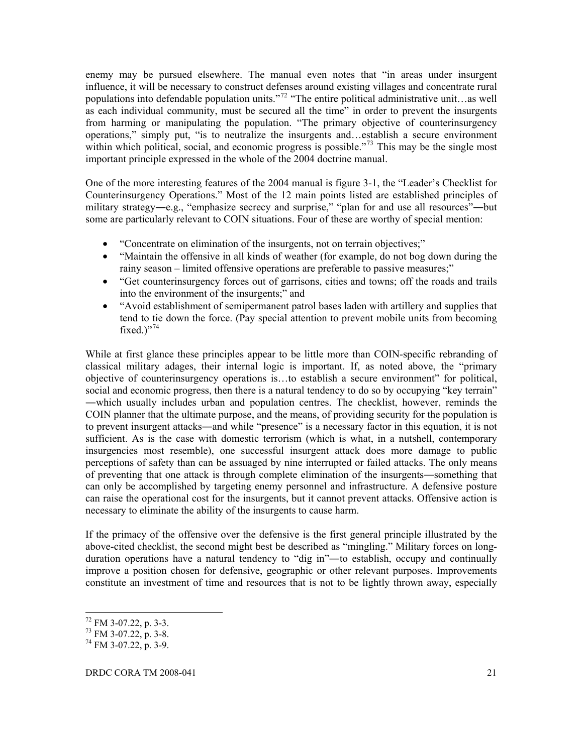enemy may be pursued elsewhere. The manual even notes that "in areas under insurgent influence, it will be necessary to construct defenses around existing villages and concentrate rural populations into defendable population units."[72] "The entire political administrative unit…as well as each individual community, must be secured all the time" in order to prevent the insurgents from harming or manipulating the population. "The primary objective of counterinsurgency operations," simply put, "is to neutralize the insurgents and…establish a secure environment within which political, social, and economic progress is possible."[73] This may be the single most important principle expressed in the whole of the 2004 doctrine manual.

One of the more interesting features of the 2004 manual is figure 3-1, the "Leader's Checklist for Counterinsurgency Operations." Most of the 12 main points listed are established principles of military strategy―e.g., "emphasize secrecy and surprise," "plan for and use all resources"―but some are particularly relevant to COIN situations. Four of these are worthy of special mention:

- "Concentrate on elimination of the insurgents, not on terrain objectives;"
- "Maintain the offensive in all kinds of weather (for example, do not bog down during the rainy season – limited offensive operations are preferable to passive measures;"
- "Get counterinsurgency forces out of garrisons, cities and towns; off the roads and trails into the environment of the insurgents;" and
- "Avoid establishment of semipermanent patrol bases laden with artillery and supplies that tend to tie down the force. (Pay special attention to prevent mobile units from becoming fixed.)"[74]

While at first glance these principles appear to be little more than COIN-specific rebranding of classical military adages, their internal logic is important. If, as noted above, the "primary objective of counterinsurgency operations is…to establish a secure environment" for political, social and economic progress, then there is a natural tendency to do so by occupying "key terrain" ―which usually includes urban and population centres. The checklist, however, reminds the COIN planner that the ultimate purpose, and the means, of providing security for the population is to prevent insurgent attacks―and while "presence" is a necessary factor in this equation, it is not sufficient. As is the case with domestic terrorism (which is what, in a nutshell, contemporary insurgencies most resemble), one successful insurgent attack does more damage to public perceptions of safety than can be assuaged by nine interrupted or failed attacks. The only means of preventing that one attack is through complete elimination of the insurgents―something that can only be accomplished by targeting enemy personnel and infrastructure. A defensive posture can raise the operational cost for the insurgents, but it cannot prevent attacks. Offensive action is necessary to eliminate the ability of the insurgents to cause harm.

If the primacy of the offensive over the defensive is the first general principle illustrated by the above-cited checklist, the second might best be described as "mingling." Military forces on long-duration operations have a natural tendency to "dig in"―to establish, occupy and continually improve a position chosen for defensive, geographic or other relevant purposes. Improvements constitute an investment of time and resources that is not to be lightly thrown away, especially

---

[72] FM 3-07.22, p. 3-3.

[73] FM 3-07.22, p. 3-8.

[74] FM 3-07.22, p. 3-9.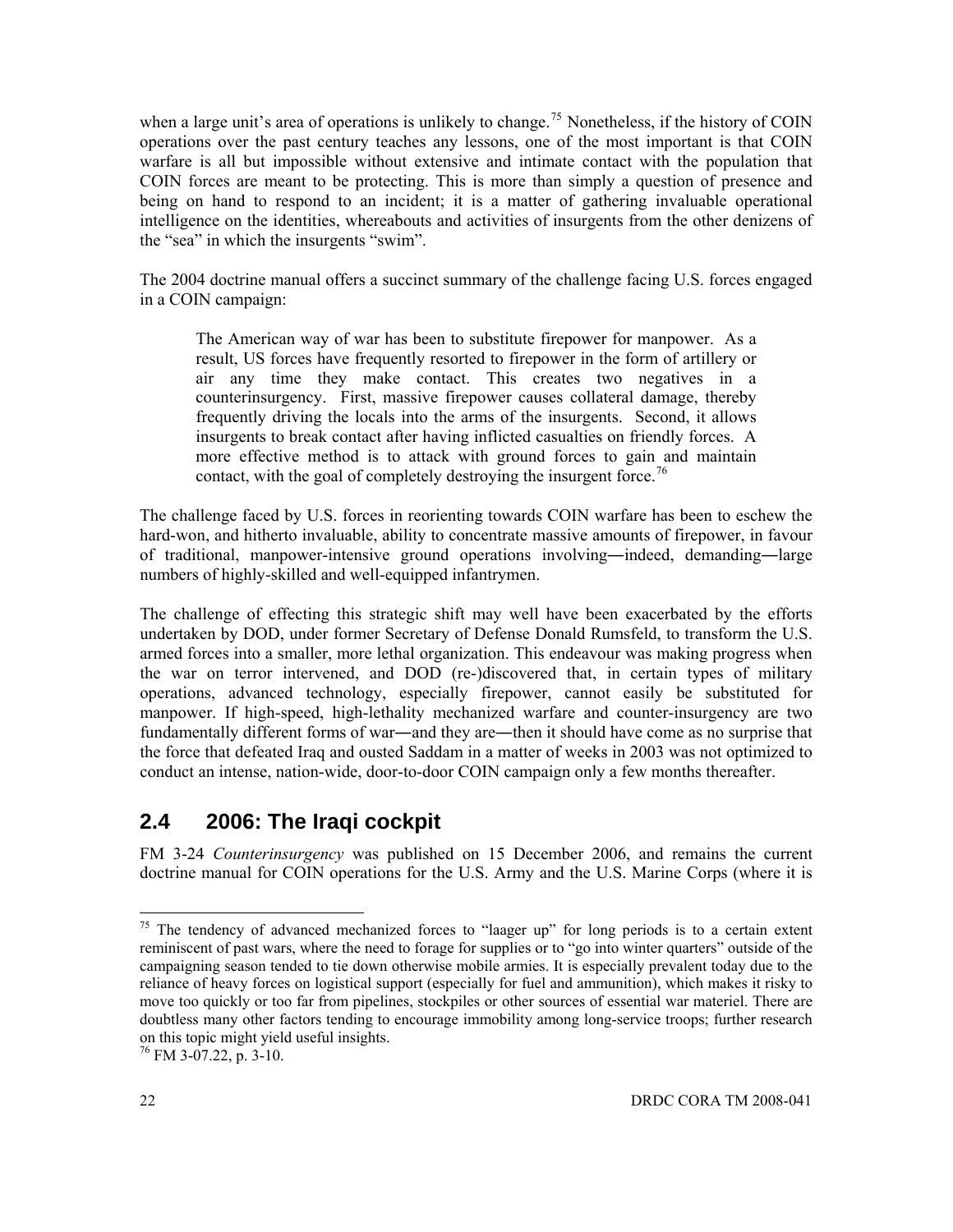when a large unit's area of operations is unlikely to change.[75] Nonetheless, if the history of COIN operations over the past century teaches any lessons, one of the most important is that COIN warfare is all but impossible without extensive and intimate contact with the population that COIN forces are meant to be protecting. This is more than simply a question of presence and being on hand to respond to an incident; it is a matter of gathering invaluable operational intelligence on the identities, whereabouts and activities of insurgents from the other denizens of the "sea" in which the insurgents "swim".

The 2004 doctrine manual offers a succinct summary of the challenge facing U.S. forces engaged in a COIN campaign:

> The American way of war has been to substitute firepower for manpower. As a result, US forces have frequently resorted to firepower in the form of artillery or air any time they make contact. This creates two negatives in a counterinsurgency. First, massive firepower causes collateral damage, thereby frequently driving the locals into the arms of the insurgents. Second, it allows insurgents to break contact after having inflicted casualties on friendly forces. A more effective method is to attack with ground forces to gain and maintain contact, with the goal of completely destroying the insurgent force.[76]

The challenge faced by U.S. forces in reorienting towards COIN warfare has been to eschew the hard-won, and hitherto invaluable, ability to concentrate massive amounts of firepower, in favour of traditional, manpower-intensive ground operations involving―indeed, demanding―large numbers of highly-skilled and well-equipped infantrymen.

The challenge of effecting this strategic shift may well have been exacerbated by the efforts undertaken by DOD, under former Secretary of Defense Donald Rumsfeld, to transform the U.S. armed forces into a smaller, more lethal organization. This endeavour was making progress when the war on terror intervened, and DOD (re-)discovered that, in certain types of military operations, advanced technology, especially firepower, cannot easily be substituted for manpower. If high-speed, high-lethality mechanized warfare and counter-insurgency are two fundamentally different forms of war―and they are―then it should have come as no surprise that the force that defeated Iraq and ousted Saddam in a matter of weeks in 2003 was not optimized to conduct an intense, nation-wide, door-to-door COIN campaign only a few months thereafter.

## 2.4 2006: The Iraqi cockpit

FM 3-24 *Counterinsurgency* was published on 15 December 2006, and remains the current doctrine manual for COIN operations for the U.S. Army and the U.S. Marine Corps (where it is

---

[75] The tendency of advanced mechanized forces to "laager up" for long periods is to a certain extent reminiscent of past wars, where the need to forage for supplies or to "go into winter quarters" outside of the campaigning season tended to tie down otherwise mobile armies. It is especially prevalent today due to the reliance of heavy forces on logistical support (especially for fuel and ammunition), which makes it risky to move too quickly or too far from pipelines, stockpiles or other sources of essential war materiel. There are doubtless many other factors tending to encourage immobility among long-service troops; further research on this topic might yield useful insights.

[76] FM 3-07.22, p. 3-10.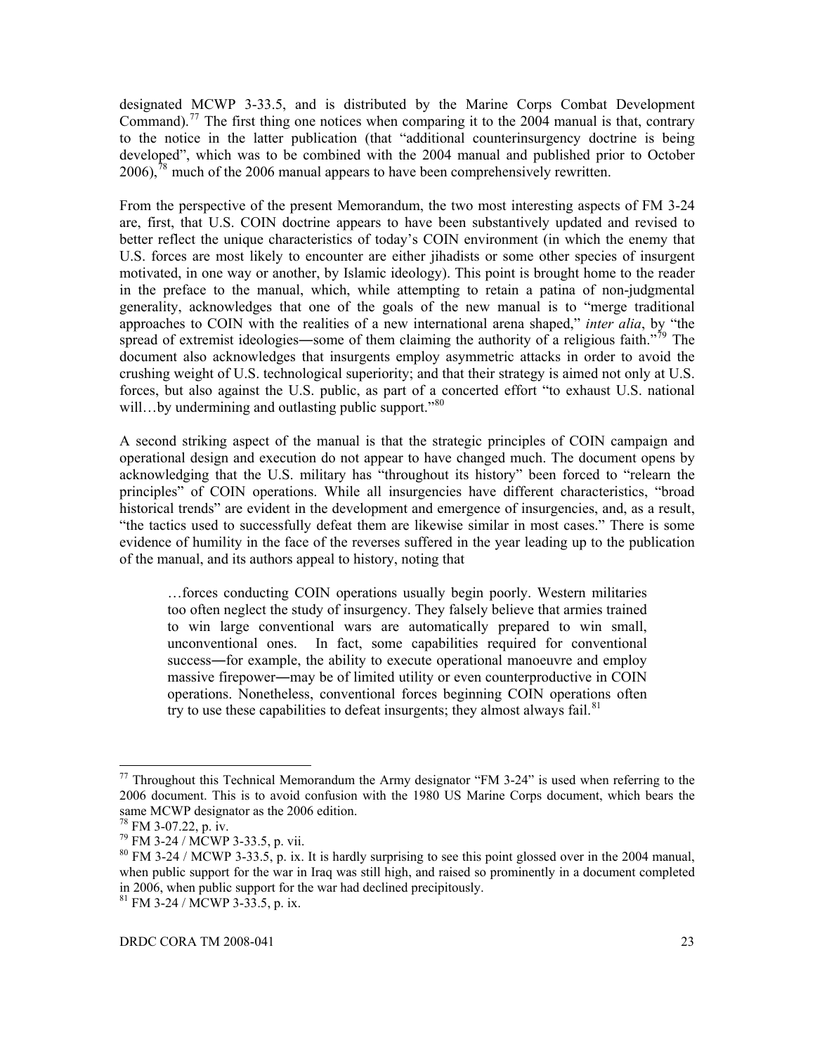designated MCWP 3-33.5, and is distributed by the Marine Corps Combat Development Command).[77] The first thing one notices when comparing it to the 2004 manual is that, contrary to the notice in the latter publication (that "additional counterinsurgency doctrine is being developed", which was to be combined with the 2004 manual and published prior to October 2006),[78] much of the 2006 manual appears to have been comprehensively rewritten.

From the perspective of the present Memorandum, the two most interesting aspects of FM 3-24 are, first, that U.S. COIN doctrine appears to have been substantively updated and revised to better reflect the unique characteristics of today's COIN environment (in which the enemy that U.S. forces are most likely to encounter are either jihadists or some other species of insurgent motivated, in one way or another, by Islamic ideology). This point is brought home to the reader in the preface to the manual, which, while attempting to retain a patina of non-judgmental generality, acknowledges that one of the goals of the new manual is to "merge traditional approaches to COIN with the realities of a new international arena shaped," *inter alia*, by "the spread of extremist ideologies―some of them claiming the authority of a religious faith."[79] The document also acknowledges that insurgents employ asymmetric attacks in order to avoid the crushing weight of U.S. technological superiority; and that their strategy is aimed not only at U.S. forces, but also against the U.S. public, as part of a concerted effort "to exhaust U.S. national will…by undermining and outlasting public support."[80]

A second striking aspect of the manual is that the strategic principles of COIN campaign and operational design and execution do not appear to have changed much. The document opens by acknowledging that the U.S. military has "throughout its history" been forced to "relearn the principles" of COIN operations. While all insurgencies have different characteristics, "broad historical trends" are evident in the development and emergence of insurgencies, and, as a result, "the tactics used to successfully defeat them are likewise similar in most cases." There is some evidence of humility in the face of the reverses suffered in the year leading up to the publication of the manual, and its authors appeal to history, noting that

> …forces conducting COIN operations usually begin poorly. Western militaries too often neglect the study of insurgency. They falsely believe that armies trained to win large conventional wars are automatically prepared to win small, unconventional ones. In fact, some capabilities required for conventional success―for example, the ability to execute operational manoeuvre and employ massive firepower―may be of limited utility or even counterproductive in COIN operations. Nonetheless, conventional forces beginning COIN operations often try to use these capabilities to defeat insurgents; they almost always fail.[81]

---

[77] Throughout this Technical Memorandum the Army designator "FM 3-24" is used when referring to the 2006 document. This is to avoid confusion with the 1980 US Marine Corps document, which bears the same MCWP designator as the 2006 edition.

[78] FM 3-07.22, p. iv.

[79] FM 3-24 / MCWP 3-33.5, p. vii.

[80] FM 3-24 / MCWP 3-33.5, p. ix. It is hardly surprising to see this point glossed over in the 2004 manual, when public support for the war in Iraq was still high, and raised so prominently in a document completed in 2006, when public support for the war had declined precipitously.

[81] FM 3-24 / MCWP 3-33.5, p. ix.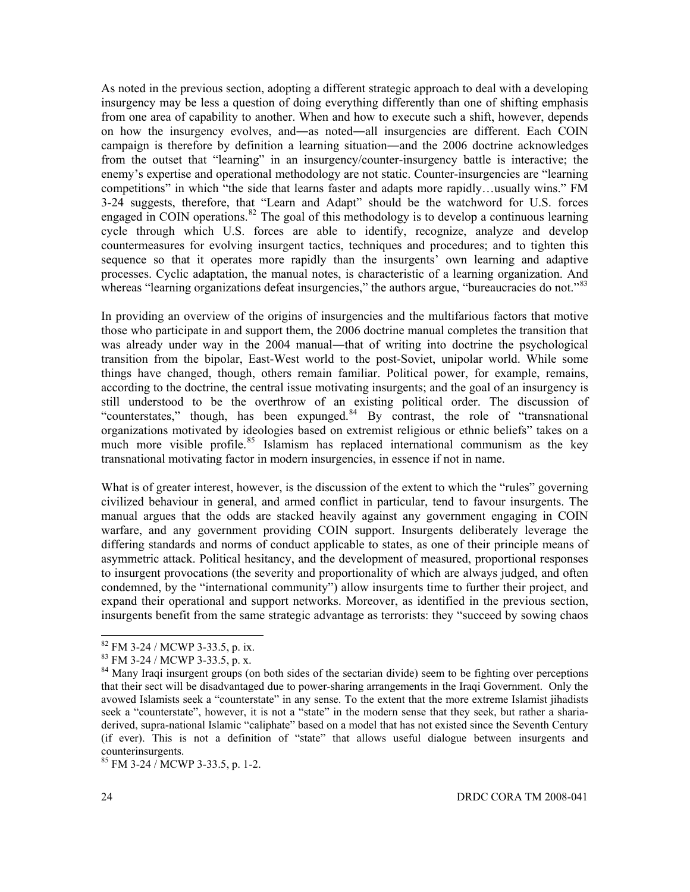As noted in the previous section, adopting a different strategic approach to deal with a developing insurgency may be less a question of doing everything differently than one of shifting emphasis from one area of capability to another. When and how to execute such a shift, however, depends on how the insurgency evolves, and―as noted―all insurgencies are different. Each COIN campaign is therefore by definition a learning situation―and the 2006 doctrine acknowledges from the outset that "learning" in an insurgency/counter-insurgency battle is interactive; the enemy's expertise and operational methodology are not static. Counter-insurgencies are "learning competitions" in which "the side that learns faster and adapts more rapidly…usually wins." FM 3-24 suggests, therefore, that "Learn and Adapt" should be the watchword for U.S. forces engaged in COIN operations.[82] The goal of this methodology is to develop a continuous learning cycle through which U.S. forces are able to identify, recognize, analyze and develop countermeasures for evolving insurgent tactics, techniques and procedures; and to tighten this sequence so that it operates more rapidly than the insurgents' own learning and adaptive processes. Cyclic adaptation, the manual notes, is characteristic of a learning organization. And whereas "learning organizations defeat insurgencies," the authors argue, "bureaucracies do not."[83]

In providing an overview of the origins of insurgencies and the multifarious factors that motive those who participate in and support them, the 2006 doctrine manual completes the transition that was already under way in the 2004 manual―that of writing into doctrine the psychological transition from the bipolar, East-West world to the post-Soviet, unipolar world. While some things have changed, though, others remain familiar. Political power, for example, remains, according to the doctrine, the central issue motivating insurgents; and the goal of an insurgency is still understood to be the overthrow of an existing political order. The discussion of "counterstates," though, has been expunged.[84] By contrast, the role of "transnational organizations motivated by ideologies based on extremist religious or ethnic beliefs" takes on a much more visible profile.[85] Islamism has replaced international communism as the key transnational motivating factor in modern insurgencies, in essence if not in name.

What is of greater interest, however, is the discussion of the extent to which the "rules" governing civilized behaviour in general, and armed conflict in particular, tend to favour insurgents. The manual argues that the odds are stacked heavily against any government engaging in COIN warfare, and any government providing COIN support. Insurgents deliberately leverage the differing standards and norms of conduct applicable to states, as one of their principle means of asymmetric attack. Political hesitancy, and the development of measured, proportional responses to insurgent provocations (the severity and proportionality of which are always judged, and often condemned, by the "international community") allow insurgents time to further their project, and expand their operational and support networks. Moreover, as identified in the previous section, insurgents benefit from the same strategic advantage as terrorists: they "succeed by sowing chaos

---

[82] FM 3-24 / MCWP 3-33.5, p. ix.

[83] FM 3-24 / MCWP 3-33.5, p. x.

[84] Many Iraqi insurgent groups (on both sides of the sectarian divide) seem to be fighting over perceptions that their sect will be disadvantaged due to power-sharing arrangements in the Iraqi Government. Only the avowed Islamists seek a "counterstate" in any sense. To the extent that the more extreme Islamist jihadists seek a "counterstate", however, it is not a "state" in the modern sense that they seek, but rather a sharia-derived, supra-national Islamic "caliphate" based on a model that has not existed since the Seventh Century (if ever). This is not a definition of "state" that allows useful dialogue between insurgents and counterinsurgents.

[85] FM 3-24 / MCWP 3-33.5, p. 1-2.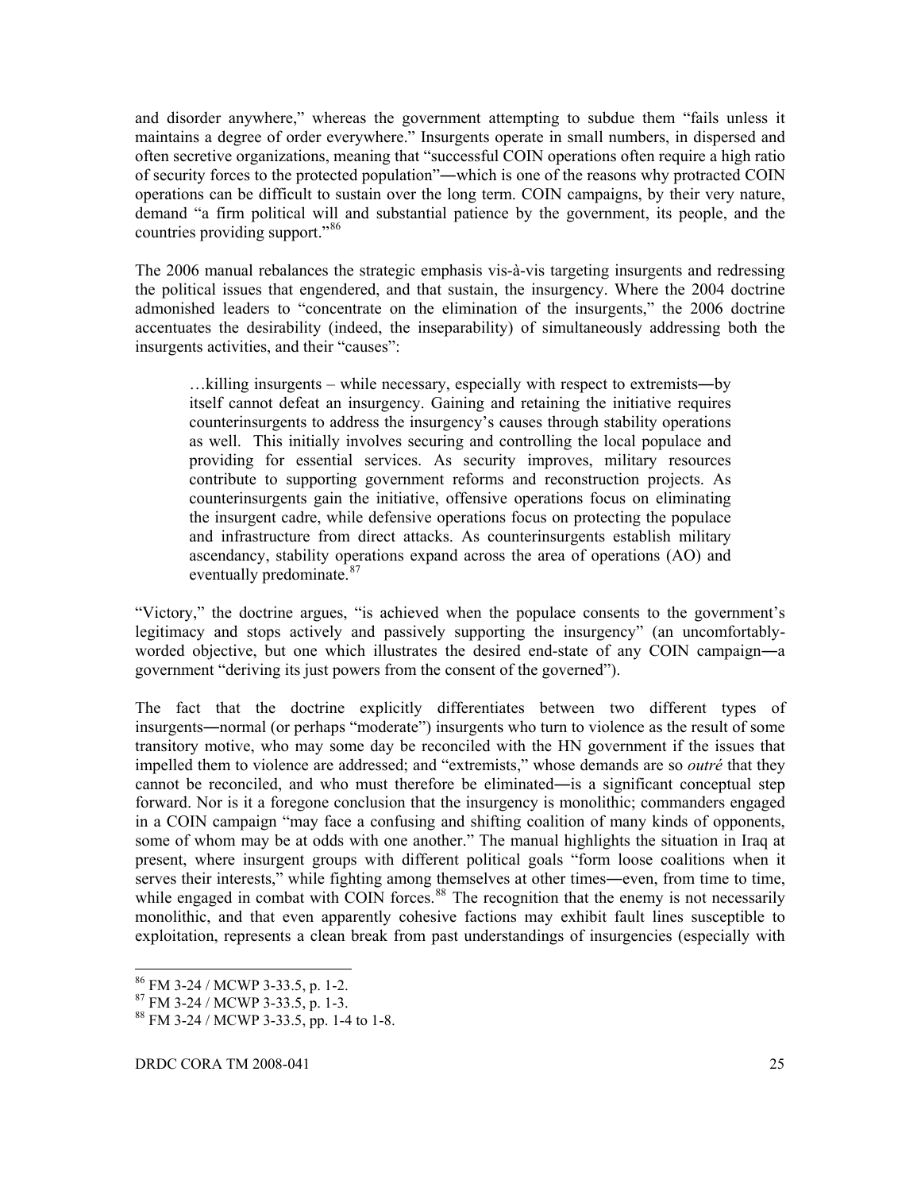and disorder anywhere," whereas the government attempting to subdue them "fails unless it maintains a degree of order everywhere." Insurgents operate in small numbers, in dispersed and often secretive organizations, meaning that "successful COIN operations often require a high ratio of security forces to the protected population"―which is one of the reasons why protracted COIN operations can be difficult to sustain over the long term. COIN campaigns, by their very nature, demand "a firm political will and substantial patience by the government, its people, and the countries providing support."[86]

The 2006 manual rebalances the strategic emphasis vis-à-vis targeting insurgents and redressing the political issues that engendered, and that sustain, the insurgency. Where the 2004 doctrine admonished leaders to "concentrate on the elimination of the insurgents," the 2006 doctrine accentuates the desirability (indeed, the inseparability) of simultaneously addressing both the insurgents activities, and their "causes":

> …killing insurgents – while necessary, especially with respect to extremists―by itself cannot defeat an insurgency. Gaining and retaining the initiative requires counterinsurgents to address the insurgency's causes through stability operations as well. This initially involves securing and controlling the local populace and providing for essential services. As security improves, military resources contribute to supporting government reforms and reconstruction projects. As counterinsurgents gain the initiative, offensive operations focus on eliminating the insurgent cadre, while defensive operations focus on protecting the populace and infrastructure from direct attacks. As counterinsurgents establish military ascendancy, stability operations expand across the area of operations (AO) and eventually predominate.[87]

"Victory," the doctrine argues, "is achieved when the populace consents to the government's legitimacy and stops actively and passively supporting the insurgency" (an uncomfortably-worded objective, but one which illustrates the desired end-state of any COIN campaign―a government "deriving its just powers from the consent of the governed").

The fact that the doctrine explicitly differentiates between two different types of insurgents―normal (or perhaps "moderate") insurgents who turn to violence as the result of some transitory motive, who may some day be reconciled with the HN government if the issues that impelled them to violence are addressed; and "extremists," whose demands are so *outré* that they cannot be reconciled, and who must therefore be eliminated―is a significant conceptual step forward. Nor is it a foregone conclusion that the insurgency is monolithic; commanders engaged in a COIN campaign "may face a confusing and shifting coalition of many kinds of opponents, some of whom may be at odds with one another." The manual highlights the situation in Iraq at present, where insurgent groups with different political goals "form loose coalitions when it serves their interests," while fighting among themselves at other times―even, from time to time, while engaged in combat with COIN forces.[88] The recognition that the enemy is not necessarily monolithic, and that even apparently cohesive factions may exhibit fault lines susceptible to exploitation, represents a clean break from past understandings of insurgencies (especially with

---

[86] FM 3-24 / MCWP 3-33.5, p. 1-2.

[87] FM 3-24 / MCWP 3-33.5, p. 1-3.

[88] FM 3-24 / MCWP 3-33.5, pp. 1-4 to 1-8.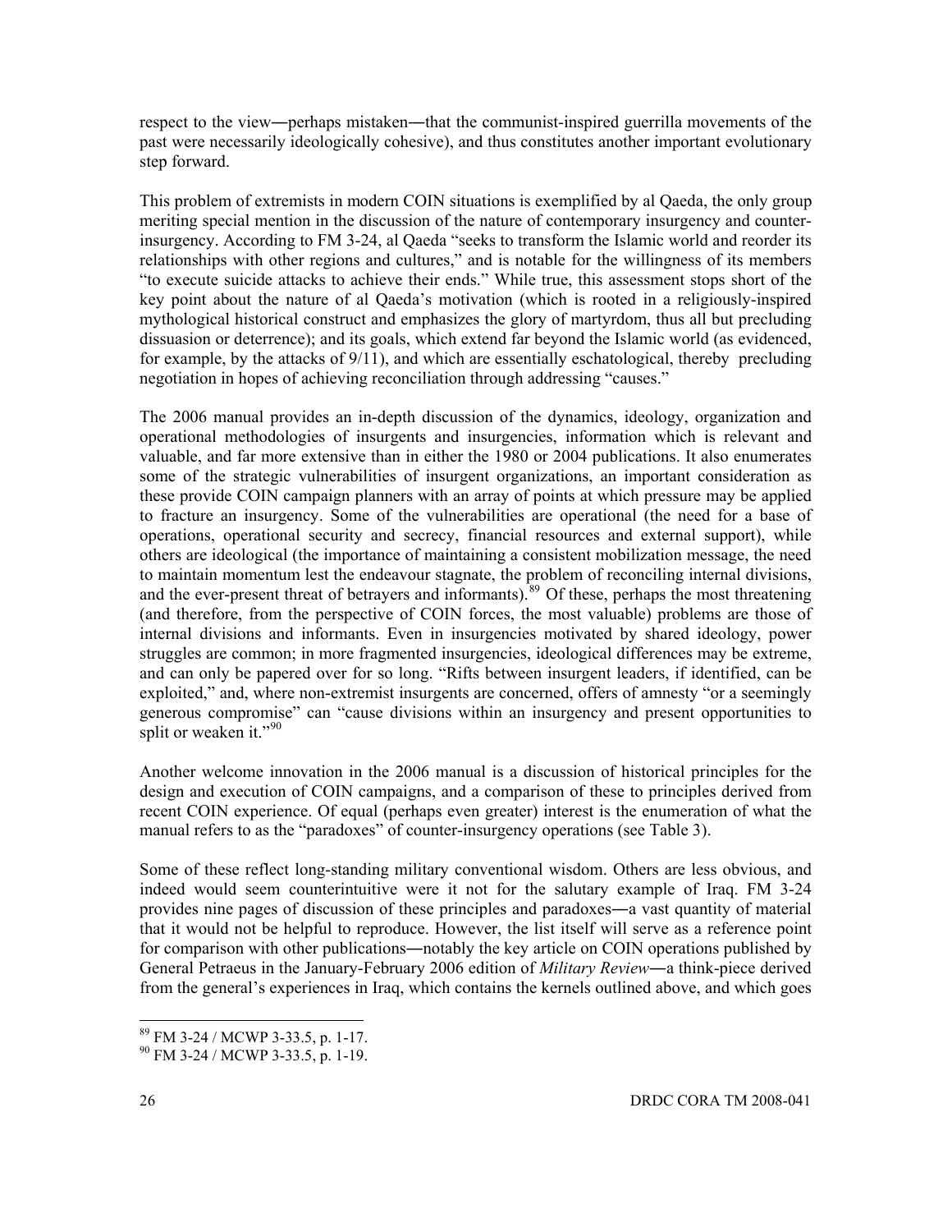respect to the view―perhaps mistaken―that the communist-inspired guerrilla movements of the past were necessarily ideologically cohesive), and thus constitutes another important evolutionary step forward.

This problem of extremists in modern COIN situations is exemplified by al Qaeda, the only group meriting special mention in the discussion of the nature of contemporary insurgency and counter-insurgency. According to FM 3-24, al Qaeda "seeks to transform the Islamic world and reorder its relationships with other regions and cultures," and is notable for the willingness of its members "to execute suicide attacks to achieve their ends." While true, this assessment stops short of the key point about the nature of al Qaeda's motivation (which is rooted in a religiously-inspired mythological historical construct and emphasizes the glory of martyrdom, thus all but precluding dissuasion or deterrence); and its goals, which extend far beyond the Islamic world (as evidenced, for example, by the attacks of 9/11), and which are essentially eschatological, thereby precluding negotiation in hopes of achieving reconciliation through addressing "causes."

The 2006 manual provides an in-depth discussion of the dynamics, ideology, organization and operational methodologies of insurgents and insurgencies, information which is relevant and valuable, and far more extensive than in either the 1980 or 2004 publications. It also enumerates some of the strategic vulnerabilities of insurgent organizations, an important consideration as these provide COIN campaign planners with an array of points at which pressure may be applied to fracture an insurgency. Some of the vulnerabilities are operational (the need for a base of operations, operational security and secrecy, financial resources and external support), while others are ideological (the importance of maintaining a consistent mobilization message, the need to maintain momentum lest the endeavour stagnate, the problem of reconciling internal divisions, and the ever-present threat of betrayers and informants).[89] Of these, perhaps the most threatening (and therefore, from the perspective of COIN forces, the most valuable) problems are those of internal divisions and informants. Even in insurgencies motivated by shared ideology, power struggles are common; in more fragmented insurgencies, ideological differences may be extreme, and can only be papered over for so long. "Rifts between insurgent leaders, if identified, can be exploited," and, where non-extremist insurgents are concerned, offers of amnesty "or a seemingly generous compromise" can "cause divisions within an insurgency and present opportunities to split or weaken it."[90]

Another welcome innovation in the 2006 manual is a discussion of historical principles for the design and execution of COIN campaigns, and a comparison of these to principles derived from recent COIN experience. Of equal (perhaps even greater) interest is the enumeration of what the manual refers to as the "paradoxes" of counter-insurgency operations (see Table 3).

Some of these reflect long-standing military conventional wisdom. Others are less obvious, and indeed would seem counterintuitive were it not for the salutary example of Iraq. FM 3-24 provides nine pages of discussion of these principles and paradoxes―a vast quantity of material that it would not be helpful to reproduce. However, the list itself will serve as a reference point for comparison with other publications―notably the key article on COIN operations published by General Petraeus in the January-February 2006 edition of *Military Review*―a think-piece derived from the general's experiences in Iraq, which contains the kernels outlined above, and which goes

[89] FM 3-24 / MCWP 3-33.5, p. 1-17.

[90] FM 3-24 / MCWP 3-33.5, p. 1-19.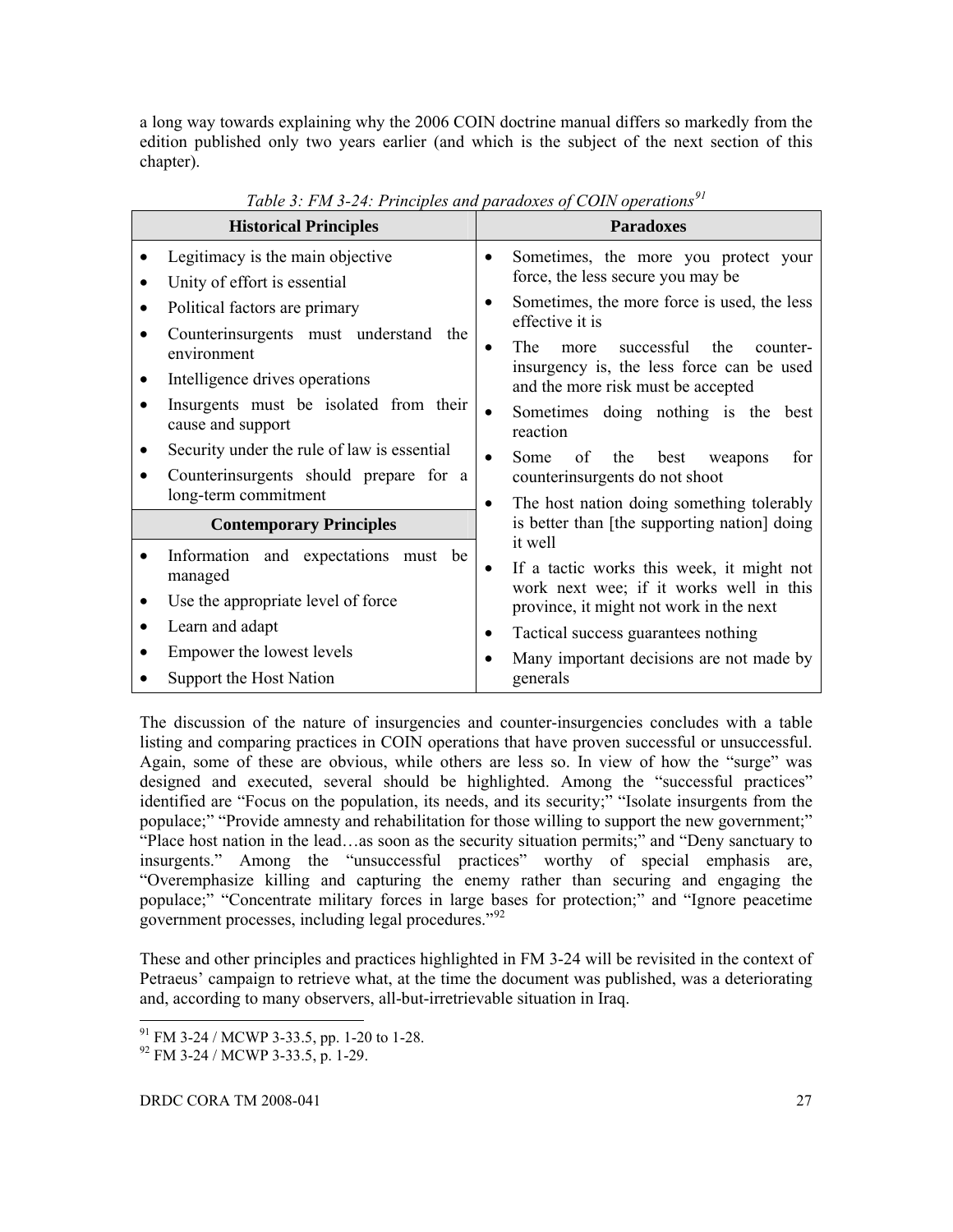a long way towards explaining why the 2006 COIN doctrine manual differs so markedly from the edition published only two years earlier (and which is the subject of the next section of this chapter).

*Table 3: FM 3-24: Principles and paradoxes of COIN operations*[91]

| Historical Principles | Paradoxes |
|---|---|
| • Legitimacy is the main objective<br>• Unity of effort is essential<br>• Political factors are primary<br>• Counterinsurgents must understand the environment<br>• Intelligence drives operations<br>• Insurgents must be isolated from their cause and support<br>• Security under the rule of law is essential<br>• Counterinsurgents should prepare for a long-term commitment | • Sometimes, the more you protect your force, the less secure you may be<br>• Sometimes, the more force is used, the less effective it is<br>• The more successful the counter-insurgency is, the less force can be used and the more risk must be accepted<br>• Sometimes doing nothing is the best reaction<br>• Some of the best weapons for counterinsurgents do not shoot<br>• The host nation doing something tolerably is better than [the supporting nation] doing it well<br>• If a tactic works this week, it might not work next wee; if it works well in this province, it might not work in the next<br>• Tactical success guarantees nothing<br>• Many important decisions are not made by generals |
| **Contemporary Principles** | |
| • Information and expectations must be managed<br>• Use the appropriate level of force<br>• Learn and adapt<br>• Empower the lowest levels<br>• Support the Host Nation | |

The discussion of the nature of insurgencies and counter-insurgencies concludes with a table listing and comparing practices in COIN operations that have proven successful or unsuccessful. Again, some of these are obvious, while others are less so. In view of how the "surge" was designed and executed, several should be highlighted. Among the "successful practices" identified are "Focus on the population, its needs, and its security;" "Isolate insurgents from the populace;" "Provide amnesty and rehabilitation for those willing to support the new government;" "Place host nation in the lead…as soon as the security situation permits;" and "Deny sanctuary to insurgents." Among the "unsuccessful practices" worthy of special emphasis are, "Overemphasize killing and capturing the enemy rather than securing and engaging the populace;" "Concentrate military forces in large bases for protection;" and "Ignore peacetime government processes, including legal procedures."[92]

These and other principles and practices highlighted in FM 3-24 will be revisited in the context of Petraeus' campaign to retrieve what, at the time the document was published, was a deteriorating and, according to many observers, all-but-irretrievable situation in Iraq.

[91] FM 3-24 / MCWP 3-33.5, pp. 1-20 to 1-28.

[92] FM 3-24 / MCWP 3-33.5, p. 1-29.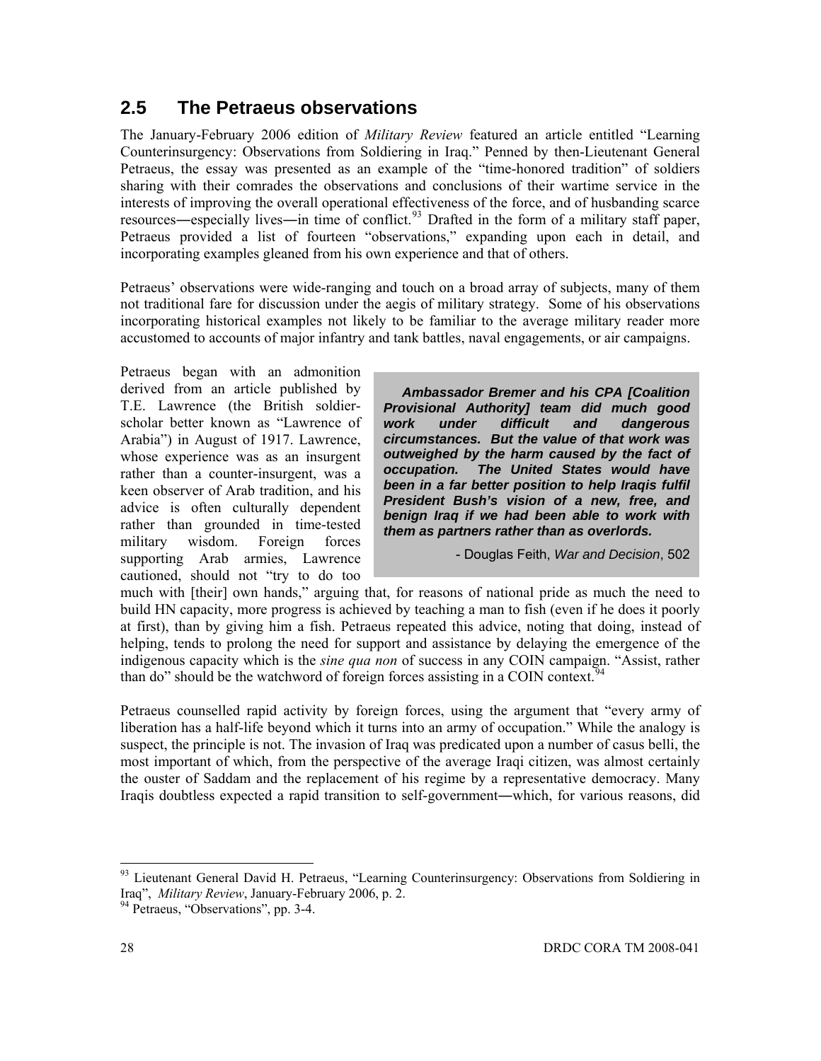## 2.5 The Petraeus observations

The January-February 2006 edition of *Military Review* featured an article entitled "Learning Counterinsurgency: Observations from Soldiering in Iraq." Penned by then-Lieutenant General Petraeus, the essay was presented as an example of the "time-honored tradition" of soldiers sharing with their comrades the observations and conclusions of their wartime service in the interests of improving the overall operational effectiveness of the force, and of husbanding scarce resources―especially lives―in time of conflict.[93] Drafted in the form of a military staff paper, Petraeus provided a list of fourteen "observations," expanding upon each in detail, and incorporating examples gleaned from his own experience and that of others.

Petraeus' observations were wide-ranging and touch on a broad array of subjects, many of them not traditional fare for discussion under the aegis of military strategy. Some of his observations incorporating historical examples not likely to be familiar to the average military reader more accustomed to accounts of major infantry and tank battles, naval engagements, or air campaigns.

> ***Ambassador Bremer and his CPA [Coalition Provisional Authority] team did much good work under difficult and dangerous circumstances. But the value of that work was outweighed by the harm caused by the fact of occupation. The United States would have been in a far better position to help Iraqis fulfil President Bush's vision of a new, free, and benign Iraq if we had been able to work with them as partners rather than as overlords.***
>
> \- Douglas Feith, *War and Decision*, 502

Petraeus began with an admonition derived from an article published by T.E. Lawrence (the British soldier-scholar better known as "Lawrence of Arabia") in August of 1917. Lawrence, whose experience was as an insurgent rather than a counter-insurgent, was a keen observer of Arab tradition, and his advice is often culturally dependent rather than grounded in time-tested military wisdom. Foreign forces supporting Arab armies, Lawrence cautioned, should not "try to do too much with [their] own hands," arguing that, for reasons of national pride as much the need to build HN capacity, more progress is achieved by teaching a man to fish (even if he does it poorly at first), than by giving him a fish. Petraeus repeated this advice, noting that doing, instead of helping, tends to prolong the need for support and assistance by delaying the emergence of the indigenous capacity which is the *sine qua non* of success in any COIN campaign. "Assist, rather than do" should be the watchword of foreign forces assisting in a COIN context.[94]

Petraeus counselled rapid activity by foreign forces, using the argument that "every army of liberation has a half-life beyond which it turns into an army of occupation." While the analogy is suspect, the principle is not. The invasion of Iraq was predicated upon a number of casus belli, the most important of which, from the perspective of the average Iraqi citizen, was almost certainly the ouster of Saddam and the replacement of his regime by a representative democracy. Many Iraqis doubtless expected a rapid transition to self-government―which, for various reasons, did

[93] Lieutenant General David H. Petraeus, "Learning Counterinsurgency: Observations from Soldiering in Iraq", *Military Review*, January-February 2006, p. 2.

[94] Petraeus, "Observations", pp. 3-4.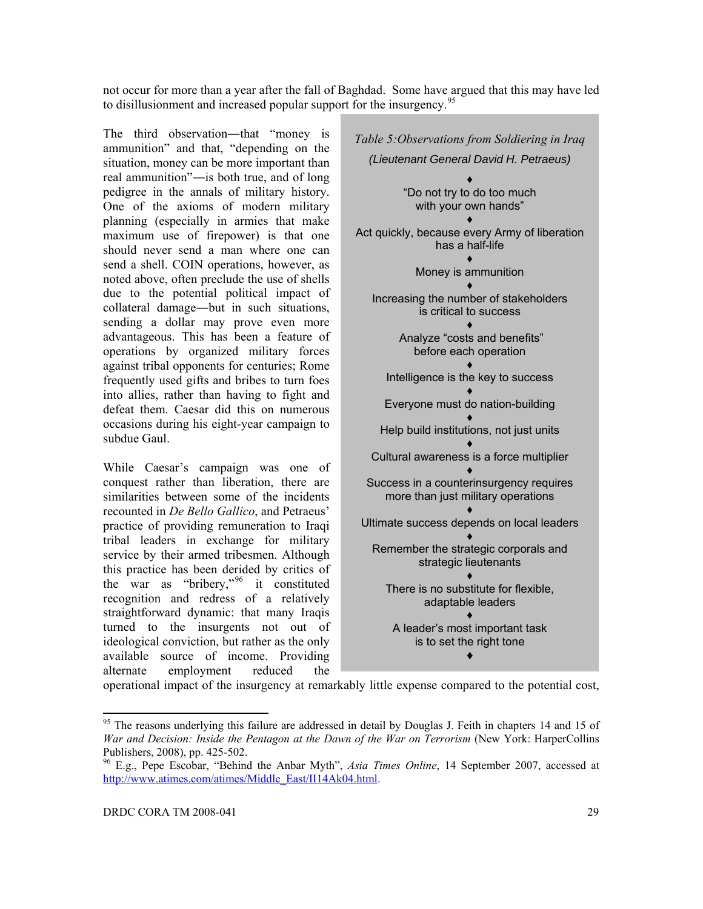not occur for more than a year after the fall of Baghdad. Some have argued that this may have led to disillusionment and increased popular support for the insurgency.[95]

The third observation—that "money is ammunition" and that, "depending on the situation, money can be more important than real ammunition"—is both true, and of long pedigree in the annals of military history. One of the axioms of modern military planning (especially in armies that make maximum use of firepower) is that one should never send a man where one can send a shell. COIN operations, however, as noted above, often preclude the use of shells due to the potential political impact of collateral damage—but in such situations, sending a dollar may prove even more advantageous. This has been a feature of operations by organized military forces against tribal opponents for centuries; Rome frequently used gifts and bribes to turn foes into allies, rather than having to fight and defeat them. Caesar did this on numerous occasions during his eight-year campaign to subdue Gaul.

*Table 5: Observations from Soldiering in Iraq*

*(Lieutenant General David H. Petraeus)*

♦

"Do not try to do too much with your own hands"

♦

Act quickly, because every Army of liberation has a half-life

♦

Money is ammunition

♦

Increasing the number of stakeholders is critical to success

♦

Analyze "costs and benefits" before each operation

♦

Intelligence is the key to success

♦

Everyone must do nation-building

♦

Help build institutions, not just units

♦

Cultural awareness is a force multiplier

♦

Success in a counterinsurgency requires more than just military operations

♦

Ultimate success depends on local leaders

♦

Remember the strategic corporals and strategic lieutenants

♦

There is no substitute for flexible, adaptable leaders

♦

A leader's most important task is to set the right tone

♦

While Caesar's campaign was one of conquest rather than liberation, there are similarities between some of the incidents recounted in *De Bello Gallico*, and Petraeus' practice of providing remuneration to Iraqi tribal leaders in exchange for military service by their armed tribesmen. Although this practice has been derided by critics of the war as "bribery,"[96] it constituted recognition and redress of a relatively straightforward dynamic: that many Iraqis turned to the insurgents not out of ideological conviction, but rather as the only available source of income. Providing alternate employment reduced the operational impact of the insurgency at remarkably little expense compared to the potential cost,

---

[95] The reasons underlying this failure are addressed in detail by Douglas J. Feith in chapters 14 and 15 of *War and Decision: Inside the Pentagon at the Dawn of the War on Terrorism* (New York: HarperCollins Publishers, 2008), pp. 425-502.

[96] E.g., Pepe Escobar, "Behind the Anbar Myth", *Asia Times Online*, 14 September 2007, accessed at http://www.atimes.com/atimes/Middle_East/II14Ak04.html.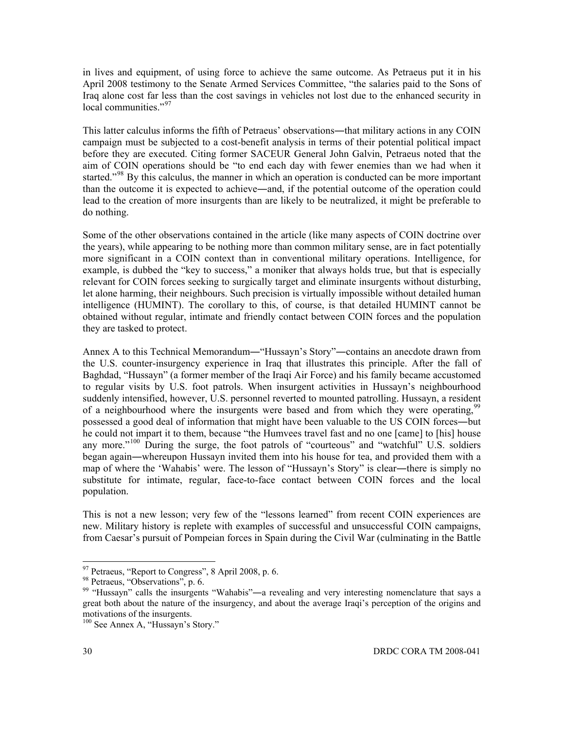in lives and equipment, of using force to achieve the same outcome. As Petraeus put it in his April 2008 testimony to the Senate Armed Services Committee, "the salaries paid to the Sons of Iraq alone cost far less than the cost savings in vehicles not lost due to the enhanced security in local communities."[97]

This latter calculus informs the fifth of Petraeus' observations―that military actions in any COIN campaign must be subjected to a cost-benefit analysis in terms of their potential political impact before they are executed. Citing former SACEUR General John Galvin, Petraeus noted that the aim of COIN operations should be "to end each day with fewer enemies than we had when it started."[98] By this calculus, the manner in which an operation is conducted can be more important than the outcome it is expected to achieve―and, if the potential outcome of the operation could lead to the creation of more insurgents than are likely to be neutralized, it might be preferable to do nothing.

Some of the other observations contained in the article (like many aspects of COIN doctrine over the years), while appearing to be nothing more than common military sense, are in fact potentially more significant in a COIN context than in conventional military operations. Intelligence, for example, is dubbed the "key to success," a moniker that always holds true, but that is especially relevant for COIN forces seeking to surgically target and eliminate insurgents without disturbing, let alone harming, their neighbours. Such precision is virtually impossible without detailed human intelligence (HUMINT). The corollary to this, of course, is that detailed HUMINT cannot be obtained without regular, intimate and friendly contact between COIN forces and the population they are tasked to protect.

Annex A to this Technical Memorandum―"Hussayn's Story"―contains an anecdote drawn from the U.S. counter-insurgency experience in Iraq that illustrates this principle. After the fall of Baghdad, "Hussayn" (a former member of the Iraqi Air Force) and his family became accustomed to regular visits by U.S. foot patrols. When insurgent activities in Hussayn's neighbourhood suddenly intensified, however, U.S. personnel reverted to mounted patrolling. Hussayn, a resident of a neighbourhood where the insurgents were based and from which they were operating,[99] possessed a good deal of information that might have been valuable to the US COIN forces―but he could not impart it to them, because "the Humvees travel fast and no one [came] to [his] house any more."[100] During the surge, the foot patrols of "courteous" and "watchful" U.S. soldiers began again―whereupon Hussayn invited them into his house for tea, and provided them with a map of where the 'Wahabis' were. The lesson of "Hussayn's Story" is clear―there is simply no substitute for intimate, regular, face-to-face contact between COIN forces and the local population.

This is not a new lesson; very few of the "lessons learned" from recent COIN experiences are new. Military history is replete with examples of successful and unsuccessful COIN campaigns, from Caesar's pursuit of Pompeian forces in Spain during the Civil War (culminating in the Battle

---

[97] Petraeus, "Report to Congress", 8 April 2008, p. 6.

[98] Petraeus, "Observations", p. 6.

[99] "Hussayn" calls the insurgents "Wahabis"―a revealing and very interesting nomenclature that says a great both about the nature of the insurgency, and about the average Iraqi's perception of the origins and motivations of the insurgents.

[100] See Annex A, "Hussayn's Story."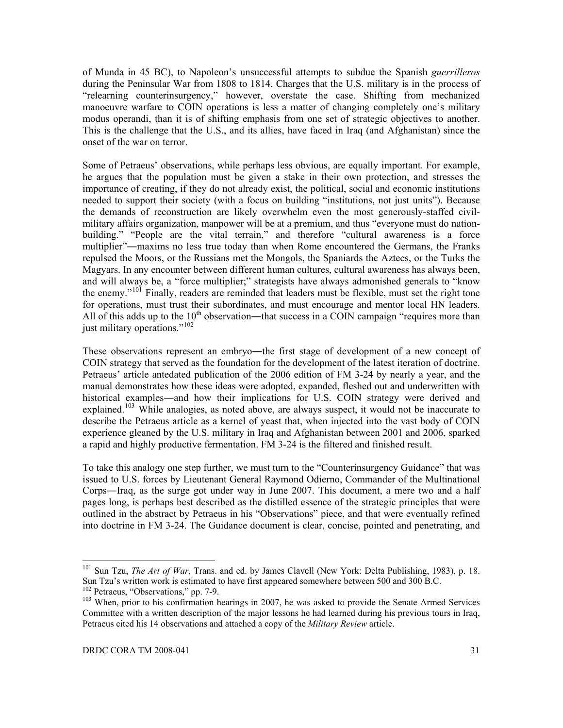of Munda in 45 BC), to Napoleon's unsuccessful attempts to subdue the Spanish *guerrilleros* during the Peninsular War from 1808 to 1814. Charges that the U.S. military is in the process of "relearning counterinsurgency," however, overstate the case. Shifting from mechanized manoeuvre warfare to COIN operations is less a matter of changing completely one's military modus operandi, than it is of shifting emphasis from one set of strategic objectives to another. This is the challenge that the U.S., and its allies, have faced in Iraq (and Afghanistan) since the onset of the war on terror.

Some of Petraeus' observations, while perhaps less obvious, are equally important. For example, he argues that the population must be given a stake in their own protection, and stresses the importance of creating, if they do not already exist, the political, social and economic institutions needed to support their society (with a focus on building "institutions, not just units"). Because the demands of reconstruction are likely overwhelm even the most generously-staffed civil-military affairs organization, manpower will be at a premium, and thus "everyone must do nation-building." "People are the vital terrain," and therefore "cultural awareness is a force multiplier"―maxims no less true today than when Rome encountered the Germans, the Franks repulsed the Moors, or the Russians met the Mongols, the Spaniards the Aztecs, or the Turks the Magyars. In any encounter between different human cultures, cultural awareness has always been, and will always be, a "force multiplier;" strategists have always admonished generals to "know the enemy."[101] Finally, readers are reminded that leaders must be flexible, must set the right tone for operations, must trust their subordinates, and must encourage and mentor local HN leaders. All of this adds up to the 10th observation―that success in a COIN campaign "requires more than just military operations."[102]

These observations represent an embryo―the first stage of development of a new concept of COIN strategy that served as the foundation for the development of the latest iteration of doctrine. Petraeus' article antedated publication of the 2006 edition of FM 3-24 by nearly a year, and the manual demonstrates how these ideas were adopted, expanded, fleshed out and underwritten with historical examples―and how their implications for U.S. COIN strategy were derived and explained.[103] While analogies, as noted above, are always suspect, it would not be inaccurate to describe the Petraeus article as a kernel of yeast that, when injected into the vast body of COIN experience gleaned by the U.S. military in Iraq and Afghanistan between 2001 and 2006, sparked a rapid and highly productive fermentation. FM 3-24 is the filtered and finished result.

To take this analogy one step further, we must turn to the "Counterinsurgency Guidance" that was issued to U.S. forces by Lieutenant General Raymond Odierno, Commander of the Multinational Corps―Iraq, as the surge got under way in June 2007. This document, a mere two and a half pages long, is perhaps best described as the distilled essence of the strategic principles that were outlined in the abstract by Petraeus in his "Observations" piece, and that were eventually refined into doctrine in FM 3-24. The Guidance document is clear, concise, pointed and penetrating, and

---

[101] Sun Tzu, *The Art of War*, Trans. and ed. by James Clavell (New York: Delta Publishing, 1983), p. 18. Sun Tzu's written work is estimated to have first appeared somewhere between 500 and 300 B.C.

[102] Petraeus, "Observations," pp. 7-9.

[103] When, prior to his confirmation hearings in 2007, he was asked to provide the Senate Armed Services Committee with a written description of the major lessons he had learned during his previous tours in Iraq, Petraeus cited his 14 observations and attached a copy of the *Military Review* article.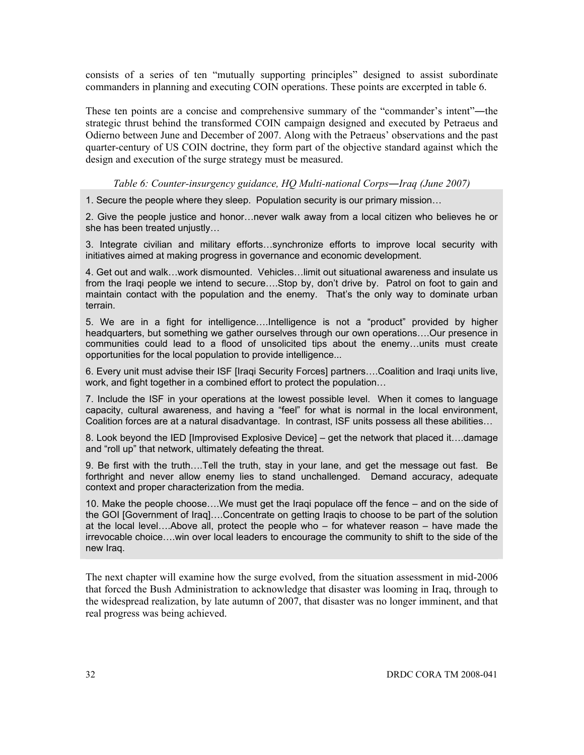consists of a series of ten "mutually supporting principles" designed to assist subordinate commanders in planning and executing COIN operations. These points are excerpted in table 6.

These ten points are a concise and comprehensive summary of the "commander's intent"—the strategic thrust behind the transformed COIN campaign designed and executed by Petraeus and Odierno between June and December of 2007. Along with the Petraeus' observations and the past quarter-century of US COIN doctrine, they form part of the objective standard against which the design and execution of the surge strategy must be measured.

*Table 6: Counter-insurgency guidance, HQ Multi-national Corps—Iraq (June 2007)*

| |
|---|
| 1. Secure the people where they sleep. Population security is our primary mission… |
| 2. Give the people justice and honor…never walk away from a local citizen who believes he or she has been treated unjustly… |
| 3. Integrate civilian and military efforts…synchronize efforts to improve local security with initiatives aimed at making progress in governance and economic development. |
| 4. Get out and walk…work dismounted. Vehicles…limit out situational awareness and insulate us from the Iraqi people we intend to secure….Stop by, don't drive by. Patrol on foot to gain and maintain contact with the population and the enemy. That's the only way to dominate urban terrain. |
| 5. We are in a fight for intelligence….Intelligence is not a "product" provided by higher headquarters, but something we gather ourselves through our own operations….Our presence in communities could lead to a flood of unsolicited tips about the enemy…units must create opportunities for the local population to provide intelligence... |
| 6. Every unit must advise their ISF [Iraqi Security Forces] partners….Coalition and Iraqi units live, work, and fight together in a combined effort to protect the population… |
| 7. Include the ISF in your operations at the lowest possible level. When it comes to language capacity, cultural awareness, and having a "feel" for what is normal in the local environment, Coalition forces are at a natural disadvantage. In contrast, ISF units possess all these abilities… |
| 8. Look beyond the IED [Improvised Explosive Device] – get the network that placed it….damage and "roll up" that network, ultimately defeating the threat. |
| 9. Be first with the truth….Tell the truth, stay in your lane, and get the message out fast. Be forthright and never allow enemy lies to stand unchallenged. Demand accuracy, adequate context and proper characterization from the media. |
| 10. Make the people choose….We must get the Iraqi populace off the fence – and on the side of the GOI [Government of Iraq]….Concentrate on getting Iraqis to choose to be part of the solution at the local level….Above all, protect the people who – for whatever reason – have made the irrevocable choice….win over local leaders to encourage the community to shift to the side of the new Iraq. |

The next chapter will examine how the surge evolved, from the situation assessment in mid-2006 that forced the Bush Administration to acknowledge that disaster was looming in Iraq, through to the widespread realization, by late autumn of 2007, that disaster was no longer imminent, and that real progress was being achieved.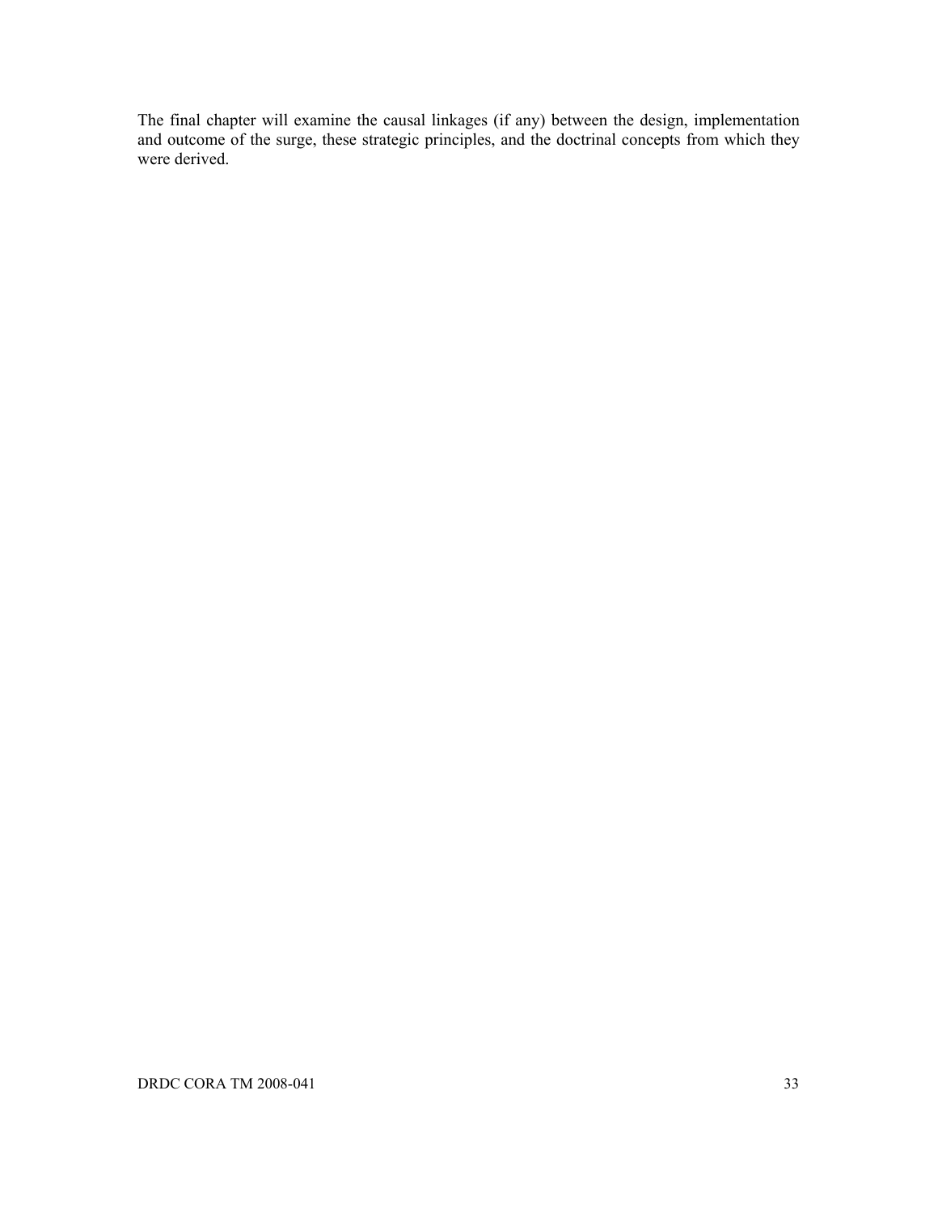The final chapter will examine the causal linkages (if any) between the design, implementation and outcome of the surge, these strategic principles, and the doctrinal concepts from which they were derived.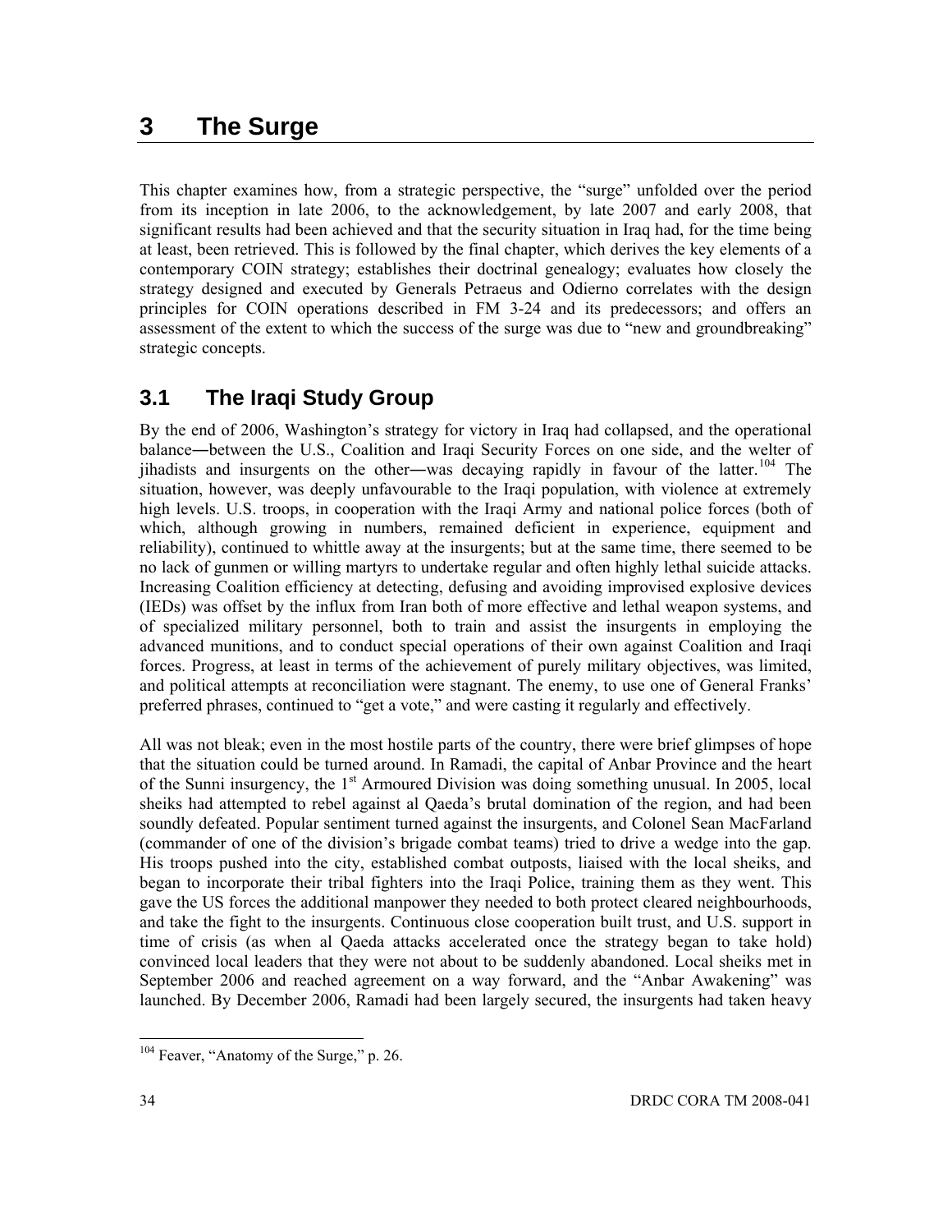# 3 The Surge

This chapter examines how, from a strategic perspective, the "surge" unfolded over the period from its inception in late 2006, to the acknowledgement, by late 2007 and early 2008, that significant results had been achieved and that the security situation in Iraq had, for the time being at least, been retrieved. This is followed by the final chapter, which derives the key elements of a contemporary COIN strategy; establishes their doctrinal genealogy; evaluates how closely the strategy designed and executed by Generals Petraeus and Odierno correlates with the design principles for COIN operations described in FM 3-24 and its predecessors; and offers an assessment of the extent to which the success of the surge was due to "new and groundbreaking" strategic concepts.

## 3.1 The Iraqi Study Group

By the end of 2006, Washington's strategy for victory in Iraq had collapsed, and the operational balance―between the U.S., Coalition and Iraqi Security Forces on one side, and the welter of jihadists and insurgents on the other―was decaying rapidly in favour of the latter.[104] The situation, however, was deeply unfavourable to the Iraqi population, with violence at extremely high levels. U.S. troops, in cooperation with the Iraqi Army and national police forces (both of which, although growing in numbers, remained deficient in experience, equipment and reliability), continued to whittle away at the insurgents; but at the same time, there seemed to be no lack of gunmen or willing martyrs to undertake regular and often highly lethal suicide attacks. Increasing Coalition efficiency at detecting, defusing and avoiding improvised explosive devices (IEDs) was offset by the influx from Iran both of more effective and lethal weapon systems, and of specialized military personnel, both to train and assist the insurgents in employing the advanced munitions, and to conduct special operations of their own against Coalition and Iraqi forces. Progress, at least in terms of the achievement of purely military objectives, was limited, and political attempts at reconciliation were stagnant. The enemy, to use one of General Franks' preferred phrases, continued to "get a vote," and were casting it regularly and effectively.

All was not bleak; even in the most hostile parts of the country, there were brief glimpses of hope that the situation could be turned around. In Ramadi, the capital of Anbar Province and the heart of the Sunni insurgency, the 1st Armoured Division was doing something unusual. In 2005, local sheiks had attempted to rebel against al Qaeda's brutal domination of the region, and had been soundly defeated. Popular sentiment turned against the insurgents, and Colonel Sean MacFarland (commander of one of the division's brigade combat teams) tried to drive a wedge into the gap. His troops pushed into the city, established combat outposts, liaised with the local sheiks, and began to incorporate their tribal fighters into the Iraqi Police, training them as they went. This gave the US forces the additional manpower they needed to both protect cleared neighbourhoods, and take the fight to the insurgents. Continuous close cooperation built trust, and U.S. support in time of crisis (as when al Qaeda attacks accelerated once the strategy began to take hold) convinced local leaders that they were not about to be suddenly abandoned. Local sheiks met in September 2006 and reached agreement on a way forward, and the "Anbar Awakening" was launched. By December 2006, Ramadi had been largely secured, the insurgents had taken heavy

[104] Feaver, "Anatomy of the Surge," p. 26.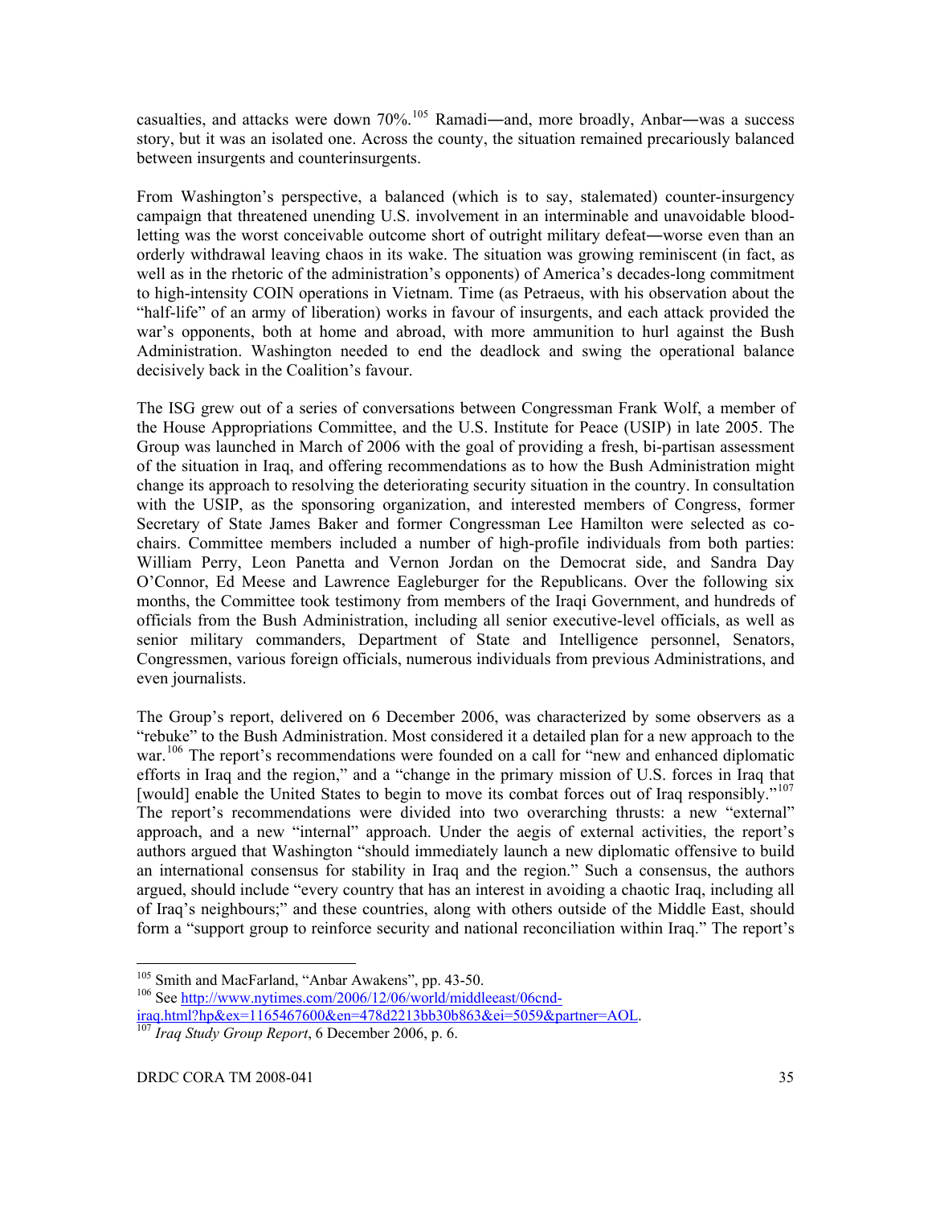casualties, and attacks were down 70%.[105] Ramadi―and, more broadly, Anbar―was a success story, but it was an isolated one. Across the county, the situation remained precariously balanced between insurgents and counterinsurgents.

From Washington's perspective, a balanced (which is to say, stalemated) counter-insurgency campaign that threatened unending U.S. involvement in an interminable and unavoidable blood-letting was the worst conceivable outcome short of outright military defeat―worse even than an orderly withdrawal leaving chaos in its wake. The situation was growing reminiscent (in fact, as well as in the rhetoric of the administration's opponents) of America's decades-long commitment to high-intensity COIN operations in Vietnam. Time (as Petraeus, with his observation about the "half-life" of an army of liberation) works in favour of insurgents, and each attack provided the war's opponents, both at home and abroad, with more ammunition to hurl against the Bush Administration. Washington needed to end the deadlock and swing the operational balance decisively back in the Coalition's favour.

The ISG grew out of a series of conversations between Congressman Frank Wolf, a member of the House Appropriations Committee, and the U.S. Institute for Peace (USIP) in late 2005. The Group was launched in March of 2006 with the goal of providing a fresh, bi-partisan assessment of the situation in Iraq, and offering recommendations as to how the Bush Administration might change its approach to resolving the deteriorating security situation in the country. In consultation with the USIP, as the sponsoring organization, and interested members of Congress, former Secretary of State James Baker and former Congressman Lee Hamilton were selected as co-chairs. Committee members included a number of high-profile individuals from both parties: William Perry, Leon Panetta and Vernon Jordan on the Democrat side, and Sandra Day O'Connor, Ed Meese and Lawrence Eagleburger for the Republicans. Over the following six months, the Committee took testimony from members of the Iraqi Government, and hundreds of officials from the Bush Administration, including all senior executive-level officials, as well as senior military commanders, Department of State and Intelligence personnel, Senators, Congressmen, various foreign officials, numerous individuals from previous Administrations, and even journalists.

The Group's report, delivered on 6 December 2006, was characterized by some observers as a "rebuke" to the Bush Administration. Most considered it a detailed plan for a new approach to the war.[106] The report's recommendations were founded on a call for "new and enhanced diplomatic efforts in Iraq and the region," and a "change in the primary mission of U.S. forces in Iraq that [would] enable the United States to begin to move its combat forces out of Iraq responsibly."[107] The report's recommendations were divided into two overarching thrusts: a new "external" approach, and a new "internal" approach. Under the aegis of external activities, the report's authors argued that Washington "should immediately launch a new diplomatic offensive to build an international consensus for stability in Iraq and the region." Such a consensus, the authors argued, should include "every country that has an interest in avoiding a chaotic Iraq, including all of Iraq's neighbours;" and these countries, along with others outside of the Middle East, should form a "support group to reinforce security and national reconciliation within Iraq." The report's

---

[105] Smith and MacFarland, "Anbar Awakens", pp. 43-50.

[106] See http://www.nytimes.com/2006/12/06/world/middleeast/06cnd-iraq.html?hp&ex=1165467600&en=478d2213bb30b863&ei=5059&partner=AOL.

[107] *Iraq Study Group Report*, 6 December 2006, p. 6.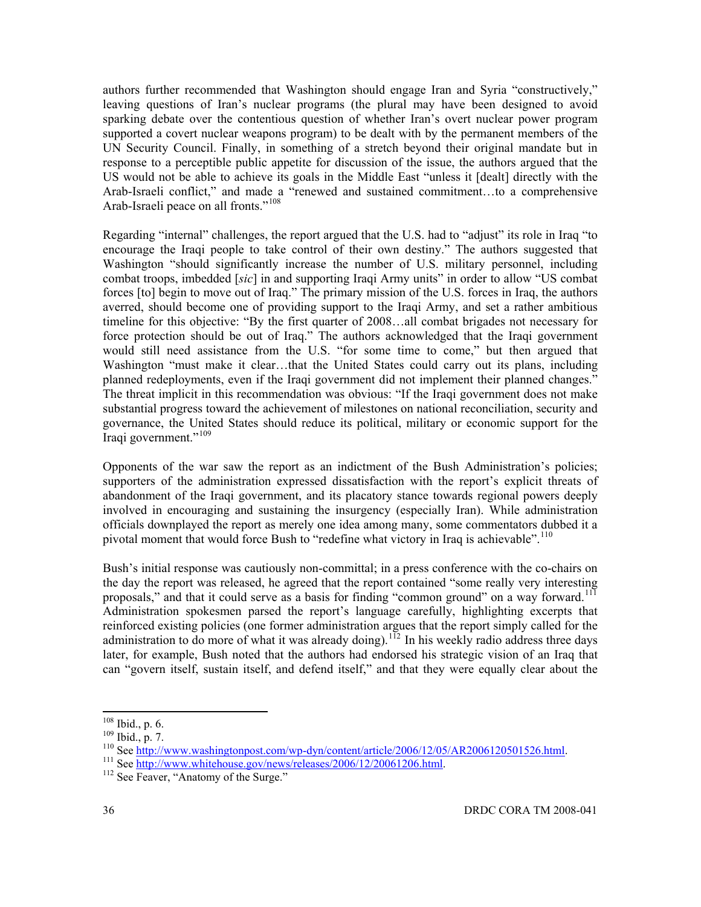authors further recommended that Washington should engage Iran and Syria "constructively," leaving questions of Iran's nuclear programs (the plural may have been designed to avoid sparking debate over the contentious question of whether Iran's overt nuclear power program supported a covert nuclear weapons program) to be dealt with by the permanent members of the UN Security Council. Finally, in something of a stretch beyond their original mandate but in response to a perceptible public appetite for discussion of the issue, the authors argued that the US would not be able to achieve its goals in the Middle East "unless it [dealt] directly with the Arab-Israeli conflict," and made a "renewed and sustained commitment…to a comprehensive Arab-Israeli peace on all fronts."[108]

Regarding "internal" challenges, the report argued that the U.S. had to "adjust" its role in Iraq "to encourage the Iraqi people to take control of their own destiny." The authors suggested that Washington "should significantly increase the number of U.S. military personnel, including combat troops, imbedded [*sic*] in and supporting Iraqi Army units" in order to allow "US combat forces [to] begin to move out of Iraq." The primary mission of the U.S. forces in Iraq, the authors averred, should become one of providing support to the Iraqi Army, and set a rather ambitious timeline for this objective: "By the first quarter of 2008…all combat brigades not necessary for force protection should be out of Iraq." The authors acknowledged that the Iraqi government would still need assistance from the U.S. "for some time to come," but then argued that Washington "must make it clear…that the United States could carry out its plans, including planned redeployments, even if the Iraqi government did not implement their planned changes." The threat implicit in this recommendation was obvious: "If the Iraqi government does not make substantial progress toward the achievement of milestones on national reconciliation, security and governance, the United States should reduce its political, military or economic support for the Iraqi government."[109]

Opponents of the war saw the report as an indictment of the Bush Administration's policies; supporters of the administration expressed dissatisfaction with the report's explicit threats of abandonment of the Iraqi government, and its placatory stance towards regional powers deeply involved in encouraging and sustaining the insurgency (especially Iran). While administration officials downplayed the report as merely one idea among many, some commentators dubbed it a pivotal moment that would force Bush to "redefine what victory in Iraq is achievable".[110]

Bush's initial response was cautiously non-committal; in a press conference with the co-chairs on the day the report was released, he agreed that the report contained "some really very interesting proposals," and that it could serve as a basis for finding "common ground" on a way forward.[111] Administration spokesmen parsed the report's language carefully, highlighting excerpts that reinforced existing policies (one former administration argues that the report simply called for the administration to do more of what it was already doing).[112] In his weekly radio address three days later, for example, Bush noted that the authors had endorsed his strategic vision of an Iraq that can "govern itself, sustain itself, and defend itself," and that they were equally clear about the

[108] Ibid., p. 6.

[109] Ibid., p. 7.

[110] See http://www.washingtonpost.com/wp-dyn/content/article/2006/12/05/AR2006120501526.html.

[111] See http://www.whitehouse.gov/news/releases/2006/12/20061206.html.

[112] See Feaver, "Anatomy of the Surge."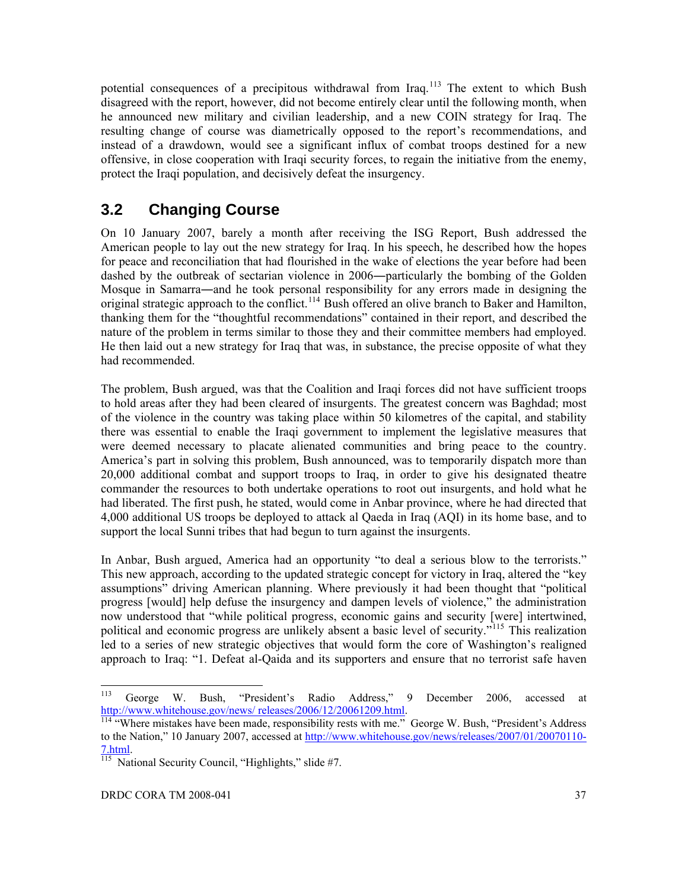potential consequences of a precipitous withdrawal from Iraq.[113] The extent to which Bush disagreed with the report, however, did not become entirely clear until the following month, when he announced new military and civilian leadership, and a new COIN strategy for Iraq. The resulting change of course was diametrically opposed to the report's recommendations, and instead of a drawdown, would see a significant influx of combat troops destined for a new offensive, in close cooperation with Iraqi security forces, to regain the initiative from the enemy, protect the Iraqi population, and decisively defeat the insurgency.

## 3.2 Changing Course

On 10 January 2007, barely a month after receiving the ISG Report, Bush addressed the American people to lay out the new strategy for Iraq. In his speech, he described how the hopes for peace and reconciliation that had flourished in the wake of elections the year before had been dashed by the outbreak of sectarian violence in 2006―particularly the bombing of the Golden Mosque in Samarra―and he took personal responsibility for any errors made in designing the original strategic approach to the conflict.[114] Bush offered an olive branch to Baker and Hamilton, thanking them for the "thoughtful recommendations" contained in their report, and described the nature of the problem in terms similar to those they and their committee members had employed. He then laid out a new strategy for Iraq that was, in substance, the precise opposite of what they had recommended.

The problem, Bush argued, was that the Coalition and Iraqi forces did not have sufficient troops to hold areas after they had been cleared of insurgents. The greatest concern was Baghdad; most of the violence in the country was taking place within 50 kilometres of the capital, and stability there was essential to enable the Iraqi government to implement the legislative measures that were deemed necessary to placate alienated communities and bring peace to the country. America's part in solving this problem, Bush announced, was to temporarily dispatch more than 20,000 additional combat and support troops to Iraq, in order to give his designated theatre commander the resources to both undertake operations to root out insurgents, and hold what he had liberated. The first push, he stated, would come in Anbar province, where he had directed that 4,000 additional US troops be deployed to attack al Qaeda in Iraq (AQI) in its home base, and to support the local Sunni tribes that had begun to turn against the insurgents.

In Anbar, Bush argued, America had an opportunity "to deal a serious blow to the terrorists." This new approach, according to the updated strategic concept for victory in Iraq, altered the "key assumptions" driving American planning. Where previously it had been thought that "political progress [would] help defuse the insurgency and dampen levels of violence," the administration now understood that "while political progress, economic gains and security [were] intertwined, political and economic progress are unlikely absent a basic level of security."[115] This realization led to a series of new strategic objectives that would form the core of Washington's realigned approach to Iraq: "1. Defeat al-Qaida and its supporters and ensure that no terrorist safe haven

---

[113] George W. Bush, "President's Radio Address," 9 December 2006, accessed at http://www.whitehouse.gov/news/ releases/2006/12/20061209.html.

[114] "Where mistakes have been made, responsibility rests with me." George W. Bush, "President's Address to the Nation," 10 January 2007, accessed at http://www.whitehouse.gov/news/releases/2007/01/20070110-7.html.

[115] National Security Council, "Highlights," slide #7.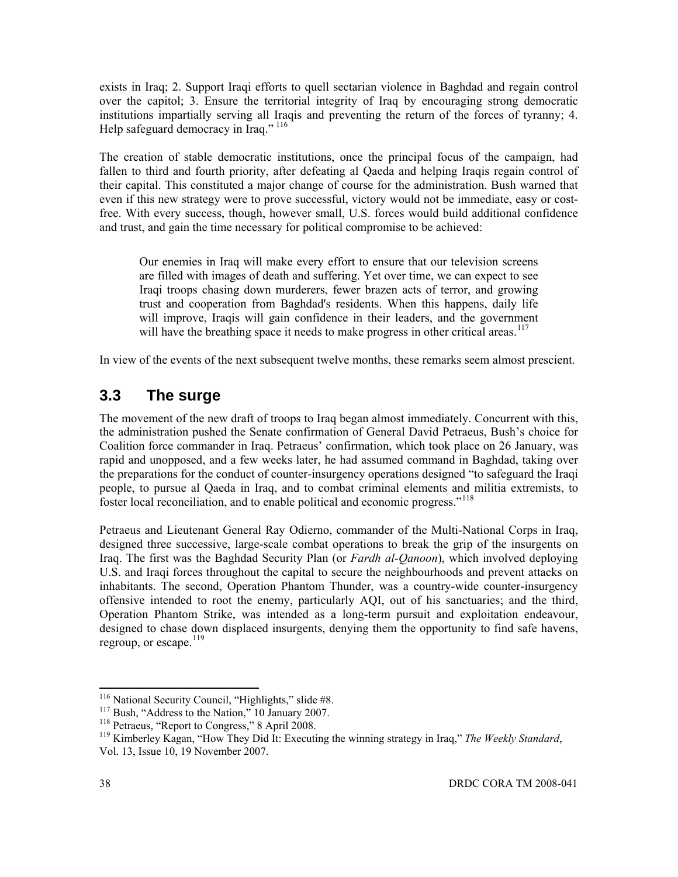exists in Iraq; 2. Support Iraqi efforts to quell sectarian violence in Baghdad and regain control over the capitol; 3. Ensure the territorial integrity of Iraq by encouraging strong democratic institutions impartially serving all Iraqis and preventing the return of the forces of tyranny; 4. Help safeguard democracy in Iraq." [116]

The creation of stable democratic institutions, once the principal focus of the campaign, had fallen to third and fourth priority, after defeating al Qaeda and helping Iraqis regain control of their capital. This constituted a major change of course for the administration. Bush warned that even if this new strategy were to prove successful, victory would not be immediate, easy or cost-free. With every success, though, however small, U.S. forces would build additional confidence and trust, and gain the time necessary for political compromise to be achieved:

> Our enemies in Iraq will make every effort to ensure that our television screens are filled with images of death and suffering. Yet over time, we can expect to see Iraqi troops chasing down murderers, fewer brazen acts of terror, and growing trust and cooperation from Baghdad's residents. When this happens, daily life will improve, Iraqis will gain confidence in their leaders, and the government will have the breathing space it needs to make progress in other critical areas.[117]

In view of the events of the next subsequent twelve months, these remarks seem almost prescient.

## 3.3 The surge

The movement of the new draft of troops to Iraq began almost immediately. Concurrent with this, the administration pushed the Senate confirmation of General David Petraeus, Bush's choice for Coalition force commander in Iraq. Petraeus' confirmation, which took place on 26 January, was rapid and unopposed, and a few weeks later, he had assumed command in Baghdad, taking over the preparations for the conduct of counter-insurgency operations designed "to safeguard the Iraqi people, to pursue al Qaeda in Iraq, and to combat criminal elements and militia extremists, to foster local reconciliation, and to enable political and economic progress."[118]

Petraeus and Lieutenant General Ray Odierno, commander of the Multi-National Corps in Iraq, designed three successive, large-scale combat operations to break the grip of the insurgents on Iraq. The first was the Baghdad Security Plan (or *Fardh al-Qanoon*), which involved deploying U.S. and Iraqi forces throughout the capital to secure the neighbourhoods and prevent attacks on inhabitants. The second, Operation Phantom Thunder, was a country-wide counter-insurgency offensive intended to root the enemy, particularly AQI, out of his sanctuaries; and the third, Operation Phantom Strike, was intended as a long-term pursuit and exploitation endeavour, designed to chase down displaced insurgents, denying them the opportunity to find safe havens, regroup, or escape.[119]

---

[116] National Security Council, "Highlights," slide #8.

[117] Bush, "Address to the Nation," 10 January 2007.

[118] Petraeus, "Report to Congress," 8 April 2008.

[119] Kimberley Kagan, "How They Did It: Executing the winning strategy in Iraq," *The Weekly Standard*, Vol. 13, Issue 10, 19 November 2007.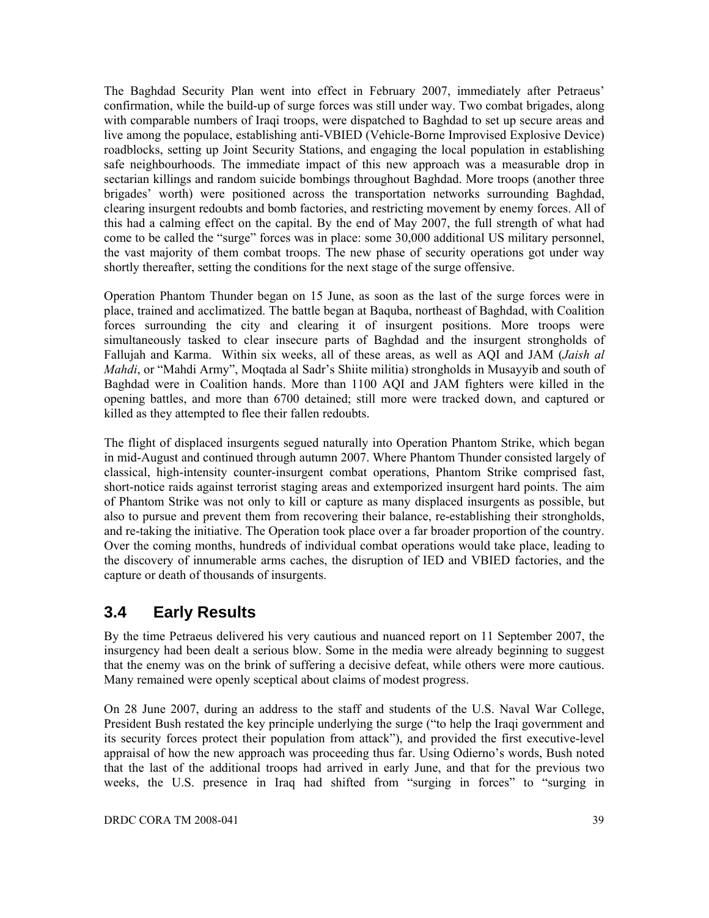The Baghdad Security Plan went into effect in February 2007, immediately after Petraeus' confirmation, while the build-up of surge forces was still under way. Two combat brigades, along with comparable numbers of Iraqi troops, were dispatched to Baghdad to set up secure areas and live among the populace, establishing anti-VBIED (Vehicle-Borne Improvised Explosive Device) roadblocks, setting up Joint Security Stations, and engaging the local population in establishing safe neighbourhoods. The immediate impact of this new approach was a measurable drop in sectarian killings and random suicide bombings throughout Baghdad. More troops (another three brigades' worth) were positioned across the transportation networks surrounding Baghdad, clearing insurgent redoubts and bomb factories, and restricting movement by enemy forces. All of this had a calming effect on the capital. By the end of May 2007, the full strength of what had come to be called the "surge" forces was in place: some 30,000 additional US military personnel, the vast majority of them combat troops. The new phase of security operations got under way shortly thereafter, setting the conditions for the next stage of the surge offensive.

Operation Phantom Thunder began on 15 June, as soon as the last of the surge forces were in place, trained and acclimatized. The battle began at Baquba, northeast of Baghdad, with Coalition forces surrounding the city and clearing it of insurgent positions. More troops were simultaneously tasked to clear insecure parts of Baghdad and the insurgent strongholds of Fallujah and Karma. Within six weeks, all of these areas, as well as AQI and JAM (*Jaish al Mahdi*, or "Mahdi Army", Moqtada al Sadr's Shiite militia) strongholds in Musayyib and south of Baghdad were in Coalition hands. More than 1100 AQI and JAM fighters were killed in the opening battles, and more than 6700 detained; still more were tracked down, and captured or killed as they attempted to flee their fallen redoubts.

The flight of displaced insurgents segued naturally into Operation Phantom Strike, which began in mid-August and continued through autumn 2007. Where Phantom Thunder consisted largely of classical, high-intensity counter-insurgent combat operations, Phantom Strike comprised fast, short-notice raids against terrorist staging areas and extemporized insurgent hard points. The aim of Phantom Strike was not only to kill or capture as many displaced insurgents as possible, but also to pursue and prevent them from recovering their balance, re-establishing their strongholds, and re-taking the initiative. The Operation took place over a far broader proportion of the country. Over the coming months, hundreds of individual combat operations would take place, leading to the discovery of innumerable arms caches, the disruption of IED and VBIED factories, and the capture or death of thousands of insurgents.

## 3.4 Early Results

By the time Petraeus delivered his very cautious and nuanced report on 11 September 2007, the insurgency had been dealt a serious blow. Some in the media were already beginning to suggest that the enemy was on the brink of suffering a decisive defeat, while others were more cautious. Many remained were openly sceptical about claims of modest progress.

On 28 June 2007, during an address to the staff and students of the U.S. Naval War College, President Bush restated the key principle underlying the surge ("to help the Iraqi government and its security forces protect their population from attack"), and provided the first executive-level appraisal of how the new approach was proceeding thus far. Using Odierno's words, Bush noted that the last of the additional troops had arrived in early June, and that for the previous two weeks, the U.S. presence in Iraq had shifted from "surging in forces" to "surging in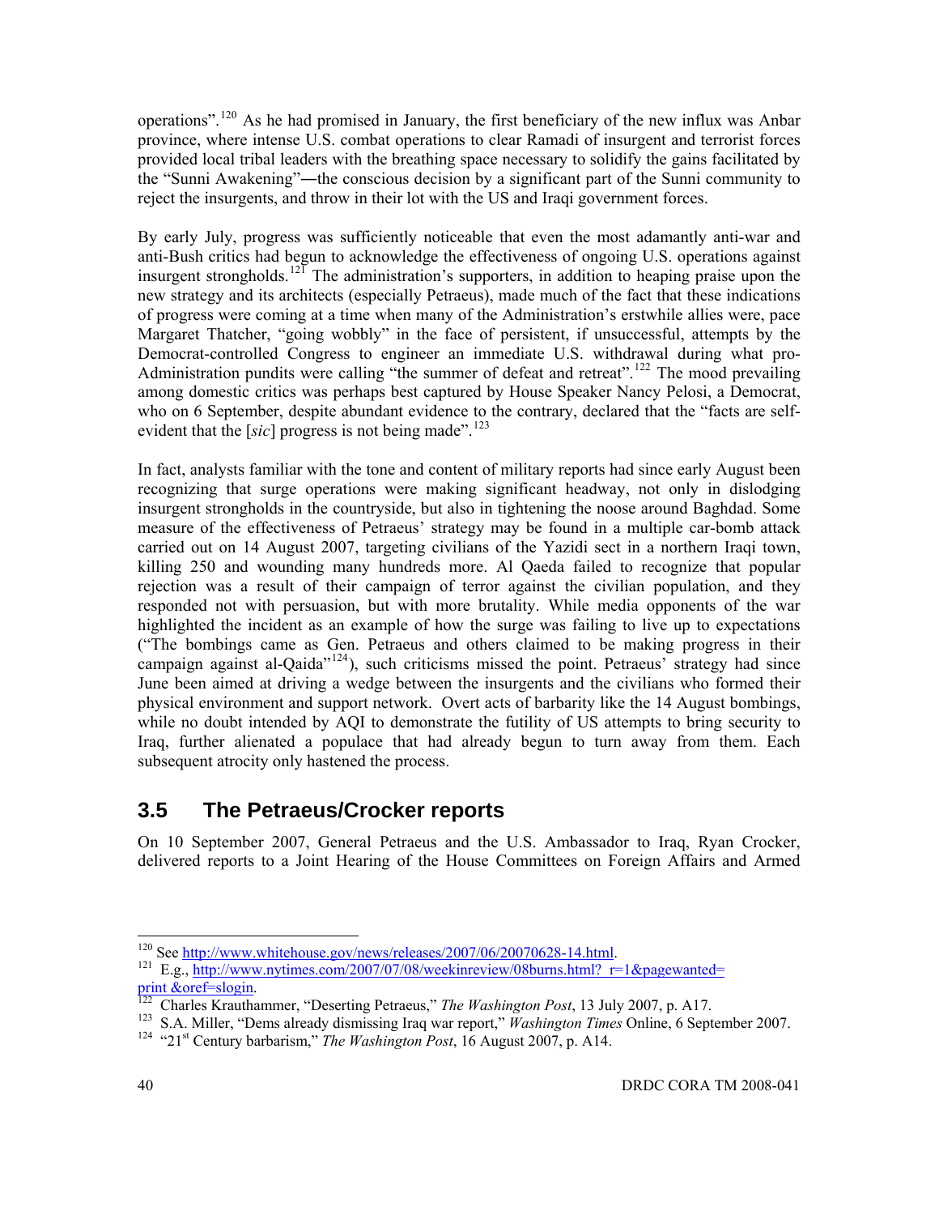operations".[120] As he had promised in January, the first beneficiary of the new influx was Anbar province, where intense U.S. combat operations to clear Ramadi of insurgent and terrorist forces provided local tribal leaders with the breathing space necessary to solidify the gains facilitated by the "Sunni Awakening"―the conscious decision by a significant part of the Sunni community to reject the insurgents, and throw in their lot with the US and Iraqi government forces.

By early July, progress was sufficiently noticeable that even the most adamantly anti-war and anti-Bush critics had begun to acknowledge the effectiveness of ongoing U.S. operations against insurgent strongholds.[121] The administration's supporters, in addition to heaping praise upon the new strategy and its architects (especially Petraeus), made much of the fact that these indications of progress were coming at a time when many of the Administration's erstwhile allies were, pace Margaret Thatcher, "going wobbly" in the face of persistent, if unsuccessful, attempts by the Democrat-controlled Congress to engineer an immediate U.S. withdrawal during what pro-Administration pundits were calling "the summer of defeat and retreat".[122] The mood prevailing among domestic critics was perhaps best captured by House Speaker Nancy Pelosi, a Democrat, who on 6 September, despite abundant evidence to the contrary, declared that the "facts are self-evident that the [*sic*] progress is not being made".[123]

In fact, analysts familiar with the tone and content of military reports had since early August been recognizing that surge operations were making significant headway, not only in dislodging insurgent strongholds in the countryside, but also in tightening the noose around Baghdad. Some measure of the effectiveness of Petraeus' strategy may be found in a multiple car-bomb attack carried out on 14 August 2007, targeting civilians of the Yazidi sect in a northern Iraqi town, killing 250 and wounding many hundreds more. Al Qaeda failed to recognize that popular rejection was a result of their campaign of terror against the civilian population, and they responded not with persuasion, but with more brutality. While media opponents of the war highlighted the incident as an example of how the surge was failing to live up to expectations ("The bombings came as Gen. Petraeus and others claimed to be making progress in their campaign against al-Qaida"[124]), such criticisms missed the point. Petraeus' strategy had since June been aimed at driving a wedge between the insurgents and the civilians who formed their physical environment and support network. Overt acts of barbarity like the 14 August bombings, while no doubt intended by AQI to demonstrate the futility of US attempts to bring security to Iraq, further alienated a populace that had already begun to turn away from them. Each subsequent atrocity only hastened the process.

## 3.5 The Petraeus/Crocker reports

On 10 September 2007, General Petraeus and the U.S. Ambassador to Iraq, Ryan Crocker, delivered reports to a Joint Hearing of the House Committees on Foreign Affairs and Armed

---

[120] See http://www.whitehouse.gov/news/releases/2007/06/20070628-14.html.

[121] E.g., http://www.nytimes.com/2007/07/08/weekinreview/08burns.html?_r=1&pagewanted=print &oref=slogin.

[122] Charles Krauthammer, "Deserting Petraeus," *The Washington Post*, 13 July 2007, p. A17.

[123] S.A. Miller, "Dems already dismissing Iraq war report," *Washington Times* Online, 6 September 2007.

[124] "21st Century barbarism," *The Washington Post*, 16 August 2007, p. A14.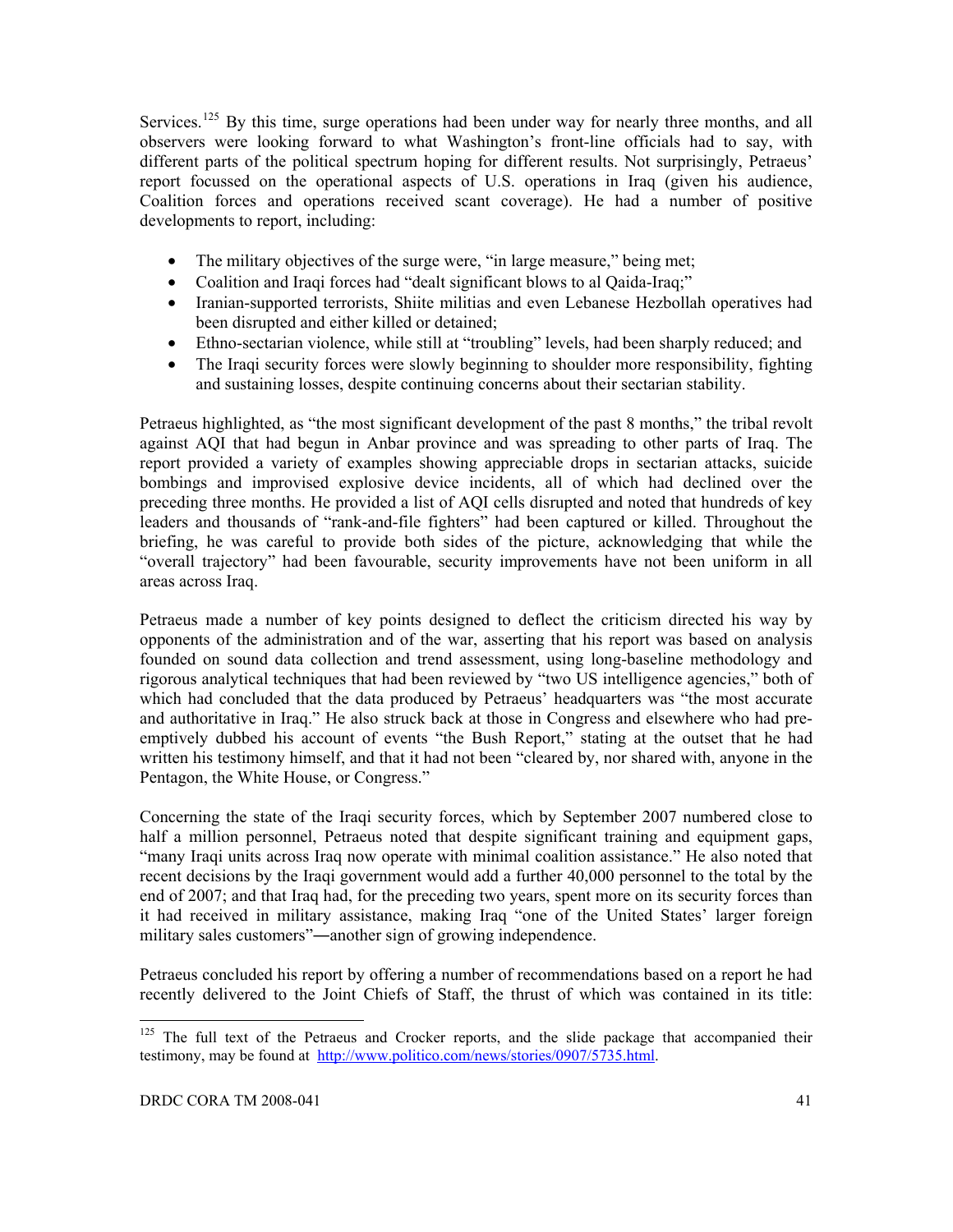Services.[125] By this time, surge operations had been under way for nearly three months, and all observers were looking forward to what Washington's front-line officials had to say, with different parts of the political spectrum hoping for different results. Not surprisingly, Petraeus' report focussed on the operational aspects of U.S. operations in Iraq (given his audience, Coalition forces and operations received scant coverage). He had a number of positive developments to report, including:

- The military objectives of the surge were, "in large measure," being met;
- Coalition and Iraqi forces had "dealt significant blows to al Qaida-Iraq;"
- Iranian-supported terrorists, Shiite militias and even Lebanese Hezbollah operatives had been disrupted and either killed or detained;
- Ethno-sectarian violence, while still at "troubling" levels, had been sharply reduced; and
- The Iraqi security forces were slowly beginning to shoulder more responsibility, fighting and sustaining losses, despite continuing concerns about their sectarian stability.

Petraeus highlighted, as "the most significant development of the past 8 months," the tribal revolt against AQI that had begun in Anbar province and was spreading to other parts of Iraq. The report provided a variety of examples showing appreciable drops in sectarian attacks, suicide bombings and improvised explosive device incidents, all of which had declined over the preceding three months. He provided a list of AQI cells disrupted and noted that hundreds of key leaders and thousands of "rank-and-file fighters" had been captured or killed. Throughout the briefing, he was careful to provide both sides of the picture, acknowledging that while the "overall trajectory" had been favourable, security improvements have not been uniform in all areas across Iraq.

Petraeus made a number of key points designed to deflect the criticism directed his way by opponents of the administration and of the war, asserting that his report was based on analysis founded on sound data collection and trend assessment, using long-baseline methodology and rigorous analytical techniques that had been reviewed by "two US intelligence agencies," both of which had concluded that the data produced by Petraeus' headquarters was "the most accurate and authoritative in Iraq." He also struck back at those in Congress and elsewhere who had pre-emptively dubbed his account of events "the Bush Report," stating at the outset that he had written his testimony himself, and that it had not been "cleared by, nor shared with, anyone in the Pentagon, the White House, or Congress."

Concerning the state of the Iraqi security forces, which by September 2007 numbered close to half a million personnel, Petraeus noted that despite significant training and equipment gaps, "many Iraqi units across Iraq now operate with minimal coalition assistance." He also noted that recent decisions by the Iraqi government would add a further 40,000 personnel to the total by the end of 2007; and that Iraq had, for the preceding two years, spent more on its security forces than it had received in military assistance, making Iraq "one of the United States' larger foreign military sales customers"―another sign of growing independence.

Petraeus concluded his report by offering a number of recommendations based on a report he had recently delivered to the Joint Chiefs of Staff, the thrust of which was contained in its title:

---

[125] The full text of the Petraeus and Crocker reports, and the slide package that accompanied their testimony, may be found at http://www.politico.com/news/stories/0907/5735.html.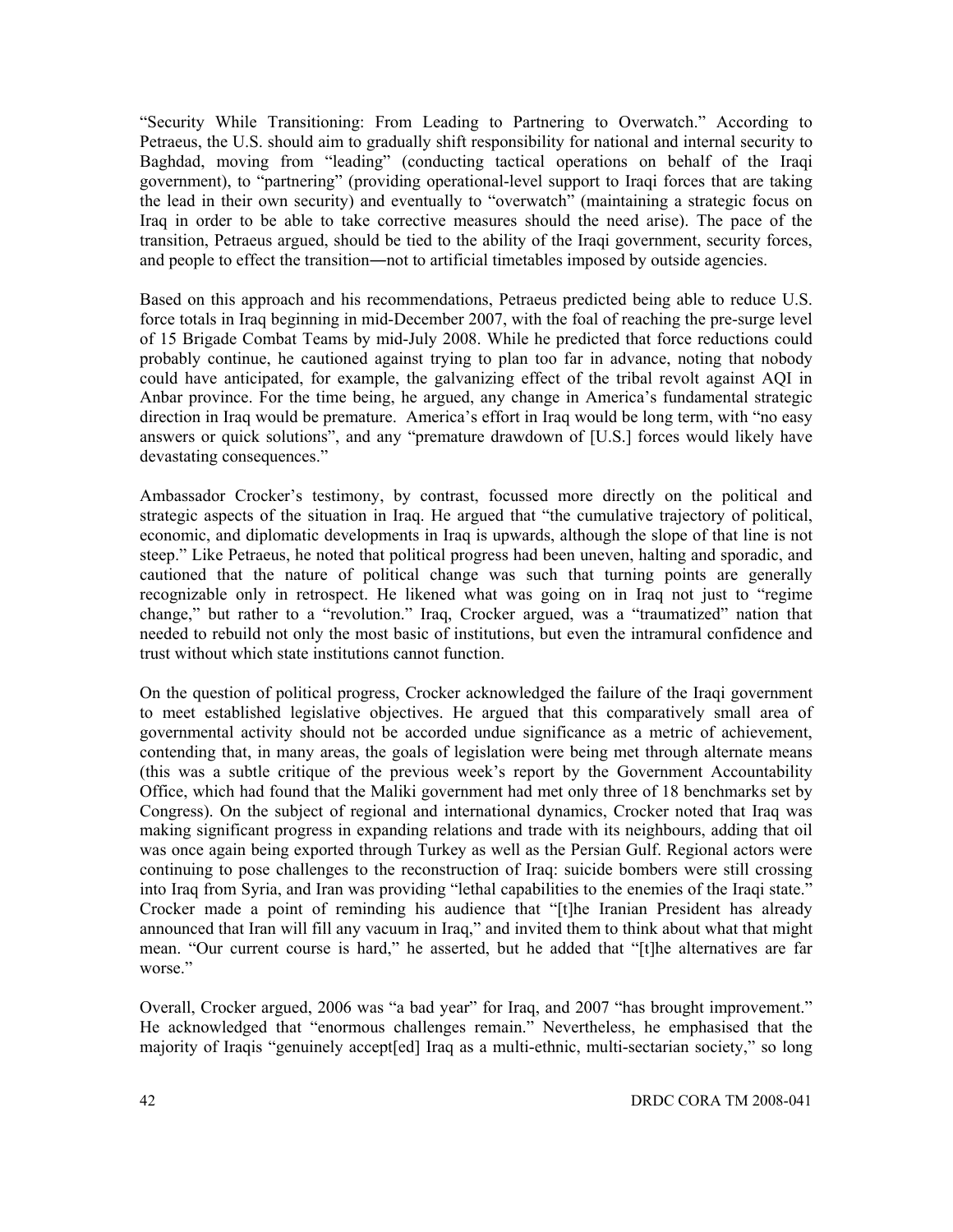"Security While Transitioning: From Leading to Partnering to Overwatch." According to Petraeus, the U.S. should aim to gradually shift responsibility for national and internal security to Baghdad, moving from "leading" (conducting tactical operations on behalf of the Iraqi government), to "partnering" (providing operational-level support to Iraqi forces that are taking the lead in their own security) and eventually to "overwatch" (maintaining a strategic focus on Iraq in order to be able to take corrective measures should the need arise). The pace of the transition, Petraeus argued, should be tied to the ability of the Iraqi government, security forces, and people to effect the transition―not to artificial timetables imposed by outside agencies.

Based on this approach and his recommendations, Petraeus predicted being able to reduce U.S. force totals in Iraq beginning in mid-December 2007, with the foal of reaching the pre-surge level of 15 Brigade Combat Teams by mid-July 2008. While he predicted that force reductions could probably continue, he cautioned against trying to plan too far in advance, noting that nobody could have anticipated, for example, the galvanizing effect of the tribal revolt against AQI in Anbar province. For the time being, he argued, any change in America's fundamental strategic direction in Iraq would be premature. America's effort in Iraq would be long term, with "no easy answers or quick solutions", and any "premature drawdown of [U.S.] forces would likely have devastating consequences."

Ambassador Crocker's testimony, by contrast, focussed more directly on the political and strategic aspects of the situation in Iraq. He argued that "the cumulative trajectory of political, economic, and diplomatic developments in Iraq is upwards, although the slope of that line is not steep." Like Petraeus, he noted that political progress had been uneven, halting and sporadic, and cautioned that the nature of political change was such that turning points are generally recognizable only in retrospect. He likened what was going on in Iraq not just to "regime change," but rather to a "revolution." Iraq, Crocker argued, was a "traumatized" nation that needed to rebuild not only the most basic of institutions, but even the intramural confidence and trust without which state institutions cannot function.

On the question of political progress, Crocker acknowledged the failure of the Iraqi government to meet established legislative objectives. He argued that this comparatively small area of governmental activity should not be accorded undue significance as a metric of achievement, contending that, in many areas, the goals of legislation were being met through alternate means (this was a subtle critique of the previous week's report by the Government Accountability Office, which had found that the Maliki government had met only three of 18 benchmarks set by Congress). On the subject of regional and international dynamics, Crocker noted that Iraq was making significant progress in expanding relations and trade with its neighbours, adding that oil was once again being exported through Turkey as well as the Persian Gulf. Regional actors were continuing to pose challenges to the reconstruction of Iraq: suicide bombers were still crossing into Iraq from Syria, and Iran was providing "lethal capabilities to the enemies of the Iraqi state." Crocker made a point of reminding his audience that "[t]he Iranian President has already announced that Iran will fill any vacuum in Iraq," and invited them to think about what that might mean. "Our current course is hard," he asserted, but he added that "[t]he alternatives are far worse."

Overall, Crocker argued, 2006 was "a bad year" for Iraq, and 2007 "has brought improvement." He acknowledged that "enormous challenges remain." Nevertheless, he emphasised that the majority of Iraqis "genuinely accept[ed] Iraq as a multi-ethnic, multi-sectarian society," so long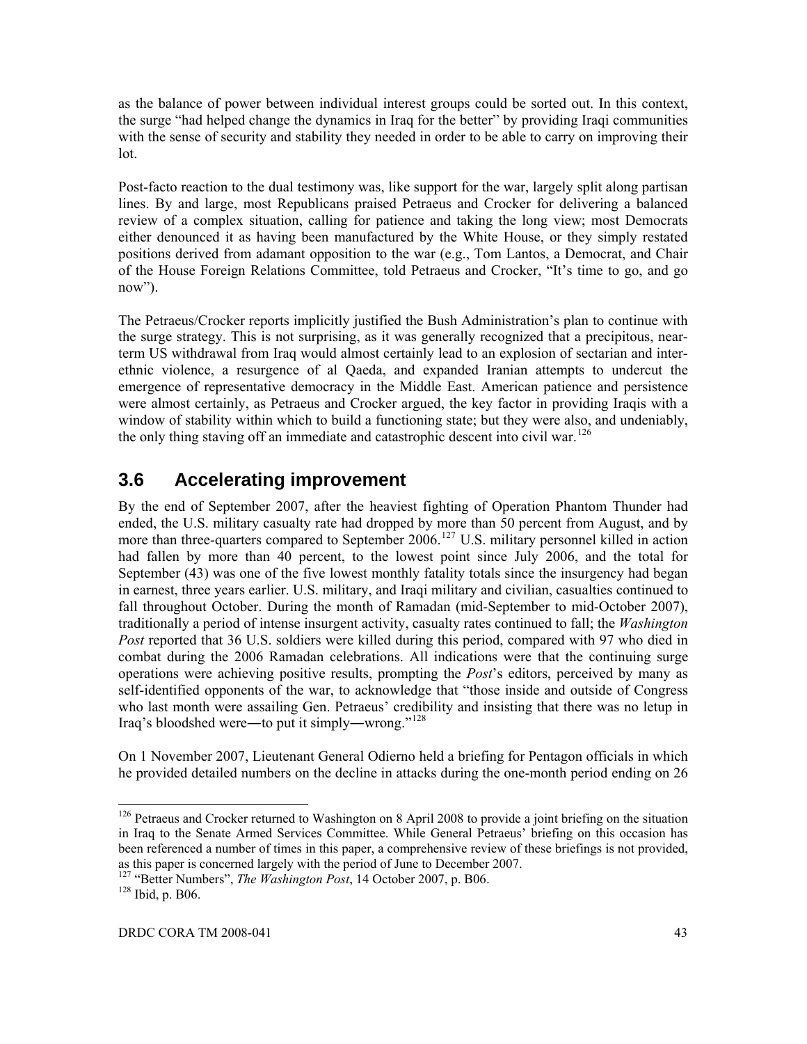as the balance of power between individual interest groups could be sorted out. In this context, the surge "had helped change the dynamics in Iraq for the better" by providing Iraqi communities with the sense of security and stability they needed in order to be able to carry on improving their lot.

Post-facto reaction to the dual testimony was, like support for the war, largely split along partisan lines. By and large, most Republicans praised Petraeus and Crocker for delivering a balanced review of a complex situation, calling for patience and taking the long view; most Democrats either denounced it as having been manufactured by the White House, or they simply restated positions derived from adamant opposition to the war (e.g., Tom Lantos, a Democrat, and Chair of the House Foreign Relations Committee, told Petraeus and Crocker, "It's time to go, and go now").

The Petraeus/Crocker reports implicitly justified the Bush Administration's plan to continue with the surge strategy. This is not surprising, as it was generally recognized that a precipitous, near-term US withdrawal from Iraq would almost certainly lead to an explosion of sectarian and inter-ethnic violence, a resurgence of al Qaeda, and expanded Iranian attempts to undercut the emergence of representative democracy in the Middle East. American patience and persistence were almost certainly, as Petraeus and Crocker argued, the key factor in providing Iraqis with a window of stability within which to build a functioning state; but they were also, and undeniably, the only thing staving off an immediate and catastrophic descent into civil war.[126]

## 3.6 Accelerating improvement

By the end of September 2007, after the heaviest fighting of Operation Phantom Thunder had ended, the U.S. military casualty rate had dropped by more than 50 percent from August, and by more than three-quarters compared to September 2006.[127] U.S. military personnel killed in action had fallen by more than 40 percent, to the lowest point since July 2006, and the total for September (43) was one of the five lowest monthly fatality totals since the insurgency had began in earnest, three years earlier. U.S. military, and Iraqi military and civilian, casualties continued to fall throughout October. During the month of Ramadan (mid-September to mid-October 2007), traditionally a period of intense insurgent activity, casualty rates continued to fall; the *Washington Post* reported that 36 U.S. soldiers were killed during this period, compared with 97 who died in combat during the 2006 Ramadan celebrations. All indications were that the continuing surge operations were achieving positive results, prompting the *Post*'s editors, perceived by many as self-identified opponents of the war, to acknowledge that "those inside and outside of Congress who last month were assailing Gen. Petraeus' credibility and insisting that there was no letup in Iraq's bloodshed were―to put it simply―wrong."[128]

On 1 November 2007, Lieutenant General Odierno held a briefing for Pentagon officials in which he provided detailed numbers on the decline in attacks during the one-month period ending on 26

---

[126] Petraeus and Crocker returned to Washington on 8 April 2008 to provide a joint briefing on the situation in Iraq to the Senate Armed Services Committee. While General Petraeus' briefing on this occasion has been referenced a number of times in this paper, a comprehensive review of these briefings is not provided, as this paper is concerned largely with the period of June to December 2007.

[127] "Better Numbers", *The Washington Post*, 14 October 2007, p. B06.

[128] Ibid, p. B06.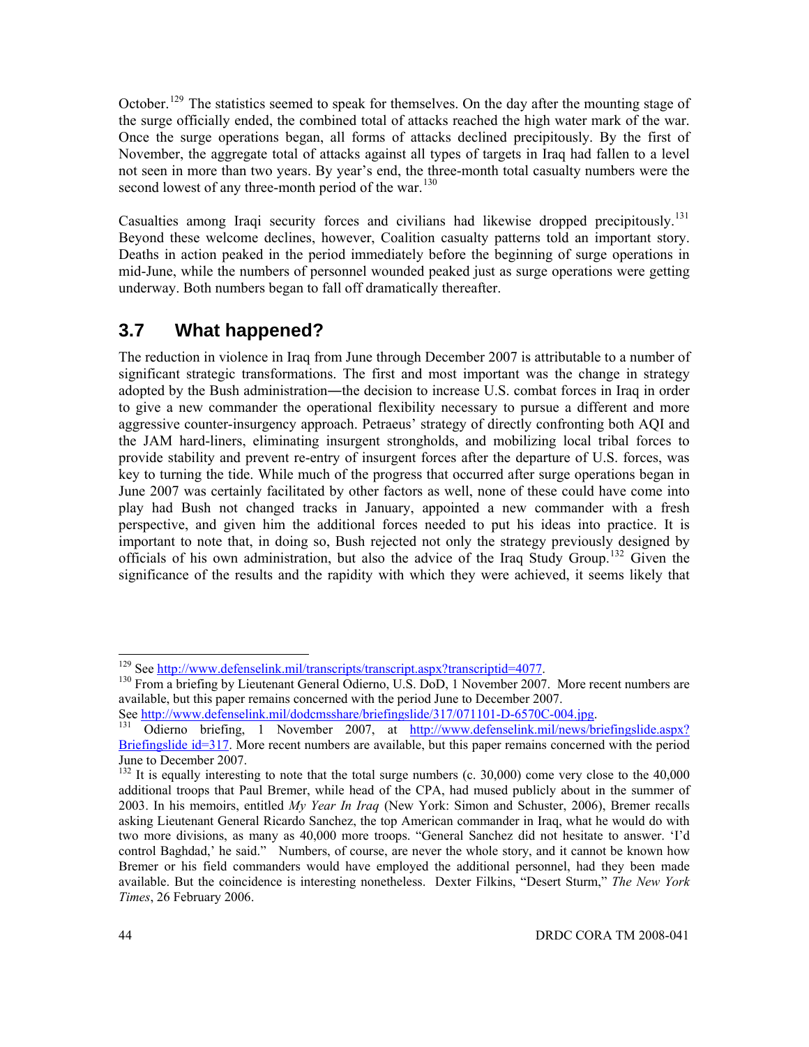October.[129] The statistics seemed to speak for themselves. On the day after the mounting stage of the surge officially ended, the combined total of attacks reached the high water mark of the war. Once the surge operations began, all forms of attacks declined precipitously. By the first of November, the aggregate total of attacks against all types of targets in Iraq had fallen to a level not seen in more than two years. By year's end, the three-month total casualty numbers were the second lowest of any three-month period of the war.[130]

Casualties among Iraqi security forces and civilians had likewise dropped precipitously.[131] Beyond these welcome declines, however, Coalition casualty patterns told an important story. Deaths in action peaked in the period immediately before the beginning of surge operations in mid-June, while the numbers of personnel wounded peaked just as surge operations were getting underway. Both numbers began to fall off dramatically thereafter.

## 3.7 What happened?

The reduction in violence in Iraq from June through December 2007 is attributable to a number of significant strategic transformations. The first and most important was the change in strategy adopted by the Bush administration―the decision to increase U.S. combat forces in Iraq in order to give a new commander the operational flexibility necessary to pursue a different and more aggressive counter-insurgency approach. Petraeus' strategy of directly confronting both AQI and the JAM hard-liners, eliminating insurgent strongholds, and mobilizing local tribal forces to provide stability and prevent re-entry of insurgent forces after the departure of U.S. forces, was key to turning the tide. While much of the progress that occurred after surge operations began in June 2007 was certainly facilitated by other factors as well, none of these could have come into play had Bush not changed tracks in January, appointed a new commander with a fresh perspective, and given him the additional forces needed to put his ideas into practice. It is important to note that, in doing so, Bush rejected not only the strategy previously designed by officials of his own administration, but also the advice of the Iraq Study Group.[132] Given the significance of the results and the rapidity with which they were achieved, it seems likely that

---

[129] See http://www.defenselink.mil/transcripts/transcript.aspx?transcriptid=4077.

[130] From a briefing by Lieutenant General Odierno, U.S. DoD, 1 November 2007. More recent numbers are available, but this paper remains concerned with the period June to December 2007. See http://www.defenselink.mil/dodcmsshare/briefingslide/317/071101-D-6570C-004.jpg.

[131] Odierno briefing, 1 November 2007, at http://www.defenselink.mil/news/briefingslide.aspx?Briefingslide id=317. More recent numbers are available, but this paper remains concerned with the period June to December 2007.

[132] It is equally interesting to note that the total surge numbers (c. 30,000) come very close to the 40,000 additional troops that Paul Bremer, while head of the CPA, had mused publicly about in the summer of 2003. In his memoirs, entitled *My Year In Iraq* (New York: Simon and Schuster, 2006), Bremer recalls asking Lieutenant General Ricardo Sanchez, the top American commander in Iraq, what he would do with two more divisions, as many as 40,000 more troops. "General Sanchez did not hesitate to answer. 'I'd control Baghdad,' he said." Numbers, of course, are never the whole story, and it cannot be known how Bremer or his field commanders would have employed the additional personnel, had they been made available. But the coincidence is interesting nonetheless. Dexter Filkins, "Desert Sturm," *The New York Times*, 26 February 2006.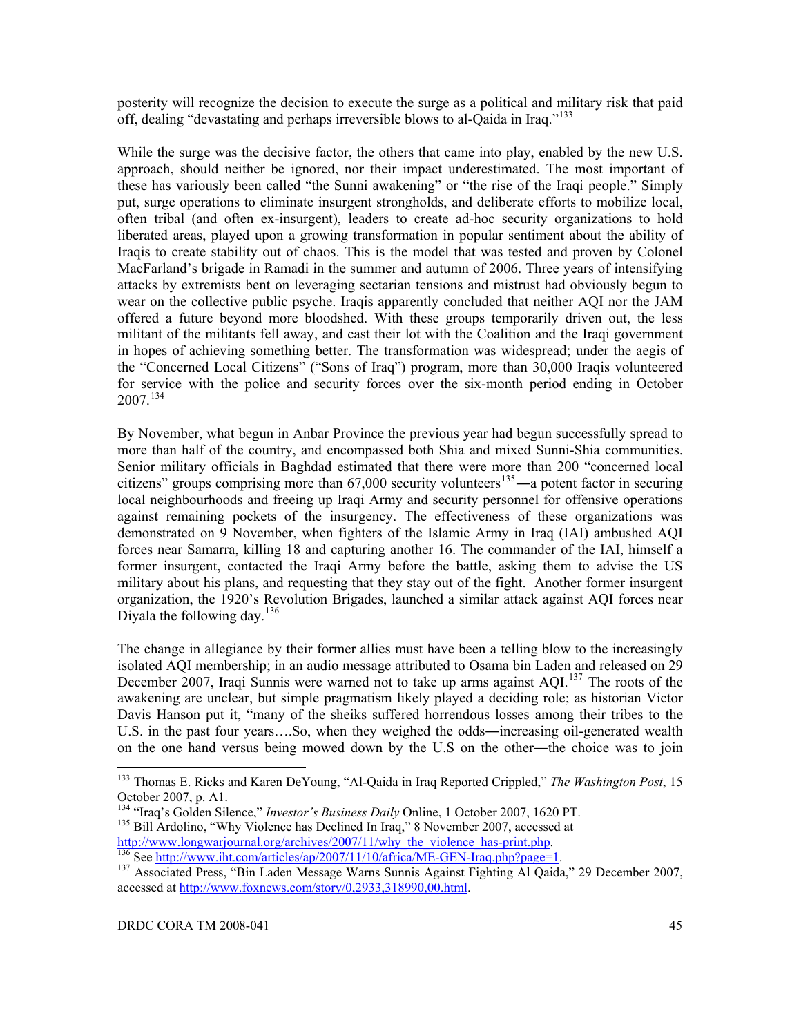posterity will recognize the decision to execute the surge as a political and military risk that paid off, dealing "devastating and perhaps irreversible blows to al-Qaida in Iraq."[133]

While the surge was the decisive factor, the others that came into play, enabled by the new U.S. approach, should neither be ignored, nor their impact underestimated. The most important of these has variously been called "the Sunni awakening" or "the rise of the Iraqi people." Simply put, surge operations to eliminate insurgent strongholds, and deliberate efforts to mobilize local, often tribal (and often ex-insurgent), leaders to create ad-hoc security organizations to hold liberated areas, played upon a growing transformation in popular sentiment about the ability of Iraqis to create stability out of chaos. This is the model that was tested and proven by Colonel MacFarland's brigade in Ramadi in the summer and autumn of 2006. Three years of intensifying attacks by extremists bent on leveraging sectarian tensions and mistrust had obviously begun to wear on the collective public psyche. Iraqis apparently concluded that neither AQI nor the JAM offered a future beyond more bloodshed. With these groups temporarily driven out, the less militant of the militants fell away, and cast their lot with the Coalition and the Iraqi government in hopes of achieving something better. The transformation was widespread; under the aegis of the "Concerned Local Citizens" ("Sons of Iraq") program, more than 30,000 Iraqis volunteered for service with the police and security forces over the six-month period ending in October 2007.[134]

By November, what begun in Anbar Province the previous year had begun successfully spread to more than half of the country, and encompassed both Shia and mixed Sunni-Shia communities. Senior military officials in Baghdad estimated that there were more than 200 "concerned local citizens" groups comprising more than 67,000 security volunteers[135]—a potent factor in securing local neighbourhoods and freeing up Iraqi Army and security personnel for offensive operations against remaining pockets of the insurgency. The effectiveness of these organizations was demonstrated on 9 November, when fighters of the Islamic Army in Iraq (IAI) ambushed AQI forces near Samarra, killing 18 and capturing another 16. The commander of the IAI, himself a former insurgent, contacted the Iraqi Army before the battle, asking them to advise the US military about his plans, and requesting that they stay out of the fight. Another former insurgent organization, the 1920's Revolution Brigades, launched a similar attack against AQI forces near Diyala the following day.[136]

The change in allegiance by their former allies must have been a telling blow to the increasingly isolated AQI membership; in an audio message attributed to Osama bin Laden and released on 29 December 2007, Iraqi Sunnis were warned not to take up arms against AQI.[137] The roots of the awakening are unclear, but simple pragmatism likely played a deciding role; as historian Victor Davis Hanson put it, "many of the sheiks suffered horrendous losses among their tribes to the U.S. in the past four years….So, when they weighed the odds—increasing oil-generated wealth on the one hand versus being mowed down by the U.S on the other—the choice was to join

---

[133] Thomas E. Ricks and Karen DeYoung, "Al-Qaida in Iraq Reported Crippled," *The Washington Post*, 15 October 2007, p. A1.

[134] "Iraq's Golden Silence," *Investor's Business Daily* Online, 1 October 2007, 1620 PT.

[135] Bill Ardolino, "Why Violence has Declined In Iraq," 8 November 2007, accessed at http://www.longwarjournal.org/archives/2007/11/why_the_violence_has-print.php.

[136] See http://www.iht.com/articles/ap/2007/11/10/africa/ME-GEN-Iraq.php?page=1.

[137] Associated Press, "Bin Laden Message Warns Sunnis Against Fighting Al Qaida," 29 December 2007, accessed at http://www.foxnews.com/story/0,2933,318990,00.html.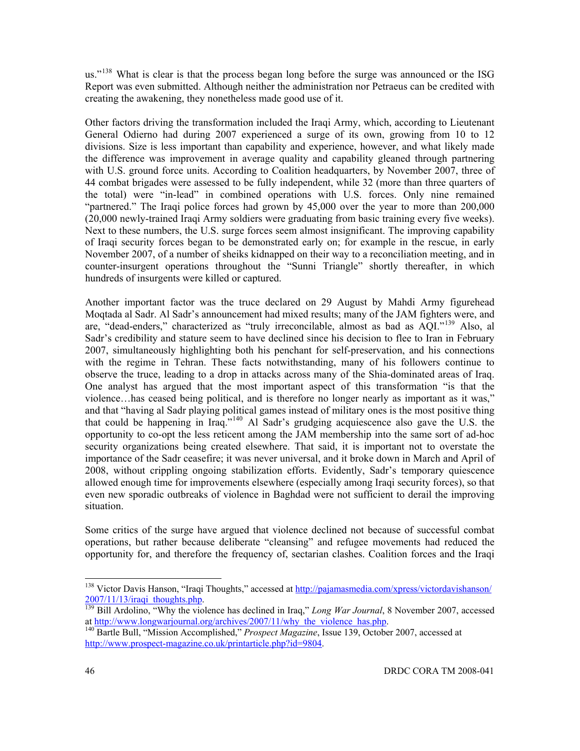us."[138] What is clear is that the process began long before the surge was announced or the ISG Report was even submitted. Although neither the administration nor Petraeus can be credited with creating the awakening, they nonetheless made good use of it.

Other factors driving the transformation included the Iraqi Army, which, according to Lieutenant General Odierno had during 2007 experienced a surge of its own, growing from 10 to 12 divisions. Size is less important than capability and experience, however, and what likely made the difference was improvement in average quality and capability gleaned through partnering with U.S. ground force units. According to Coalition headquarters, by November 2007, three of 44 combat brigades were assessed to be fully independent, while 32 (more than three quarters of the total) were "in-lead" in combined operations with U.S. forces. Only nine remained "partnered." The Iraqi police forces had grown by 45,000 over the year to more than 200,000 (20,000 newly-trained Iraqi Army soldiers were graduating from basic training every five weeks). Next to these numbers, the U.S. surge forces seem almost insignificant. The improving capability of Iraqi security forces began to be demonstrated early on; for example in the rescue, in early November 2007, of a number of sheiks kidnapped on their way to a reconciliation meeting, and in counter-insurgent operations throughout the "Sunni Triangle" shortly thereafter, in which hundreds of insurgents were killed or captured.

Another important factor was the truce declared on 29 August by Mahdi Army figurehead Moqtada al Sadr. Al Sadr's announcement had mixed results; many of the JAM fighters were, and are, "dead-enders," characterized as "truly irreconcilable, almost as bad as AQI."[139] Also, al Sadr's credibility and stature seem to have declined since his decision to flee to Iran in February 2007, simultaneously highlighting both his penchant for self-preservation, and his connections with the regime in Tehran. These facts notwithstanding, many of his followers continue to observe the truce, leading to a drop in attacks across many of the Shia-dominated areas of Iraq. One analyst has argued that the most important aspect of this transformation "is that the violence…has ceased being political, and is therefore no longer nearly as important as it was," and that "having al Sadr playing political games instead of military ones is the most positive thing that could be happening in Iraq."[140] Al Sadr's grudging acquiescence also gave the U.S. the opportunity to co-opt the less reticent among the JAM membership into the same sort of ad-hoc security organizations being created elsewhere. That said, it is important not to overstate the importance of the Sadr ceasefire; it was never universal, and it broke down in March and April of 2008, without crippling ongoing stabilization efforts. Evidently, Sadr's temporary quiescence allowed enough time for improvements elsewhere (especially among Iraqi security forces), so that even new sporadic outbreaks of violence in Baghdad were not sufficient to derail the improving situation.

Some critics of the surge have argued that violence declined not because of successful combat operations, but rather because deliberate "cleansing" and refugee movements had reduced the opportunity for, and therefore the frequency of, sectarian clashes. Coalition forces and the Iraqi

---

[138] Victor Davis Hanson, "Iraqi Thoughts," accessed at http://pajamasmedia.com/xpress/victordavishanson/2007/11/13/iraqi_thoughts.php.

[139] Bill Ardolino, "Why the violence has declined in Iraq," *Long War Journal*, 8 November 2007, accessed at http://www.longwarjournal.org/archives/2007/11/why_the_violence_has.php.

[140] Bartle Bull, "Mission Accomplished," *Prospect Magazine*, Issue 139, October 2007, accessed at http://www.prospect-magazine.co.uk/printarticle.php?id=9804.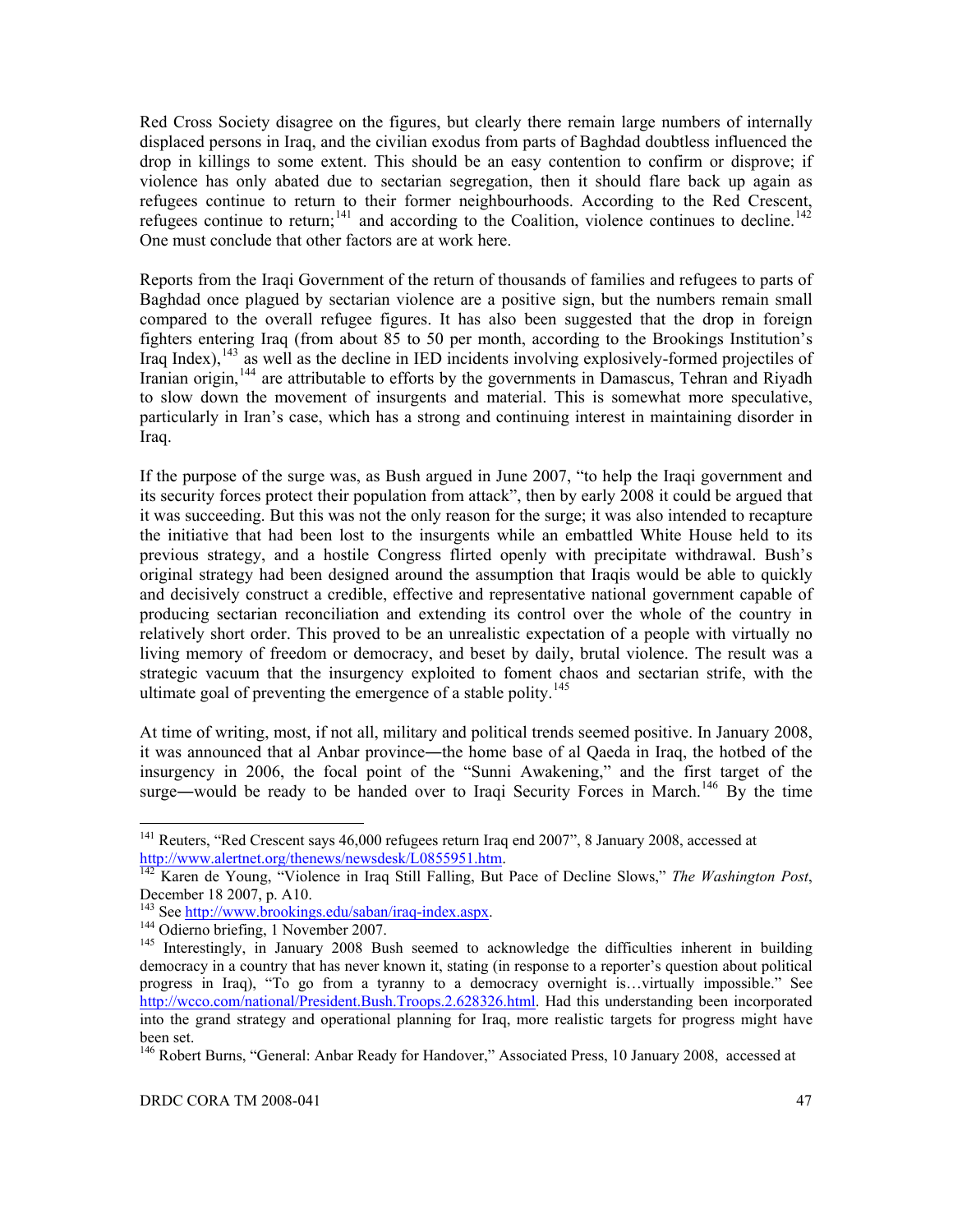Red Cross Society disagree on the figures, but clearly there remain large numbers of internally displaced persons in Iraq, and the civilian exodus from parts of Baghdad doubtless influenced the drop in killings to some extent. This should be an easy contention to confirm or disprove; if violence has only abated due to sectarian segregation, then it should flare back up again as refugees continue to return to their former neighbourhoods. According to the Red Crescent, refugees continue to return;[141] and according to the Coalition, violence continues to decline.[142] One must conclude that other factors are at work here.

Reports from the Iraqi Government of the return of thousands of families and refugees to parts of Baghdad once plagued by sectarian violence are a positive sign, but the numbers remain small compared to the overall refugee figures. It has also been suggested that the drop in foreign fighters entering Iraq (from about 85 to 50 per month, according to the Brookings Institution's Iraq Index),[143] as well as the decline in IED incidents involving explosively-formed projectiles of Iranian origin,[144] are attributable to efforts by the governments in Damascus, Tehran and Riyadh to slow down the movement of insurgents and material. This is somewhat more speculative, particularly in Iran's case, which has a strong and continuing interest in maintaining disorder in Iraq.

If the purpose of the surge was, as Bush argued in June 2007, "to help the Iraqi government and its security forces protect their population from attack", then by early 2008 it could be argued that it was succeeding. But this was not the only reason for the surge; it was also intended to recapture the initiative that had been lost to the insurgents while an embattled White House held to its previous strategy, and a hostile Congress flirted openly with precipitate withdrawal. Bush's original strategy had been designed around the assumption that Iraqis would be able to quickly and decisively construct a credible, effective and representative national government capable of producing sectarian reconciliation and extending its control over the whole of the country in relatively short order. This proved to be an unrealistic expectation of a people with virtually no living memory of freedom or democracy, and beset by daily, brutal violence. The result was a strategic vacuum that the insurgency exploited to foment chaos and sectarian strife, with the ultimate goal of preventing the emergence of a stable polity.[145]

At time of writing, most, if not all, military and political trends seemed positive. In January 2008, it was announced that al Anbar province―the home base of al Qaeda in Iraq, the hotbed of the insurgency in 2006, the focal point of the "Sunni Awakening," and the first target of the surge―would be ready to be handed over to Iraqi Security Forces in March.[146] By the time

---

[141] Reuters, "Red Crescent says 46,000 refugees return Iraq end 2007", 8 January 2008, accessed at http://www.alertnet.org/thenews/newsdesk/L0855951.htm.

[142] Karen de Young, "Violence in Iraq Still Falling, But Pace of Decline Slows," *The Washington Post*, December 18 2007, p. A10.

[143] See http://www.brookings.edu/saban/iraq-index.aspx.

[144] Odierno briefing, 1 November 2007.

[145] Interestingly, in January 2008 Bush seemed to acknowledge the difficulties inherent in building democracy in a country that has never known it, stating (in response to a reporter's question about political progress in Iraq), "To go from a tyranny to a democracy overnight is…virtually impossible." See http://wcco.com/national/President.Bush.Troops.2.628326.html. Had this understanding been incorporated into the grand strategy and operational planning for Iraq, more realistic targets for progress might have been set.

[146] Robert Burns, "General: Anbar Ready for Handover," Associated Press, 10 January 2008, accessed at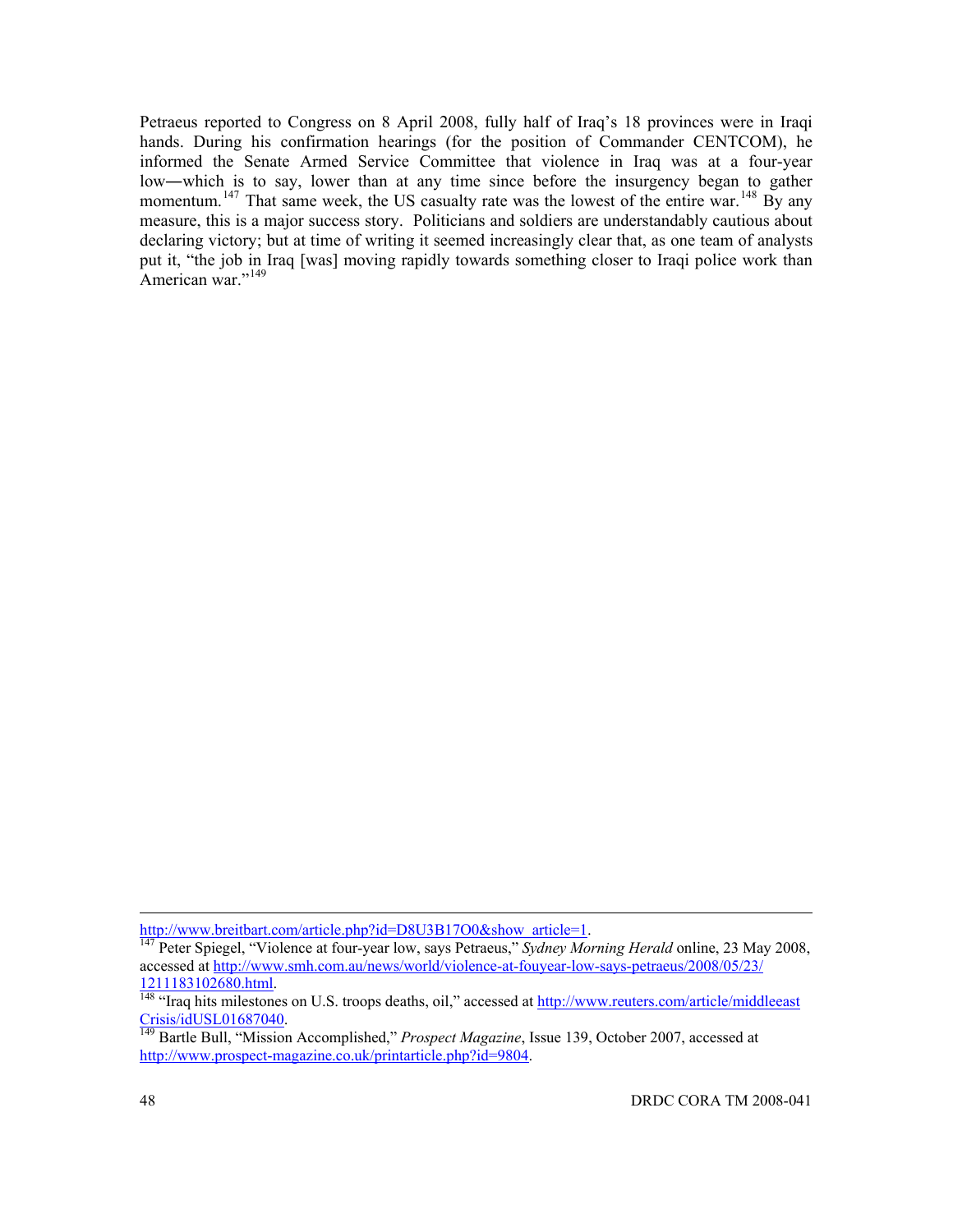Petraeus reported to Congress on 8 April 2008, fully half of Iraq's 18 provinces were in Iraqi hands. During his confirmation hearings (for the position of Commander CENTCOM), he informed the Senate Armed Service Committee that violence in Iraq was at a four-year low―which is to say, lower than at any time since before the insurgency began to gather momentum.[147] That same week, the US casualty rate was the lowest of the entire war.[148] By any measure, this is a major success story. Politicians and soldiers are understandably cautious about declaring victory; but at time of writing it seemed increasingly clear that, as one team of analysts put it, "the job in Iraq [was] moving rapidly towards something closer to Iraqi police work than American war."[149]

---

http://www.breitbart.com/article.php?id=D8U3B17O0&show_article=1.

[147] Peter Spiegel, "Violence at four-year low, says Petraeus," *Sydney Morning Herald* online, 23 May 2008, accessed at http://www.smh.com.au/news/world/violence-at-fouyear-low-says-petraeus/2008/05/23/1211183102680.html.

[148] "Iraq hits milestones on U.S. troops deaths, oil," accessed at http://www.reuters.com/article/middleeastCrisis/idUSL01687040.

[149] Bartle Bull, "Mission Accomplished," *Prospect Magazine*, Issue 139, October 2007, accessed at http://www.prospect-magazine.co.uk/printarticle.php?id=9804.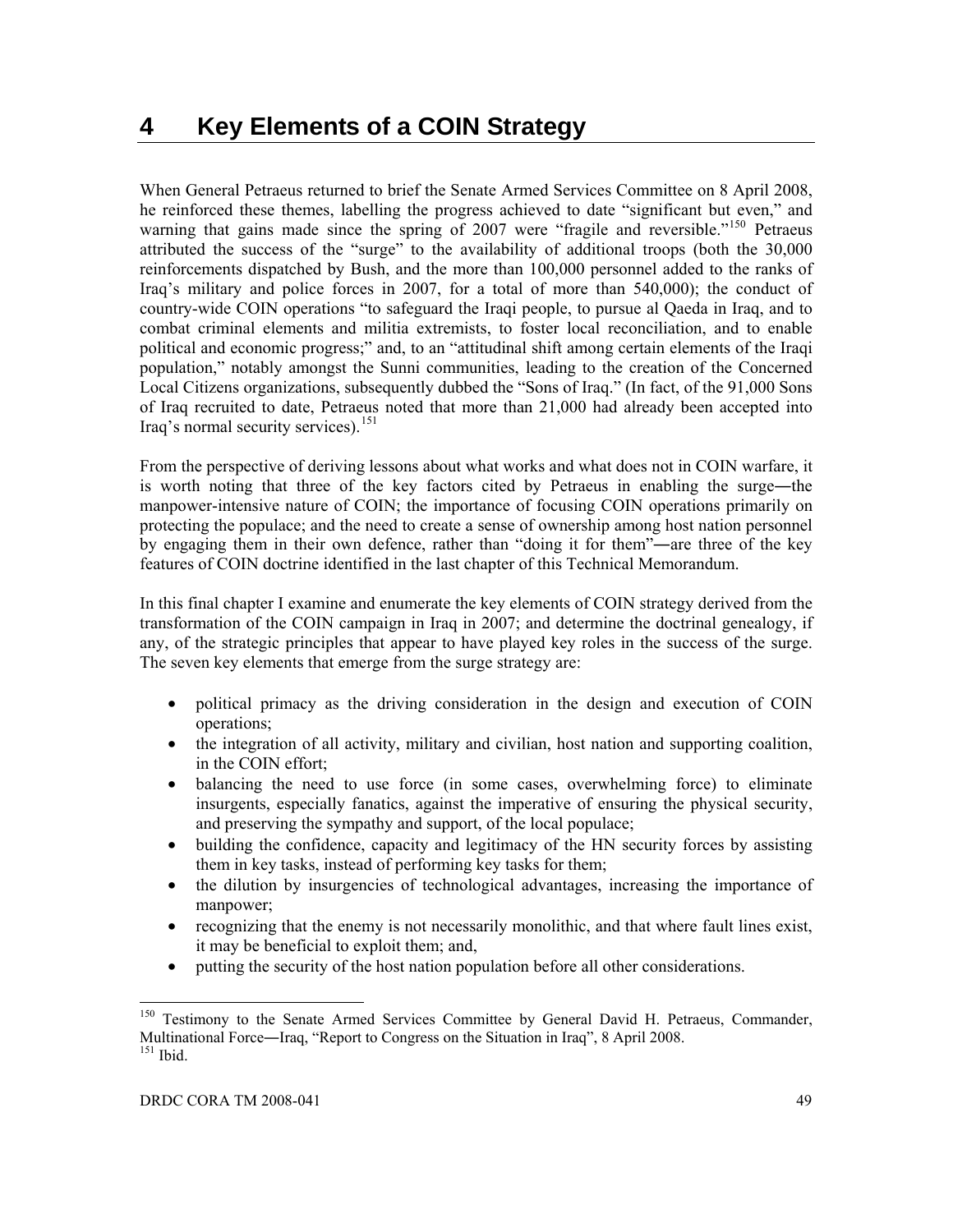# 4 Key Elements of a COIN Strategy

When General Petraeus returned to brief the Senate Armed Services Committee on 8 April 2008, he reinforced these themes, labelling the progress achieved to date "significant but even," and warning that gains made since the spring of 2007 were "fragile and reversible."[150] Petraeus attributed the success of the "surge" to the availability of additional troops (both the 30,000 reinforcements dispatched by Bush, and the more than 100,000 personnel added to the ranks of Iraq's military and police forces in 2007, for a total of more than 540,000); the conduct of country-wide COIN operations "to safeguard the Iraqi people, to pursue al Qaeda in Iraq, and to combat criminal elements and militia extremists, to foster local reconciliation, and to enable political and economic progress;" and, to an "attitudinal shift among certain elements of the Iraqi population," notably amongst the Sunni communities, leading to the creation of the Concerned Local Citizens organizations, subsequently dubbed the "Sons of Iraq." (In fact, of the 91,000 Sons of Iraq recruited to date, Petraeus noted that more than 21,000 had already been accepted into Iraq's normal security services).[151]

From the perspective of deriving lessons about what works and what does not in COIN warfare, it is worth noting that three of the key factors cited by Petraeus in enabling the surge―the manpower-intensive nature of COIN; the importance of focusing COIN operations primarily on protecting the populace; and the need to create a sense of ownership among host nation personnel by engaging them in their own defence, rather than "doing it for them"―are three of the key features of COIN doctrine identified in the last chapter of this Technical Memorandum.

In this final chapter I examine and enumerate the key elements of COIN strategy derived from the transformation of the COIN campaign in Iraq in 2007; and determine the doctrinal genealogy, if any, of the strategic principles that appear to have played key roles in the success of the surge. The seven key elements that emerge from the surge strategy are:

- political primacy as the driving consideration in the design and execution of COIN operations;
- the integration of all activity, military and civilian, host nation and supporting coalition, in the COIN effort;
- balancing the need to use force (in some cases, overwhelming force) to eliminate insurgents, especially fanatics, against the imperative of ensuring the physical security, and preserving the sympathy and support, of the local populace;
- building the confidence, capacity and legitimacy of the HN security forces by assisting them in key tasks, instead of performing key tasks for them;
- the dilution by insurgencies of technological advantages, increasing the importance of manpower;
- recognizing that the enemy is not necessarily monolithic, and that where fault lines exist, it may be beneficial to exploit them; and,
- putting the security of the host nation population before all other considerations.

---

[150] Testimony to the Senate Armed Services Committee by General David H. Petraeus, Commander, Multinational Force―Iraq, "Report to Congress on the Situation in Iraq", 8 April 2008.

[151] Ibid.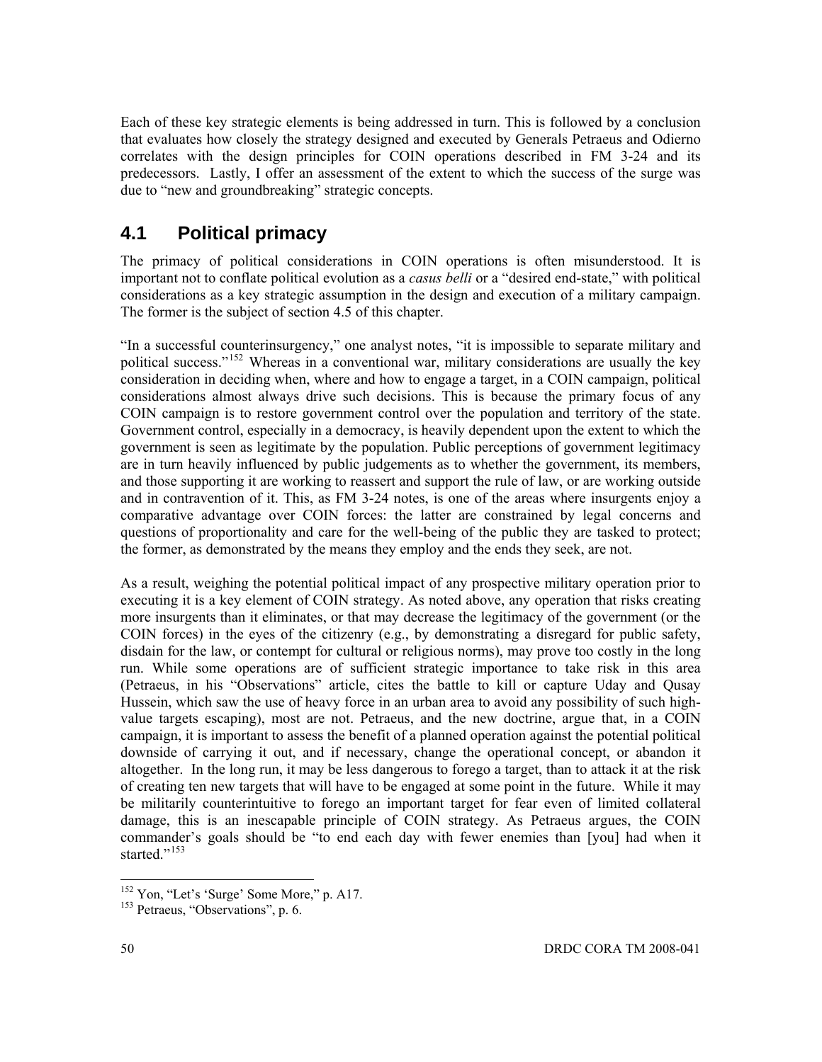Each of these key strategic elements is being addressed in turn. This is followed by a conclusion that evaluates how closely the strategy designed and executed by Generals Petraeus and Odierno correlates with the design principles for COIN operations described in FM 3-24 and its predecessors. Lastly, I offer an assessment of the extent to which the success of the surge was due to "new and groundbreaking" strategic concepts.

## 4.1 Political primacy

The primacy of political considerations in COIN operations is often misunderstood. It is important not to conflate political evolution as a *casus belli* or a "desired end-state," with political considerations as a key strategic assumption in the design and execution of a military campaign. The former is the subject of section 4.5 of this chapter.

"In a successful counterinsurgency," one analyst notes, "it is impossible to separate military and political success."[152] Whereas in a conventional war, military considerations are usually the key consideration in deciding when, where and how to engage a target, in a COIN campaign, political considerations almost always drive such decisions. This is because the primary focus of any COIN campaign is to restore government control over the population and territory of the state. Government control, especially in a democracy, is heavily dependent upon the extent to which the government is seen as legitimate by the population. Public perceptions of government legitimacy are in turn heavily influenced by public judgements as to whether the government, its members, and those supporting it are working to reassert and support the rule of law, or are working outside and in contravention of it. This, as FM 3-24 notes, is one of the areas where insurgents enjoy a comparative advantage over COIN forces: the latter are constrained by legal concerns and questions of proportionality and care for the well-being of the public they are tasked to protect; the former, as demonstrated by the means they employ and the ends they seek, are not.

As a result, weighing the potential political impact of any prospective military operation prior to executing it is a key element of COIN strategy. As noted above, any operation that risks creating more insurgents than it eliminates, or that may decrease the legitimacy of the government (or the COIN forces) in the eyes of the citizenry (e.g., by demonstrating a disregard for public safety, disdain for the law, or contempt for cultural or religious norms), may prove too costly in the long run. While some operations are of sufficient strategic importance to take risk in this area (Petraeus, in his "Observations" article, cites the battle to kill or capture Uday and Qusay Hussein, which saw the use of heavy force in an urban area to avoid any possibility of such high-value targets escaping), most are not. Petraeus, and the new doctrine, argue that, in a COIN campaign, it is important to assess the benefit of a planned operation against the potential political downside of carrying it out, and if necessary, change the operational concept, or abandon it altogether. In the long run, it may be less dangerous to forego a target, than to attack it at the risk of creating ten new targets that will have to be engaged at some point in the future. While it may be militarily counterintuitive to forego an important target for fear even of limited collateral damage, this is an inescapable principle of COIN strategy. As Petraeus argues, the COIN commander's goals should be "to end each day with fewer enemies than [you] had when it started."[153]

[152] Yon, "Let's 'Surge' Some More," p. A17.

[153] Petraeus, "Observations", p. 6.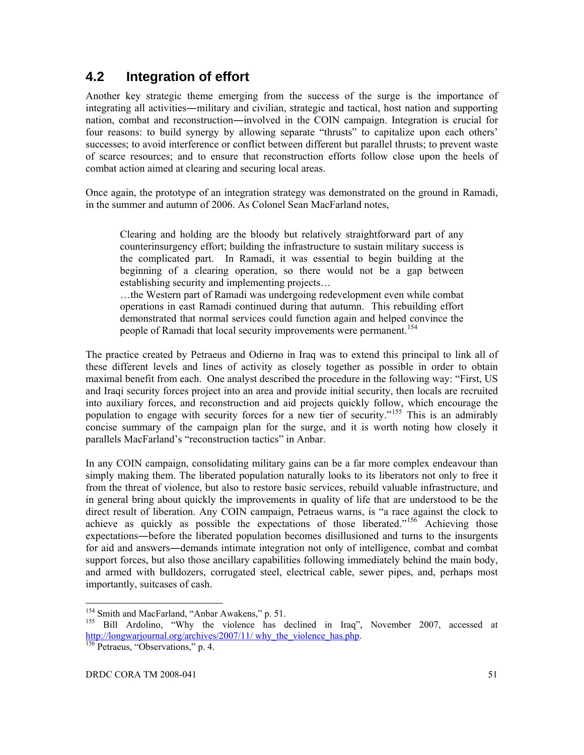## 4.2 Integration of effort

Another key strategic theme emerging from the success of the surge is the importance of integrating all activities―military and civilian, strategic and tactical, host nation and supporting nation, combat and reconstruction―involved in the COIN campaign. Integration is crucial for four reasons: to build synergy by allowing separate "thrusts" to capitalize upon each others' successes; to avoid interference or conflict between different but parallel thrusts; to prevent waste of scarce resources; and to ensure that reconstruction efforts follow close upon the heels of combat action aimed at clearing and securing local areas.

Once again, the prototype of an integration strategy was demonstrated on the ground in Ramadi, in the summer and autumn of 2006. As Colonel Sean MacFarland notes,

> Clearing and holding are the bloody but relatively straightforward part of any counterinsurgency effort; building the infrastructure to sustain military success is the complicated part. In Ramadi, it was essential to begin building at the beginning of a clearing operation, so there would not be a gap between establishing security and implementing projects…
>
> …the Western part of Ramadi was undergoing redevelopment even while combat operations in east Ramadi continued during that autumn. This rebuilding effort demonstrated that normal services could function again and helped convince the people of Ramadi that local security improvements were permanent.[154]

The practice created by Petraeus and Odierno in Iraq was to extend this principal to link all of these different levels and lines of activity as closely together as possible in order to obtain maximal benefit from each. One analyst described the procedure in the following way: "First, US and Iraqi security forces project into an area and provide initial security, then locals are recruited into auxiliary forces, and reconstruction and aid projects quickly follow, which encourage the population to engage with security forces for a new tier of security."[155] This is an admirably concise summary of the campaign plan for the surge, and it is worth noting how closely it parallels MacFarland's "reconstruction tactics" in Anbar.

In any COIN campaign, consolidating military gains can be a far more complex endeavour than simply making them. The liberated population naturally looks to its liberators not only to free it from the threat of violence, but also to restore basic services, rebuild valuable infrastructure, and in general bring about quickly the improvements in quality of life that are understood to be the direct result of liberation. Any COIN campaign, Petraeus warns, is "a race against the clock to achieve as quickly as possible the expectations of those liberated."[156] Achieving those expectations―before the liberated population becomes disillusioned and turns to the insurgents for aid and answers―demands intimate integration not only of intelligence, combat and combat support forces, but also those ancillary capabilities following immediately behind the main body, and armed with bulldozers, corrugated steel, electrical cable, sewer pipes, and, perhaps most importantly, suitcases of cash.

---

[154] Smith and MacFarland, "Anbar Awakens," p. 51.

[155] Bill Ardolino, "Why the violence has declined in Iraq", November 2007, accessed at http://longwarjournal.org/archives/2007/11/ why_the_violence_has.php.

[156] Petraeus, "Observations," p. 4.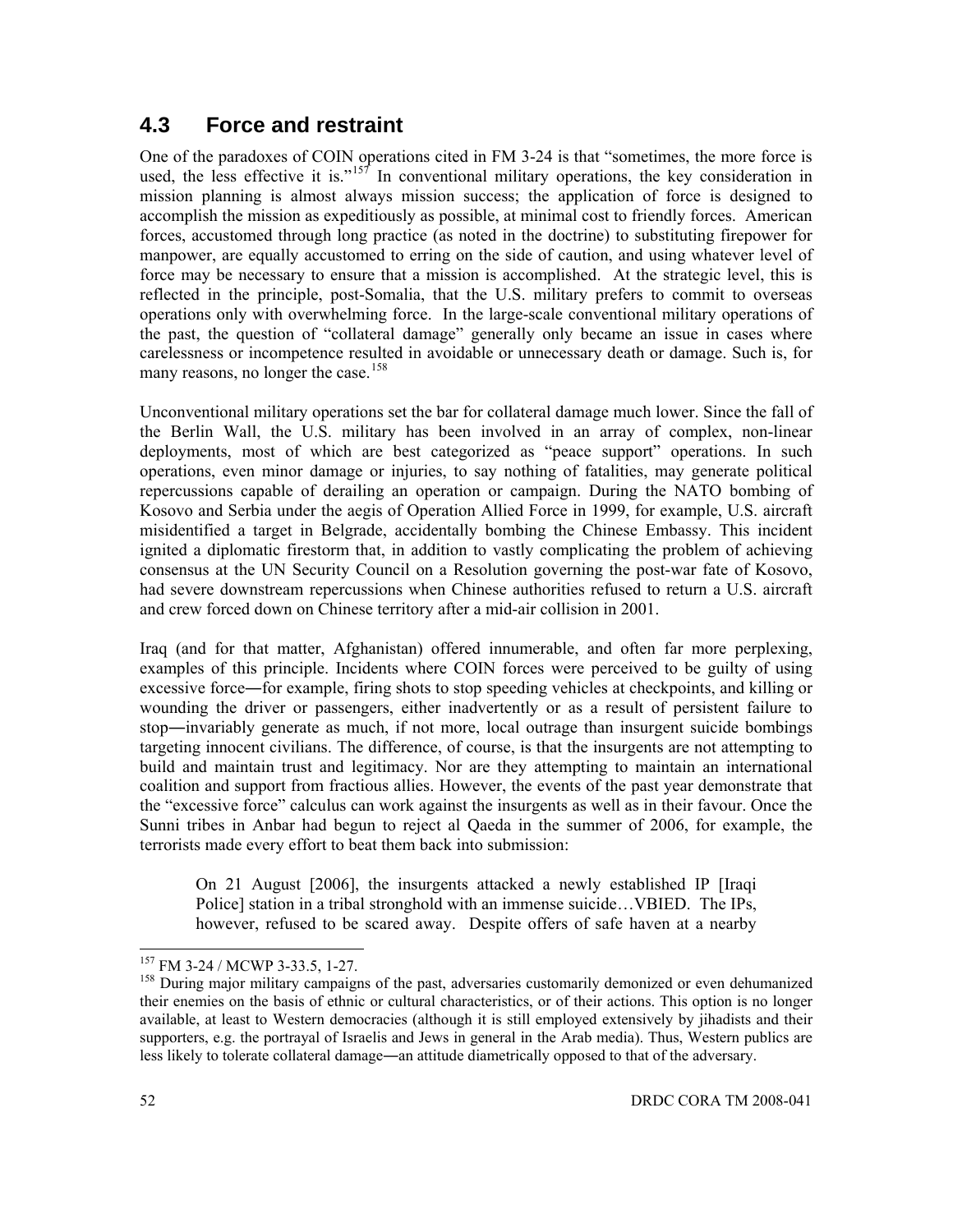## 4.3 Force and restraint

One of the paradoxes of COIN operations cited in FM 3-24 is that "sometimes, the more force is used, the less effective it is."[157] In conventional military operations, the key consideration in mission planning is almost always mission success; the application of force is designed to accomplish the mission as expeditiously as possible, at minimal cost to friendly forces. American forces, accustomed through long practice (as noted in the doctrine) to substituting firepower for manpower, are equally accustomed to erring on the side of caution, and using whatever level of force may be necessary to ensure that a mission is accomplished. At the strategic level, this is reflected in the principle, post-Somalia, that the U.S. military prefers to commit to overseas operations only with overwhelming force. In the large-scale conventional military operations of the past, the question of "collateral damage" generally only became an issue in cases where carelessness or incompetence resulted in avoidable or unnecessary death or damage. Such is, for many reasons, no longer the case.[158]

Unconventional military operations set the bar for collateral damage much lower. Since the fall of the Berlin Wall, the U.S. military has been involved in an array of complex, non-linear deployments, most of which are best categorized as "peace support" operations. In such operations, even minor damage or injuries, to say nothing of fatalities, may generate political repercussions capable of derailing an operation or campaign. During the NATO bombing of Kosovo and Serbia under the aegis of Operation Allied Force in 1999, for example, U.S. aircraft misidentified a target in Belgrade, accidentally bombing the Chinese Embassy. This incident ignited a diplomatic firestorm that, in addition to vastly complicating the problem of achieving consensus at the UN Security Council on a Resolution governing the post-war fate of Kosovo, had severe downstream repercussions when Chinese authorities refused to return a U.S. aircraft and crew forced down on Chinese territory after a mid-air collision in 2001.

Iraq (and for that matter, Afghanistan) offered innumerable, and often far more perplexing, examples of this principle. Incidents where COIN forces were perceived to be guilty of using excessive force―for example, firing shots to stop speeding vehicles at checkpoints, and killing or wounding the driver or passengers, either inadvertently or as a result of persistent failure to stop―invariably generate as much, if not more, local outrage than insurgent suicide bombings targeting innocent civilians. The difference, of course, is that the insurgents are not attempting to build and maintain trust and legitimacy. Nor are they attempting to maintain an international coalition and support from fractious allies. However, the events of the past year demonstrate that the "excessive force" calculus can work against the insurgents as well as in their favour. Once the Sunni tribes in Anbar had begun to reject al Qaeda in the summer of 2006, for example, the terrorists made every effort to beat them back into submission:

> On 21 August [2006], the insurgents attacked a newly established IP [Iraqi Police] station in a tribal stronghold with an immense suicide…VBIED. The IPs, however, refused to be scared away. Despite offers of safe haven at a nearby

---

[157] FM 3-24 / MCWP 3-33.5, 1-27.

[158] During major military campaigns of the past, adversaries customarily demonized or even dehumanized their enemies on the basis of ethnic or cultural characteristics, or of their actions. This option is no longer available, at least to Western democracies (although it is still employed extensively by jihadists and their supporters, e.g. the portrayal of Israelis and Jews in general in the Arab media). Thus, Western publics are less likely to tolerate collateral damage―an attitude diametrically opposed to that of the adversary.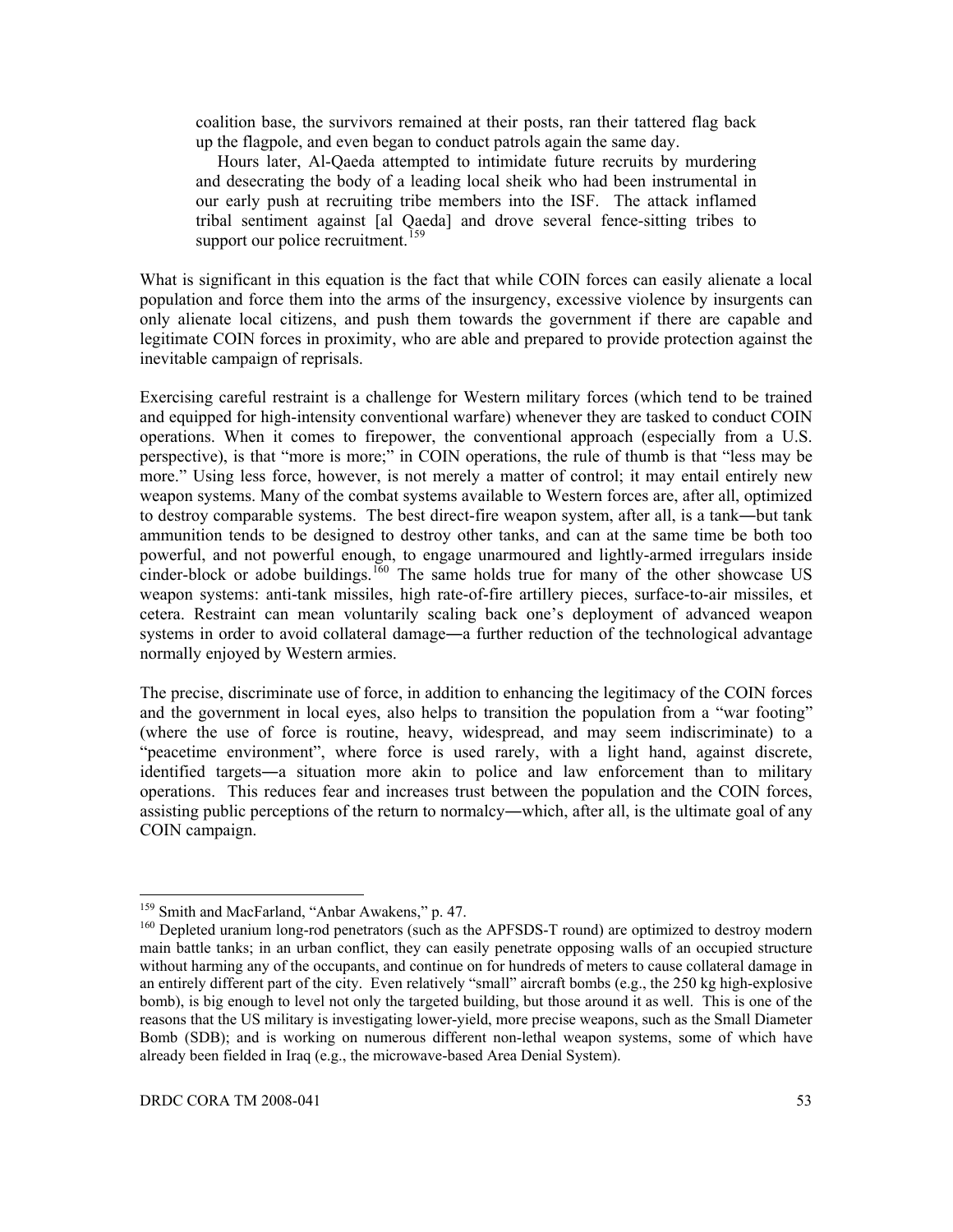> coalition base, the survivors remained at their posts, ran their tattered flag back up the flagpole, and even began to conduct patrols again the same day.
>
> Hours later, Al-Qaeda attempted to intimidate future recruits by murdering and desecrating the body of a leading local sheik who had been instrumental in our early push at recruiting tribe members into the ISF. The attack inflamed tribal sentiment against [al Qaeda] and drove several fence-sitting tribes to support our police recruitment.[159]

What is significant in this equation is the fact that while COIN forces can easily alienate a local population and force them into the arms of the insurgency, excessive violence by insurgents can only alienate local citizens, and push them towards the government if there are capable and legitimate COIN forces in proximity, who are able and prepared to provide protection against the inevitable campaign of reprisals.

Exercising careful restraint is a challenge for Western military forces (which tend to be trained and equipped for high-intensity conventional warfare) whenever they are tasked to conduct COIN operations. When it comes to firepower, the conventional approach (especially from a U.S. perspective), is that "more is more;" in COIN operations, the rule of thumb is that "less may be more." Using less force, however, is not merely a matter of control; it may entail entirely new weapon systems. Many of the combat systems available to Western forces are, after all, optimized to destroy comparable systems. The best direct-fire weapon system, after all, is a tank―but tank ammunition tends to be designed to destroy other tanks, and can at the same time be both too powerful, and not powerful enough, to engage unarmoured and lightly-armed irregulars inside cinder-block or adobe buildings.[160] The same holds true for many of the other showcase US weapon systems: anti-tank missiles, high rate-of-fire artillery pieces, surface-to-air missiles, et cetera. Restraint can mean voluntarily scaling back one's deployment of advanced weapon systems in order to avoid collateral damage―a further reduction of the technological advantage normally enjoyed by Western armies.

The precise, discriminate use of force, in addition to enhancing the legitimacy of the COIN forces and the government in local eyes, also helps to transition the population from a "war footing" (where the use of force is routine, heavy, widespread, and may seem indiscriminate) to a "peacetime environment", where force is used rarely, with a light hand, against discrete, identified targets―a situation more akin to police and law enforcement than to military operations. This reduces fear and increases trust between the population and the COIN forces, assisting public perceptions of the return to normalcy―which, after all, is the ultimate goal of any COIN campaign.

---

[159] Smith and MacFarland, "Anbar Awakens," p. 47.

[160] Depleted uranium long-rod penetrators (such as the APFSDS-T round) are optimized to destroy modern main battle tanks; in an urban conflict, they can easily penetrate opposing walls of an occupied structure without harming any of the occupants, and continue on for hundreds of meters to cause collateral damage in an entirely different part of the city. Even relatively "small" aircraft bombs (e.g., the 250 kg high-explosive bomb), is big enough to level not only the targeted building, but those around it as well. This is one of the reasons that the US military is investigating lower-yield, more precise weapons, such as the Small Diameter Bomb (SDB); and is working on numerous different non-lethal weapon systems, some of which have already been fielded in Iraq (e.g., the microwave-based Area Denial System).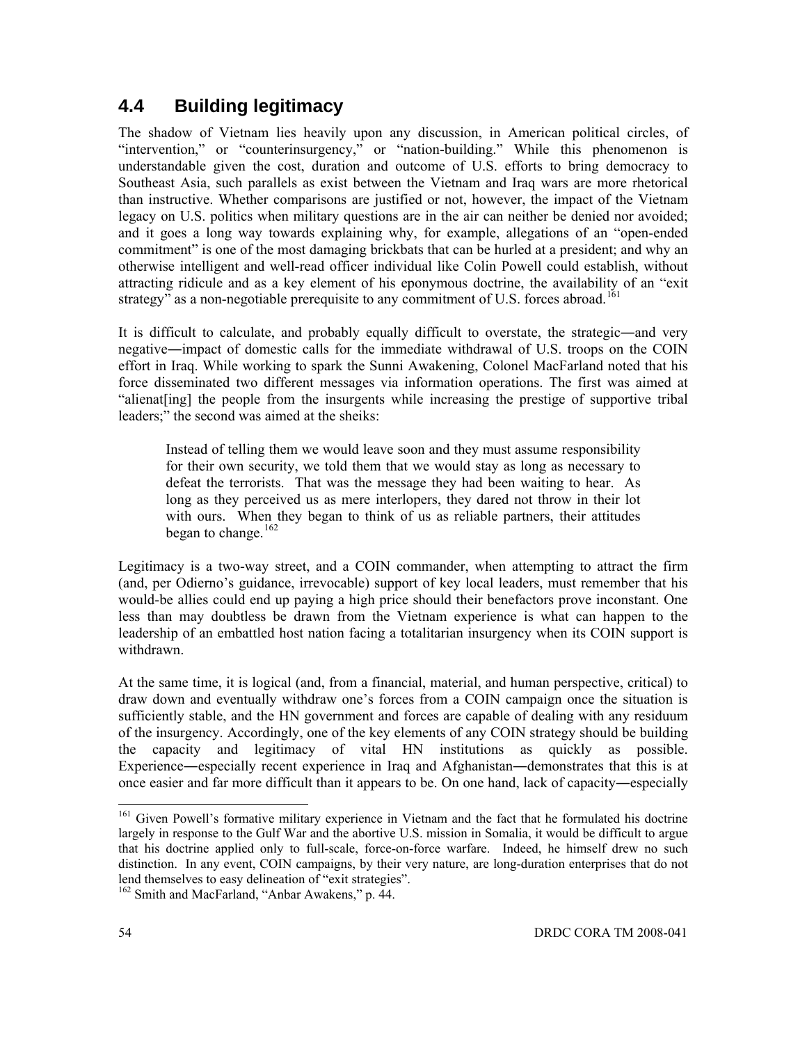## 4.4 Building legitimacy

The shadow of Vietnam lies heavily upon any discussion, in American political circles, of "intervention," or "counterinsurgency," or "nation-building." While this phenomenon is understandable given the cost, duration and outcome of U.S. efforts to bring democracy to Southeast Asia, such parallels as exist between the Vietnam and Iraq wars are more rhetorical than instructive. Whether comparisons are justified or not, however, the impact of the Vietnam legacy on U.S. politics when military questions are in the air can neither be denied nor avoided; and it goes a long way towards explaining why, for example, allegations of an "open-ended commitment" is one of the most damaging brickbats that can be hurled at a president; and why an otherwise intelligent and well-read officer individual like Colin Powell could establish, without attracting ridicule and as a key element of his eponymous doctrine, the availability of an "exit strategy" as a non-negotiable prerequisite to any commitment of U.S. forces abroad.[161]

It is difficult to calculate, and probably equally difficult to overstate, the strategic―and very negative―impact of domestic calls for the immediate withdrawal of U.S. troops on the COIN effort in Iraq. While working to spark the Sunni Awakening, Colonel MacFarland noted that his force disseminated two different messages via information operations. The first was aimed at "alienat[ing] the people from the insurgents while increasing the prestige of supportive tribal leaders;" the second was aimed at the sheiks:

> Instead of telling them we would leave soon and they must assume responsibility for their own security, we told them that we would stay as long as necessary to defeat the terrorists. That was the message they had been waiting to hear. As long as they perceived us as mere interlopers, they dared not throw in their lot with ours. When they began to think of us as reliable partners, their attitudes began to change.[162]

Legitimacy is a two-way street, and a COIN commander, when attempting to attract the firm (and, per Odierno's guidance, irrevocable) support of key local leaders, must remember that his would-be allies could end up paying a high price should their benefactors prove inconstant. One less than may doubtless be drawn from the Vietnam experience is what can happen to the leadership of an embattled host nation facing a totalitarian insurgency when its COIN support is withdrawn.

At the same time, it is logical (and, from a financial, material, and human perspective, critical) to draw down and eventually withdraw one's forces from a COIN campaign once the situation is sufficiently stable, and the HN government and forces are capable of dealing with any residuum of the insurgency. Accordingly, one of the key elements of any COIN strategy should be building the capacity and legitimacy of vital HN institutions as quickly as possible. Experience―especially recent experience in Iraq and Afghanistan―demonstrates that this is at once easier and far more difficult than it appears to be. On one hand, lack of capacity―especially

---

[161] Given Powell's formative military experience in Vietnam and the fact that he formulated his doctrine largely in response to the Gulf War and the abortive U.S. mission in Somalia, it would be difficult to argue that his doctrine applied only to full-scale, force-on-force warfare. Indeed, he himself drew no such distinction. In any event, COIN campaigns, by their very nature, are long-duration enterprises that do not lend themselves to easy delineation of "exit strategies".

[162] Smith and MacFarland, "Anbar Awakens," p. 44.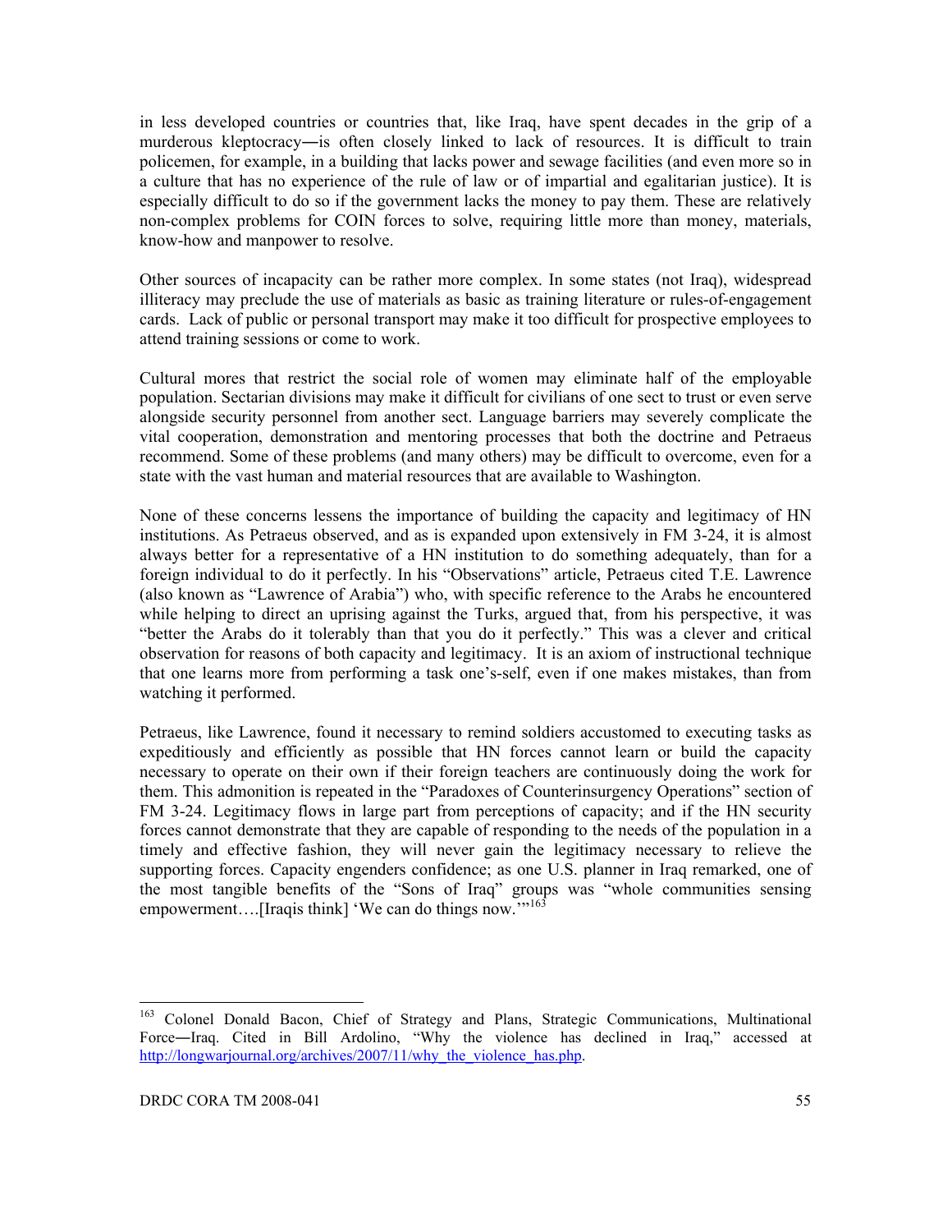in less developed countries or countries that, like Iraq, have spent decades in the grip of a murderous kleptocracy―is often closely linked to lack of resources. It is difficult to train policemen, for example, in a building that lacks power and sewage facilities (and even more so in a culture that has no experience of the rule of law or of impartial and egalitarian justice). It is especially difficult to do so if the government lacks the money to pay them. These are relatively non-complex problems for COIN forces to solve, requiring little more than money, materials, know-how and manpower to resolve.

Other sources of incapacity can be rather more complex. In some states (not Iraq), widespread illiteracy may preclude the use of materials as basic as training literature or rules-of-engagement cards. Lack of public or personal transport may make it too difficult for prospective employees to attend training sessions or come to work.

Cultural mores that restrict the social role of women may eliminate half of the employable population. Sectarian divisions may make it difficult for civilians of one sect to trust or even serve alongside security personnel from another sect. Language barriers may severely complicate the vital cooperation, demonstration and mentoring processes that both the doctrine and Petraeus recommend. Some of these problems (and many others) may be difficult to overcome, even for a state with the vast human and material resources that are available to Washington.

None of these concerns lessens the importance of building the capacity and legitimacy of HN institutions. As Petraeus observed, and as is expanded upon extensively in FM 3-24, it is almost always better for a representative of a HN institution to do something adequately, than for a foreign individual to do it perfectly. In his "Observations" article, Petraeus cited T.E. Lawrence (also known as "Lawrence of Arabia") who, with specific reference to the Arabs he encountered while helping to direct an uprising against the Turks, argued that, from his perspective, it was "better the Arabs do it tolerably than that you do it perfectly." This was a clever and critical observation for reasons of both capacity and legitimacy. It is an axiom of instructional technique that one learns more from performing a task one's-self, even if one makes mistakes, than from watching it performed.

Petraeus, like Lawrence, found it necessary to remind soldiers accustomed to executing tasks as expeditiously and efficiently as possible that HN forces cannot learn or build the capacity necessary to operate on their own if their foreign teachers are continuously doing the work for them. This admonition is repeated in the "Paradoxes of Counterinsurgency Operations" section of FM 3-24. Legitimacy flows in large part from perceptions of capacity; and if the HN security forces cannot demonstrate that they are capable of responding to the needs of the population in a timely and effective fashion, they will never gain the legitimacy necessary to relieve the supporting forces. Capacity engenders confidence; as one U.S. planner in Iraq remarked, one of the most tangible benefits of the "Sons of Iraq" groups was "whole communities sensing empowerment….[Iraqis think] 'We can do things now.'"[163]

[163] Colonel Donald Bacon, Chief of Strategy and Plans, Strategic Communications, Multinational Force―Iraq. Cited in Bill Ardolino, "Why the violence has declined in Iraq," accessed at http://longwarjournal.org/archives/2007/11/why_the_violence_has.php.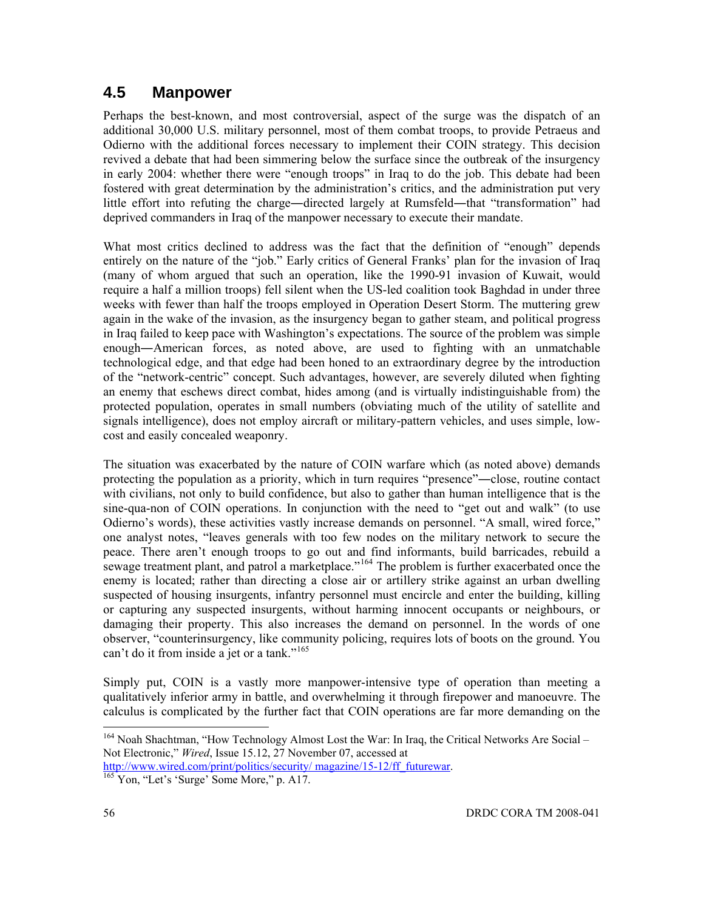## 4.5 Manpower

Perhaps the best-known, and most controversial, aspect of the surge was the dispatch of an additional 30,000 U.S. military personnel, most of them combat troops, to provide Petraeus and Odierno with the additional forces necessary to implement their COIN strategy. This decision revived a debate that had been simmering below the surface since the outbreak of the insurgency in early 2004: whether there were "enough troops" in Iraq to do the job. This debate had been fostered with great determination by the administration's critics, and the administration put very little effort into refuting the charge―directed largely at Rumsfeld―that "transformation" had deprived commanders in Iraq of the manpower necessary to execute their mandate.

What most critics declined to address was the fact that the definition of "enough" depends entirely on the nature of the "job." Early critics of General Franks' plan for the invasion of Iraq (many of whom argued that such an operation, like the 1990-91 invasion of Kuwait, would require a half a million troops) fell silent when the US-led coalition took Baghdad in under three weeks with fewer than half the troops employed in Operation Desert Storm. The muttering grew again in the wake of the invasion, as the insurgency began to gather steam, and political progress in Iraq failed to keep pace with Washington's expectations. The source of the problem was simple enough―American forces, as noted above, are used to fighting with an unmatchable technological edge, and that edge had been honed to an extraordinary degree by the introduction of the "network-centric" concept. Such advantages, however, are severely diluted when fighting an enemy that eschews direct combat, hides among (and is virtually indistinguishable from) the protected population, operates in small numbers (obviating much of the utility of satellite and signals intelligence), does not employ aircraft or military-pattern vehicles, and uses simple, low-cost and easily concealed weaponry.

The situation was exacerbated by the nature of COIN warfare which (as noted above) demands protecting the population as a priority, which in turn requires "presence"―close, routine contact with civilians, not only to build confidence, but also to gather than human intelligence that is the sine-qua-non of COIN operations. In conjunction with the need to "get out and walk" (to use Odierno's words), these activities vastly increase demands on personnel. "A small, wired force," one analyst notes, "leaves generals with too few nodes on the military network to secure the peace. There aren't enough troops to go out and find informants, build barricades, rebuild a sewage treatment plant, and patrol a marketplace."[164] The problem is further exacerbated once the enemy is located; rather than directing a close air or artillery strike against an urban dwelling suspected of housing insurgents, infantry personnel must encircle and enter the building, killing or capturing any suspected insurgents, without harming innocent occupants or neighbours, or damaging their property. This also increases the demand on personnel. In the words of one observer, "counterinsurgency, like community policing, requires lots of boots on the ground. You can't do it from inside a jet or a tank."[165]

Simply put, COIN is a vastly more manpower-intensive type of operation than meeting a qualitatively inferior army in battle, and overwhelming it through firepower and manoeuvre. The calculus is complicated by the further fact that COIN operations are far more demanding on the

---

[164] Noah Shachtman, "How Technology Almost Lost the War: In Iraq, the Critical Networks Are Social – Not Electronic," *Wired*, Issue 15.12, 27 November 07, accessed at http://www.wired.com/print/politics/security/ magazine/15-12/ff_futurewar.

[165] Yon, "Let's 'Surge' Some More," p. A17.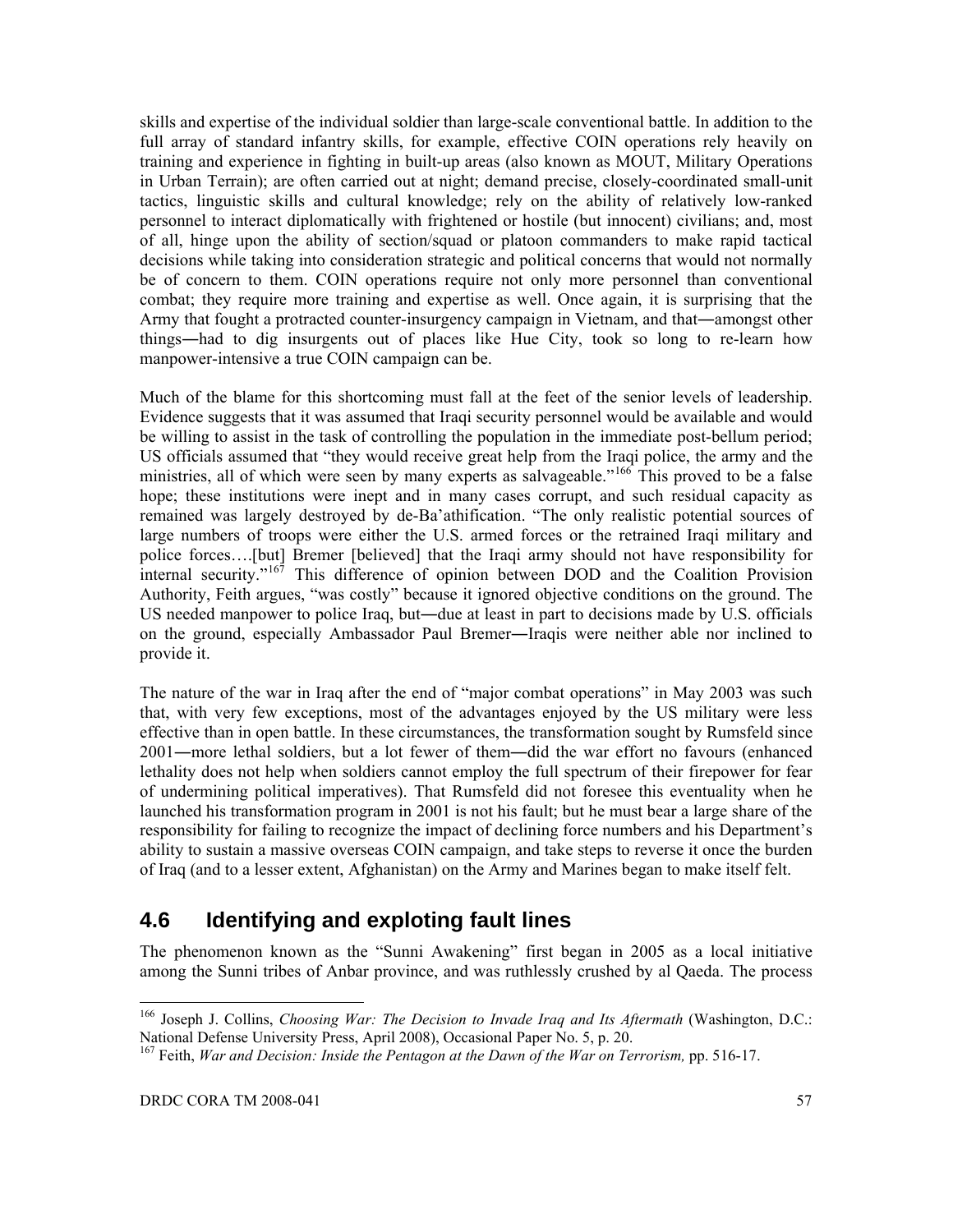skills and expertise of the individual soldier than large-scale conventional battle. In addition to the full array of standard infantry skills, for example, effective COIN operations rely heavily on training and experience in fighting in built-up areas (also known as MOUT, Military Operations in Urban Terrain); are often carried out at night; demand precise, closely-coordinated small-unit tactics, linguistic skills and cultural knowledge; rely on the ability of relatively low-ranked personnel to interact diplomatically with frightened or hostile (but innocent) civilians; and, most of all, hinge upon the ability of section/squad or platoon commanders to make rapid tactical decisions while taking into consideration strategic and political concerns that would not normally be of concern to them. COIN operations require not only more personnel than conventional combat; they require more training and expertise as well. Once again, it is surprising that the Army that fought a protracted counter-insurgency campaign in Vietnam, and that―amongst other things―had to dig insurgents out of places like Hue City, took so long to re-learn how manpower-intensive a true COIN campaign can be.

Much of the blame for this shortcoming must fall at the feet of the senior levels of leadership. Evidence suggests that it was assumed that Iraqi security personnel would be available and would be willing to assist in the task of controlling the population in the immediate post-bellum period; US officials assumed that "they would receive great help from the Iraqi police, the army and the ministries, all of which were seen by many experts as salvageable."[166] This proved to be a false hope; these institutions were inept and in many cases corrupt, and such residual capacity as remained was largely destroyed by de-Ba'athification. "The only realistic potential sources of large numbers of troops were either the U.S. armed forces or the retrained Iraqi military and police forces….[but] Bremer [believed] that the Iraqi army should not have responsibility for internal security."[167] This difference of opinion between DOD and the Coalition Provision Authority, Feith argues, "was costly" because it ignored objective conditions on the ground. The US needed manpower to police Iraq, but―due at least in part to decisions made by U.S. officials on the ground, especially Ambassador Paul Bremer―Iraqis were neither able nor inclined to provide it.

The nature of the war in Iraq after the end of "major combat operations" in May 2003 was such that, with very few exceptions, most of the advantages enjoyed by the US military were less effective than in open battle. In these circumstances, the transformation sought by Rumsfeld since 2001―more lethal soldiers, but a lot fewer of them―did the war effort no favours (enhanced lethality does not help when soldiers cannot employ the full spectrum of their firepower for fear of undermining political imperatives). That Rumsfeld did not foresee this eventuality when he launched his transformation program in 2001 is not his fault; but he must bear a large share of the responsibility for failing to recognize the impact of declining force numbers and his Department's ability to sustain a massive overseas COIN campaign, and take steps to reverse it once the burden of Iraq (and to a lesser extent, Afghanistan) on the Army and Marines began to make itself felt.

## 4.6 Identifying and exploting fault lines

The phenomenon known as the "Sunni Awakening" first began in 2005 as a local initiative among the Sunni tribes of Anbar province, and was ruthlessly crushed by al Qaeda. The process

---

[166] Joseph J. Collins, *Choosing War: The Decision to Invade Iraq and Its Aftermath* (Washington, D.C.: National Defense University Press, April 2008), Occasional Paper No. 5, p. 20.

[167] Feith, *War and Decision: Inside the Pentagon at the Dawn of the War on Terrorism,* pp. 516-17.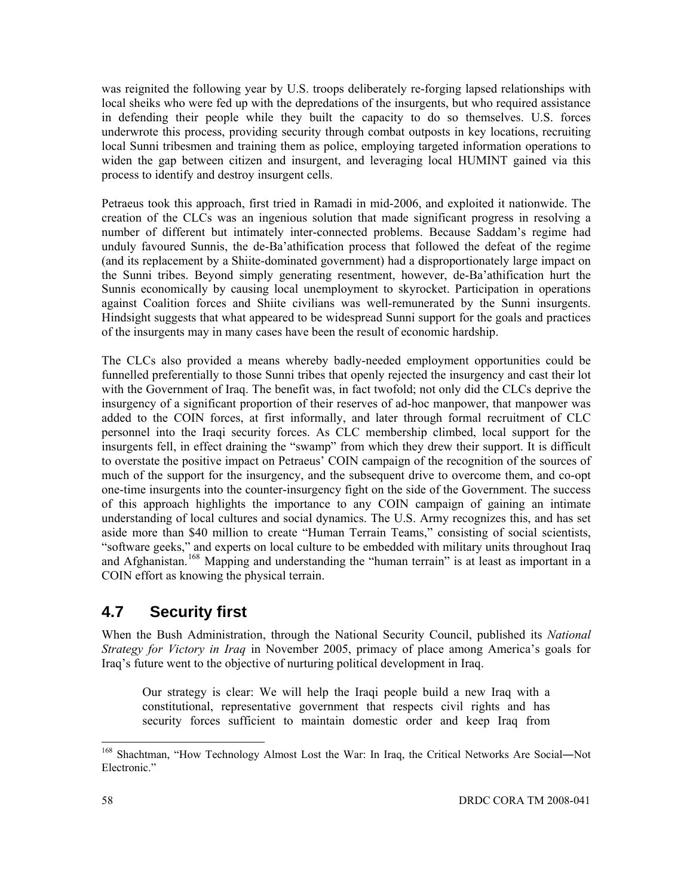was reignited the following year by U.S. troops deliberately re-forging lapsed relationships with local sheiks who were fed up with the depredations of the insurgents, but who required assistance in defending their people while they built the capacity to do so themselves. U.S. forces underwrote this process, providing security through combat outposts in key locations, recruiting local Sunni tribesmen and training them as police, employing targeted information operations to widen the gap between citizen and insurgent, and leveraging local HUMINT gained via this process to identify and destroy insurgent cells.

Petraeus took this approach, first tried in Ramadi in mid-2006, and exploited it nationwide. The creation of the CLCs was an ingenious solution that made significant progress in resolving a number of different but intimately inter-connected problems. Because Saddam's regime had unduly favoured Sunnis, the de-Ba'athification process that followed the defeat of the regime (and its replacement by a Shiite-dominated government) had a disproportionately large impact on the Sunni tribes. Beyond simply generating resentment, however, de-Ba'athification hurt the Sunnis economically by causing local unemployment to skyrocket. Participation in operations against Coalition forces and Shiite civilians was well-remunerated by the Sunni insurgents. Hindsight suggests that what appeared to be widespread Sunni support for the goals and practices of the insurgents may in many cases have been the result of economic hardship.

The CLCs also provided a means whereby badly-needed employment opportunities could be funnelled preferentially to those Sunni tribes that openly rejected the insurgency and cast their lot with the Government of Iraq. The benefit was, in fact twofold; not only did the CLCs deprive the insurgency of a significant proportion of their reserves of ad-hoc manpower, that manpower was added to the COIN forces, at first informally, and later through formal recruitment of CLC personnel into the Iraqi security forces. As CLC membership climbed, local support for the insurgents fell, in effect draining the "swamp" from which they drew their support. It is difficult to overstate the positive impact on Petraeus' COIN campaign of the recognition of the sources of much of the support for the insurgency, and the subsequent drive to overcome them, and co-opt one-time insurgents into the counter-insurgency fight on the side of the Government. The success of this approach highlights the importance to any COIN campaign of gaining an intimate understanding of local cultures and social dynamics. The U.S. Army recognizes this, and has set aside more than \$40 million to create "Human Terrain Teams," consisting of social scientists, "software geeks," and experts on local culture to be embedded with military units throughout Iraq and Afghanistan.[168] Mapping and understanding the "human terrain" is at least as important in a COIN effort as knowing the physical terrain.

## 4.7 Security first

When the Bush Administration, through the National Security Council, published its *National Strategy for Victory in Iraq* in November 2005, primacy of place among America's goals for Iraq's future went to the objective of nurturing political development in Iraq.

> Our strategy is clear: We will help the Iraqi people build a new Iraq with a constitutional, representative government that respects civil rights and has security forces sufficient to maintain domestic order and keep Iraq from

---

[168] Shachtman, "How Technology Almost Lost the War: In Iraq, the Critical Networks Are Social—Not Electronic."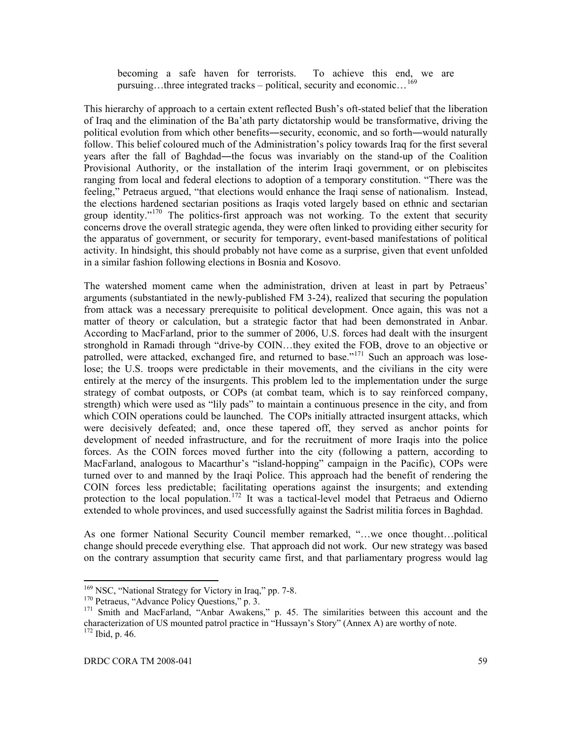> becoming a safe haven for terrorists. To achieve this end, we are pursuing…three integrated tracks – political, security and economic…[169]

This hierarchy of approach to a certain extent reflected Bush's oft-stated belief that the liberation of Iraq and the elimination of the Ba'ath party dictatorship would be transformative, driving the political evolution from which other benefits―security, economic, and so forth―would naturally follow. This belief coloured much of the Administration's policy towards Iraq for the first several years after the fall of Baghdad―the focus was invariably on the stand-up of the Coalition Provisional Authority, or the installation of the interim Iraqi government, or on plebiscites ranging from local and federal elections to adoption of a temporary constitution. "There was the feeling," Petraeus argued, "that elections would enhance the Iraqi sense of nationalism. Instead, the elections hardened sectarian positions as Iraqis voted largely based on ethnic and sectarian group identity."[170] The politics-first approach was not working. To the extent that security concerns drove the overall strategic agenda, they were often linked to providing either security for the apparatus of government, or security for temporary, event-based manifestations of political activity. In hindsight, this should probably not have come as a surprise, given that event unfolded in a similar fashion following elections in Bosnia and Kosovo.

The watershed moment came when the administration, driven at least in part by Petraeus' arguments (substantiated in the newly-published FM 3-24), realized that securing the population from attack was a necessary prerequisite to political development. Once again, this was not a matter of theory or calculation, but a strategic factor that had been demonstrated in Anbar. According to MacFarland, prior to the summer of 2006, U.S. forces had dealt with the insurgent stronghold in Ramadi through "drive-by COIN…they exited the FOB, drove to an objective or patrolled, were attacked, exchanged fire, and returned to base."[171] Such an approach was lose-lose; the U.S. troops were predictable in their movements, and the civilians in the city were entirely at the mercy of the insurgents. This problem led to the implementation under the surge strategy of combat outposts, or COPs (at combat team, which is to say reinforced company, strength) which were used as "lily pads" to maintain a continuous presence in the city, and from which COIN operations could be launched. The COPs initially attracted insurgent attacks, which were decisively defeated; and, once these tapered off, they served as anchor points for development of needed infrastructure, and for the recruitment of more Iraqis into the police forces. As the COIN forces moved further into the city (following a pattern, according to MacFarland, analogous to Macarthur's "island-hopping" campaign in the Pacific), COPs were turned over to and manned by the Iraqi Police. This approach had the benefit of rendering the COIN forces less predictable; facilitating operations against the insurgents; and extending protection to the local population.[172] It was a tactical-level model that Petraeus and Odierno extended to whole provinces, and used successfully against the Sadrist militia forces in Baghdad.

As one former National Security Council member remarked, "…we once thought…political change should precede everything else. That approach did not work. Our new strategy was based on the contrary assumption that security came first, and that parliamentary progress would lag

---

[169] NSC, "National Strategy for Victory in Iraq," pp. 7-8.

[170] Petraeus, "Advance Policy Questions," p. 3.

[171] Smith and MacFarland, "Anbar Awakens," p. 45. The similarities between this account and the characterization of US mounted patrol practice in "Hussayn's Story" (Annex A) are worthy of note.

[172] Ibid, p. 46.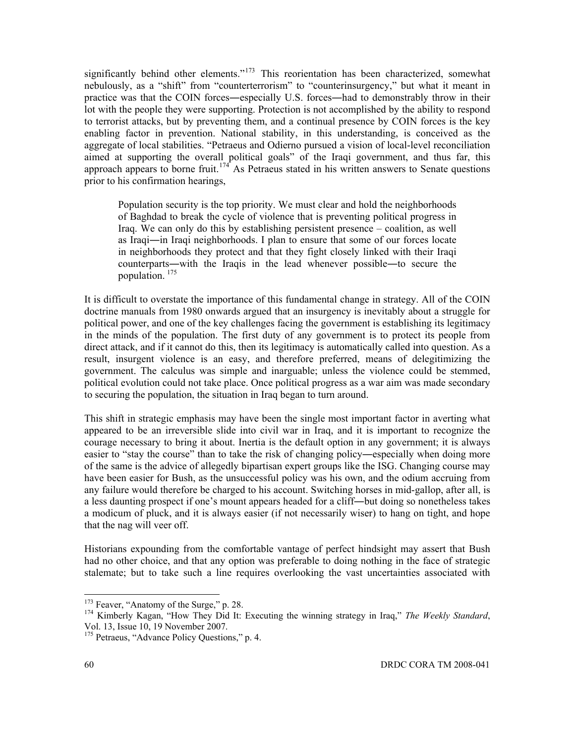significantly behind other elements."[173] This reorientation has been characterized, somewhat nebulously, as a "shift" from "counterterrorism" to "counterinsurgency," but what it meant in practice was that the COIN forces―especially U.S. forces―had to demonstrably throw in their lot with the people they were supporting. Protection is not accomplished by the ability to respond to terrorist attacks, but by preventing them, and a continual presence by COIN forces is the key enabling factor in prevention. National stability, in this understanding, is conceived as the aggregate of local stabilities. "Petraeus and Odierno pursued a vision of local-level reconciliation aimed at supporting the overall political goals" of the Iraqi government, and thus far, this approach appears to borne fruit.[174] As Petraeus stated in his written answers to Senate questions prior to his confirmation hearings,

> Population security is the top priority. We must clear and hold the neighborhoods of Baghdad to break the cycle of violence that is preventing political progress in Iraq. We can only do this by establishing persistent presence – coalition, as well as Iraqi―in Iraqi neighborhoods. I plan to ensure that some of our forces locate in neighborhoods they protect and that they fight closely linked with their Iraqi counterparts―with the Iraqis in the lead whenever possible―to secure the population. [175]

It is difficult to overstate the importance of this fundamental change in strategy. All of the COIN doctrine manuals from 1980 onwards argued that an insurgency is inevitably about a struggle for political power, and one of the key challenges facing the government is establishing its legitimacy in the minds of the population. The first duty of any government is to protect its people from direct attack, and if it cannot do this, then its legitimacy is automatically called into question. As a result, insurgent violence is an easy, and therefore preferred, means of delegitimizing the government. The calculus was simple and inarguable; unless the violence could be stemmed, political evolution could not take place. Once political progress as a war aim was made secondary to securing the population, the situation in Iraq began to turn around.

This shift in strategic emphasis may have been the single most important factor in averting what appeared to be an irreversible slide into civil war in Iraq, and it is important to recognize the courage necessary to bring it about. Inertia is the default option in any government; it is always easier to "stay the course" than to take the risk of changing policy―especially when doing more of the same is the advice of allegedly bipartisan expert groups like the ISG. Changing course may have been easier for Bush, as the unsuccessful policy was his own, and the odium accruing from any failure would therefore be charged to his account. Switching horses in mid-gallop, after all, is a less daunting prospect if one's mount appears headed for a cliff―but doing so nonetheless takes a modicum of pluck, and it is always easier (if not necessarily wiser) to hang on tight, and hope that the nag will veer off.

Historians expounding from the comfortable vantage of perfect hindsight may assert that Bush had no other choice, and that any option was preferable to doing nothing in the face of strategic stalemate; but to take such a line requires overlooking the vast uncertainties associated with

---

[173] Feaver, "Anatomy of the Surge," p. 28.

[174] Kimberly Kagan, "How They Did It: Executing the winning strategy in Iraq," *The Weekly Standard*, Vol. 13, Issue 10, 19 November 2007.

[175] Petraeus, "Advance Policy Questions," p. 4.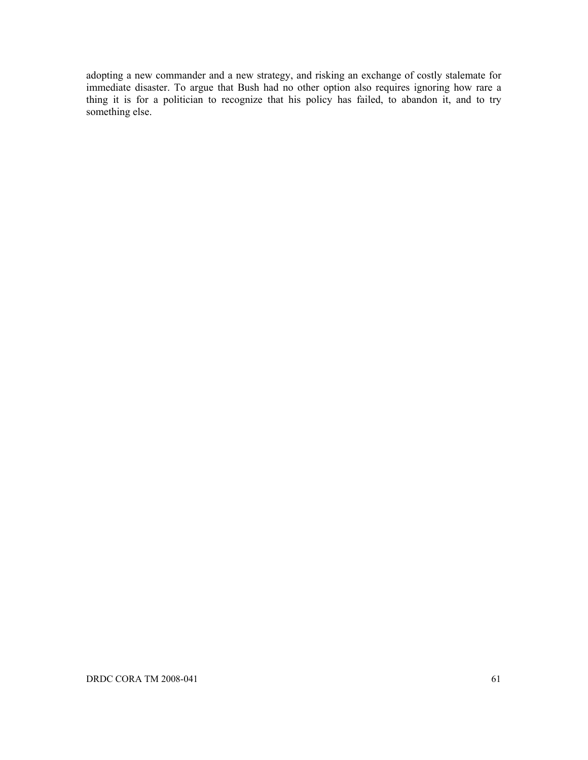adopting a new commander and a new strategy, and risking an exchange of costly stalemate for immediate disaster. To argue that Bush had no other option also requires ignoring how rare a thing it is for a politician to recognize that his policy has failed, to abandon it, and to try something else.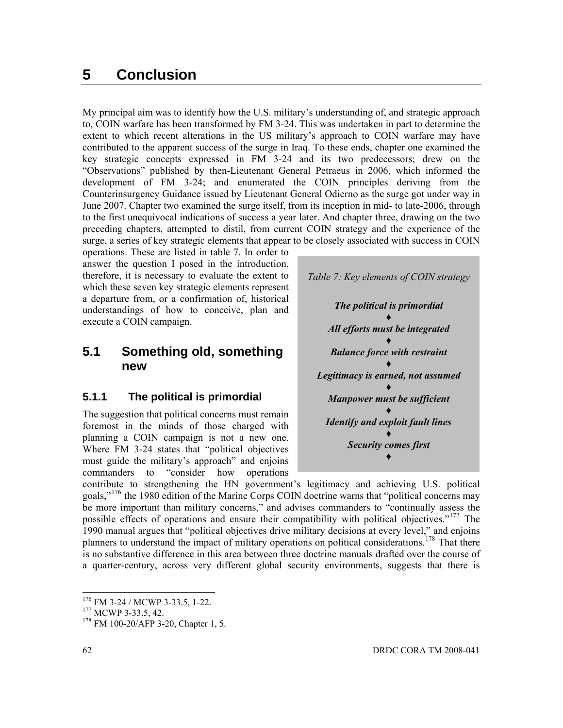# 5 Conclusion

My principal aim was to identify how the U.S. military's understanding of, and strategic approach to, COIN warfare has been transformed by FM 3-24. This was undertaken in part to determine the extent to which recent alterations in the US military's approach to COIN warfare may have contributed to the apparent success of the surge in Iraq. To these ends, chapter one examined the key strategic concepts expressed in FM 3-24 and its two predecessors; drew on the "Observations" published by then-Lieutenant General Petraeus in 2006, which informed the development of FM 3-24; and enumerated the COIN principles deriving from the Counterinsurgency Guidance issued by Lieutenant General Odierno as the surge got under way in June 2007. Chapter two examined the surge itself, from its inception in mid- to late-2006, through to the first unequivocal indications of success a year later. And chapter three, drawing on the two preceding chapters, attempted to distil, from current COIN strategy and the experience of the surge, a series of key strategic elements that appear to be closely associated with success in COIN operations. These are listed in table 7. In order to answer the question I posed in the introduction, therefore, it is necessary to evaluate the extent to which these seven key strategic elements represent a departure from, or a confirmation of, historical understandings of how to conceive, plan and execute a COIN campaign.

*Table 7: Key elements of COIN strategy*

***The political is primordial***
♦
***All efforts must be integrated***
♦
***Balance force with restraint***
♦
***Legitimacy is earned, not assumed***
♦
***Manpower must be sufficient***
♦
***Identify and exploit fault lines***
♦
***Security comes first***
♦

## 5.1 Something old, something new

### 5.1.1 The political is primordial

The suggestion that political concerns must remain foremost in the minds of those charged with planning a COIN campaign is not a new one. Where FM 3-24 states that "political objectives must guide the military's approach" and enjoins commanders to "consider how operations contribute to strengthening the HN government's legitimacy and achieving U.S. political goals,"[176] the 1980 edition of the Marine Corps COIN doctrine warns that "political concerns may be more important than military concerns," and advises commanders to "continually assess the possible effects of operations and ensure their compatibility with political objectives."[177] The 1990 manual argues that "political objectives drive military decisions at every level," and enjoins planners to understand the impact of military operations on political considerations.[178] That there is no substantive difference in this area between three doctrine manuals drafted over the course of a quarter-century, across very different global security environments, suggests that there is

[176] FM 3-24 / MCWP 3-33.5, 1-22.
[177] MCWP 3-33.5, 42.
[178] FM 100-20/AFP 3-20, Chapter 1, 5.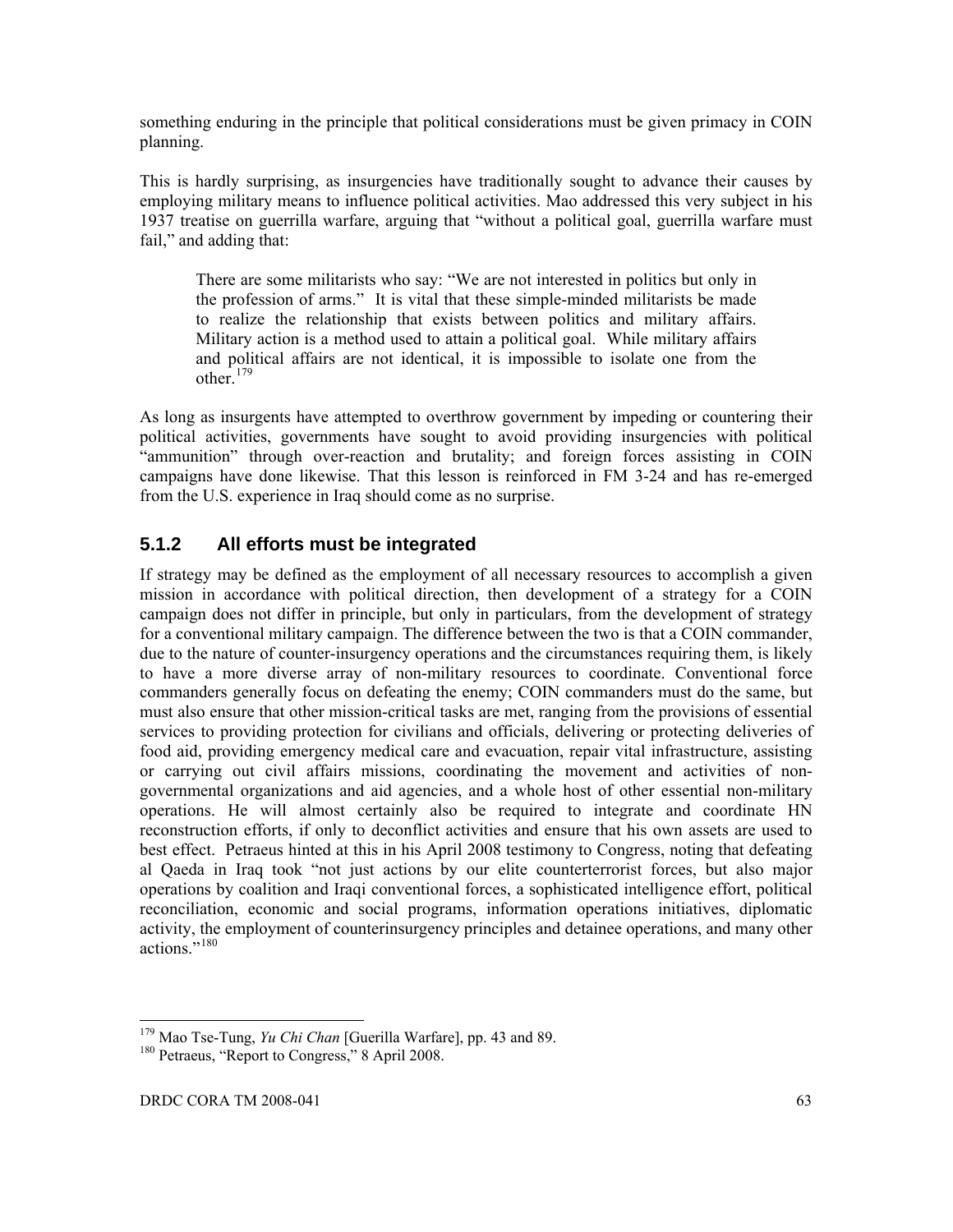something enduring in the principle that political considerations must be given primacy in COIN planning.

This is hardly surprising, as insurgencies have traditionally sought to advance their causes by employing military means to influence political activities. Mao addressed this very subject in his 1937 treatise on guerrilla warfare, arguing that "without a political goal, guerrilla warfare must fail," and adding that:

> There are some militarists who say: "We are not interested in politics but only in the profession of arms." It is vital that these simple-minded militarists be made to realize the relationship that exists between politics and military affairs. Military action is a method used to attain a political goal. While military affairs and political affairs are not identical, it is impossible to isolate one from the other.[179]

As long as insurgents have attempted to overthrow government by impeding or countering their political activities, governments have sought to avoid providing insurgencies with political "ammunition" through over-reaction and brutality; and foreign forces assisting in COIN campaigns have done likewise. That this lesson is reinforced in FM 3-24 and has re-emerged from the U.S. experience in Iraq should come as no surprise.

### 5.1.2 All efforts must be integrated

If strategy may be defined as the employment of all necessary resources to accomplish a given mission in accordance with political direction, then development of a strategy for a COIN campaign does not differ in principle, but only in particulars, from the development of strategy for a conventional military campaign. The difference between the two is that a COIN commander, due to the nature of counter-insurgency operations and the circumstances requiring them, is likely to have a more diverse array of non-military resources to coordinate. Conventional force commanders generally focus on defeating the enemy; COIN commanders must do the same, but must also ensure that other mission-critical tasks are met, ranging from the provisions of essential services to providing protection for civilians and officials, delivering or protecting deliveries of food aid, providing emergency medical care and evacuation, repair vital infrastructure, assisting or carrying out civil affairs missions, coordinating the movement and activities of non-governmental organizations and aid agencies, and a whole host of other essential non-military operations. He will almost certainly also be required to integrate and coordinate HN reconstruction efforts, if only to deconflict activities and ensure that his own assets are used to best effect. Petraeus hinted at this in his April 2008 testimony to Congress, noting that defeating al Qaeda in Iraq took "not just actions by our elite counterterrorist forces, but also major operations by coalition and Iraqi conventional forces, a sophisticated intelligence effort, political reconciliation, economic and social programs, information operations initiatives, diplomatic activity, the employment of counterinsurgency principles and detainee operations, and many other actions."[180]

---

[179] Mao Tse-Tung, *Yu Chi Chan* [Guerilla Warfare], pp. 43 and 89.

[180] Petraeus, "Report to Congress," 8 April 2008.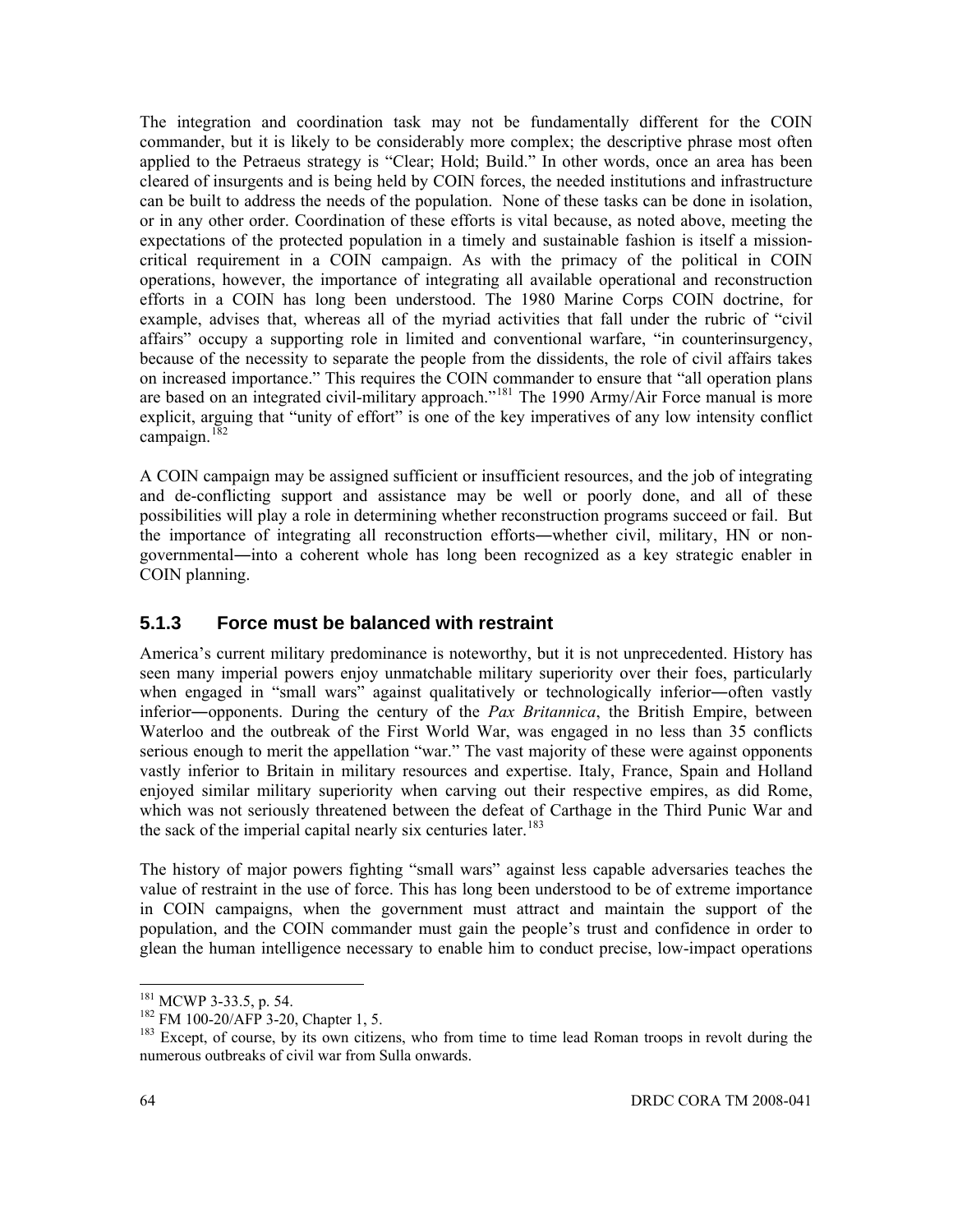The integration and coordination task may not be fundamentally different for the COIN commander, but it is likely to be considerably more complex; the descriptive phrase most often applied to the Petraeus strategy is "Clear; Hold; Build." In other words, once an area has been cleared of insurgents and is being held by COIN forces, the needed institutions and infrastructure can be built to address the needs of the population. None of these tasks can be done in isolation, or in any other order. Coordination of these efforts is vital because, as noted above, meeting the expectations of the protected population in a timely and sustainable fashion is itself a mission-critical requirement in a COIN campaign. As with the primacy of the political in COIN operations, however, the importance of integrating all available operational and reconstruction efforts in a COIN has long been understood. The 1980 Marine Corps COIN doctrine, for example, advises that, whereas all of the myriad activities that fall under the rubric of "civil affairs" occupy a supporting role in limited and conventional warfare, "in counterinsurgency, because of the necessity to separate the people from the dissidents, the role of civil affairs takes on increased importance." This requires the COIN commander to ensure that "all operation plans are based on an integrated civil-military approach."[181] The 1990 Army/Air Force manual is more explicit, arguing that "unity of effort" is one of the key imperatives of any low intensity conflict campaign.[182]

A COIN campaign may be assigned sufficient or insufficient resources, and the job of integrating and de-conflicting support and assistance may be well or poorly done, and all of these possibilities will play a role in determining whether reconstruction programs succeed or fail. But the importance of integrating all reconstruction efforts―whether civil, military, HN or non-governmental―into a coherent whole has long been recognized as a key strategic enabler in COIN planning.

### 5.1.3 Force must be balanced with restraint

America's current military predominance is noteworthy, but it is not unprecedented. History has seen many imperial powers enjoy unmatchable military superiority over their foes, particularly when engaged in "small wars" against qualitatively or technologically inferior―often vastly inferior―opponents. During the century of the *Pax Britannica*, the British Empire, between Waterloo and the outbreak of the First World War, was engaged in no less than 35 conflicts serious enough to merit the appellation "war." The vast majority of these were against opponents vastly inferior to Britain in military resources and expertise. Italy, France, Spain and Holland enjoyed similar military superiority when carving out their respective empires, as did Rome, which was not seriously threatened between the defeat of Carthage in the Third Punic War and the sack of the imperial capital nearly six centuries later.[183]

The history of major powers fighting "small wars" against less capable adversaries teaches the value of restraint in the use of force. This has long been understood to be of extreme importance in COIN campaigns, when the government must attract and maintain the support of the population, and the COIN commander must gain the people's trust and confidence in order to glean the human intelligence necessary to enable him to conduct precise, low-impact operations

[181] MCWP 3-33.5, p. 54.

[182] FM 100-20/AFP 3-20, Chapter 1, 5.

[183] Except, of course, by its own citizens, who from time to time lead Roman troops in revolt during the numerous outbreaks of civil war from Sulla onwards.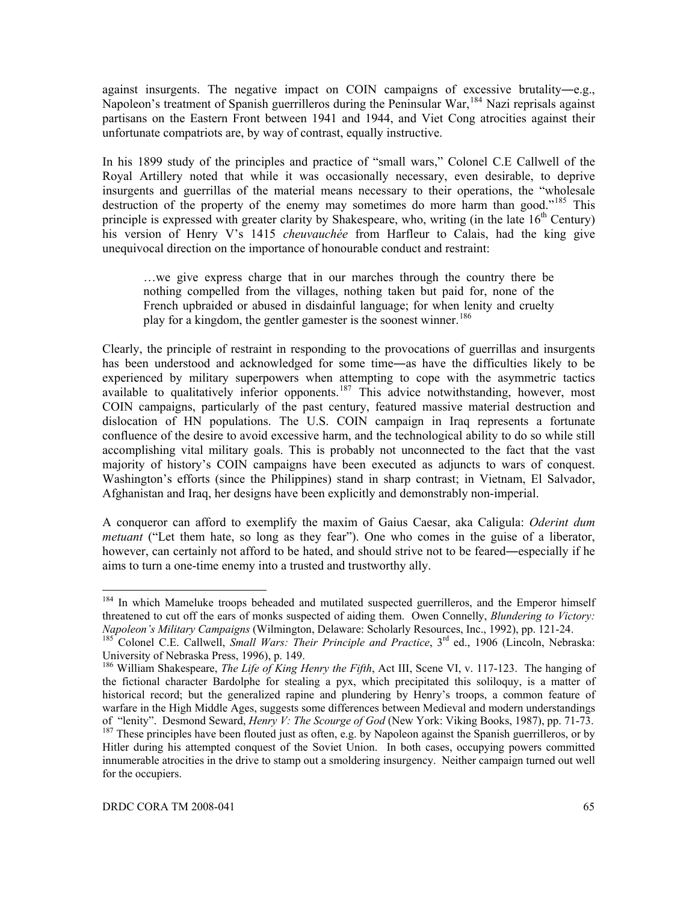against insurgents. The negative impact on COIN campaigns of excessive brutality―e.g., Napoleon's treatment of Spanish guerrilleros during the Peninsular War,[184] Nazi reprisals against partisans on the Eastern Front between 1941 and 1944, and Viet Cong atrocities against their unfortunate compatriots are, by way of contrast, equally instructive.

In his 1899 study of the principles and practice of "small wars," Colonel C.E Callwell of the Royal Artillery noted that while it was occasionally necessary, even desirable, to deprive insurgents and guerrillas of the material means necessary to their operations, the "wholesale destruction of the property of the enemy may sometimes do more harm than good."[185] This principle is expressed with greater clarity by Shakespeare, who, writing (in the late 16th Century) his version of Henry V's 1415 *cheuvauchée* from Harfleur to Calais, had the king give unequivocal direction on the importance of honourable conduct and restraint:

> …we give express charge that in our marches through the country there be nothing compelled from the villages, nothing taken but paid for, none of the French upbraided or abused in disdainful language; for when lenity and cruelty play for a kingdom, the gentler gamester is the soonest winner.[186]

Clearly, the principle of restraint in responding to the provocations of guerrillas and insurgents has been understood and acknowledged for some time―as have the difficulties likely to be experienced by military superpowers when attempting to cope with the asymmetric tactics available to qualitatively inferior opponents.[187] This advice notwithstanding, however, most COIN campaigns, particularly of the past century, featured massive material destruction and dislocation of HN populations. The U.S. COIN campaign in Iraq represents a fortunate confluence of the desire to avoid excessive harm, and the technological ability to do so while still accomplishing vital military goals. This is probably not unconnected to the fact that the vast majority of history's COIN campaigns have been executed as adjuncts to wars of conquest. Washington's efforts (since the Philippines) stand in sharp contrast; in Vietnam, El Salvador, Afghanistan and Iraq, her designs have been explicitly and demonstrably non-imperial.

A conqueror can afford to exemplify the maxim of Gaius Caesar, aka Caligula: *Oderint dum metuant* ("Let them hate, so long as they fear"). One who comes in the guise of a liberator, however, can certainly not afford to be hated, and should strive not to be feared―especially if he aims to turn a one-time enemy into a trusted and trustworthy ally.

---

[184] In which Mameluke troops beheaded and mutilated suspected guerrilleros, and the Emperor himself threatened to cut off the ears of monks suspected of aiding them. Owen Connelly, *Blundering to Victory: Napoleon's Military Campaigns* (Wilmington, Delaware: Scholarly Resources, Inc., 1992), pp. 121-24.

[185] Colonel C.E. Callwell, *Small Wars: Their Principle and Practice*, 3rd ed., 1906 (Lincoln, Nebraska: University of Nebraska Press, 1996), p. 149.

[186] William Shakespeare, *The Life of King Henry the Fifth*, Act III, Scene VI, v. 117-123. The hanging of the fictional character Bardolphe for stealing a pyx, which precipitated this soliloquy, is a matter of historical record; but the generalized rapine and plundering by Henry's troops, a common feature of warfare in the High Middle Ages, suggests some differences between Medieval and modern understandings of "lenity". Desmond Seward, *Henry V: The Scourge of God* (New York: Viking Books, 1987), pp. 71-73.

[187] These principles have been flouted just as often, e.g. by Napoleon against the Spanish guerrilleros, or by Hitler during his attempted conquest of the Soviet Union. In both cases, occupying powers committed innumerable atrocities in the drive to stamp out a smoldering insurgency. Neither campaign turned out well for the occupiers.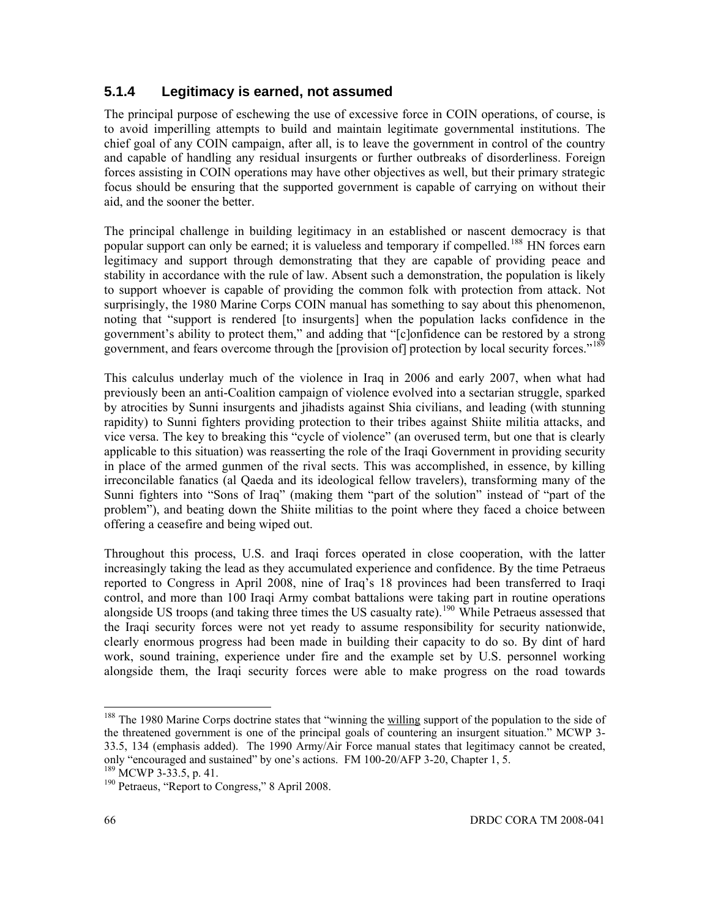### 5.1.4 Legitimacy is earned, not assumed

The principal purpose of eschewing the use of excessive force in COIN operations, of course, is to avoid imperilling attempts to build and maintain legitimate governmental institutions. The chief goal of any COIN campaign, after all, is to leave the government in control of the country and capable of handling any residual insurgents or further outbreaks of disorderliness. Foreign forces assisting in COIN operations may have other objectives as well, but their primary strategic focus should be ensuring that the supported government is capable of carrying on without their aid, and the sooner the better.

The principal challenge in building legitimacy in an established or nascent democracy is that popular support can only be earned; it is valueless and temporary if compelled.[188] HN forces earn legitimacy and support through demonstrating that they are capable of providing peace and stability in accordance with the rule of law. Absent such a demonstration, the population is likely to support whoever is capable of providing the common folk with protection from attack. Not surprisingly, the 1980 Marine Corps COIN manual has something to say about this phenomenon, noting that "support is rendered [to insurgents] when the population lacks confidence in the government's ability to protect them," and adding that "[c]onfidence can be restored by a strong government, and fears overcome through the [provision of] protection by local security forces."[189]

This calculus underlay much of the violence in Iraq in 2006 and early 2007, when what had previously been an anti-Coalition campaign of violence evolved into a sectarian struggle, sparked by atrocities by Sunni insurgents and jihadists against Shia civilians, and leading (with stunning rapidity) to Sunni fighters providing protection to their tribes against Shiite militia attacks, and vice versa. The key to breaking this "cycle of violence" (an overused term, but one that is clearly applicable to this situation) was reasserting the role of the Iraqi Government in providing security in place of the armed gunmen of the rival sects. This was accomplished, in essence, by killing irreconcilable fanatics (al Qaeda and its ideological fellow travelers), transforming many of the Sunni fighters into "Sons of Iraq" (making them "part of the solution" instead of "part of the problem"), and beating down the Shiite militias to the point where they faced a choice between offering a ceasefire and being wiped out.

Throughout this process, U.S. and Iraqi forces operated in close cooperation, with the latter increasingly taking the lead as they accumulated experience and confidence. By the time Petraeus reported to Congress in April 2008, nine of Iraq's 18 provinces had been transferred to Iraqi control, and more than 100 Iraqi Army combat battalions were taking part in routine operations alongside US troops (and taking three times the US casualty rate).[190] While Petraeus assessed that the Iraqi security forces were not yet ready to assume responsibility for security nationwide, clearly enormous progress had been made in building their capacity to do so. By dint of hard work, sound training, experience under fire and the example set by U.S. personnel working alongside them, the Iraqi security forces were able to make progress on the road towards

---

[188] The 1980 Marine Corps doctrine states that "winning the willing support of the population to the side of the threatened government is one of the principal goals of countering an insurgent situation." MCWP 3-33.5, 134 (emphasis added). The 1990 Army/Air Force manual states that legitimacy cannot be created, only "encouraged and sustained" by one's actions. FM 100-20/AFP 3-20, Chapter 1, 5.

[189] MCWP 3-33.5, p. 41.

[190] Petraeus, "Report to Congress," 8 April 2008.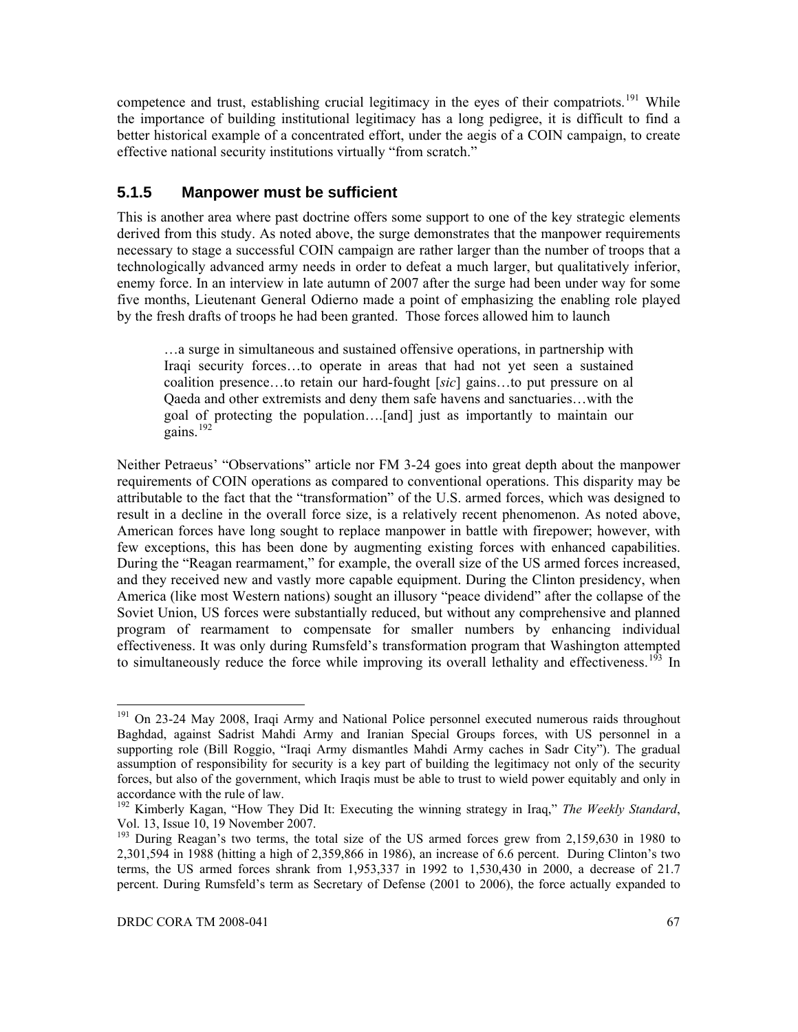competence and trust, establishing crucial legitimacy in the eyes of their compatriots.[191] While the importance of building institutional legitimacy has a long pedigree, it is difficult to find a better historical example of a concentrated effort, under the aegis of a COIN campaign, to create effective national security institutions virtually "from scratch."

### 5.1.5 Manpower must be sufficient

This is another area where past doctrine offers some support to one of the key strategic elements derived from this study. As noted above, the surge demonstrates that the manpower requirements necessary to stage a successful COIN campaign are rather larger than the number of troops that a technologically advanced army needs in order to defeat a much larger, but qualitatively inferior, enemy force. In an interview in late autumn of 2007 after the surge had been under way for some five months, Lieutenant General Odierno made a point of emphasizing the enabling role played by the fresh drafts of troops he had been granted. Those forces allowed him to launch

> …a surge in simultaneous and sustained offensive operations, in partnership with Iraqi security forces…to operate in areas that had not yet seen a sustained coalition presence…to retain our hard-fought [*sic*] gains…to put pressure on al Qaeda and other extremists and deny them safe havens and sanctuaries…with the goal of protecting the population….[and] just as importantly to maintain our gains.[192]

Neither Petraeus' "Observations" article nor FM 3-24 goes into great depth about the manpower requirements of COIN operations as compared to conventional operations. This disparity may be attributable to the fact that the "transformation" of the U.S. armed forces, which was designed to result in a decline in the overall force size, is a relatively recent phenomenon. As noted above, American forces have long sought to replace manpower in battle with firepower; however, with few exceptions, this has been done by augmenting existing forces with enhanced capabilities. During the "Reagan rearmament," for example, the overall size of the US armed forces increased, and they received new and vastly more capable equipment. During the Clinton presidency, when America (like most Western nations) sought an illusory "peace dividend" after the collapse of the Soviet Union, US forces were substantially reduced, but without any comprehensive and planned program of rearmament to compensate for smaller numbers by enhancing individual effectiveness. It was only during Rumsfeld's transformation program that Washington attempted to simultaneously reduce the force while improving its overall lethality and effectiveness.[193] In

---

[191] On 23-24 May 2008, Iraqi Army and National Police personnel executed numerous raids throughout Baghdad, against Sadrist Mahdi Army and Iranian Special Groups forces, with US personnel in a supporting role (Bill Roggio, "Iraqi Army dismantles Mahdi Army caches in Sadr City"). The gradual assumption of responsibility for security is a key part of building the legitimacy not only of the security forces, but also of the government, which Iraqis must be able to trust to wield power equitably and only in accordance with the rule of law.

[192] Kimberly Kagan, "How They Did It: Executing the winning strategy in Iraq," *The Weekly Standard*, Vol. 13, Issue 10, 19 November 2007.

[193] During Reagan's two terms, the total size of the US armed forces grew from 2,159,630 in 1980 to 2,301,594 in 1988 (hitting a high of 2,359,866 in 1986), an increase of 6.6 percent. During Clinton's two terms, the US armed forces shrank from 1,953,337 in 1992 to 1,530,430 in 2000, a decrease of 21.7 percent. During Rumsfeld's term as Secretary of Defense (2001 to 2006), the force actually expanded to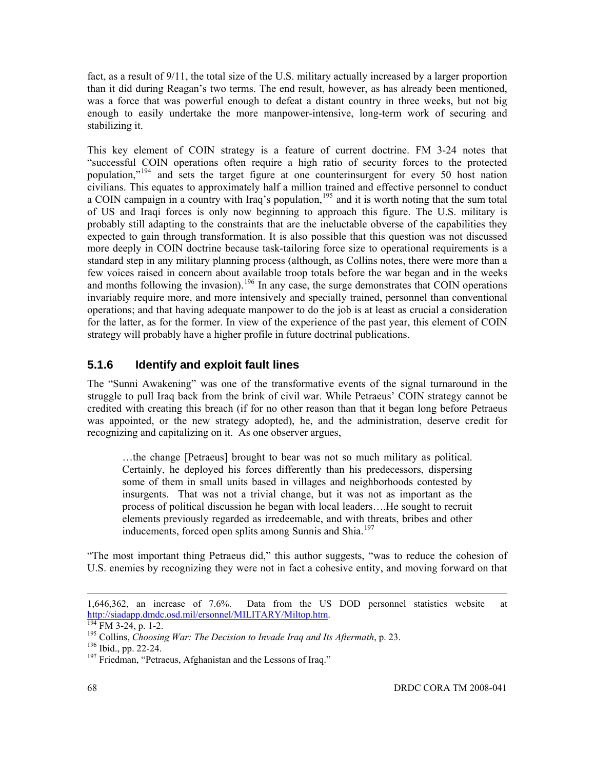fact, as a result of 9/11, the total size of the U.S. military actually increased by a larger proportion than it did during Reagan's two terms. The end result, however, as has already been mentioned, was a force that was powerful enough to defeat a distant country in three weeks, but not big enough to easily undertake the more manpower-intensive, long-term work of securing and stabilizing it.

This key element of COIN strategy is a feature of current doctrine. FM 3-24 notes that "successful COIN operations often require a high ratio of security forces to the protected population,"[194] and sets the target figure at one counterinsurgent for every 50 host nation civilians. This equates to approximately half a million trained and effective personnel to conduct a COIN campaign in a country with Iraq's population,[195] and it is worth noting that the sum total of US and Iraqi forces is only now beginning to approach this figure. The U.S. military is probably still adapting to the constraints that are the ineluctable obverse of the capabilities they expected to gain through transformation. It is also possible that this question was not discussed more deeply in COIN doctrine because task-tailoring force size to operational requirements is a standard step in any military planning process (although, as Collins notes, there were more than a few voices raised in concern about available troop totals before the war began and in the weeks and months following the invasion).[196] In any case, the surge demonstrates that COIN operations invariably require more, and more intensively and specially trained, personnel than conventional operations; and that having adequate manpower to do the job is at least as crucial a consideration for the latter, as for the former. In view of the experience of the past year, this element of COIN strategy will probably have a higher profile in future doctrinal publications.

### 5.1.6 Identify and exploit fault lines

The "Sunni Awakening" was one of the transformative events of the signal turnaround in the struggle to pull Iraq back from the brink of civil war. While Petraeus' COIN strategy cannot be credited with creating this breach (if for no other reason than that it began long before Petraeus was appointed, or the new strategy adopted), he, and the administration, deserve credit for recognizing and capitalizing on it. As one observer argues,

> …the change [Petraeus] brought to bear was not so much military as political. Certainly, he deployed his forces differently than his predecessors, dispersing some of them in small units based in villages and neighborhoods contested by insurgents. That was not a trivial change, but it was not as important as the process of political discussion he began with local leaders….He sought to recruit elements previously regarded as irredeemable, and with threats, bribes and other inducements, forced open splits among Sunnis and Shia.[197]

"The most important thing Petraeus did," this author suggests, "was to reduce the cohesion of U.S. enemies by recognizing they were not in fact a cohesive entity, and moving forward on that

---

1,646,362, an increase of 7.6%. Data from the US DOD personnel statistics website at http://siadapp.dmdc.osd.mil/ersonnel/MILITARY/Miltop.htm.

[194] FM 3-24, p. 1-2.

[195] Collins, *Choosing War: The Decision to Invade Iraq and Its Aftermath*, p. 23.

[196] Ibid., pp. 22-24.

[197] Friedman, "Petraeus, Afghanistan and the Lessons of Iraq."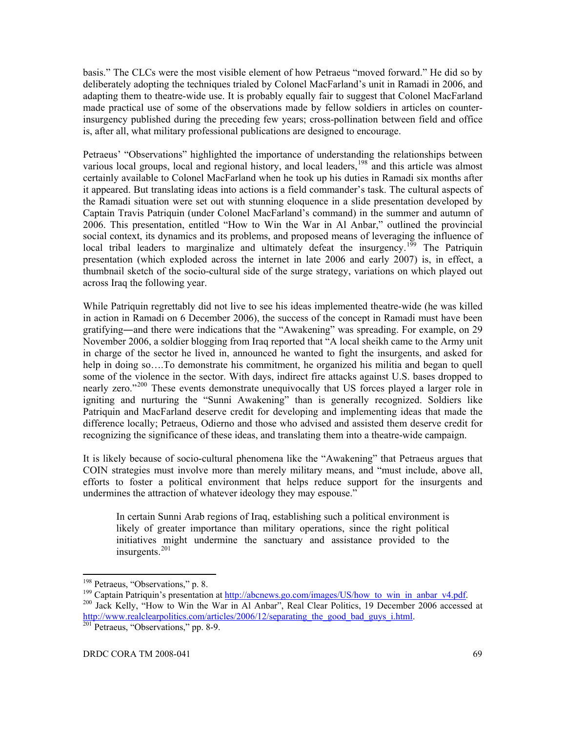basis." The CLCs were the most visible element of how Petraeus "moved forward." He did so by deliberately adopting the techniques trialed by Colonel MacFarland's unit in Ramadi in 2006, and adapting them to theatre-wide use. It is probably equally fair to suggest that Colonel MacFarland made practical use of some of the observations made by fellow soldiers in articles on counter-insurgency published during the preceding few years; cross-pollination between field and office is, after all, what military professional publications are designed to encourage.

Petraeus' "Observations" highlighted the importance of understanding the relationships between various local groups, local and regional history, and local leaders,[198] and this article was almost certainly available to Colonel MacFarland when he took up his duties in Ramadi six months after it appeared. But translating ideas into actions is a field commander's task. The cultural aspects of the Ramadi situation were set out with stunning eloquence in a slide presentation developed by Captain Travis Patriquin (under Colonel MacFarland's command) in the summer and autumn of 2006. This presentation, entitled "How to Win the War in Al Anbar," outlined the provincial social context, its dynamics and its problems, and proposed means of leveraging the influence of local tribal leaders to marginalize and ultimately defeat the insurgency.[199] The Patriquin presentation (which exploded across the internet in late 2006 and early 2007) is, in effect, a thumbnail sketch of the socio-cultural side of the surge strategy, variations on which played out across Iraq the following year.

While Patriquin regrettably did not live to see his ideas implemented theatre-wide (he was killed in action in Ramadi on 6 December 2006), the success of the concept in Ramadi must have been gratifying―and there were indications that the "Awakening" was spreading. For example, on 29 November 2006, a soldier blogging from Iraq reported that "A local sheikh came to the Army unit in charge of the sector he lived in, announced he wanted to fight the insurgents, and asked for help in doing so….To demonstrate his commitment, he organized his militia and began to quell some of the violence in the sector. With days, indirect fire attacks against U.S. bases dropped to nearly zero."[200] These events demonstrate unequivocally that US forces played a larger role in igniting and nurturing the "Sunni Awakening" than is generally recognized. Soldiers like Patriquin and MacFarland deserve credit for developing and implementing ideas that made the difference locally; Petraeus, Odierno and those who advised and assisted them deserve credit for recognizing the significance of these ideas, and translating them into a theatre-wide campaign.

It is likely because of socio-cultural phenomena like the "Awakening" that Petraeus argues that COIN strategies must involve more than merely military means, and "must include, above all, efforts to foster a political environment that helps reduce support for the insurgents and undermines the attraction of whatever ideology they may espouse."

> In certain Sunni Arab regions of Iraq, establishing such a political environment is likely of greater importance than military operations, since the right political initiatives might undermine the sanctuary and assistance provided to the insurgents.[201]

---

[198] Petraeus, "Observations," p. 8.

[199] Captain Patriquin's presentation at http://abcnews.go.com/images/US/how_to_win_in_anbar_v4.pdf.

[200] Jack Kelly, "How to Win the War in Al Anbar", Real Clear Politics, 19 December 2006 accessed at http://www.realclearpolitics.com/articles/2006/12/separating_the_good_bad_guys_i.html.

[201] Petraeus, "Observations," pp. 8-9.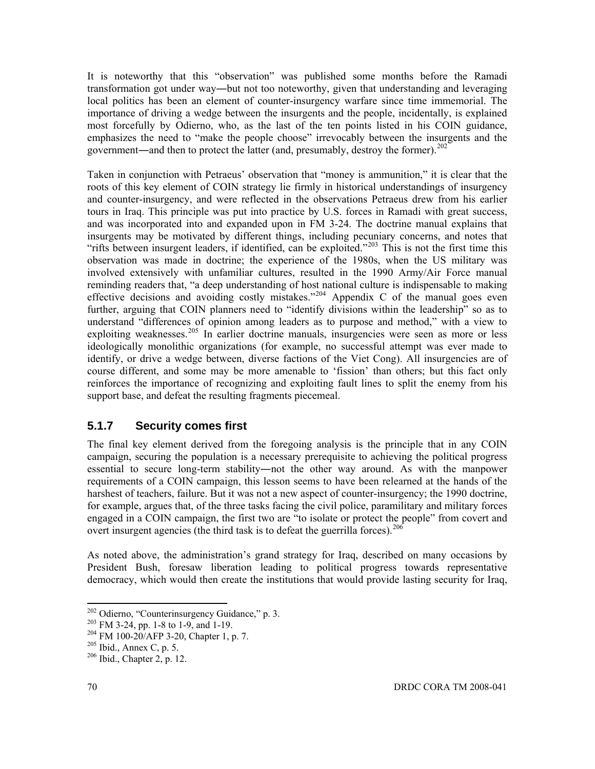It is noteworthy that this "observation" was published some months before the Ramadi transformation got under way―but not too noteworthy, given that understanding and leveraging local politics has been an element of counter-insurgency warfare since time immemorial. The importance of driving a wedge between the insurgents and the people, incidentally, is explained most forcefully by Odierno, who, as the last of the ten points listed in his COIN guidance, emphasizes the need to "make the people choose" irrevocably between the insurgents and the government―and then to protect the latter (and, presumably, destroy the former).[202]

Taken in conjunction with Petraeus' observation that "money is ammunition," it is clear that the roots of this key element of COIN strategy lie firmly in historical understandings of insurgency and counter-insurgency, and were reflected in the observations Petraeus drew from his earlier tours in Iraq. This principle was put into practice by U.S. forces in Ramadi with great success, and was incorporated into and expanded upon in FM 3-24. The doctrine manual explains that insurgents may be motivated by different things, including pecuniary concerns, and notes that "rifts between insurgent leaders, if identified, can be exploited."[203] This is not the first time this observation was made in doctrine; the experience of the 1980s, when the US military was involved extensively with unfamiliar cultures, resulted in the 1990 Army/Air Force manual reminding readers that, "a deep understanding of host national culture is indispensable to making effective decisions and avoiding costly mistakes."[204] Appendix C of the manual goes even further, arguing that COIN planners need to "identify divisions within the leadership" so as to understand "differences of opinion among leaders as to purpose and method," with a view to exploiting weaknesses.[205] In earlier doctrine manuals, insurgencies were seen as more or less ideologically monolithic organizations (for example, no successful attempt was ever made to identify, or drive a wedge between, diverse factions of the Viet Cong). All insurgencies are of course different, and some may be more amenable to 'fission' than others; but this fact only reinforces the importance of recognizing and exploiting fault lines to split the enemy from his support base, and defeat the resulting fragments piecemeal.

### 5.1.7 Security comes first

The final key element derived from the foregoing analysis is the principle that in any COIN campaign, securing the population is a necessary prerequisite to achieving the political progress essential to secure long-term stability―not the other way around. As with the manpower requirements of a COIN campaign, this lesson seems to have been relearned at the hands of the harshest of teachers, failure. But it was not a new aspect of counter-insurgency; the 1990 doctrine, for example, argues that, of the three tasks facing the civil police, paramilitary and military forces engaged in a COIN campaign, the first two are "to isolate or protect the people" from covert and overt insurgent agencies (the third task is to defeat the guerrilla forces).[206]

As noted above, the administration's grand strategy for Iraq, described on many occasions by President Bush, foresaw liberation leading to political progress towards representative democracy, which would then create the institutions that would provide lasting security for Iraq,

---

[202] Odierno, "Counterinsurgency Guidance," p. 3.

[203] FM 3-24, pp. 1-8 to 1-9, and 1-19.

[204] FM 100-20/AFP 3-20, Chapter 1, p. 7.

[205] Ibid., Annex C, p. 5.

[206] Ibid., Chapter 2, p. 12.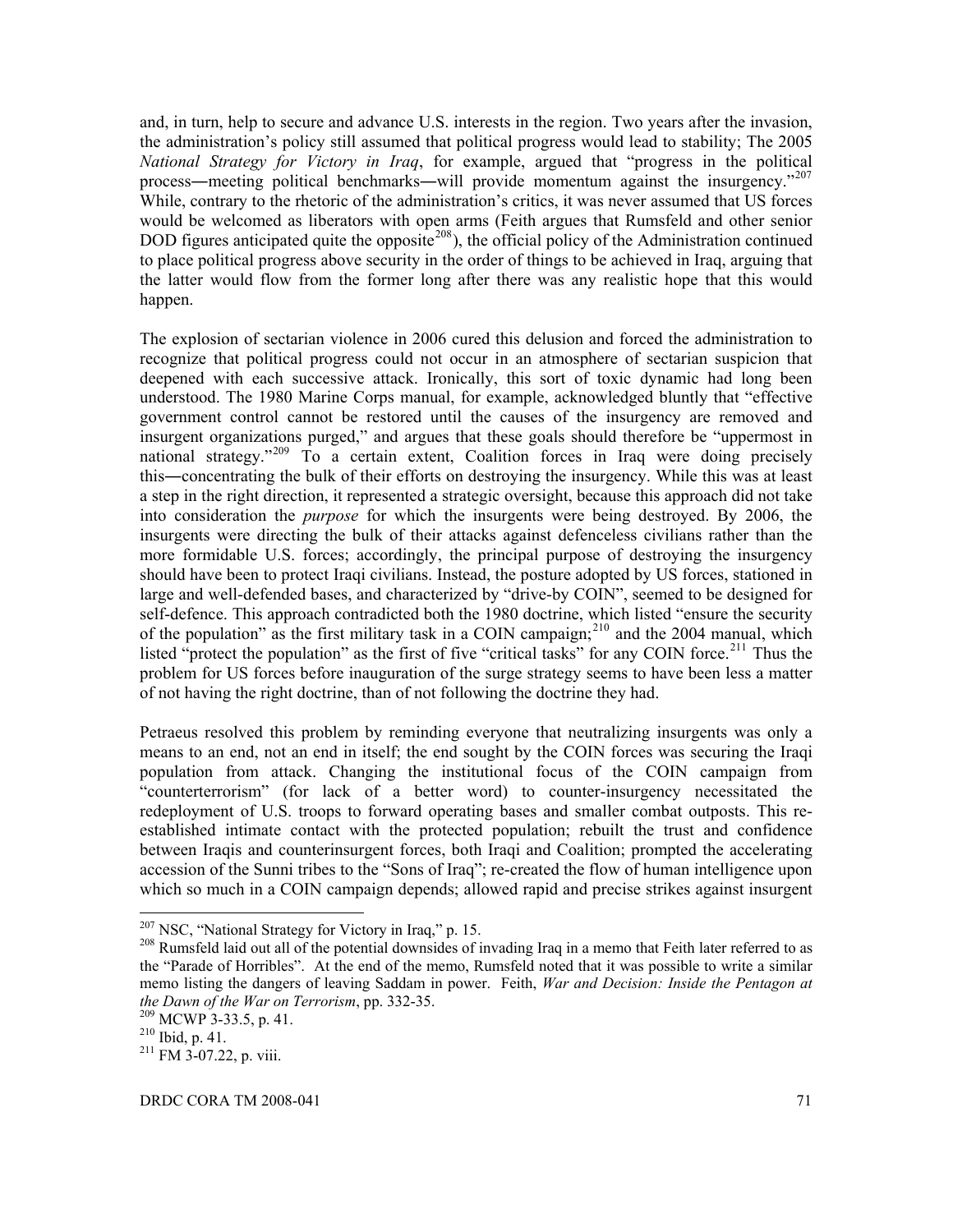and, in turn, help to secure and advance U.S. interests in the region. Two years after the invasion, the administration's policy still assumed that political progress would lead to stability; The 2005 *National Strategy for Victory in Iraq*, for example, argued that "progress in the political process―meeting political benchmarks―will provide momentum against the insurgency."[207] While, contrary to the rhetoric of the administration's critics, it was never assumed that US forces would be welcomed as liberators with open arms (Feith argues that Rumsfeld and other senior DOD figures anticipated quite the opposite[208]), the official policy of the Administration continued to place political progress above security in the order of things to be achieved in Iraq, arguing that the latter would flow from the former long after there was any realistic hope that this would happen.

The explosion of sectarian violence in 2006 cured this delusion and forced the administration to recognize that political progress could not occur in an atmosphere of sectarian suspicion that deepened with each successive attack. Ironically, this sort of toxic dynamic had long been understood. The 1980 Marine Corps manual, for example, acknowledged bluntly that "effective government control cannot be restored until the causes of the insurgency are removed and insurgent organizations purged," and argues that these goals should therefore be "uppermost in national strategy."[209] To a certain extent, Coalition forces in Iraq were doing precisely this―concentrating the bulk of their efforts on destroying the insurgency. While this was at least a step in the right direction, it represented a strategic oversight, because this approach did not take into consideration the *purpose* for which the insurgents were being destroyed. By 2006, the insurgents were directing the bulk of their attacks against defenceless civilians rather than the more formidable U.S. forces; accordingly, the principal purpose of destroying the insurgency should have been to protect Iraqi civilians. Instead, the posture adopted by US forces, stationed in large and well-defended bases, and characterized by "drive-by COIN", seemed to be designed for self-defence. This approach contradicted both the 1980 doctrine, which listed "ensure the security of the population" as the first military task in a COIN campaign;[210] and the 2004 manual, which listed "protect the population" as the first of five "critical tasks" for any COIN force.[211] Thus the problem for US forces before inauguration of the surge strategy seems to have been less a matter of not having the right doctrine, than of not following the doctrine they had.

Petraeus resolved this problem by reminding everyone that neutralizing insurgents was only a means to an end, not an end in itself; the end sought by the COIN forces was securing the Iraqi population from attack. Changing the institutional focus of the COIN campaign from "counterterrorism" (for lack of a better word) to counter-insurgency necessitated the redeployment of U.S. troops to forward operating bases and smaller combat outposts. This re-established intimate contact with the protected population; rebuilt the trust and confidence between Iraqis and counterinsurgent forces, both Iraqi and Coalition; prompted the accelerating accession of the Sunni tribes to the "Sons of Iraq"; re-created the flow of human intelligence upon which so much in a COIN campaign depends; allowed rapid and precise strikes against insurgent

---

[207] NSC, "National Strategy for Victory in Iraq," p. 15.

[208] Rumsfeld laid out all of the potential downsides of invading Iraq in a memo that Feith later referred to as the "Parade of Horribles". At the end of the memo, Rumsfeld noted that it was possible to write a similar memo listing the dangers of leaving Saddam in power. Feith, *War and Decision: Inside the Pentagon at the Dawn of the War on Terrorism*, pp. 332-35.

[209] MCWP 3-33.5, p. 41.

[210] Ibid, p. 41.

[211] FM 3-07.22, p. viii.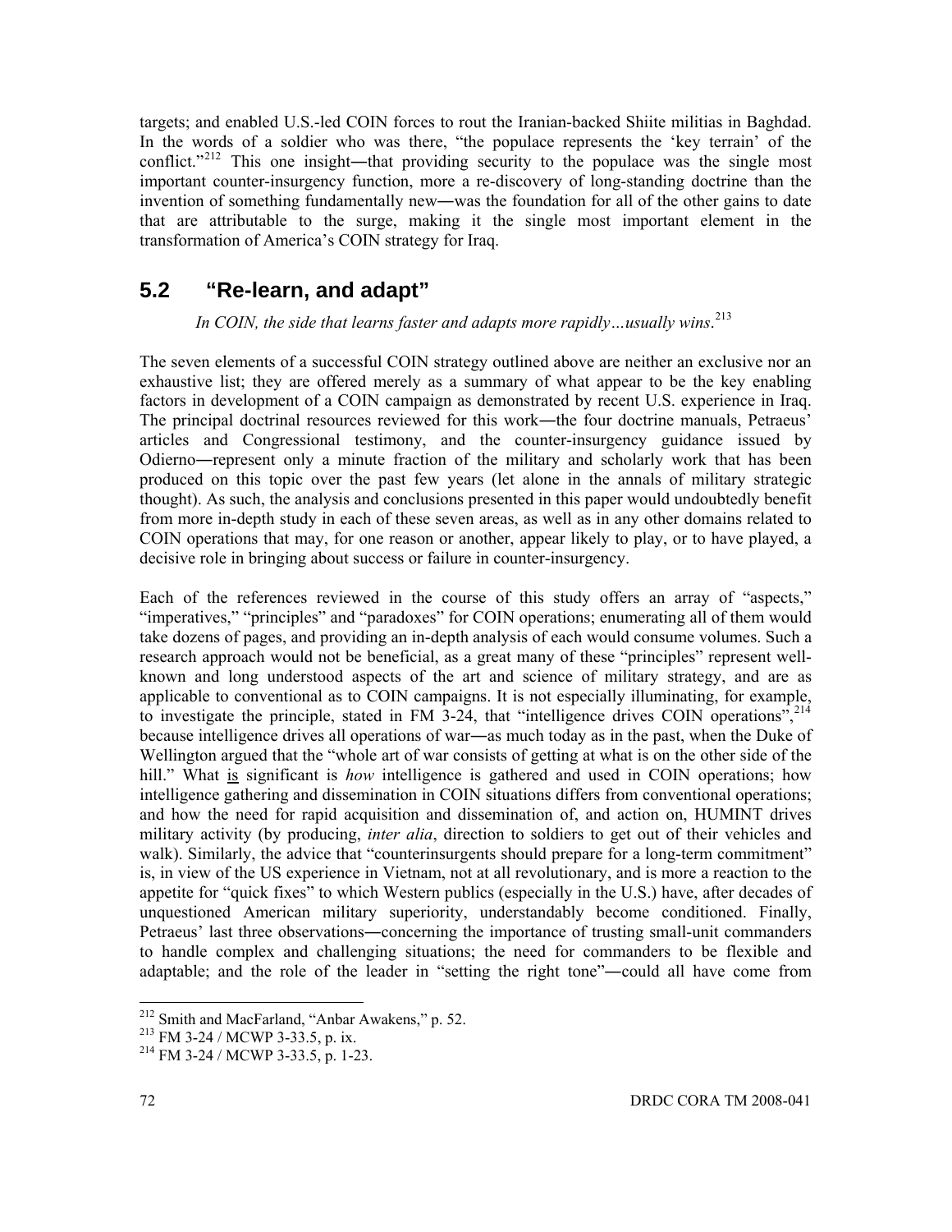targets; and enabled U.S.-led COIN forces to rout the Iranian-backed Shiite militias in Baghdad. In the words of a soldier who was there, "the populace represents the 'key terrain' of the conflict."[212] This one insight―that providing security to the populace was the single most important counter-insurgency function, more a re-discovery of long-standing doctrine than the invention of something fundamentally new―was the foundation for all of the other gains to date that are attributable to the surge, making it the single most important element in the transformation of America's COIN strategy for Iraq.

## 5.2 "Re-learn, and adapt"

*In COIN, the side that learns faster and adapts more rapidly…usually wins*.[213]

The seven elements of a successful COIN strategy outlined above are neither an exclusive nor an exhaustive list; they are offered merely as a summary of what appear to be the key enabling factors in development of a COIN campaign as demonstrated by recent U.S. experience in Iraq. The principal doctrinal resources reviewed for this work―the four doctrine manuals, Petraeus' articles and Congressional testimony, and the counter-insurgency guidance issued by Odierno―represent only a minute fraction of the military and scholarly work that has been produced on this topic over the past few years (let alone in the annals of military strategic thought). As such, the analysis and conclusions presented in this paper would undoubtedly benefit from more in-depth study in each of these seven areas, as well as in any other domains related to COIN operations that may, for one reason or another, appear likely to play, or to have played, a decisive role in bringing about success or failure in counter-insurgency.

Each of the references reviewed in the course of this study offers an array of "aspects," "imperatives," "principles" and "paradoxes" for COIN operations; enumerating all of them would take dozens of pages, and providing an in-depth analysis of each would consume volumes. Such a research approach would not be beneficial, as a great many of these "principles" represent well-known and long understood aspects of the art and science of military strategy, and are as applicable to conventional as to COIN campaigns. It is not especially illuminating, for example, to investigate the principle, stated in FM 3-24, that "intelligence drives COIN operations",[214] because intelligence drives all operations of war―as much today as in the past, when the Duke of Wellington argued that the "whole art of war consists of getting at what is on the other side of the hill." What is significant is *how* intelligence is gathered and used in COIN operations; how intelligence gathering and dissemination in COIN situations differs from conventional operations; and how the need for rapid acquisition and dissemination of, and action on, HUMINT drives military activity (by producing, *inter alia*, direction to soldiers to get out of their vehicles and walk). Similarly, the advice that "counterinsurgents should prepare for a long-term commitment" is, in view of the US experience in Vietnam, not at all revolutionary, and is more a reaction to the appetite for "quick fixes" to which Western publics (especially in the U.S.) have, after decades of unquestioned American military superiority, understandably become conditioned. Finally, Petraeus' last three observations―concerning the importance of trusting small-unit commanders to handle complex and challenging situations; the need for commanders to be flexible and adaptable; and the role of the leader in "setting the right tone"―could all have come from

[212] Smith and MacFarland, "Anbar Awakens," p. 52.

[213] FM 3-24 / MCWP 3-33.5, p. ix.

[214] FM 3-24 / MCWP 3-33.5, p. 1-23.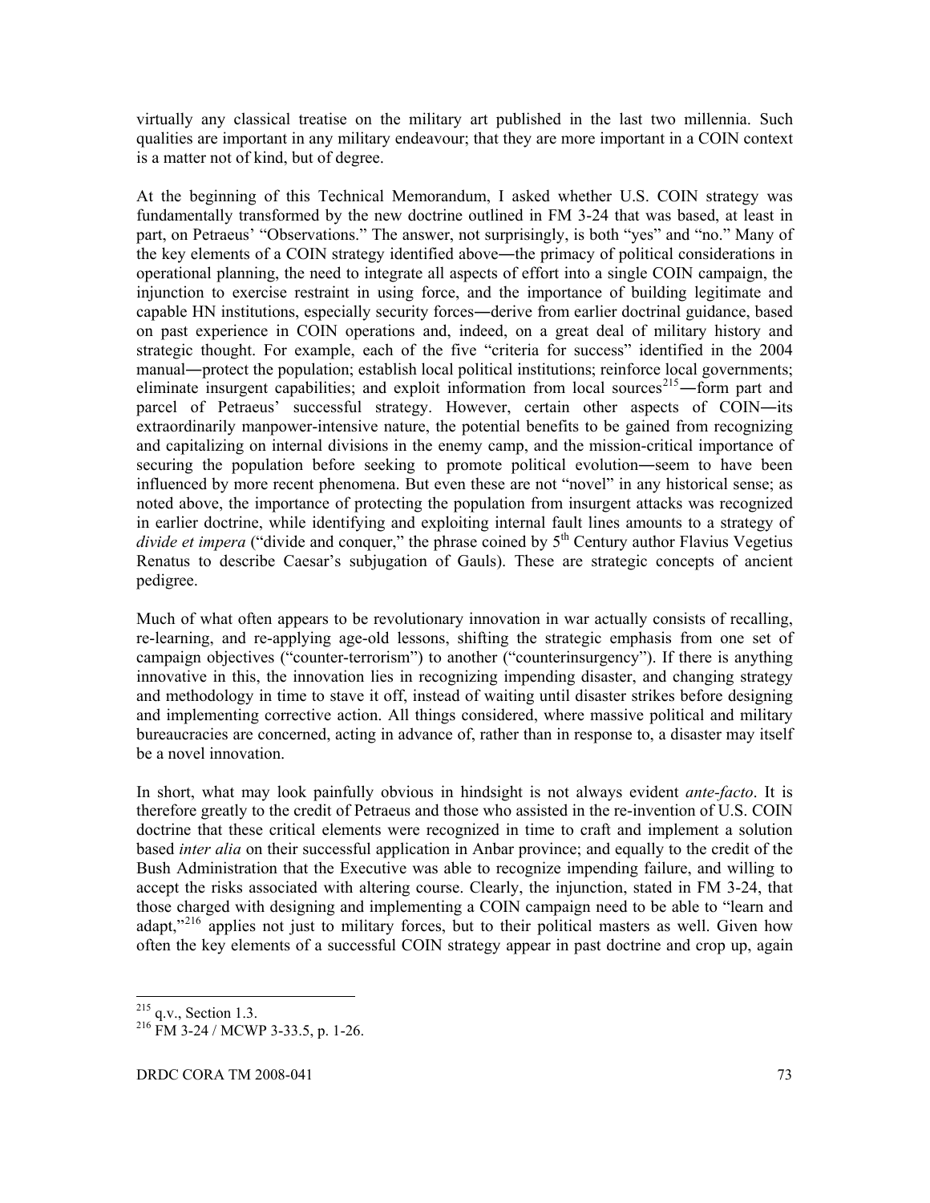virtually any classical treatise on the military art published in the last two millennia. Such qualities are important in any military endeavour; that they are more important in a COIN context is a matter not of kind, but of degree.

At the beginning of this Technical Memorandum, I asked whether U.S. COIN strategy was fundamentally transformed by the new doctrine outlined in FM 3-24 that was based, at least in part, on Petraeus' "Observations." The answer, not surprisingly, is both "yes" and "no." Many of the key elements of a COIN strategy identified above―the primacy of political considerations in operational planning, the need to integrate all aspects of effort into a single COIN campaign, the injunction to exercise restraint in using force, and the importance of building legitimate and capable HN institutions, especially security forces―derive from earlier doctrinal guidance, based on past experience in COIN operations and, indeed, on a great deal of military history and strategic thought. For example, each of the five "criteria for success" identified in the 2004 manual―protect the population; establish local political institutions; reinforce local governments; eliminate insurgent capabilities; and exploit information from local sources[215]―form part and parcel of Petraeus' successful strategy. However, certain other aspects of COIN―its extraordinarily manpower-intensive nature, the potential benefits to be gained from recognizing and capitalizing on internal divisions in the enemy camp, and the mission-critical importance of securing the population before seeking to promote political evolution―seem to have been influenced by more recent phenomena. But even these are not "novel" in any historical sense; as noted above, the importance of protecting the population from insurgent attacks was recognized in earlier doctrine, while identifying and exploiting internal fault lines amounts to a strategy of *divide et impera* ("divide and conquer," the phrase coined by 5th Century author Flavius Vegetius Renatus to describe Caesar's subjugation of Gauls). These are strategic concepts of ancient pedigree.

Much of what often appears to be revolutionary innovation in war actually consists of recalling, re-learning, and re-applying age-old lessons, shifting the strategic emphasis from one set of campaign objectives ("counter-terrorism") to another ("counterinsurgency"). If there is anything innovative in this, the innovation lies in recognizing impending disaster, and changing strategy and methodology in time to stave it off, instead of waiting until disaster strikes before designing and implementing corrective action. All things considered, where massive political and military bureaucracies are concerned, acting in advance of, rather than in response to, a disaster may itself be a novel innovation.

In short, what may look painfully obvious in hindsight is not always evident *ante-facto*. It is therefore greatly to the credit of Petraeus and those who assisted in the re-invention of U.S. COIN doctrine that these critical elements were recognized in time to craft and implement a solution based *inter alia* on their successful application in Anbar province; and equally to the credit of the Bush Administration that the Executive was able to recognize impending failure, and willing to accept the risks associated with altering course. Clearly, the injunction, stated in FM 3-24, that those charged with designing and implementing a COIN campaign need to be able to "learn and adapt,"[216] applies not just to military forces, but to their political masters as well. Given how often the key elements of a successful COIN strategy appear in past doctrine and crop up, again

[215] q.v., Section 1.3.

[216] FM 3-24 / MCWP 3-33.5, p. 1-26.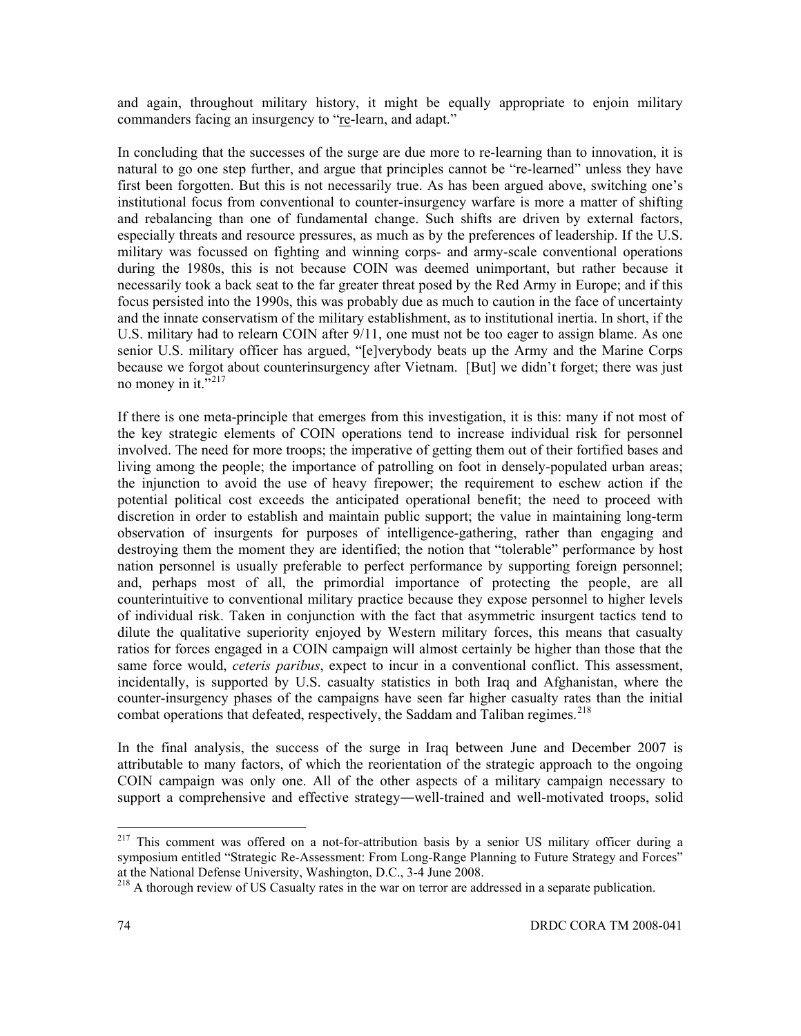and again, throughout military history, it might be equally appropriate to enjoin military commanders facing an insurgency to "re-learn, and adapt."

In concluding that the successes of the surge are due more to re-learning than to innovation, it is natural to go one step further, and argue that principles cannot be "re-learned" unless they have first been forgotten. But this is not necessarily true. As has been argued above, switching one's institutional focus from conventional to counter-insurgency warfare is more a matter of shifting and rebalancing than one of fundamental change. Such shifts are driven by external factors, especially threats and resource pressures, as much as by the preferences of leadership. If the U.S. military was focussed on fighting and winning corps- and army-scale conventional operations during the 1980s, this is not because COIN was deemed unimportant, but rather because it necessarily took a back seat to the far greater threat posed by the Red Army in Europe; and if this focus persisted into the 1990s, this was probably due as much to caution in the face of uncertainty and the innate conservatism of the military establishment, as to institutional inertia. In short, if the U.S. military had to relearn COIN after 9/11, one must not be too eager to assign blame. As one senior U.S. military officer has argued, "[e]verybody beats up the Army and the Marine Corps because we forgot about counterinsurgency after Vietnam. [But] we didn't forget; there was just no money in it."[217]

If there is one meta-principle that emerges from this investigation, it is this: many if not most of the key strategic elements of COIN operations tend to increase individual risk for personnel involved. The need for more troops; the imperative of getting them out of their fortified bases and living among the people; the importance of patrolling on foot in densely-populated urban areas; the injunction to avoid the use of heavy firepower; the requirement to eschew action if the potential political cost exceeds the anticipated operational benefit; the need to proceed with discretion in order to establish and maintain public support; the value in maintaining long-term observation of insurgents for purposes of intelligence-gathering, rather than engaging and destroying them the moment they are identified; the notion that "tolerable" performance by host nation personnel is usually preferable to perfect performance by supporting foreign personnel; and, perhaps most of all, the primordial importance of protecting the people, are all counterintuitive to conventional military practice because they expose personnel to higher levels of individual risk. Taken in conjunction with the fact that asymmetric insurgent tactics tend to dilute the qualitative superiority enjoyed by Western military forces, this means that casualty ratios for forces engaged in a COIN campaign will almost certainly be higher than those that the same force would, *ceteris paribus*, expect to incur in a conventional conflict. This assessment, incidentally, is supported by U.S. casualty statistics in both Iraq and Afghanistan, where the counter-insurgency phases of the campaigns have seen far higher casualty rates than the initial combat operations that defeated, respectively, the Saddam and Taliban regimes.[218]

In the final analysis, the success of the surge in Iraq between June and December 2007 is attributable to many factors, of which the reorientation of the strategic approach to the ongoing COIN campaign was only one. All of the other aspects of a military campaign necessary to support a comprehensive and effective strategy―well-trained and well-motivated troops, solid

---

[217] This comment was offered on a not-for-attribution basis by a senior US military officer during a symposium entitled "Strategic Re-Assessment: From Long-Range Planning to Future Strategy and Forces" at the National Defense University, Washington, D.C., 3-4 June 2008.

[218] A thorough review of US Casualty rates in the war on terror are addressed in a separate publication.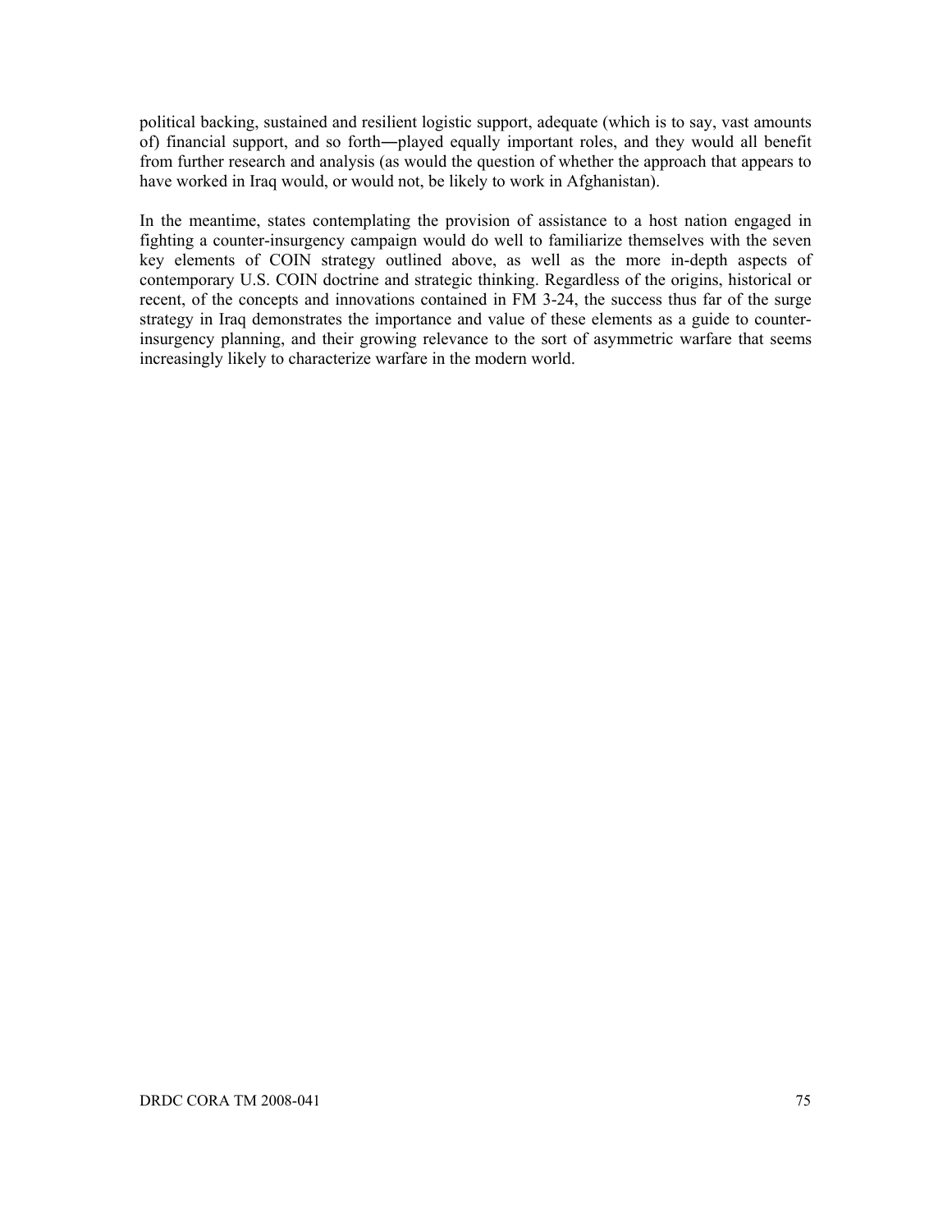political backing, sustained and resilient logistic support, adequate (which is to say, vast amounts of) financial support, and so forth―played equally important roles, and they would all benefit from further research and analysis (as would the question of whether the approach that appears to have worked in Iraq would, or would not, be likely to work in Afghanistan).

In the meantime, states contemplating the provision of assistance to a host nation engaged in fighting a counter-insurgency campaign would do well to familiarize themselves with the seven key elements of COIN strategy outlined above, as well as the more in-depth aspects of contemporary U.S. COIN doctrine and strategic thinking. Regardless of the origins, historical or recent, of the concepts and innovations contained in FM 3-24, the success thus far of the surge strategy in Iraq demonstrates the importance and value of these elements as a guide to counter-insurgency planning, and their growing relevance to the sort of asymmetric warfare that seems increasingly likely to characterize warfare in the modern world.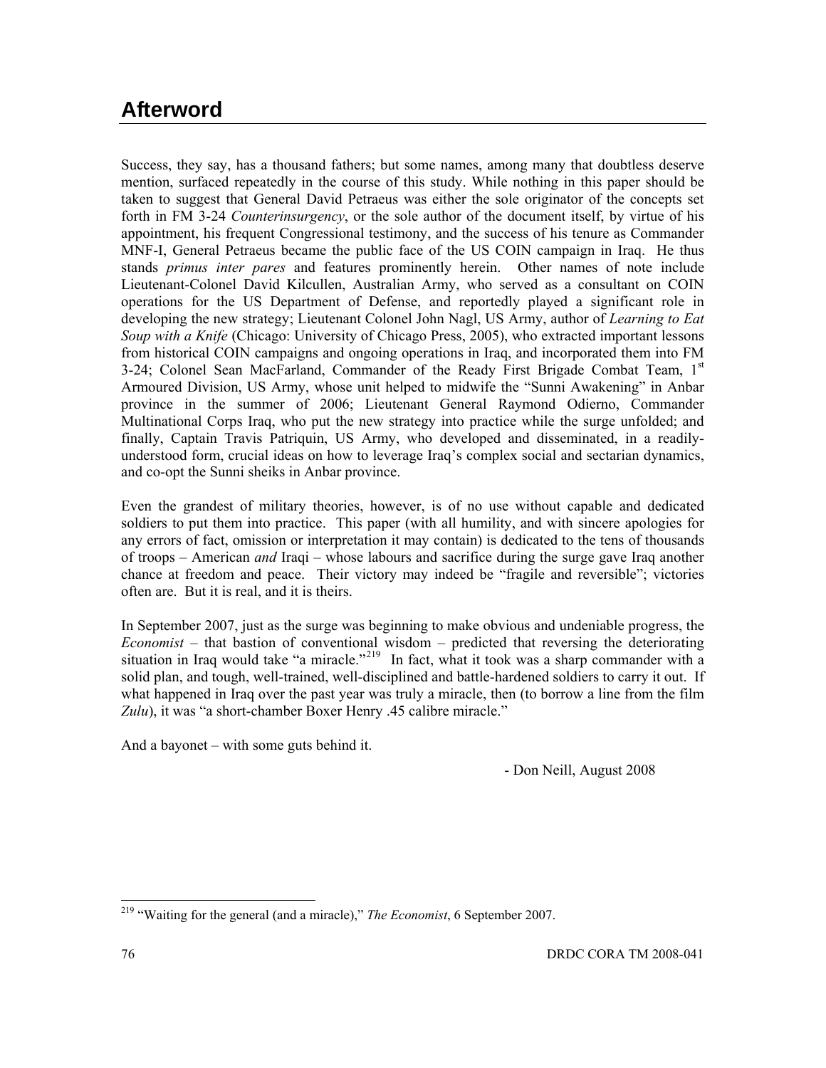# Afterword

Success, they say, has a thousand fathers; but some names, among many that doubtless deserve mention, surfaced repeatedly in the course of this study. While nothing in this paper should be taken to suggest that General David Petraeus was either the sole originator of the concepts set forth in FM 3-24 *Counterinsurgency*, or the sole author of the document itself, by virtue of his appointment, his frequent Congressional testimony, and the success of his tenure as Commander MNF-I, General Petraeus became the public face of the US COIN campaign in Iraq. He thus stands *primus inter pares* and features prominently herein. Other names of note include Lieutenant-Colonel David Kilcullen, Australian Army, who served as a consultant on COIN operations for the US Department of Defense, and reportedly played a significant role in developing the new strategy; Lieutenant Colonel John Nagl, US Army, author of *Learning to Eat Soup with a Knife* (Chicago: University of Chicago Press, 2005), who extracted important lessons from historical COIN campaigns and ongoing operations in Iraq, and incorporated them into FM 3-24; Colonel Sean MacFarland, Commander of the Ready First Brigade Combat Team, 1st Armoured Division, US Army, whose unit helped to midwife the "Sunni Awakening" in Anbar province in the summer of 2006; Lieutenant General Raymond Odierno, Commander Multinational Corps Iraq, who put the new strategy into practice while the surge unfolded; and finally, Captain Travis Patriquin, US Army, who developed and disseminated, in a readily-understood form, crucial ideas on how to leverage Iraq's complex social and sectarian dynamics, and co-opt the Sunni sheiks in Anbar province.

Even the grandest of military theories, however, is of no use without capable and dedicated soldiers to put them into practice. This paper (with all humility, and with sincere apologies for any errors of fact, omission or interpretation it may contain) is dedicated to the tens of thousands of troops – American *and* Iraqi – whose labours and sacrifice during the surge gave Iraq another chance at freedom and peace. Their victory may indeed be "fragile and reversible"; victories often are. But it is real, and it is theirs.

In September 2007, just as the surge was beginning to make obvious and undeniable progress, the *Economist* – that bastion of conventional wisdom – predicted that reversing the deteriorating situation in Iraq would take "a miracle."[219] In fact, what it took was a sharp commander with a solid plan, and tough, well-trained, well-disciplined and battle-hardened soldiers to carry it out. If what happened in Iraq over the past year was truly a miracle, then (to borrow a line from the film *Zulu*), it was "a short-chamber Boxer Henry .45 calibre miracle."

And a bayonet – with some guts behind it.

- Don Neill, August 2008

[219] "Waiting for the general (and a miracle)," *The Economist*, 6 September 2007.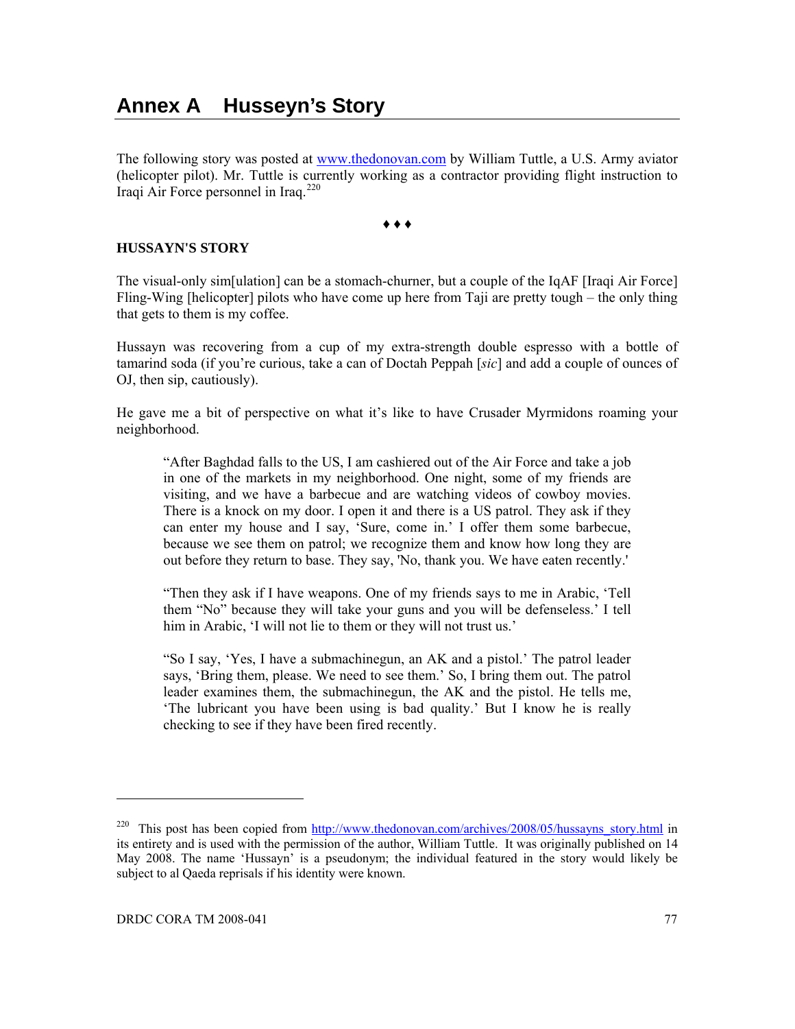# Annex A Husseyn's Story

The following story was posted at www.thedonovan.com by William Tuttle, a U.S. Army aviator (helicopter pilot). Mr. Tuttle is currently working as a contractor providing flight instruction to Iraqi Air Force personnel in Iraq.[220]

♦ ♦ ♦

**HUSSAYN'S STORY**

The visual-only sim[ulation] can be a stomach-churner, but a couple of the IqAF [Iraqi Air Force] Fling-Wing [helicopter] pilots who have come up here from Taji are pretty tough – the only thing that gets to them is my coffee.

Hussayn was recovering from a cup of my extra-strength double espresso with a bottle of tamarind soda (if you're curious, take a can of Doctah Peppah [*sic*] and add a couple of ounces of OJ, then sip, cautiously).

He gave me a bit of perspective on what it's like to have Crusader Myrmidons roaming your neighborhood.

> "After Baghdad falls to the US, I am cashiered out of the Air Force and take a job in one of the markets in my neighborhood. One night, some of my friends are visiting, and we have a barbecue and are watching videos of cowboy movies. There is a knock on my door. I open it and there is a US patrol. They ask if they can enter my house and I say, 'Sure, come in.' I offer them some barbecue, because we see them on patrol; we recognize them and know how long they are out before they return to base. They say, 'No, thank you. We have eaten recently.'
>
> "Then they ask if I have weapons. One of my friends says to me in Arabic, 'Tell them "No" because they will take your guns and you will be defenseless.' I tell him in Arabic, 'I will not lie to them or they will not trust us.'
>
> "So I say, 'Yes, I have a submachinegun, an AK and a pistol.' The patrol leader says, 'Bring them, please. We need to see them.' So, I bring them out. The patrol leader examines them, the submachinegun, the AK and the pistol. He tells me, 'The lubricant you have been using is bad quality.' But I know he is really checking to see if they have been fired recently.

---

[220] This post has been copied from http://www.thedonovan.com/archives/2008/05/hussayns_story.html in its entirety and is used with the permission of the author, William Tuttle. It was originally published on 14 May 2008. The name 'Hussayn' is a pseudonym; the individual featured in the story would likely be subject to al Qaeda reprisals if his identity were known.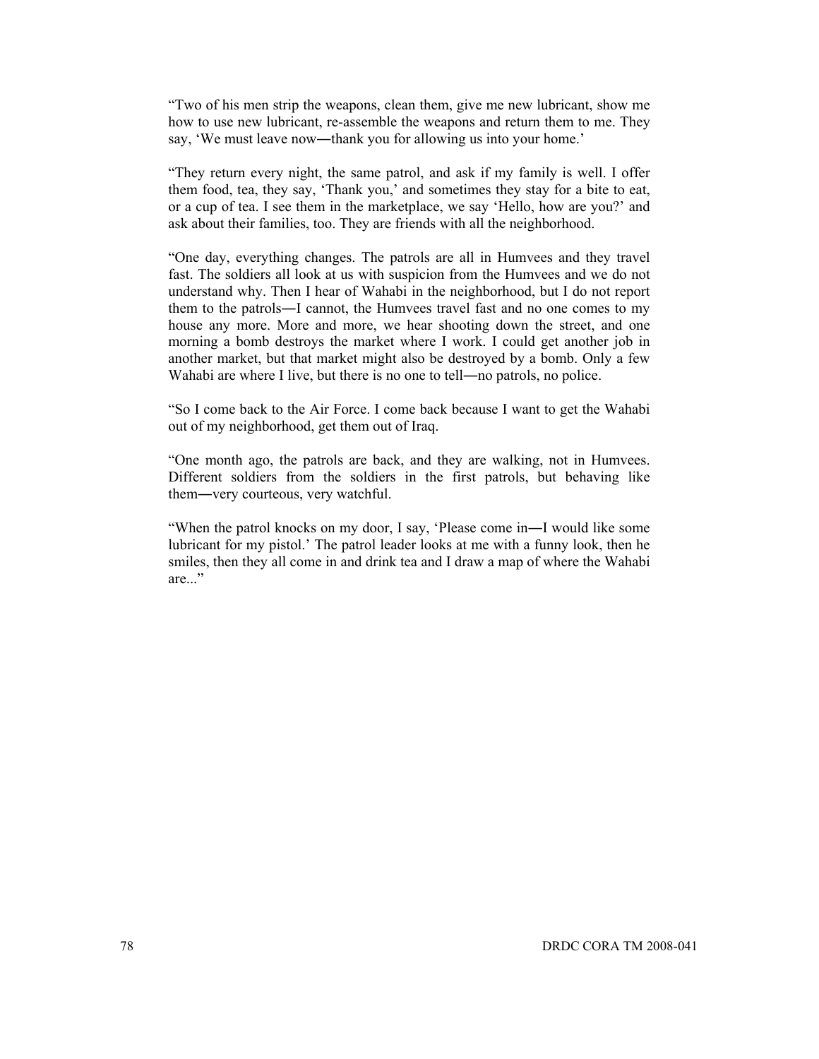"Two of his men strip the weapons, clean them, give me new lubricant, show me how to use new lubricant, re-assemble the weapons and return them to me. They say, 'We must leave now―thank you for allowing us into your home.'

"They return every night, the same patrol, and ask if my family is well. I offer them food, tea, they say, 'Thank you,' and sometimes they stay for a bite to eat, or a cup of tea. I see them in the marketplace, we say 'Hello, how are you?' and ask about their families, too. They are friends with all the neighborhood.

"One day, everything changes. The patrols are all in Humvees and they travel fast. The soldiers all look at us with suspicion from the Humvees and we do not understand why. Then I hear of Wahabi in the neighborhood, but I do not report them to the patrols―I cannot, the Humvees travel fast and no one comes to my house any more. More and more, we hear shooting down the street, and one morning a bomb destroys the market where I work. I could get another job in another market, but that market might also be destroyed by a bomb. Only a few Wahabi are where I live, but there is no one to tell―no patrols, no police.

"So I come back to the Air Force. I come back because I want to get the Wahabi out of my neighborhood, get them out of Iraq.

"One month ago, the patrols are back, and they are walking, not in Humvees. Different soldiers from the soldiers in the first patrols, but behaving like them―very courteous, very watchful.

"When the patrol knocks on my door, I say, 'Please come in―I would like some lubricant for my pistol.' The patrol leader looks at me with a funny look, then he smiles, then they all come in and drink tea and I draw a map of where the Wahabi are..."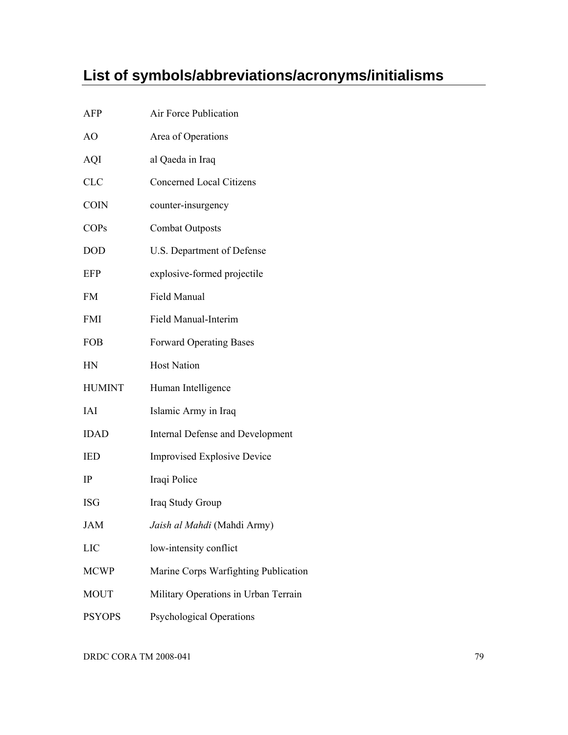# List of symbols/abbreviations/acronyms/initialisms

| | |
|---|---|
| AFP | Air Force Publication |
| AO | Area of Operations |
| AQI | al Qaeda in Iraq |
| CLC | Concerned Local Citizens |
| COIN | counter-insurgency |
| COPs | Combat Outposts |
| DOD | U.S. Department of Defense |
| EFP | explosive-formed projectile |
| FM | Field Manual |
| FMI | Field Manual-Interim |
| FOB | Forward Operating Bases |
| HN | Host Nation |
| HUMINT | Human Intelligence |
| IAI | Islamic Army in Iraq |
| IDAD | Internal Defense and Development |
| IED | Improvised Explosive Device |
| IP | Iraqi Police |
| ISG | Iraq Study Group |
| JAM | *Jaish al Mahdi* (Mahdi Army) |
| LIC | low-intensity conflict |
| MCWP | Marine Corps Warfighting Publication |
| MOUT | Military Operations in Urban Terrain |
| PSYOPS | Psychological Operations |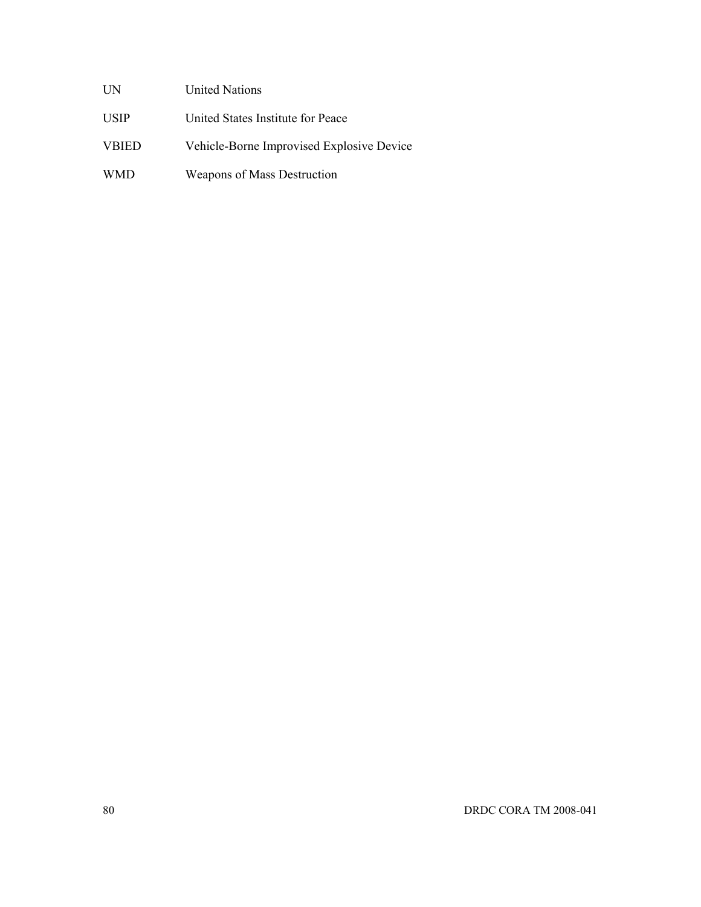| | |
|---|---|
| UN | United Nations |
| USIP | United States Institute for Peace |
| VBIED | Vehicle-Borne Improvised Explosive Device |
| WMD | Weapons of Mass Destruction |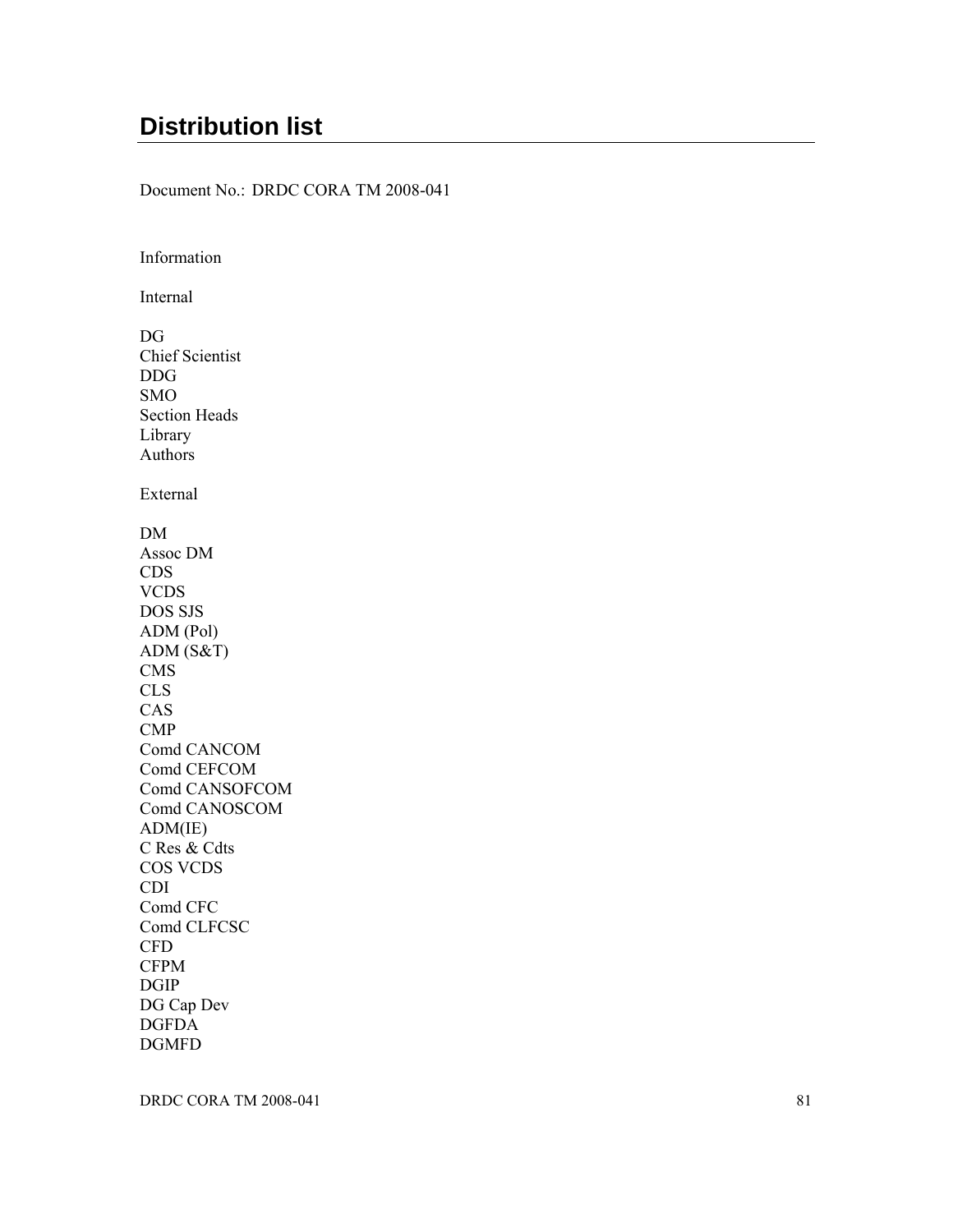# Distribution list

Document No.: DRDC CORA TM 2008-041

Information

Internal

DG
Chief Scientist
DDG
SMO
Section Heads
Library
Authors

External

DM
Assoc DM
CDS
VCDS
DOS SJS
ADM (Pol)
ADM (S&T)
CMS
CLS
CAS
CMP
Comd CANCOM
Comd CEFCOM
Comd CANSOFCOM
Comd CANOSCOM
ADM(IE)
C Res & Cdts
COS VCDS
CDI
Comd CFC
Comd CLFCSC
CFD
CFPM
DGIP
DG Cap Dev
DGFDA
DGMFD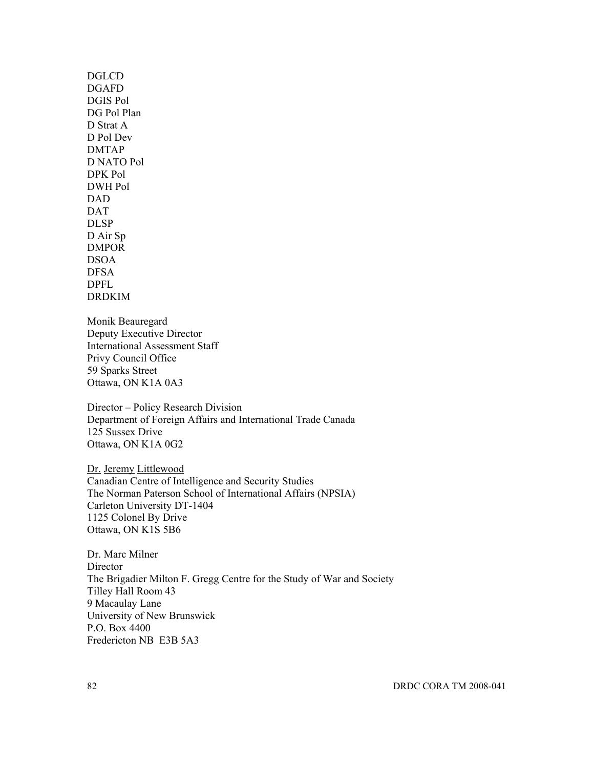DGLCD  
DGAFD  
DGIS Pol  
DG Pol Plan  
D Strat A  
D Pol Dev  
DMTAP  
D NATO Pol  
DPK Pol  
DWH Pol  
DAD  
DAT  
DLSP  
D Air Sp  
DMPOR  
DSOA  
DFSA  
DPFL  
DRDKIM

Monik Beauregard  
Deputy Executive Director  
International Assessment Staff  
Privy Council Office  
59 Sparks Street  
Ottawa, ON K1A 0A3

Director – Policy Research Division  
Department of Foreign Affairs and International Trade Canada  
125 Sussex Drive  
Ottawa, ON K1A 0G2

Dr. Jeremy Littlewood  
Canadian Centre of Intelligence and Security Studies  
The Norman Paterson School of International Affairs (NPSIA)  
Carleton University DT-1404  
1125 Colonel By Drive  
Ottawa, ON K1S 5B6

Dr. Marc Milner  
Director  
The Brigadier Milton F. Gregg Centre for the Study of War and Society  
Tilley Hall Room 43  
9 Macaulay Lane  
University of New Brunswick  
P.O. Box 4400  
Fredericton NB E3B 5A3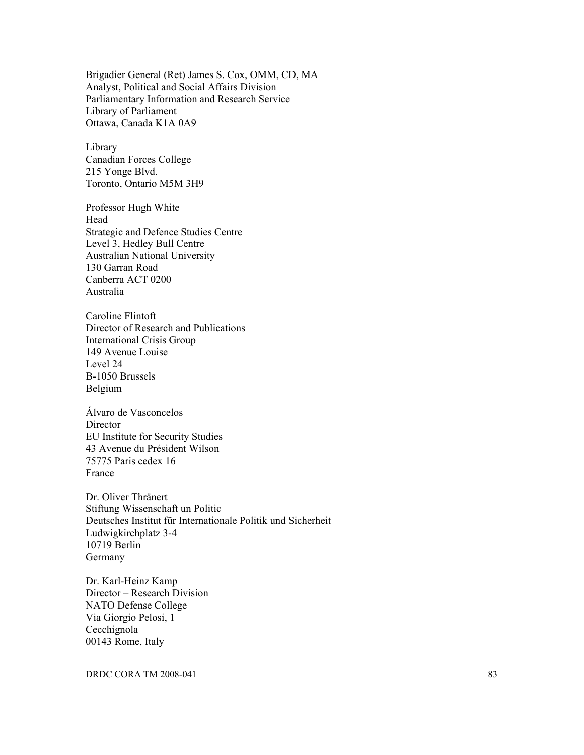Brigadier General (Ret) James S. Cox, OMM, CD, MA
Analyst, Political and Social Affairs Division
Parliamentary Information and Research Service
Library of Parliament
Ottawa, Canada K1A 0A9

Library
Canadian Forces College
215 Yonge Blvd.
Toronto, Ontario M5M 3H9

Professor Hugh White
Head
Strategic and Defence Studies Centre
Level 3, Hedley Bull Centre
Australian National University
130 Garran Road
Canberra ACT 0200
Australia

Caroline Flintoft
Director of Research and Publications
International Crisis Group
149 Avenue Louise
Level 24
B-1050 Brussels
Belgium

Álvaro de Vasconcelos
Director
EU Institute for Security Studies
43 Avenue du Président Wilson
75775 Paris cedex 16
France

Dr. Oliver Thränert
Stiftung Wissenschaft un Politic
Deutsches Institut für Internationale Politik und Sicherheit
Ludwigkirchplatz 3-4
10719 Berlin
Germany

Dr. Karl-Heinz Kamp
Director – Research Division
NATO Defense College
Via Giorgio Pelosi, 1
Cecchignola
00143 Rome, Italy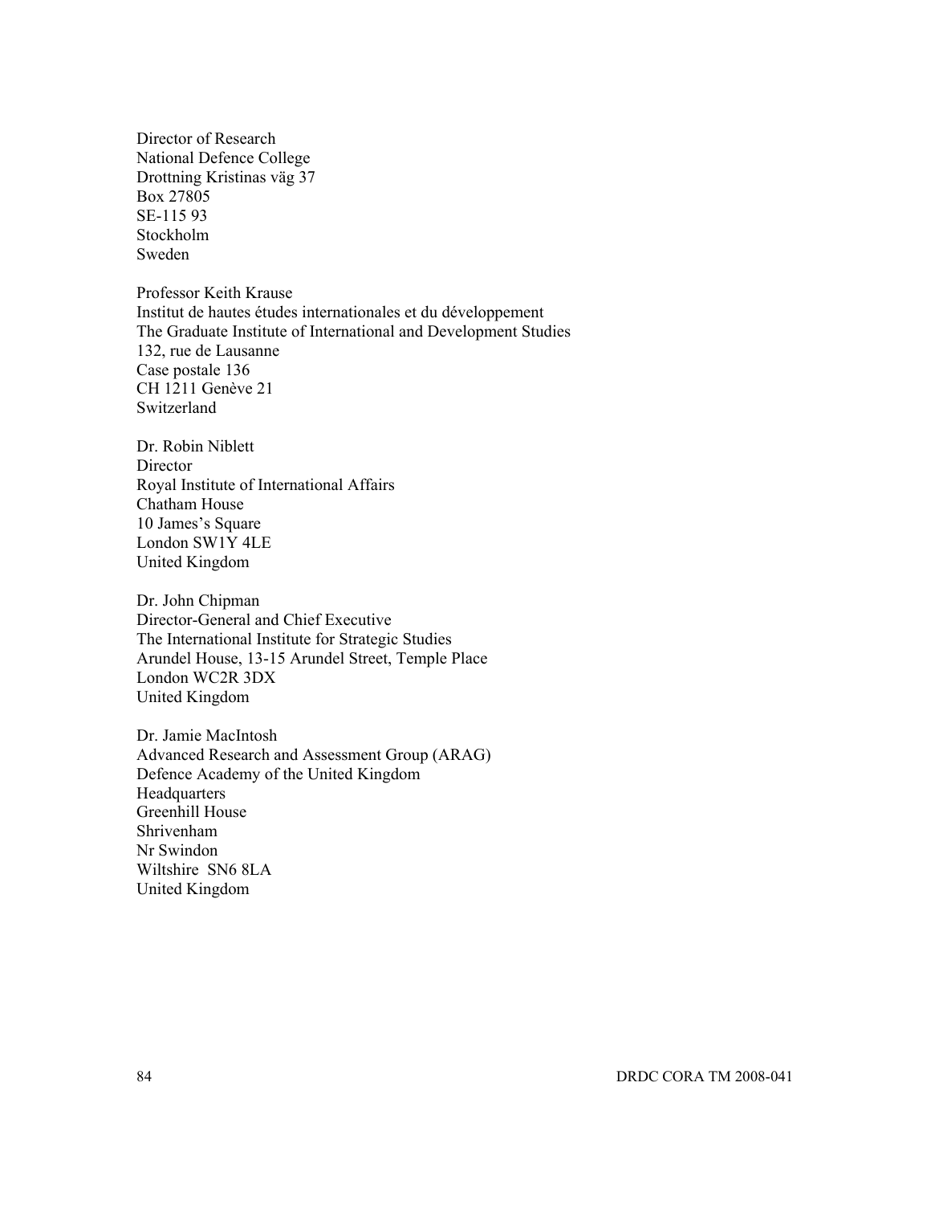Director of Research
National Defence College
Drottning Kristinas väg 37
Box 27805
SE-115 93
Stockholm
Sweden

Professor Keith Krause
Institut de hautes études internationales et du développement
The Graduate Institute of International and Development Studies
132, rue de Lausanne
Case postale 136
CH 1211 Genève 21
Switzerland

Dr. Robin Niblett
Director
Royal Institute of International Affairs
Chatham House
10 James's Square
London SW1Y 4LE
United Kingdom

Dr. John Chipman
Director-General and Chief Executive
The International Institute for Strategic Studies
Arundel House, 13-15 Arundel Street, Temple Place
London WC2R 3DX
United Kingdom

Dr. Jamie MacIntosh
Advanced Research and Assessment Group (ARAG)
Defence Academy of the United Kingdom
Headquarters
Greenhill House
Shrivenham
Nr Swindon
Wiltshire SN6 8LA
United Kingdom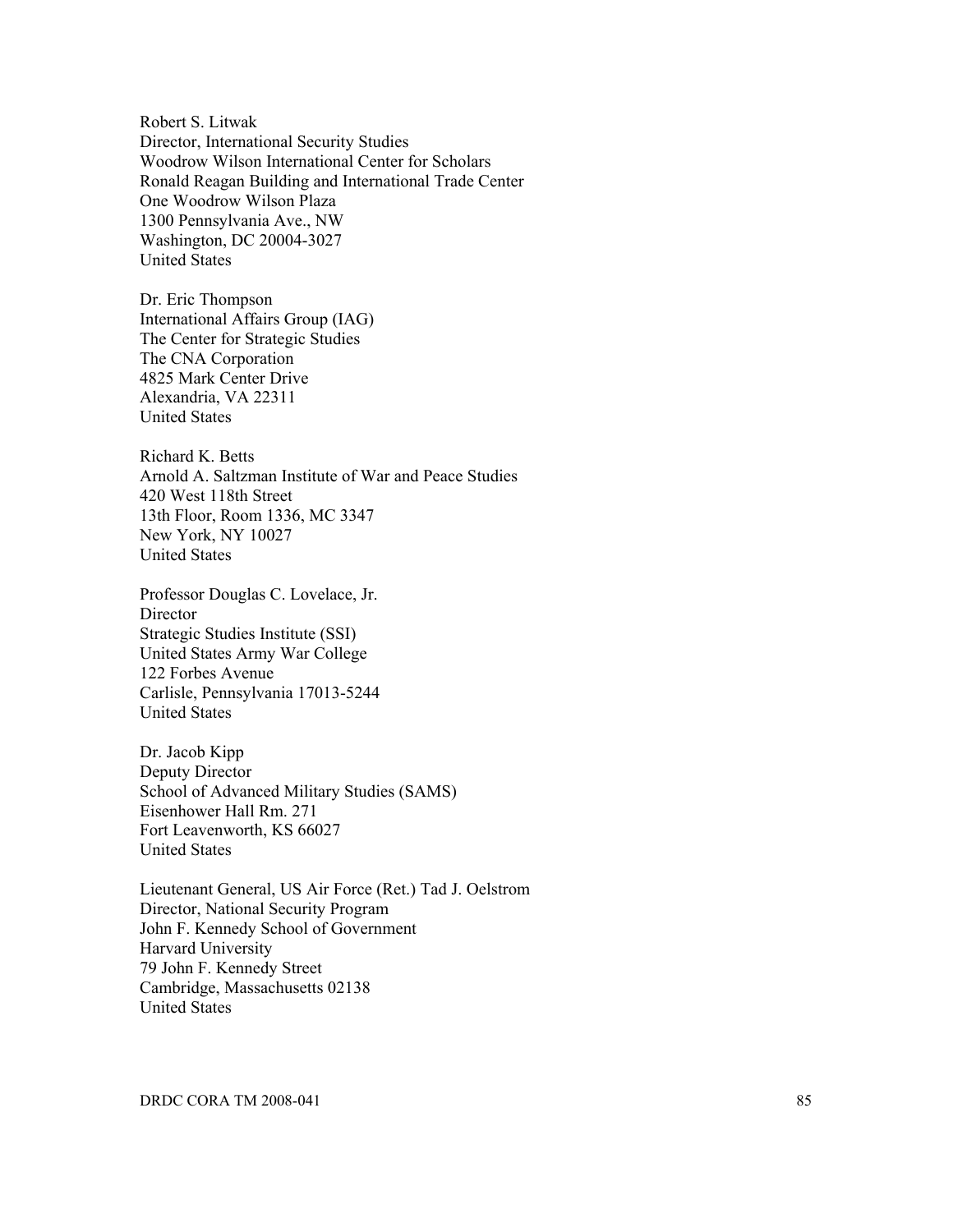Robert S. Litwak
Director, International Security Studies
Woodrow Wilson International Center for Scholars
Ronald Reagan Building and International Trade Center
One Woodrow Wilson Plaza
1300 Pennsylvania Ave., NW
Washington, DC 20004-3027
United States

Dr. Eric Thompson
International Affairs Group (IAG)
The Center for Strategic Studies
The CNA Corporation
4825 Mark Center Drive
Alexandria, VA 22311
United States

Richard K. Betts
Arnold A. Saltzman Institute of War and Peace Studies
420 West 118th Street
13th Floor, Room 1336, MC 3347
New York, NY 10027
United States

Professor Douglas C. Lovelace, Jr.
Director
Strategic Studies Institute (SSI)
United States Army War College
122 Forbes Avenue
Carlisle, Pennsylvania 17013-5244
United States

Dr. Jacob Kipp
Deputy Director
School of Advanced Military Studies (SAMS)
Eisenhower Hall Rm. 271
Fort Leavenworth, KS 66027
United States

Lieutenant General, US Air Force (Ret.) Tad J. Oelstrom
Director, National Security Program
John F. Kennedy School of Government
Harvard University
79 John F. Kennedy Street
Cambridge, Massachusetts 02138
United States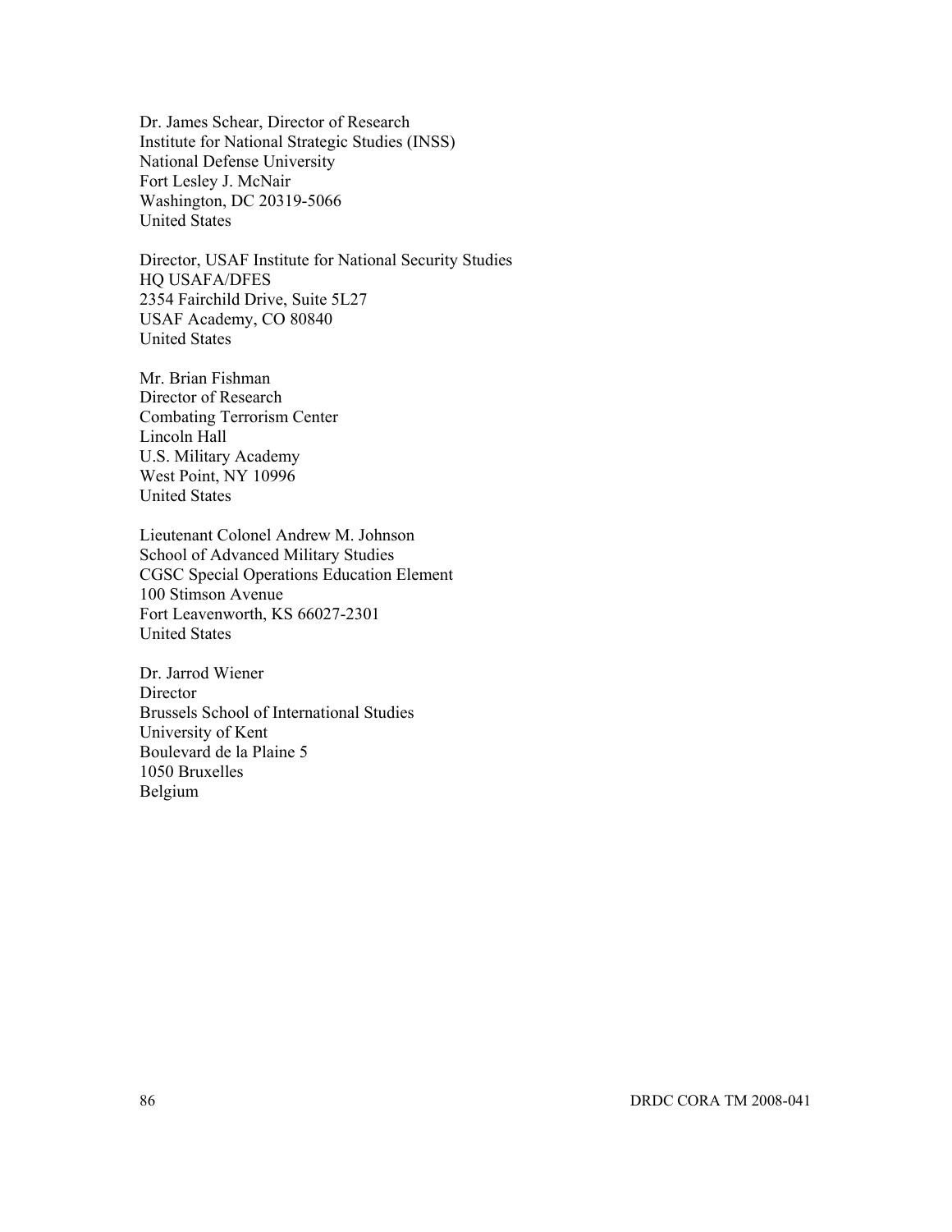Dr. James Schear, Director of Research
Institute for National Strategic Studies (INSS)
National Defense University
Fort Lesley J. McNair
Washington, DC 20319-5066
United States

Director, USAF Institute for National Security Studies
HQ USAFA/DFES
2354 Fairchild Drive, Suite 5L27
USAF Academy, CO 80840
United States

Mr. Brian Fishman
Director of Research
Combating Terrorism Center
Lincoln Hall
U.S. Military Academy
West Point, NY 10996
United States

Lieutenant Colonel Andrew M. Johnson
School of Advanced Military Studies
CGSC Special Operations Education Element
100 Stimson Avenue
Fort Leavenworth, KS 66027-2301
United States

Dr. Jarrod Wiener
Director
Brussels School of International Studies
University of Kent
Boulevard de la Plaine 5
1050 Bruxelles
Belgium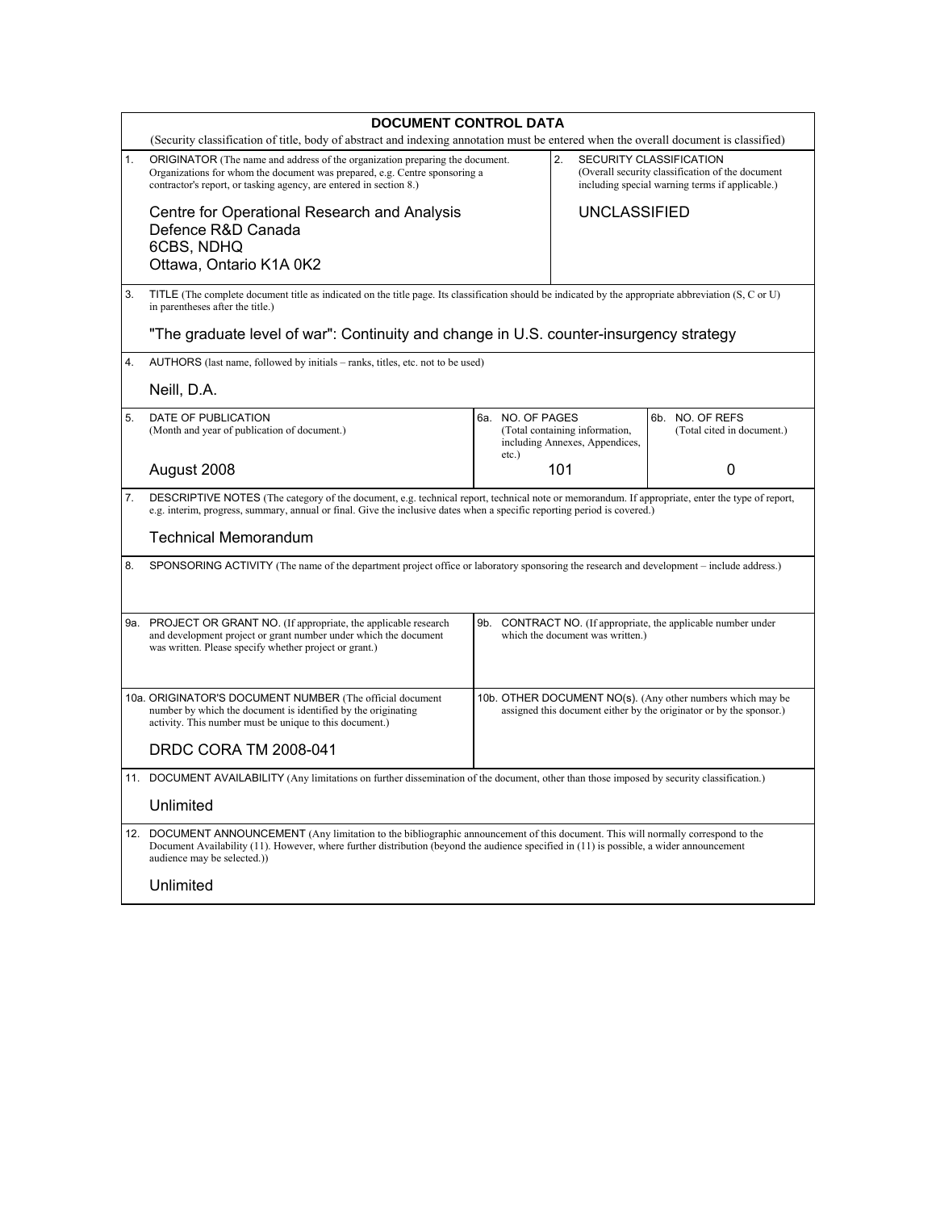## DOCUMENT CONTROL DATA

(Security classification of title, body of abstract and indexing annotation must be entered when the overall document is classified)

| | | | |
|---|---|---|---|
| 1. | ORIGINATOR (The name and address of the organization preparing the document. Organizations for whom the document was prepared, e.g. Centre sponsoring a contractor's report, or tasking agency, are entered in section 8.)<br><br>Centre for Operational Research and Analysis<br>Defence R&D Canada<br>6CBS, NDHQ<br>Ottawa, Ontario K1A 0K2 | 2. | SECURITY CLASSIFICATION (Overall security classification of the document including special warning terms if applicable.)<br><br>UNCLASSIFIED |

3. TITLE (The complete document title as indicated on the title page. Its classification should be indicated by the appropriate abbreviation (S, C or U) in parentheses after the title.)

"The graduate level of war": Continuity and change in U.S. counter-insurgency strategy

4. AUTHORS (last name, followed by initials – ranks, titles, etc. not to be used)

Neill, D.A.

| 5. DATE OF PUBLICATION (Month and year of publication of document.) | 6a. NO. OF PAGES (Total containing information, including Annexes, Appendices, etc.) | 6b. NO. OF REFS (Total cited in document.) |
|---|---|---|
| August 2008 | 101 | 0 |

7. DESCRIPTIVE NOTES (The category of the document, e.g. technical report, technical note or memorandum. If appropriate, enter the type of report, e.g. interim, progress, summary, annual or final. Give the inclusive dates when a specific reporting period is covered.)

Technical Memorandum

8. SPONSORING ACTIVITY (The name of the department project office or laboratory sponsoring the research and development – include address.)

| 9a. PROJECT OR GRANT NO. (If appropriate, the applicable research and development project or grant number under which the document was written. Please specify whether project or grant.) | 9b. CONTRACT NO. (If appropriate, the applicable number under which the document was written.) |
|---|---|
| | |

| 10a. ORIGINATOR'S DOCUMENT NUMBER (The official document number by which the document is identified by the originating activity. This number must be unique to this document.) | 10b. OTHER DOCUMENT NO(s). (Any other numbers which may be assigned this document either by the originator or by the sponsor.) |
|---|---|
| DRDC CORA TM 2008-041 | |

11. DOCUMENT AVAILABILITY (Any limitations on further dissemination of the document, other than those imposed by security classification.)

Unlimited

12. DOCUMENT ANNOUNCEMENT (Any limitation to the bibliographic announcement of this document. This will normally correspond to the Document Availability (11). However, where further distribution (beyond the audience specified in (11) is possible, a wider announcement audience may be selected.))

Unlimited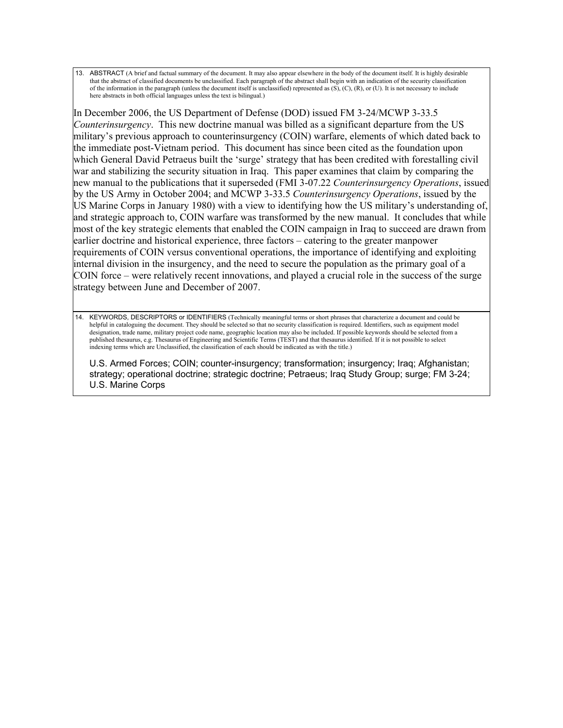13. ABSTRACT (A brief and factual summary of the document. It may also appear elsewhere in the body of the document itself. It is highly desirable that the abstract of classified documents be unclassified. Each paragraph of the abstract shall begin with an indication of the security classification of the information in the paragraph (unless the document itself is unclassified) represented as (S), (C), (R), or (U). It is not necessary to include here abstracts in both official languages unless the text is bilingual.)

In December 2006, the US Department of Defense (DOD) issued FM 3-24/MCWP 3-33.5 *Counterinsurgency*. This new doctrine manual was billed as a significant departure from the US military's previous approach to counterinsurgency (COIN) warfare, elements of which dated back to the immediate post-Vietnam period. This document has since been cited as the foundation upon which General David Petraeus built the 'surge' strategy that has been credited with forestalling civil war and stabilizing the security situation in Iraq. This paper examines that claim by comparing the new manual to the publications that it superseded (FMI 3-07.22 *Counterinsurgency Operations*, issued by the US Army in October 2004; and MCWP 3-33.5 *Counterinsurgency Operations*, issued by the US Marine Corps in January 1980) with a view to identifying how the US military's understanding of, and strategic approach to, COIN warfare was transformed by the new manual. It concludes that while most of the key strategic elements that enabled the COIN campaign in Iraq to succeed are drawn from earlier doctrine and historical experience, three factors – catering to the greater manpower requirements of COIN versus conventional operations, the importance of identifying and exploiting internal division in the insurgency, and the need to secure the population as the primary goal of a COIN force – were relatively recent innovations, and played a crucial role in the success of the surge strategy between June and December of 2007.

14. KEYWORDS, DESCRIPTORS or IDENTIFIERS (Technically meaningful terms or short phrases that characterize a document and could be helpful in cataloguing the document. They should be selected so that no security classification is required. Identifiers, such as equipment model designation, trade name, military project code name, geographic location may also be included. If possible keywords should be selected from a published thesaurus, e.g. Thesaurus of Engineering and Scientific Terms (TEST) and that thesaurus identified. If it is not possible to select indexing terms which are Unclassified, the classification of each should be indicated as with the title.)

U.S. Armed Forces; COIN; counter-insurgency; transformation; insurgency; Iraq; Afghanistan; strategy; operational doctrine; strategic doctrine; Petraeus; Iraq Study Group; surge; FM 3-24; U.S. Marine Corps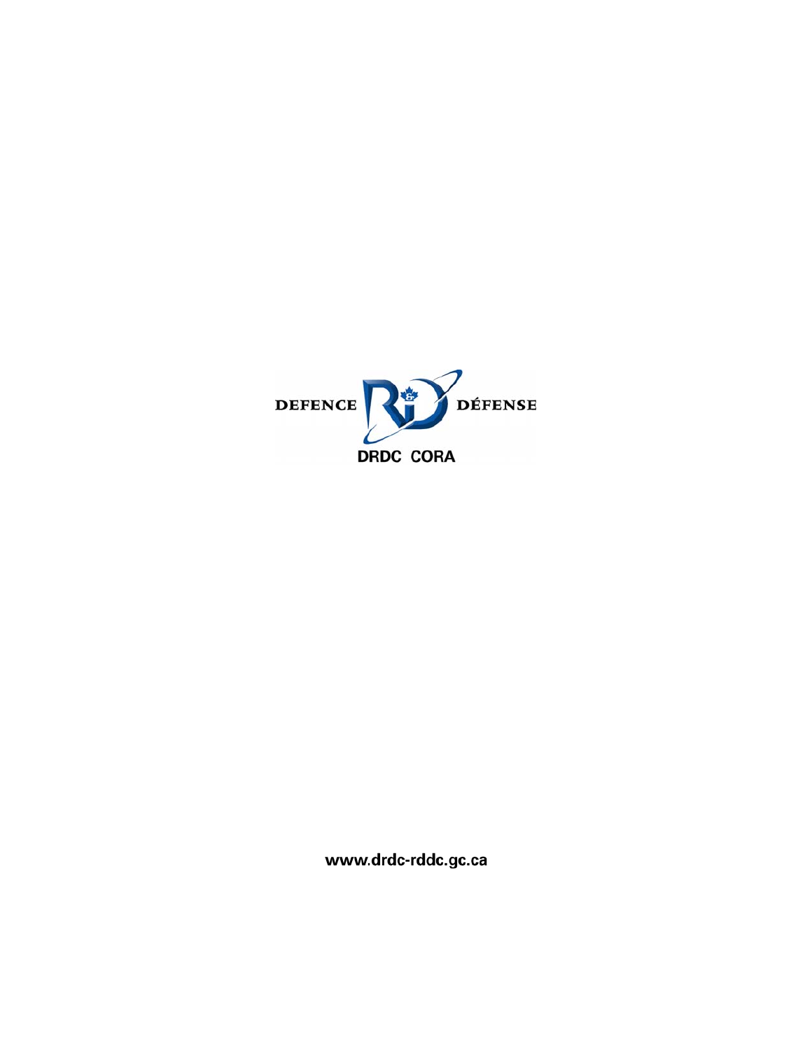DEFENCE DÉFENSE

DRDC CORA

www.drdc-rddc.gc.ca